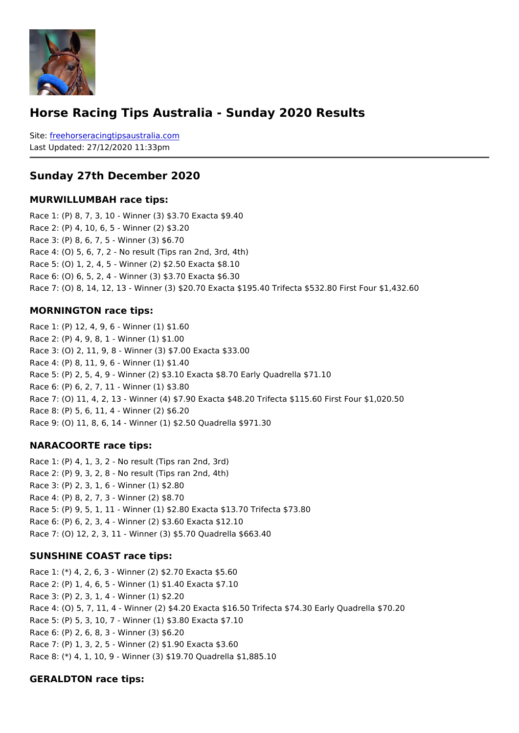# Horse Racing Tips Australia - Sunday 2020 Results

Site: freehorseracingtipsaustralia.com
Last Updated: 27/12/2020 11:33pm

## Sunday 27th December 2020

### MURWILLUMBAH race tips:

Race 1: (P) 8, 7, 3, 10 - Winner (3) $3.70 Exacta $9.40
Race 2: (P) 4, 10, 6, 5 - Winner (2) $3.20
Race 3: (P) 8, 6, 7, 5 - Winner (3) $6.70
Race 4: (O) 5, 6, 7, 2 - No result (Tips ran 2nd, 3rd, 4th)
Race 5: (O) 1, 2, 4, 5 - Winner (2) $2.50 Exacta $8.10
Race 6: (O) 6, 5, 2, 4 - Winner (3) $3.70 Exacta $6.30
Race 7: (O) 8, 14, 12, 13 - Winner (3) $20.70 Exacta $195.40 Trifecta $532.80 First Four $1,432.60

### MORNINGTON race tips:

Race 1: (P) 12, 4, 9, 6 - Winner (1) $1.60
Race 2: (P) 4, 9, 8, 1 - Winner (1) $1.00
Race 3: (O) 2, 11, 9, 8 - Winner (3) $7.00 Exacta $33.00
Race 4: (P) 8, 11, 9, 6 - Winner (1) $1.40
Race 5: (P) 2, 5, 4, 9 - Winner (2) $3.10 Exacta $8.70 Early Quadrella $71.10
Race 6: (P) 6, 2, 7, 11 - Winner (1) $3.80
Race 7: (O) 11, 4, 2, 13 - Winner (4) $7.90 Exacta $48.20 Trifecta $115.60 First Four $1,020.50
Race 8: (P) 5, 6, 11, 4 - Winner (2) $6.20
Race 9: (O) 11, 8, 6, 14 - Winner (1) $2.50 Quadrella $971.30

### NARACOORTE race tips:

Race 1: (P) 4, 1, 3, 2 - No result (Tips ran 2nd, 3rd)
Race 2: (P) 9, 3, 2, 8 - No result (Tips ran 2nd, 4th)
Race 3: (P) 2, 3, 1, 6 - Winner (1) $2.80
Race 4: (P) 8, 2, 7, 3 - Winner (2) $8.70
Race 5: (P) 9, 5, 1, 11 - Winner (1) $2.80 Exacta $13.70 Trifecta $73.80
Race 6: (P) 6, 2, 3, 4 - Winner (2) $3.60 Exacta $12.10
Race 7: (O) 12, 2, 3, 11 - Winner (3) $5.70 Quadrella $663.40

### SUNSHINE COAST race tips:

Race 1: (*) 4, 2, 6, 3 - Winner (2) $2.70 Exacta $5.60
Race 2: (P) 1, 4, 6, 5 - Winner (1) $1.40 Exacta $7.10
Race 3: (P) 2, 3, 1, 4 - Winner (1) $2.20
Race 4: (O) 5, 7, 11, 4 - Winner (2) $4.20 Exacta $16.50 Trifecta $74.30 Early Quadrella $70.20
Race 5: (P) 5, 3, 10, 7 - Winner (1) $3.80 Exacta $7.10
Race 6: (P) 2, 6, 8, 3 - Winner (3) $6.20
Race 7: (P) 1, 3, 2, 5 - Winner (2) $1.90 Exacta $3.60
Race 8: (*) 4, 1, 10, 9 - Winner (3) $19.70 Quadrella $1,885.10

### GERALDTON race tips: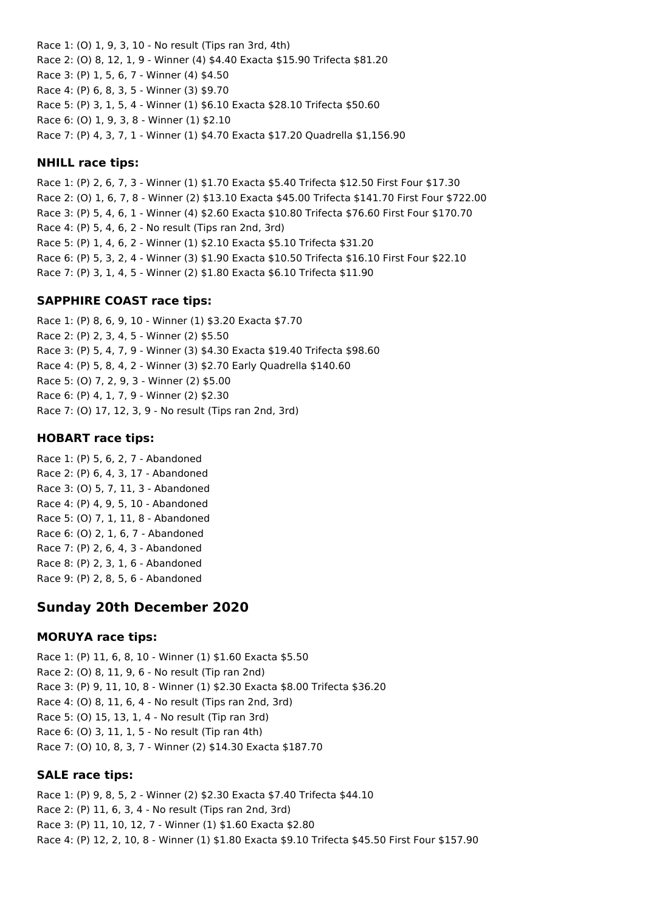Race 1: (O) 1, 9, 3, 10 - No result (Tips ran 3rd, 4th)
Race 2: (O) 8, 12, 1, 9 - Winner (4) $4.40 Exacta $15.90 Trifecta $81.20
Race 3: (P) 1, 5, 6, 7 - Winner (4) $4.50
Race 4: (P) 6, 8, 3, 5 - Winner (3) $9.70
Race 5: (P) 3, 1, 5, 4 - Winner (1) $6.10 Exacta $28.10 Trifecta $50.60
Race 6: (O) 1, 9, 3, 8 - Winner (1) $2.10
Race 7: (P) 4, 3, 7, 1 - Winner (1) $4.70 Exacta $17.20 Quadrella $1,156.90

### NHILL race tips:

Race 1: (P) 2, 6, 7, 3 - Winner (1) $1.70 Exacta $5.40 Trifecta $12.50 First Four $17.30
Race 2: (O) 1, 6, 7, 8 - Winner (2) $13.10 Exacta $45.00 Trifecta $141.70 First Four $722.00
Race 3: (P) 5, 4, 6, 1 - Winner (4) $2.60 Exacta $10.80 Trifecta $76.60 First Four $170.70
Race 4: (P) 5, 4, 6, 2 - No result (Tips ran 2nd, 3rd)
Race 5: (P) 1, 4, 6, 2 - Winner (1) $2.10 Exacta $5.10 Trifecta $31.20
Race 6: (P) 5, 3, 2, 4 - Winner (3) $1.90 Exacta $10.50 Trifecta $16.10 First Four $22.10
Race 7: (P) 3, 1, 4, 5 - Winner (2) $1.80 Exacta $6.10 Trifecta $11.90

### SAPPHIRE COAST race tips:

Race 1: (P) 8, 6, 9, 10 - Winner (1) $3.20 Exacta $7.70
Race 2: (P) 2, 3, 4, 5 - Winner (2) $5.50
Race 3: (P) 5, 4, 7, 9 - Winner (3) $4.30 Exacta $19.40 Trifecta $98.60
Race 4: (P) 5, 8, 4, 2 - Winner (3) $2.70 Early Quadrella $140.60
Race 5: (O) 7, 2, 9, 3 - Winner (2) $5.00
Race 6: (P) 4, 1, 7, 9 - Winner (2) $2.30
Race 7: (O) 17, 12, 3, 9 - No result (Tips ran 2nd, 3rd)

### HOBART race tips:

Race 1: (P) 5, 6, 2, 7 - Abandoned
Race 2: (P) 6, 4, 3, 17 - Abandoned
Race 3: (O) 5, 7, 11, 3 - Abandoned
Race 4: (P) 4, 9, 5, 10 - Abandoned
Race 5: (O) 7, 1, 11, 8 - Abandoned
Race 6: (O) 2, 1, 6, 7 - Abandoned
Race 7: (P) 2, 6, 4, 3 - Abandoned
Race 8: (P) 2, 3, 1, 6 - Abandoned
Race 9: (P) 2, 8, 5, 6 - Abandoned

## Sunday 20th December 2020

### MORUYA race tips:

Race 1: (P) 11, 6, 8, 10 - Winner (1) $1.60 Exacta $5.50
Race 2: (O) 8, 11, 9, 6 - No result (Tip ran 2nd)
Race 3: (P) 9, 11, 10, 8 - Winner (1) $2.30 Exacta $8.00 Trifecta $36.20
Race 4: (O) 8, 11, 6, 4 - No result (Tips ran 2nd, 3rd)
Race 5: (O) 15, 13, 1, 4 - No result (Tip ran 3rd)
Race 6: (O) 3, 11, 1, 5 - No result (Tip ran 4th)
Race 7: (O) 10, 8, 3, 7 - Winner (2) $14.30 Exacta $187.70

### SALE race tips:

Race 1: (P) 9, 8, 5, 2 - Winner (2) $2.30 Exacta $7.40 Trifecta $44.10
Race 2: (P) 11, 6, 3, 4 - No result (Tips ran 2nd, 3rd)
Race 3: (P) 11, 10, 12, 7 - Winner (1) $1.60 Exacta $2.80
Race 4: (P) 12, 2, 10, 8 - Winner (1) $1.80 Exacta $9.10 Trifecta $45.50 First Four $157.90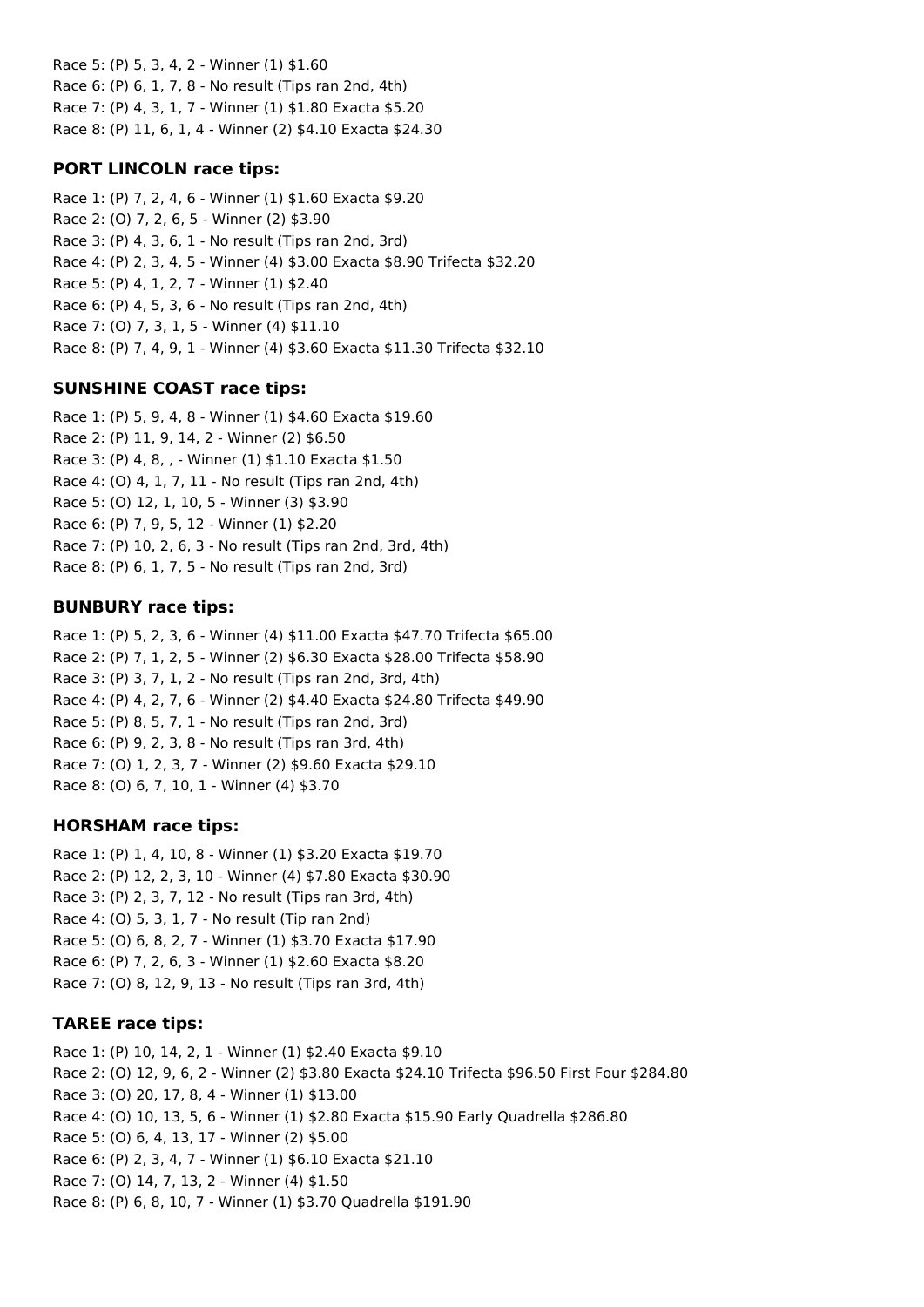Race 5: (P) 5, 3, 4, 2 - Winner (1) $1.60
Race 6: (P) 6, 1, 7, 8 - No result (Tips ran 2nd, 4th)
Race 7: (P) 4, 3, 1, 7 - Winner (1) $1.80 Exacta $5.20
Race 8: (P) 11, 6, 1, 4 - Winner (2) $4.10 Exacta $24.30

### PORT LINCOLN race tips:

Race 1: (P) 7, 2, 4, 6 - Winner (1) $1.60 Exacta $9.20
Race 2: (O) 7, 2, 6, 5 - Winner (2) $3.90
Race 3: (P) 4, 3, 6, 1 - No result (Tips ran 2nd, 3rd)
Race 4: (P) 2, 3, 4, 5 - Winner (4) $3.00 Exacta $8.90 Trifecta $32.20
Race 5: (P) 4, 1, 2, 7 - Winner (1) $2.40
Race 6: (P) 4, 5, 3, 6 - No result (Tips ran 2nd, 4th)
Race 7: (O) 7, 3, 1, 5 - Winner (4) $11.10
Race 8: (P) 7, 4, 9, 1 - Winner (4) $3.60 Exacta $11.30 Trifecta $32.10

### SUNSHINE COAST race tips:

Race 1: (P) 5, 9, 4, 8 - Winner (1) $4.60 Exacta $19.60
Race 2: (P) 11, 9, 14, 2 - Winner (2) $6.50
Race 3: (P) 4, 8, , - Winner (1) $1.10 Exacta $1.50
Race 4: (O) 4, 1, 7, 11 - No result (Tips ran 2nd, 4th)
Race 5: (O) 12, 1, 10, 5 - Winner (3) $3.90
Race 6: (P) 7, 9, 5, 12 - Winner (1) $2.20
Race 7: (P) 10, 2, 6, 3 - No result (Tips ran 2nd, 3rd, 4th)
Race 8: (P) 6, 1, 7, 5 - No result (Tips ran 2nd, 3rd)

### BUNBURY race tips:

Race 1: (P) 5, 2, 3, 6 - Winner (4) $11.00 Exacta $47.70 Trifecta $65.00
Race 2: (P) 7, 1, 2, 5 - Winner (2) $6.30 Exacta $28.00 Trifecta $58.90
Race 3: (P) 3, 7, 1, 2 - No result (Tips ran 2nd, 3rd, 4th)
Race 4: (P) 4, 2, 7, 6 - Winner (2) $4.40 Exacta $24.80 Trifecta $49.90
Race 5: (P) 8, 5, 7, 1 - No result (Tips ran 2nd, 3rd)
Race 6: (P) 9, 2, 3, 8 - No result (Tips ran 3rd, 4th)
Race 7: (O) 1, 2, 3, 7 - Winner (2) $9.60 Exacta $29.10
Race 8: (O) 6, 7, 10, 1 - Winner (4) $3.70

### HORSHAM race tips:

Race 1: (P) 1, 4, 10, 8 - Winner (1) $3.20 Exacta $19.70
Race 2: (P) 12, 2, 3, 10 - Winner (4) $7.80 Exacta $30.90
Race 3: (P) 2, 3, 7, 12 - No result (Tips ran 3rd, 4th)
Race 4: (O) 5, 3, 1, 7 - No result (Tip ran 2nd)
Race 5: (O) 6, 8, 2, 7 - Winner (1) $3.70 Exacta $17.90
Race 6: (P) 7, 2, 6, 3 - Winner (1) $2.60 Exacta $8.20
Race 7: (O) 8, 12, 9, 13 - No result (Tips ran 3rd, 4th)

### TAREE race tips:

Race 1: (P) 10, 14, 2, 1 - Winner (1) $2.40 Exacta $9.10
Race 2: (O) 12, 9, 6, 2 - Winner (2) $3.80 Exacta $24.10 Trifecta $96.50 First Four $284.80
Race 3: (O) 20, 17, 8, 4 - Winner (1) $13.00
Race 4: (O) 10, 13, 5, 6 - Winner (1) $2.80 Exacta $15.90 Early Quadrella $286.80
Race 5: (O) 6, 4, 13, 17 - Winner (2) $5.00
Race 6: (P) 2, 3, 4, 7 - Winner (1) $6.10 Exacta $21.10
Race 7: (O) 14, 7, 13, 2 - Winner (4) $1.50
Race 8: (P) 6, 8, 10, 7 - Winner (1) $3.70 Quadrella $191.90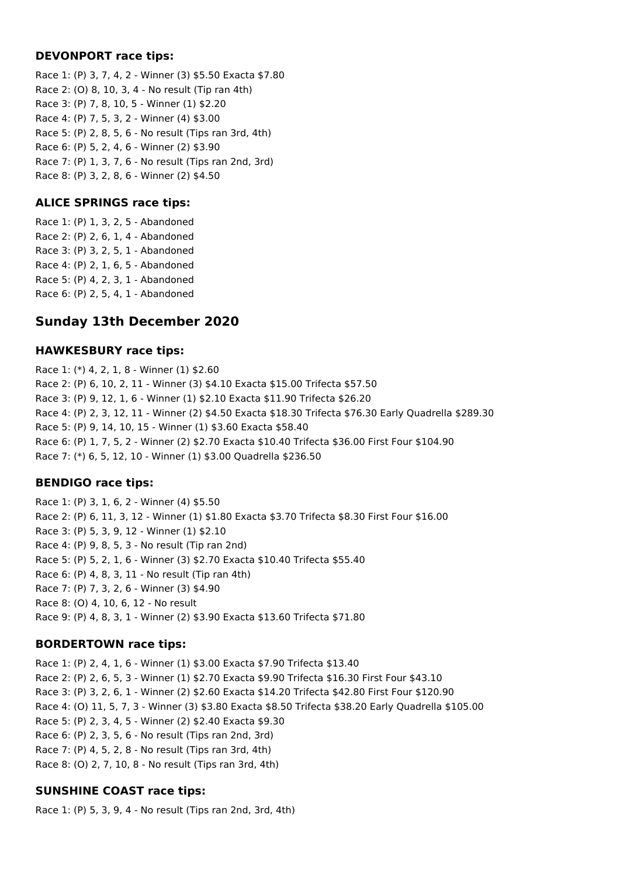### DEVONPORT race tips:

Race 1: (P) 3, 7, 4, 2 - Winner (3) $5.50 Exacta $7.80
Race 2: (O) 8, 10, 3, 4 - No result (Tip ran 4th)
Race 3: (P) 7, 8, 10, 5 - Winner (1) $2.20
Race 4: (P) 7, 5, 3, 2 - Winner (4) $3.00
Race 5: (P) 2, 8, 5, 6 - No result (Tips ran 3rd, 4th)
Race 6: (P) 5, 2, 4, 6 - Winner (2) $3.90
Race 7: (P) 1, 3, 7, 6 - No result (Tips ran 2nd, 3rd)
Race 8: (P) 3, 2, 8, 6 - Winner (2) $4.50

### ALICE SPRINGS race tips:

Race 1: (P) 1, 3, 2, 5 - Abandoned
Race 2: (P) 2, 6, 1, 4 - Abandoned
Race 3: (P) 3, 2, 5, 1 - Abandoned
Race 4: (P) 2, 1, 6, 5 - Abandoned
Race 5: (P) 4, 2, 3, 1 - Abandoned
Race 6: (P) 2, 5, 4, 1 - Abandoned

## Sunday 13th December 2020

### HAWKESBURY race tips:

Race 1: (*) 4, 2, 1, 8 - Winner (1) $2.60
Race 2: (P) 6, 10, 2, 11 - Winner (3) $4.10 Exacta $15.00 Trifecta $57.50
Race 3: (P) 9, 12, 1, 6 - Winner (1) $2.10 Exacta $11.90 Trifecta $26.20
Race 4: (P) 2, 3, 12, 11 - Winner (2) $4.50 Exacta $18.30 Trifecta $76.30 Early Quadrella $289.30
Race 5: (P) 9, 14, 10, 15 - Winner (1) $3.60 Exacta $58.40
Race 6: (P) 1, 7, 5, 2 - Winner (2) $2.70 Exacta $10.40 Trifecta $36.00 First Four $104.90
Race 7: (*) 6, 5, 12, 10 - Winner (1) $3.00 Quadrella $236.50

### BENDIGO race tips:

Race 1: (P) 3, 1, 6, 2 - Winner (4) $5.50
Race 2: (P) 6, 11, 3, 12 - Winner (1) $1.80 Exacta $3.70 Trifecta $8.30 First Four $16.00
Race 3: (P) 5, 3, 9, 12 - Winner (1) $2.10
Race 4: (P) 9, 8, 5, 3 - No result (Tip ran 2nd)
Race 5: (P) 5, 2, 1, 6 - Winner (3) $2.70 Exacta $10.40 Trifecta $55.40
Race 6: (P) 4, 8, 3, 11 - No result (Tip ran 4th)
Race 7: (P) 7, 3, 2, 6 - Winner (3) $4.90
Race 8: (O) 4, 10, 6, 12 - No result
Race 9: (P) 4, 8, 3, 1 - Winner (2) $3.90 Exacta $13.60 Trifecta $71.80

### BORDERTOWN race tips:

Race 1: (P) 2, 4, 1, 6 - Winner (1) $3.00 Exacta $7.90 Trifecta $13.40
Race 2: (P) 2, 6, 5, 3 - Winner (1) $2.70 Exacta $9.90 Trifecta $16.30 First Four $43.10
Race 3: (P) 3, 2, 6, 1 - Winner (2) $2.60 Exacta $14.20 Trifecta $42.80 First Four $120.90
Race 4: (O) 11, 5, 7, 3 - Winner (3) $3.80 Exacta $8.50 Trifecta $38.20 Early Quadrella $105.00
Race 5: (P) 2, 3, 4, 5 - Winner (2) $2.40 Exacta $9.30
Race 6: (P) 2, 3, 5, 6 - No result (Tips ran 2nd, 3rd)
Race 7: (P) 4, 5, 2, 8 - No result (Tips ran 3rd, 4th)
Race 8: (O) 2, 7, 10, 8 - No result (Tips ran 3rd, 4th)

### SUNSHINE COAST race tips:

Race 1: (P) 5, 3, 9, 4 - No result (Tips ran 2nd, 3rd, 4th)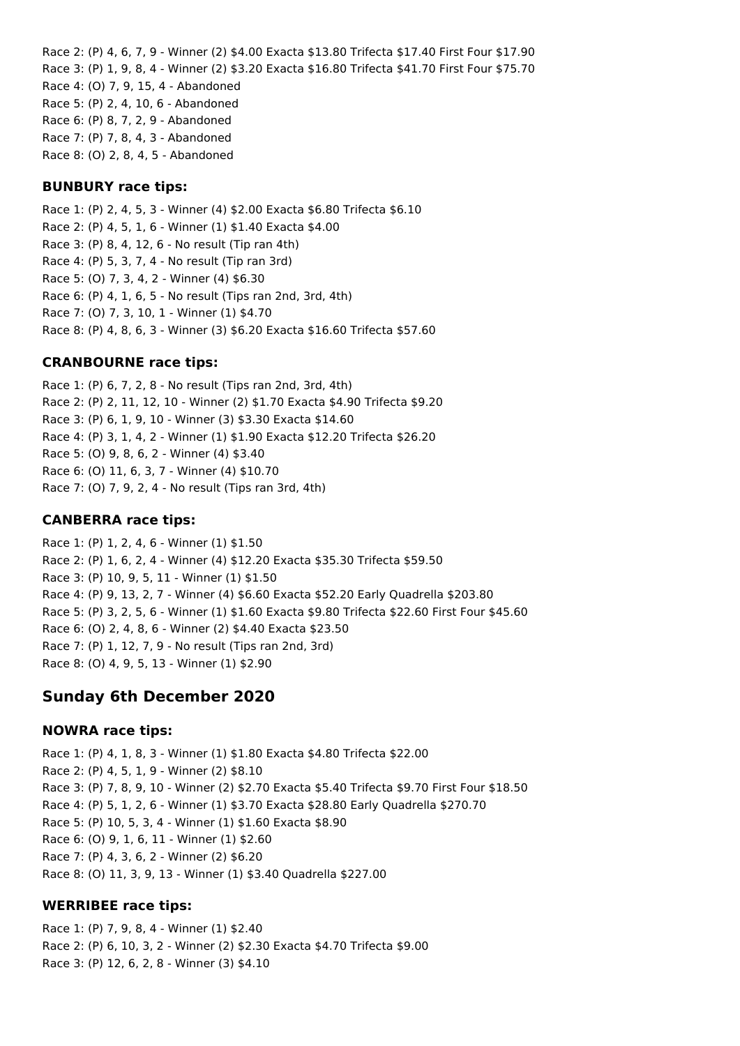Race 2: (P) 4, 6, 7, 9 - Winner (2) $4.00 Exacta $13.80 Trifecta $17.40 First Four $17.90
Race 3: (P) 1, 9, 8, 4 - Winner (2) $3.20 Exacta $16.80 Trifecta $41.70 First Four $75.70
Race 4: (O) 7, 9, 15, 4 - Abandoned
Race 5: (P) 2, 4, 10, 6 - Abandoned
Race 6: (P) 8, 7, 2, 9 - Abandoned
Race 7: (P) 7, 8, 4, 3 - Abandoned
Race 8: (O) 2, 8, 4, 5 - Abandoned

### BUNBURY race tips:

Race 1: (P) 2, 4, 5, 3 - Winner (4) $2.00 Exacta $6.80 Trifecta $6.10
Race 2: (P) 4, 5, 1, 6 - Winner (1) $1.40 Exacta $4.00
Race 3: (P) 8, 4, 12, 6 - No result (Tip ran 4th)
Race 4: (P) 5, 3, 7, 4 - No result (Tip ran 3rd)
Race 5: (O) 7, 3, 4, 2 - Winner (4) $6.30
Race 6: (P) 4, 1, 6, 5 - No result (Tips ran 2nd, 3rd, 4th)
Race 7: (O) 7, 3, 10, 1 - Winner (1) $4.70
Race 8: (P) 4, 8, 6, 3 - Winner (3) $6.20 Exacta $16.60 Trifecta $57.60

### CRANBOURNE race tips:

Race 1: (P) 6, 7, 2, 8 - No result (Tips ran 2nd, 3rd, 4th)
Race 2: (P) 2, 11, 12, 10 - Winner (2) $1.70 Exacta $4.90 Trifecta $9.20
Race 3: (P) 6, 1, 9, 10 - Winner (3) $3.30 Exacta $14.60
Race 4: (P) 3, 1, 4, 2 - Winner (1) $1.90 Exacta $12.20 Trifecta $26.20
Race 5: (O) 9, 8, 6, 2 - Winner (4) $3.40
Race 6: (O) 11, 6, 3, 7 - Winner (4) $10.70
Race 7: (O) 7, 9, 2, 4 - No result (Tips ran 3rd, 4th)

### CANBERRA race tips:

Race 1: (P) 1, 2, 4, 6 - Winner (1) $1.50
Race 2: (P) 1, 6, 2, 4 - Winner (4) $12.20 Exacta $35.30 Trifecta $59.50
Race 3: (P) 10, 9, 5, 11 - Winner (1) $1.50
Race 4: (P) 9, 13, 2, 7 - Winner (4) $6.60 Exacta $52.20 Early Quadrella $203.80
Race 5: (P) 3, 2, 5, 6 - Winner (1) $1.60 Exacta $9.80 Trifecta $22.60 First Four $45.60
Race 6: (O) 2, 4, 8, 6 - Winner (2) $4.40 Exacta $23.50
Race 7: (P) 1, 12, 7, 9 - No result (Tips ran 2nd, 3rd)
Race 8: (O) 4, 9, 5, 13 - Winner (1) $2.90

## Sunday 6th December 2020

### NOWRA race tips:

Race 1: (P) 4, 1, 8, 3 - Winner (1) $1.80 Exacta $4.80 Trifecta $22.00
Race 2: (P) 4, 5, 1, 9 - Winner (2) $8.10
Race 3: (P) 7, 8, 9, 10 - Winner (2) $2.70 Exacta $5.40 Trifecta $9.70 First Four $18.50
Race 4: (P) 5, 1, 2, 6 - Winner (1) $3.70 Exacta $28.80 Early Quadrella $270.70
Race 5: (P) 10, 5, 3, 4 - Winner (1) $1.60 Exacta $8.90
Race 6: (O) 9, 1, 6, 11 - Winner (1) $2.60
Race 7: (P) 4, 3, 6, 2 - Winner (2) $6.20
Race 8: (O) 11, 3, 9, 13 - Winner (1) $3.40 Quadrella $227.00

### WERRIBEE race tips:

Race 1: (P) 7, 9, 8, 4 - Winner (1) $2.40
Race 2: (P) 6, 10, 3, 2 - Winner (2) $2.30 Exacta $4.70 Trifecta $9.00
Race 3: (P) 12, 6, 2, 8 - Winner (3) $4.10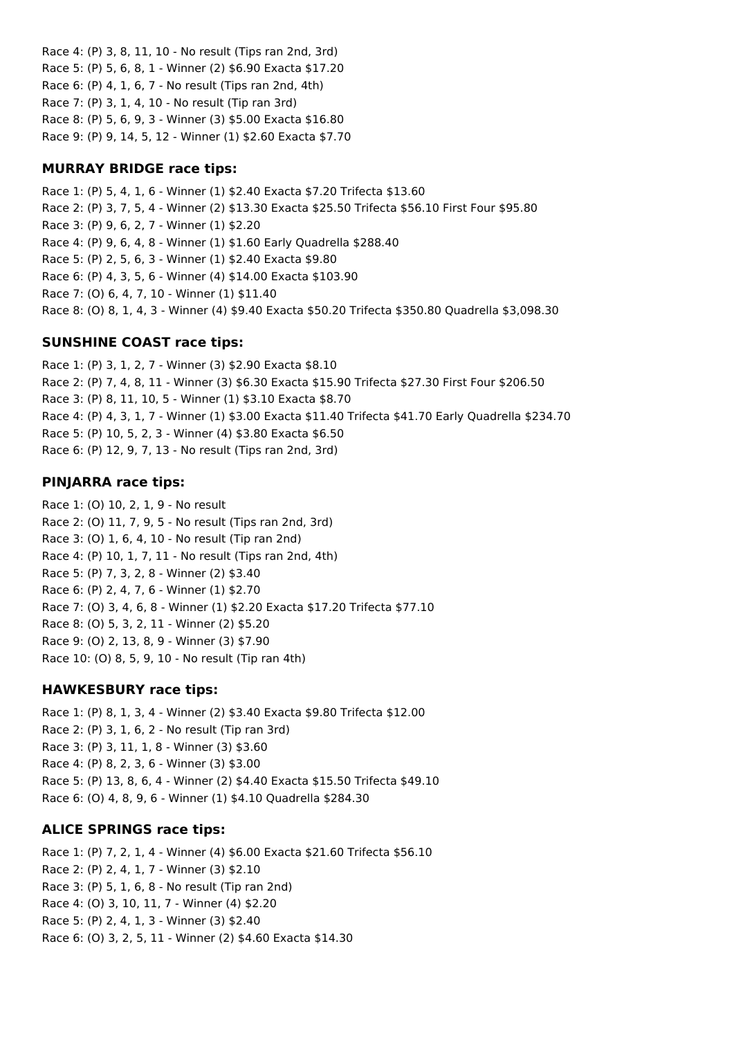Race 4: (P) 3, 8, 11, 10 - No result (Tips ran 2nd, 3rd)
Race 5: (P) 5, 6, 8, 1 - Winner (2) $6.90 Exacta $17.20
Race 6: (P) 4, 1, 6, 7 - No result (Tips ran 2nd, 4th)
Race 7: (P) 3, 1, 4, 10 - No result (Tip ran 3rd)
Race 8: (P) 5, 6, 9, 3 - Winner (3) $5.00 Exacta $16.80
Race 9: (P) 9, 14, 5, 12 - Winner (1) $2.60 Exacta $7.70

### MURRAY BRIDGE race tips:

Race 1: (P) 5, 4, 1, 6 - Winner (1) $2.40 Exacta $7.20 Trifecta $13.60
Race 2: (P) 3, 7, 5, 4 - Winner (2) $13.30 Exacta $25.50 Trifecta $56.10 First Four $95.80
Race 3: (P) 9, 6, 2, 7 - Winner (1) $2.20
Race 4: (P) 9, 6, 4, 8 - Winner (1) $1.60 Early Quadrella $288.40
Race 5: (P) 2, 5, 6, 3 - Winner (1) $2.40 Exacta $9.80
Race 6: (P) 4, 3, 5, 6 - Winner (4) $14.00 Exacta $103.90
Race 7: (O) 6, 4, 7, 10 - Winner (1) $11.40
Race 8: (O) 8, 1, 4, 3 - Winner (4) $9.40 Exacta $50.20 Trifecta $350.80 Quadrella $3,098.30

### SUNSHINE COAST race tips:

Race 1: (P) 3, 1, 2, 7 - Winner (3) $2.90 Exacta $8.10
Race 2: (P) 7, 4, 8, 11 - Winner (3) $6.30 Exacta $15.90 Trifecta $27.30 First Four $206.50
Race 3: (P) 8, 11, 10, 5 - Winner (1) $3.10 Exacta $8.70
Race 4: (P) 4, 3, 1, 7 - Winner (1) $3.00 Exacta $11.40 Trifecta $41.70 Early Quadrella $234.70
Race 5: (P) 10, 5, 2, 3 - Winner (4) $3.80 Exacta $6.50
Race 6: (P) 12, 9, 7, 13 - No result (Tips ran 2nd, 3rd)

### PINJARRA race tips:

Race 1: (O) 10, 2, 1, 9 - No result
Race 2: (O) 11, 7, 9, 5 - No result (Tips ran 2nd, 3rd)
Race 3: (O) 1, 6, 4, 10 - No result (Tip ran 2nd)
Race 4: (P) 10, 1, 7, 11 - No result (Tips ran 2nd, 4th)
Race 5: (P) 7, 3, 2, 8 - Winner (2) $3.40
Race 6: (P) 2, 4, 7, 6 - Winner (1) $2.70
Race 7: (O) 3, 4, 6, 8 - Winner (1) $2.20 Exacta $17.20 Trifecta $77.10
Race 8: (O) 5, 3, 2, 11 - Winner (2) $5.20
Race 9: (O) 2, 13, 8, 9 - Winner (3) $7.90
Race 10: (O) 8, 5, 9, 10 - No result (Tip ran 4th)

### HAWKESBURY race tips:

Race 1: (P) 8, 1, 3, 4 - Winner (2) $3.40 Exacta $9.80 Trifecta $12.00
Race 2: (P) 3, 1, 6, 2 - No result (Tip ran 3rd)
Race 3: (P) 3, 11, 1, 8 - Winner (3) $3.60
Race 4: (P) 8, 2, 3, 6 - Winner (3) $3.00
Race 5: (P) 13, 8, 6, 4 - Winner (2) $4.40 Exacta $15.50 Trifecta $49.10
Race 6: (O) 4, 8, 9, 6 - Winner (1) $4.10 Quadrella $284.30

### ALICE SPRINGS race tips:

Race 1: (P) 7, 2, 1, 4 - Winner (4) $6.00 Exacta $21.60 Trifecta $56.10
Race 2: (P) 2, 4, 1, 7 - Winner (3) $2.10
Race 3: (P) 5, 1, 6, 8 - No result (Tip ran 2nd)
Race 4: (O) 3, 10, 11, 7 - Winner (4) $2.20
Race 5: (P) 2, 4, 1, 3 - Winner (3) $2.40
Race 6: (O) 3, 2, 5, 11 - Winner (2) $4.60 Exacta $14.30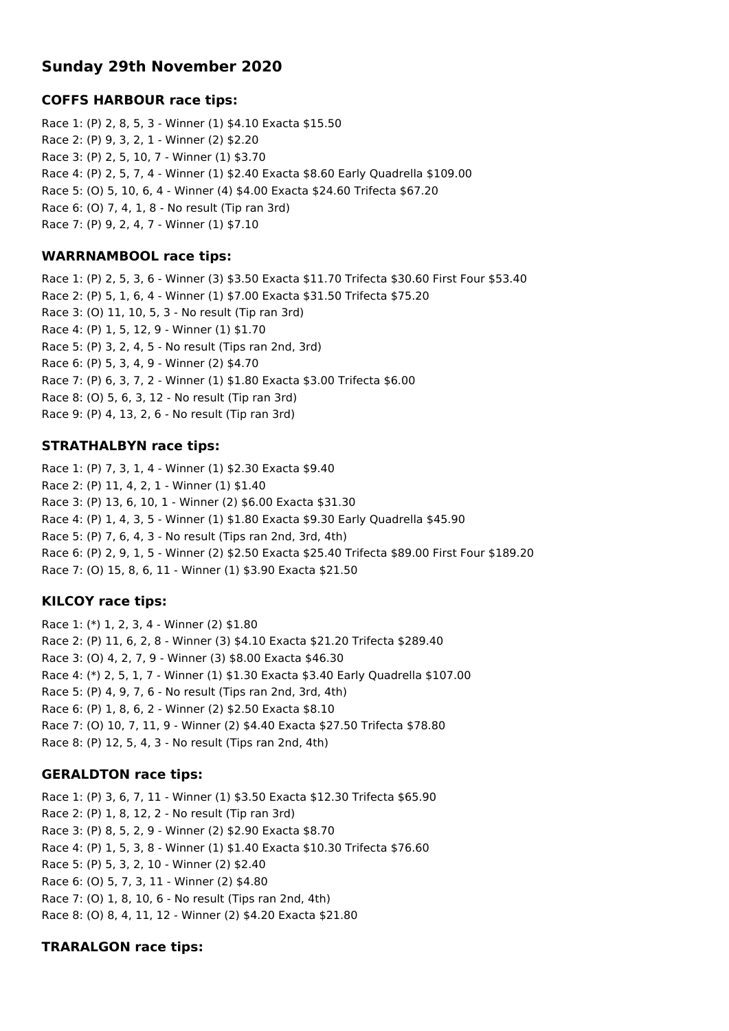## Sunday 29th November 2020

### COFFS HARBOUR race tips:

Race 1: (P) 2, 8, 5, 3 - Winner (1) $4.10 Exacta $15.50
Race 2: (P) 9, 3, 2, 1 - Winner (2) $2.20
Race 3: (P) 2, 5, 10, 7 - Winner (1) $3.70
Race 4: (P) 2, 5, 7, 4 - Winner (1) $2.40 Exacta $8.60 Early Quadrella $109.00
Race 5: (O) 5, 10, 6, 4 - Winner (4) $4.00 Exacta $24.60 Trifecta $67.20
Race 6: (O) 7, 4, 1, 8 - No result (Tip ran 3rd)
Race 7: (P) 9, 2, 4, 7 - Winner (1) $7.10

### WARRNAMBOOL race tips:

Race 1: (P) 2, 5, 3, 6 - Winner (3) $3.50 Exacta $11.70 Trifecta $30.60 First Four $53.40
Race 2: (P) 5, 1, 6, 4 - Winner (1) $7.00 Exacta $31.50 Trifecta $75.20
Race 3: (O) 11, 10, 5, 3 - No result (Tip ran 3rd)
Race 4: (P) 1, 5, 12, 9 - Winner (1) $1.70
Race 5: (P) 3, 2, 4, 5 - No result (Tips ran 2nd, 3rd)
Race 6: (P) 5, 3, 4, 9 - Winner (2) $4.70
Race 7: (P) 6, 3, 7, 2 - Winner (1) $1.80 Exacta $3.00 Trifecta $6.00
Race 8: (O) 5, 6, 3, 12 - No result (Tip ran 3rd)
Race 9: (P) 4, 13, 2, 6 - No result (Tip ran 3rd)

### STRATHALBYN race tips:

Race 1: (P) 7, 3, 1, 4 - Winner (1) $2.30 Exacta $9.40
Race 2: (P) 11, 4, 2, 1 - Winner (1) $1.40
Race 3: (P) 13, 6, 10, 1 - Winner (2) $6.00 Exacta $31.30
Race 4: (P) 1, 4, 3, 5 - Winner (1) $1.80 Exacta $9.30 Early Quadrella $45.90
Race 5: (P) 7, 6, 4, 3 - No result (Tips ran 2nd, 3rd, 4th)
Race 6: (P) 2, 9, 1, 5 - Winner (2) $2.50 Exacta $25.40 Trifecta $89.00 First Four $189.20
Race 7: (O) 15, 8, 6, 11 - Winner (1) $3.90 Exacta $21.50

### KILCOY race tips:

Race 1: (*) 1, 2, 3, 4 - Winner (2) $1.80
Race 2: (P) 11, 6, 2, 8 - Winner (3) $4.10 Exacta $21.20 Trifecta $289.40
Race 3: (O) 4, 2, 7, 9 - Winner (3) $8.00 Exacta $46.30
Race 4: (*) 2, 5, 1, 7 - Winner (1) $1.30 Exacta $3.40 Early Quadrella $107.00
Race 5: (P) 4, 9, 7, 6 - No result (Tips ran 2nd, 3rd, 4th)
Race 6: (P) 1, 8, 6, 2 - Winner (2) $2.50 Exacta $8.10
Race 7: (O) 10, 7, 11, 9 - Winner (2) $4.40 Exacta $27.50 Trifecta $78.80
Race 8: (P) 12, 5, 4, 3 - No result (Tips ran 2nd, 4th)

### GERALDTON race tips:

Race 1: (P) 3, 6, 7, 11 - Winner (1) $3.50 Exacta $12.30 Trifecta $65.90
Race 2: (P) 1, 8, 12, 2 - No result (Tip ran 3rd)
Race 3: (P) 8, 5, 2, 9 - Winner (2) $2.90 Exacta $8.70
Race 4: (P) 1, 5, 3, 8 - Winner (1) $1.40 Exacta $10.30 Trifecta $76.60
Race 5: (P) 5, 3, 2, 10 - Winner (2) $2.40
Race 6: (O) 5, 7, 3, 11 - Winner (2) $4.80
Race 7: (O) 1, 8, 10, 6 - No result (Tips ran 2nd, 4th)
Race 8: (O) 8, 4, 11, 12 - Winner (2) $4.20 Exacta $21.80

### TRARALGON race tips: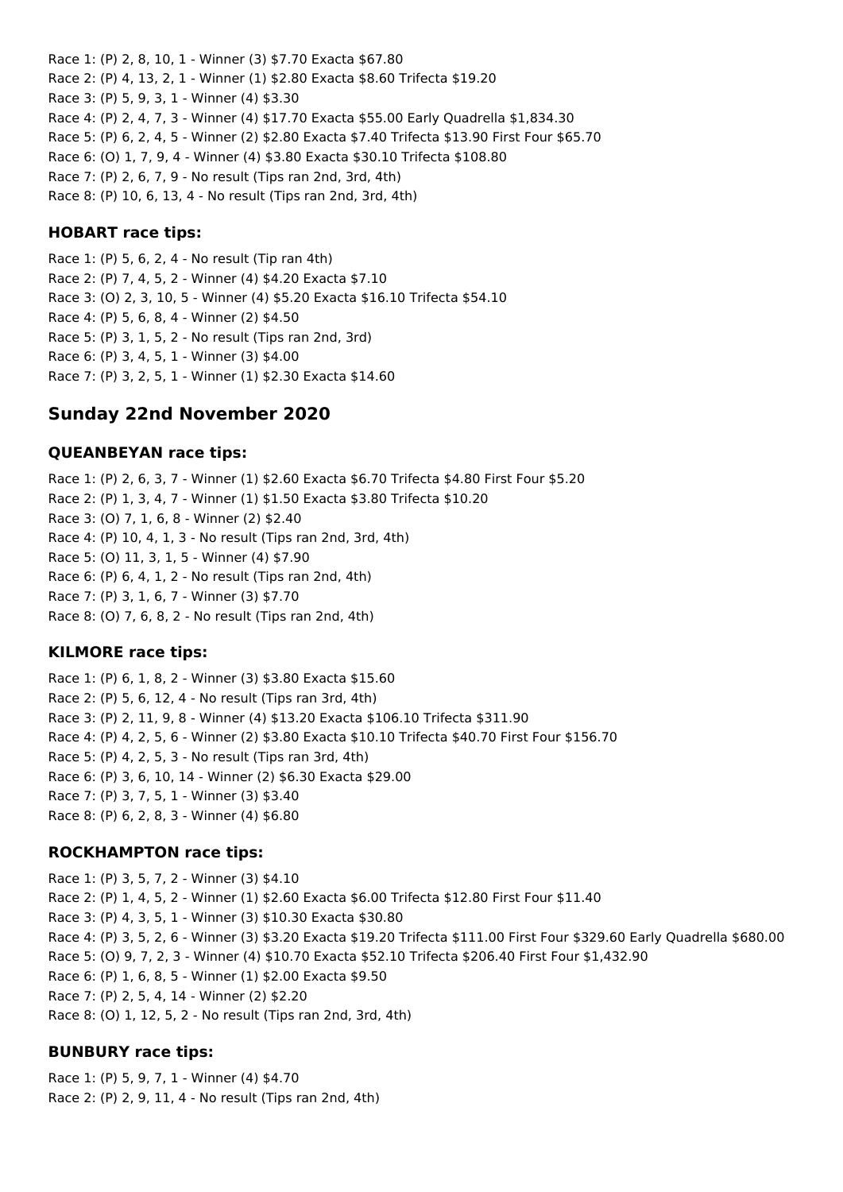Race 1: (P) 2, 8, 10, 1 - Winner (3) $7.70 Exacta $67.80
Race 2: (P) 4, 13, 2, 1 - Winner (1) $2.80 Exacta $8.60 Trifecta $19.20
Race 3: (P) 5, 9, 3, 1 - Winner (4) $3.30
Race 4: (P) 2, 4, 7, 3 - Winner (4) $17.70 Exacta $55.00 Early Quadrella $1,834.30
Race 5: (P) 6, 2, 4, 5 - Winner (2) $2.80 Exacta $7.40 Trifecta $13.90 First Four $65.70
Race 6: (O) 1, 7, 9, 4 - Winner (4) $3.80 Exacta $30.10 Trifecta $108.80
Race 7: (P) 2, 6, 7, 9 - No result (Tips ran 2nd, 3rd, 4th)
Race 8: (P) 10, 6, 13, 4 - No result (Tips ran 2nd, 3rd, 4th)

### HOBART race tips:

Race 1: (P) 5, 6, 2, 4 - No result (Tip ran 4th)
Race 2: (P) 7, 4, 5, 2 - Winner (4) $4.20 Exacta $7.10
Race 3: (O) 2, 3, 10, 5 - Winner (4) $5.20 Exacta $16.10 Trifecta $54.10
Race 4: (P) 5, 6, 8, 4 - Winner (2) $4.50
Race 5: (P) 3, 1, 5, 2 - No result (Tips ran 2nd, 3rd)
Race 6: (P) 3, 4, 5, 1 - Winner (3) $4.00
Race 7: (P) 3, 2, 5, 1 - Winner (1) $2.30 Exacta $14.60

## Sunday 22nd November 2020

### QUEANBEYAN race tips:

Race 1: (P) 2, 6, 3, 7 - Winner (1) $2.60 Exacta $6.70 Trifecta $4.80 First Four $5.20
Race 2: (P) 1, 3, 4, 7 - Winner (1) $1.50 Exacta $3.80 Trifecta $10.20
Race 3: (O) 7, 1, 6, 8 - Winner (2) $2.40
Race 4: (P) 10, 4, 1, 3 - No result (Tips ran 2nd, 3rd, 4th)
Race 5: (O) 11, 3, 1, 5 - Winner (4) $7.90
Race 6: (P) 6, 4, 1, 2 - No result (Tips ran 2nd, 4th)
Race 7: (P) 3, 1, 6, 7 - Winner (3) $7.70
Race 8: (O) 7, 6, 8, 2 - No result (Tips ran 2nd, 4th)

### KILMORE race tips:

Race 1: (P) 6, 1, 8, 2 - Winner (3) $3.80 Exacta $15.60
Race 2: (P) 5, 6, 12, 4 - No result (Tips ran 3rd, 4th)
Race 3: (P) 2, 11, 9, 8 - Winner (4) $13.20 Exacta $106.10 Trifecta $311.90
Race 4: (P) 4, 2, 5, 6 - Winner (2) $3.80 Exacta $10.10 Trifecta $40.70 First Four $156.70
Race 5: (P) 4, 2, 5, 3 - No result (Tips ran 3rd, 4th)
Race 6: (P) 3, 6, 10, 14 - Winner (2) $6.30 Exacta $29.00
Race 7: (P) 3, 7, 5, 1 - Winner (3) $3.40
Race 8: (P) 6, 2, 8, 3 - Winner (4) $6.80

### ROCKHAMPTON race tips:

Race 1: (P) 3, 5, 7, 2 - Winner (3) $4.10
Race 2: (P) 1, 4, 5, 2 - Winner (1) $2.60 Exacta $6.00 Trifecta $12.80 First Four $11.40
Race 3: (P) 4, 3, 5, 1 - Winner (3) $10.30 Exacta $30.80
Race 4: (P) 3, 5, 2, 6 - Winner (3) $3.20 Exacta $19.20 Trifecta $111.00 First Four $329.60 Early Quadrella $680.00
Race 5: (O) 9, 7, 2, 3 - Winner (4) $10.70 Exacta $52.10 Trifecta $206.40 First Four $1,432.90
Race 6: (P) 1, 6, 8, 5 - Winner (1) $2.00 Exacta $9.50
Race 7: (P) 2, 5, 4, 14 - Winner (2) $2.20
Race 8: (O) 1, 12, 5, 2 - No result (Tips ran 2nd, 3rd, 4th)

### BUNBURY race tips:

Race 1: (P) 5, 9, 7, 1 - Winner (4) $4.70
Race 2: (P) 2, 9, 11, 4 - No result (Tips ran 2nd, 4th)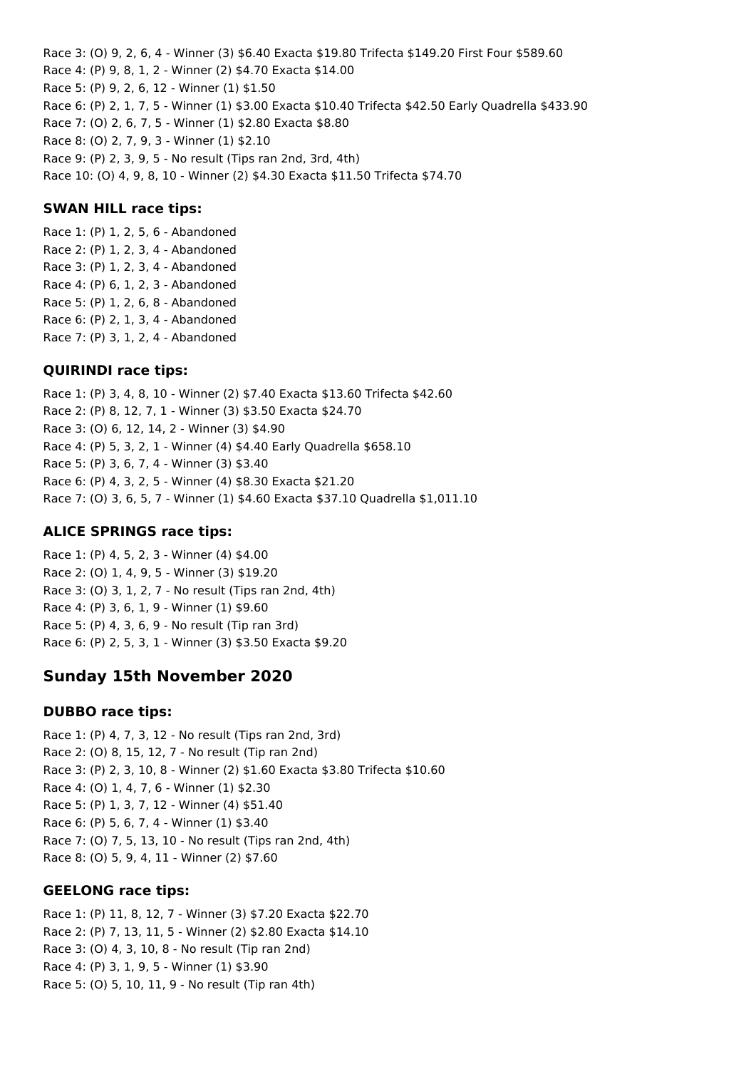Race 3: (O) 9, 2, 6, 4 - Winner (3) $6.40 Exacta $19.80 Trifecta $149.20 First Four $589.60
Race 4: (P) 9, 8, 1, 2 - Winner (2) $4.70 Exacta $14.00
Race 5: (P) 9, 2, 6, 12 - Winner (1) $1.50
Race 6: (P) 2, 1, 7, 5 - Winner (1) $3.00 Exacta $10.40 Trifecta $42.50 Early Quadrella $433.90
Race 7: (O) 2, 6, 7, 5 - Winner (1) $2.80 Exacta $8.80
Race 8: (O) 2, 7, 9, 3 - Winner (1) $2.10
Race 9: (P) 2, 3, 9, 5 - No result (Tips ran 2nd, 3rd, 4th)
Race 10: (O) 4, 9, 8, 10 - Winner (2) $4.30 Exacta $11.50 Trifecta $74.70

### SWAN HILL race tips:

Race 1: (P) 1, 2, 5, 6 - Abandoned
Race 2: (P) 1, 2, 3, 4 - Abandoned
Race 3: (P) 1, 2, 3, 4 - Abandoned
Race 4: (P) 6, 1, 2, 3 - Abandoned
Race 5: (P) 1, 2, 6, 8 - Abandoned
Race 6: (P) 2, 1, 3, 4 - Abandoned
Race 7: (P) 3, 1, 2, 4 - Abandoned

### QUIRINDI race tips:

Race 1: (P) 3, 4, 8, 10 - Winner (2) $7.40 Exacta $13.60 Trifecta $42.60
Race 2: (P) 8, 12, 7, 1 - Winner (3) $3.50 Exacta $24.70
Race 3: (O) 6, 12, 14, 2 - Winner (3) $4.90
Race 4: (P) 5, 3, 2, 1 - Winner (4) $4.40 Early Quadrella $658.10
Race 5: (P) 3, 6, 7, 4 - Winner (3) $3.40
Race 6: (P) 4, 3, 2, 5 - Winner (4) $8.30 Exacta $21.20
Race 7: (O) 3, 6, 5, 7 - Winner (1) $4.60 Exacta $37.10 Quadrella $1,011.10

### ALICE SPRINGS race tips:

Race 1: (P) 4, 5, 2, 3 - Winner (4) $4.00
Race 2: (O) 1, 4, 9, 5 - Winner (3) $19.20
Race 3: (O) 3, 1, 2, 7 - No result (Tips ran 2nd, 4th)
Race 4: (P) 3, 6, 1, 9 - Winner (1) $9.60
Race 5: (P) 4, 3, 6, 9 - No result (Tip ran 3rd)
Race 6: (P) 2, 5, 3, 1 - Winner (3) $3.50 Exacta $9.20

## Sunday 15th November 2020

### DUBBO race tips:

Race 1: (P) 4, 7, 3, 12 - No result (Tips ran 2nd, 3rd)
Race 2: (O) 8, 15, 12, 7 - No result (Tip ran 2nd)
Race 3: (P) 2, 3, 10, 8 - Winner (2) $1.60 Exacta $3.80 Trifecta $10.60
Race 4: (O) 1, 4, 7, 6 - Winner (1) $2.30
Race 5: (P) 1, 3, 7, 12 - Winner (4) $51.40
Race 6: (P) 5, 6, 7, 4 - Winner (1) $3.40
Race 7: (O) 7, 5, 13, 10 - No result (Tips ran 2nd, 4th)
Race 8: (O) 5, 9, 4, 11 - Winner (2) $7.60

### GEELONG race tips:

Race 1: (P) 11, 8, 12, 7 - Winner (3) $7.20 Exacta $22.70
Race 2: (P) 7, 13, 11, 5 - Winner (2) $2.80 Exacta $14.10
Race 3: (O) 4, 3, 10, 8 - No result (Tip ran 2nd)
Race 4: (P) 3, 1, 9, 5 - Winner (1) $3.90
Race 5: (O) 5, 10, 11, 9 - No result (Tip ran 4th)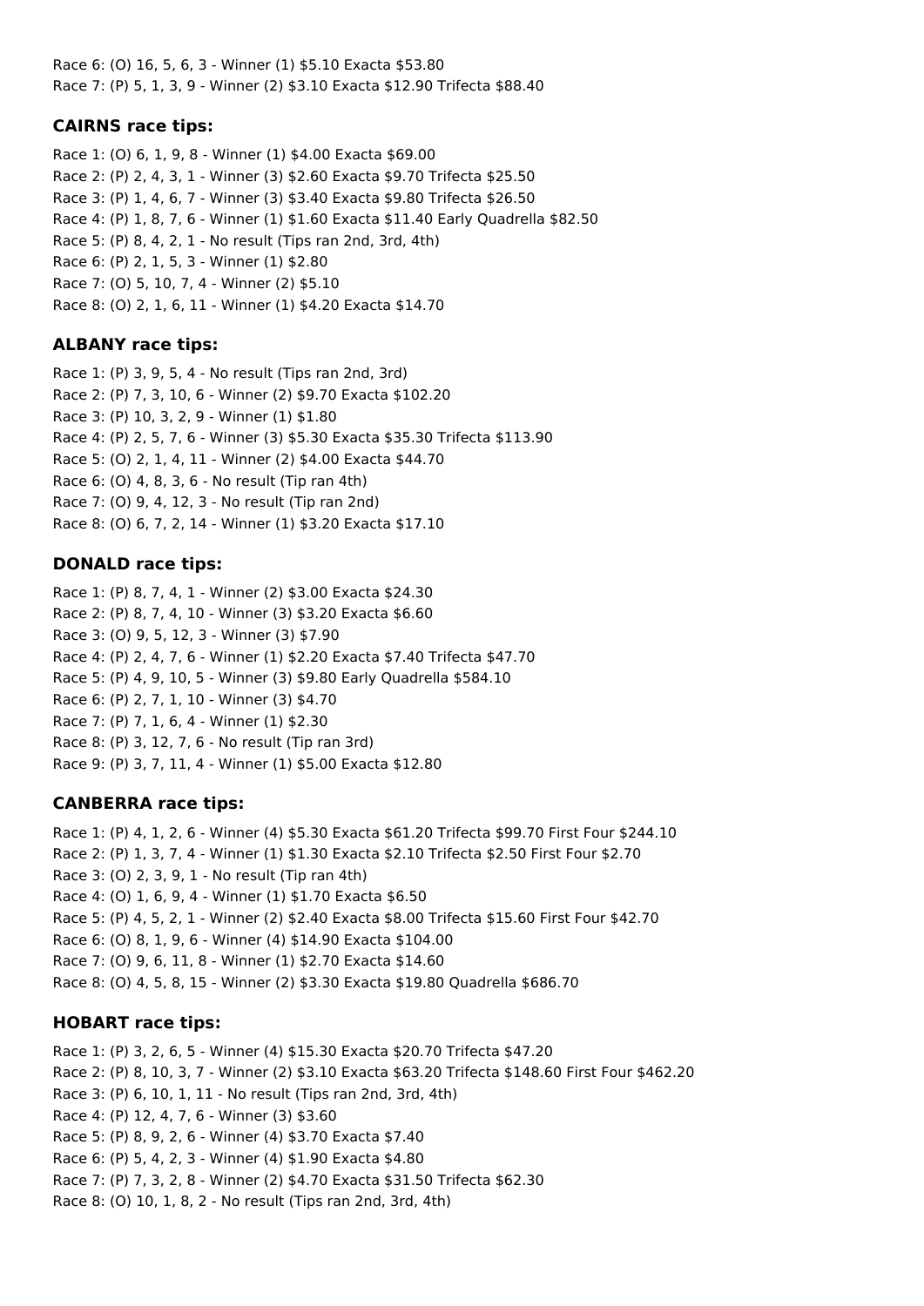Race 6: (O) 16, 5, 6, 3 - Winner (1) $5.10 Exacta $53.80
Race 7: (P) 5, 1, 3, 9 - Winner (2) $3.10 Exacta $12.90 Trifecta $88.40

### CAIRNS race tips:

Race 1: (O) 6, 1, 9, 8 - Winner (1) $4.00 Exacta $69.00
Race 2: (P) 2, 4, 3, 1 - Winner (3) $2.60 Exacta $9.70 Trifecta $25.50
Race 3: (P) 1, 4, 6, 7 - Winner (3) $3.40 Exacta $9.80 Trifecta $26.50
Race 4: (P) 1, 8, 7, 6 - Winner (1) $1.60 Exacta $11.40 Early Quadrella $82.50
Race 5: (P) 8, 4, 2, 1 - No result (Tips ran 2nd, 3rd, 4th)
Race 6: (P) 2, 1, 5, 3 - Winner (1) $2.80
Race 7: (O) 5, 10, 7, 4 - Winner (2) $5.10
Race 8: (O) 2, 1, 6, 11 - Winner (1) $4.20 Exacta $14.70

### ALBANY race tips:

Race 1: (P) 3, 9, 5, 4 - No result (Tips ran 2nd, 3rd)
Race 2: (P) 7, 3, 10, 6 - Winner (2) $9.70 Exacta $102.20
Race 3: (P) 10, 3, 2, 9 - Winner (1) $1.80
Race 4: (P) 2, 5, 7, 6 - Winner (3) $5.30 Exacta $35.30 Trifecta $113.90
Race 5: (O) 2, 1, 4, 11 - Winner (2) $4.00 Exacta $44.70
Race 6: (O) 4, 8, 3, 6 - No result (Tip ran 4th)
Race 7: (O) 9, 4, 12, 3 - No result (Tip ran 2nd)
Race 8: (O) 6, 7, 2, 14 - Winner (1) $3.20 Exacta $17.10

### DONALD race tips:

Race 1: (P) 8, 7, 4, 1 - Winner (2) $3.00 Exacta $24.30
Race 2: (P) 8, 7, 4, 10 - Winner (3) $3.20 Exacta $6.60
Race 3: (O) 9, 5, 12, 3 - Winner (3) $7.90
Race 4: (P) 2, 4, 7, 6 - Winner (1) $2.20 Exacta $7.40 Trifecta $47.70
Race 5: (P) 4, 9, 10, 5 - Winner (3) $9.80 Early Quadrella $584.10
Race 6: (P) 2, 7, 1, 10 - Winner (3) $4.70
Race 7: (P) 7, 1, 6, 4 - Winner (1) $2.30
Race 8: (P) 3, 12, 7, 6 - No result (Tip ran 3rd)
Race 9: (P) 3, 7, 11, 4 - Winner (1) $5.00 Exacta $12.80

### CANBERRA race tips:

Race 1: (P) 4, 1, 2, 6 - Winner (4) $5.30 Exacta $61.20 Trifecta $99.70 First Four $244.10
Race 2: (P) 1, 3, 7, 4 - Winner (1) $1.30 Exacta $2.10 Trifecta $2.50 First Four $2.70
Race 3: (O) 2, 3, 9, 1 - No result (Tip ran 4th)
Race 4: (O) 1, 6, 9, 4 - Winner (1) $1.70 Exacta $6.50
Race 5: (P) 4, 5, 2, 1 - Winner (2) $2.40 Exacta $8.00 Trifecta $15.60 First Four $42.70
Race 6: (O) 8, 1, 9, 6 - Winner (4) $14.90 Exacta $104.00
Race 7: (O) 9, 6, 11, 8 - Winner (1) $2.70 Exacta $14.60
Race 8: (O) 4, 5, 8, 15 - Winner (2) $3.30 Exacta $19.80 Quadrella $686.70

### HOBART race tips:

Race 1: (P) 3, 2, 6, 5 - Winner (4) $15.30 Exacta $20.70 Trifecta $47.20
Race 2: (P) 8, 10, 3, 7 - Winner (2) $3.10 Exacta $63.20 Trifecta $148.60 First Four $462.20
Race 3: (P) 6, 10, 1, 11 - No result (Tips ran 2nd, 3rd, 4th)
Race 4: (P) 12, 4, 7, 6 - Winner (3) $3.60
Race 5: (P) 8, 9, 2, 6 - Winner (4) $3.70 Exacta $7.40
Race 6: (P) 5, 4, 2, 3 - Winner (4) $1.90 Exacta $4.80
Race 7: (P) 7, 3, 2, 8 - Winner (2) $4.70 Exacta $31.50 Trifecta $62.30
Race 8: (O) 10, 1, 8, 2 - No result (Tips ran 2nd, 3rd, 4th)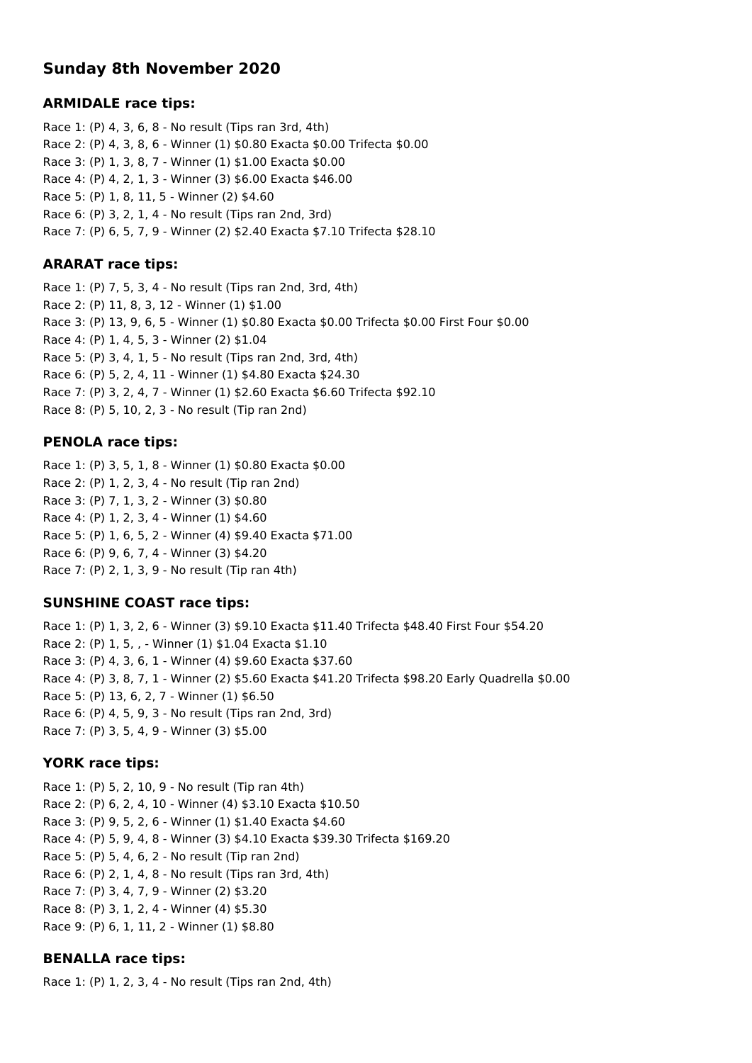## Sunday 8th November 2020

### ARMIDALE race tips:

Race 1: (P) 4, 3, 6, 8 - No result (Tips ran 3rd, 4th)
Race 2: (P) 4, 3, 8, 6 - Winner (1) $0.80 Exacta $0.00 Trifecta $0.00
Race 3: (P) 1, 3, 8, 7 - Winner (1) $1.00 Exacta $0.00
Race 4: (P) 4, 2, 1, 3 - Winner (3) $6.00 Exacta $46.00
Race 5: (P) 1, 8, 11, 5 - Winner (2) $4.60
Race 6: (P) 3, 2, 1, 4 - No result (Tips ran 2nd, 3rd)
Race 7: (P) 6, 5, 7, 9 - Winner (2) $2.40 Exacta $7.10 Trifecta $28.10

### ARARAT race tips:

Race 1: (P) 7, 5, 3, 4 - No result (Tips ran 2nd, 3rd, 4th)
Race 2: (P) 11, 8, 3, 12 - Winner (1) $1.00
Race 3: (P) 13, 9, 6, 5 - Winner (1) $0.80 Exacta $0.00 Trifecta $0.00 First Four $0.00
Race 4: (P) 1, 4, 5, 3 - Winner (2) $1.04
Race 5: (P) 3, 4, 1, 5 - No result (Tips ran 2nd, 3rd, 4th)
Race 6: (P) 5, 2, 4, 11 - Winner (1) $4.80 Exacta $24.30
Race 7: (P) 3, 2, 4, 7 - Winner (1) $2.60 Exacta $6.60 Trifecta $92.10
Race 8: (P) 5, 10, 2, 3 - No result (Tip ran 2nd)

### PENOLA race tips:

Race 1: (P) 3, 5, 1, 8 - Winner (1) $0.80 Exacta $0.00
Race 2: (P) 1, 2, 3, 4 - No result (Tip ran 2nd)
Race 3: (P) 7, 1, 3, 2 - Winner (3) $0.80
Race 4: (P) 1, 2, 3, 4 - Winner (1) $4.60
Race 5: (P) 1, 6, 5, 2 - Winner (4) $9.40 Exacta $71.00
Race 6: (P) 9, 6, 7, 4 - Winner (3) $4.20
Race 7: (P) 2, 1, 3, 9 - No result (Tip ran 4th)

### SUNSHINE COAST race tips:

Race 1: (P) 1, 3, 2, 6 - Winner (3) $9.10 Exacta $11.40 Trifecta $48.40 First Four $54.20
Race 2: (P) 1, 5, , - Winner (1) $1.04 Exacta $1.10
Race 3: (P) 4, 3, 6, 1 - Winner (4) $9.60 Exacta $37.60
Race 4: (P) 3, 8, 7, 1 - Winner (2) $5.60 Exacta $41.20 Trifecta $98.20 Early Quadrella $0.00
Race 5: (P) 13, 6, 2, 7 - Winner (1) $6.50
Race 6: (P) 4, 5, 9, 3 - No result (Tips ran 2nd, 3rd)
Race 7: (P) 3, 5, 4, 9 - Winner (3) $5.00

### YORK race tips:

Race 1: (P) 5, 2, 10, 9 - No result (Tip ran 4th)
Race 2: (P) 6, 2, 4, 10 - Winner (4) $3.10 Exacta $10.50
Race 3: (P) 9, 5, 2, 6 - Winner (1) $1.40 Exacta $4.60
Race 4: (P) 5, 9, 4, 8 - Winner (3) $4.10 Exacta $39.30 Trifecta $169.20
Race 5: (P) 5, 4, 6, 2 - No result (Tip ran 2nd)
Race 6: (P) 2, 1, 4, 8 - No result (Tips ran 3rd, 4th)
Race 7: (P) 3, 4, 7, 9 - Winner (2) $3.20
Race 8: (P) 3, 1, 2, 4 - Winner (4) $5.30
Race 9: (P) 6, 1, 11, 2 - Winner (1) $8.80

### BENALLA race tips:

Race 1: (P) 1, 2, 3, 4 - No result (Tips ran 2nd, 4th)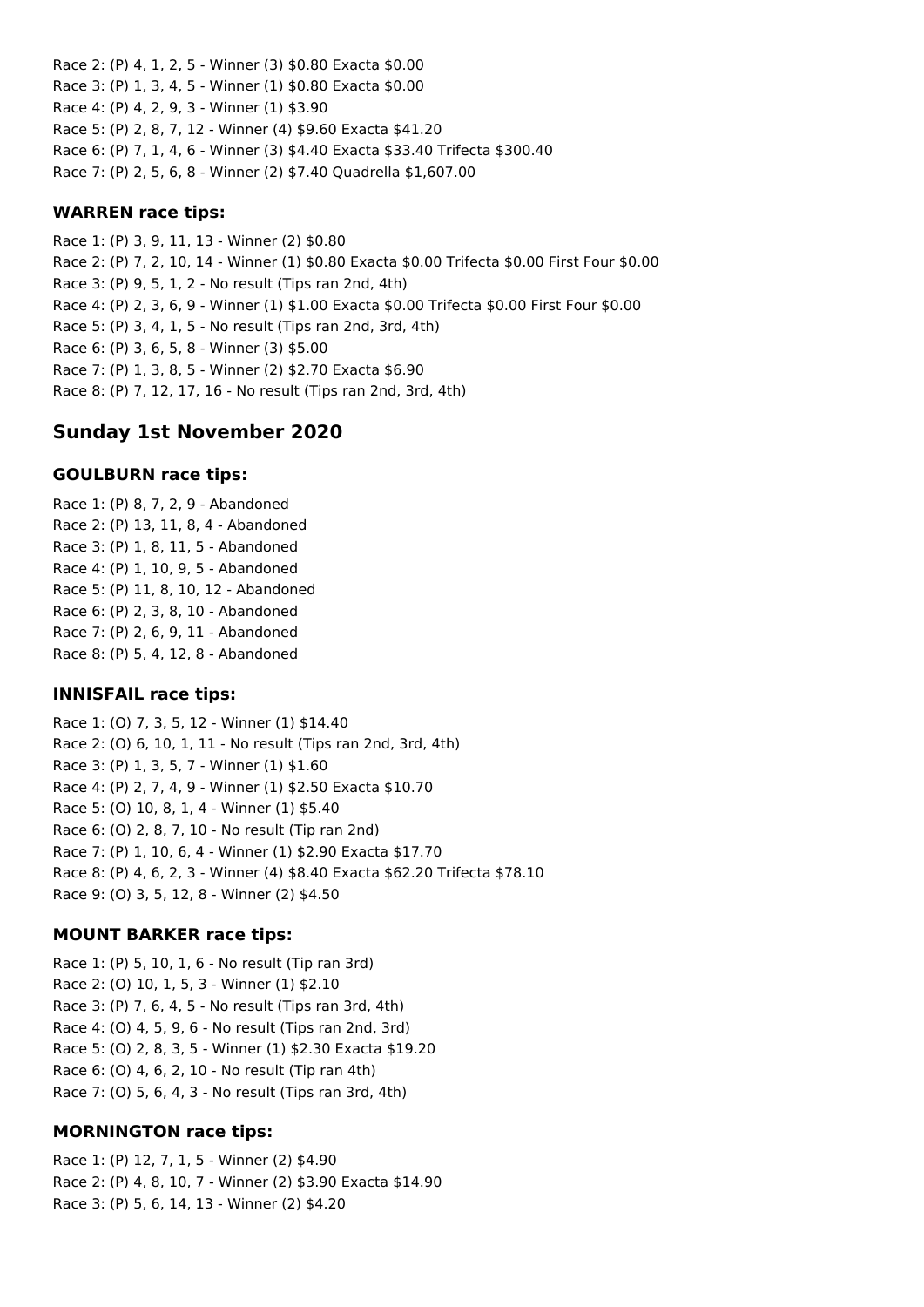Race 2: (P) 4, 1, 2, 5 - Winner (3) $0.80 Exacta $0.00
Race 3: (P) 1, 3, 4, 5 - Winner (1) $0.80 Exacta $0.00
Race 4: (P) 4, 2, 9, 3 - Winner (1) $3.90
Race 5: (P) 2, 8, 7, 12 - Winner (4) $9.60 Exacta $41.20
Race 6: (P) 7, 1, 4, 6 - Winner (3) $4.40 Exacta $33.40 Trifecta $300.40
Race 7: (P) 2, 5, 6, 8 - Winner (2) $7.40 Quadrella $1,607.00

### WARREN race tips:

Race 1: (P) 3, 9, 11, 13 - Winner (2) $0.80
Race 2: (P) 7, 2, 10, 14 - Winner (1) $0.80 Exacta $0.00 Trifecta $0.00 First Four $0.00
Race 3: (P) 9, 5, 1, 2 - No result (Tips ran 2nd, 4th)
Race 4: (P) 2, 3, 6, 9 - Winner (1) $1.00 Exacta $0.00 Trifecta $0.00 First Four $0.00
Race 5: (P) 3, 4, 1, 5 - No result (Tips ran 2nd, 3rd, 4th)
Race 6: (P) 3, 6, 5, 8 - Winner (3) $5.00
Race 7: (P) 1, 3, 8, 5 - Winner (2) $2.70 Exacta $6.90
Race 8: (P) 7, 12, 17, 16 - No result (Tips ran 2nd, 3rd, 4th)

## Sunday 1st November 2020

### GOULBURN race tips:

Race 1: (P) 8, 7, 2, 9 - Abandoned
Race 2: (P) 13, 11, 8, 4 - Abandoned
Race 3: (P) 1, 8, 11, 5 - Abandoned
Race 4: (P) 1, 10, 9, 5 - Abandoned
Race 5: (P) 11, 8, 10, 12 - Abandoned
Race 6: (P) 2, 3, 8, 10 - Abandoned
Race 7: (P) 2, 6, 9, 11 - Abandoned
Race 8: (P) 5, 4, 12, 8 - Abandoned

### INNISFAIL race tips:

Race 1: (O) 7, 3, 5, 12 - Winner (1) $14.40
Race 2: (O) 6, 10, 1, 11 - No result (Tips ran 2nd, 3rd, 4th)
Race 3: (P) 1, 3, 5, 7 - Winner (1) $1.60
Race 4: (P) 2, 7, 4, 9 - Winner (1) $2.50 Exacta $10.70
Race 5: (O) 10, 8, 1, 4 - Winner (1) $5.40
Race 6: (O) 2, 8, 7, 10 - No result (Tip ran 2nd)
Race 7: (P) 1, 10, 6, 4 - Winner (1) $2.90 Exacta $17.70
Race 8: (P) 4, 6, 2, 3 - Winner (4) $8.40 Exacta $62.20 Trifecta $78.10
Race 9: (O) 3, 5, 12, 8 - Winner (2) $4.50

### MOUNT BARKER race tips:

Race 1: (P) 5, 10, 1, 6 - No result (Tip ran 3rd)
Race 2: (O) 10, 1, 5, 3 - Winner (1) $2.10
Race 3: (P) 7, 6, 4, 5 - No result (Tips ran 3rd, 4th)
Race 4: (O) 4, 5, 9, 6 - No result (Tips ran 2nd, 3rd)
Race 5: (O) 2, 8, 3, 5 - Winner (1) $2.30 Exacta $19.20
Race 6: (O) 4, 6, 2, 10 - No result (Tip ran 4th)
Race 7: (O) 5, 6, 4, 3 - No result (Tips ran 3rd, 4th)

### MORNINGTON race tips:

Race 1: (P) 12, 7, 1, 5 - Winner (2) $4.90
Race 2: (P) 4, 8, 10, 7 - Winner (2) $3.90 Exacta $14.90
Race 3: (P) 5, 6, 14, 13 - Winner (2) $4.20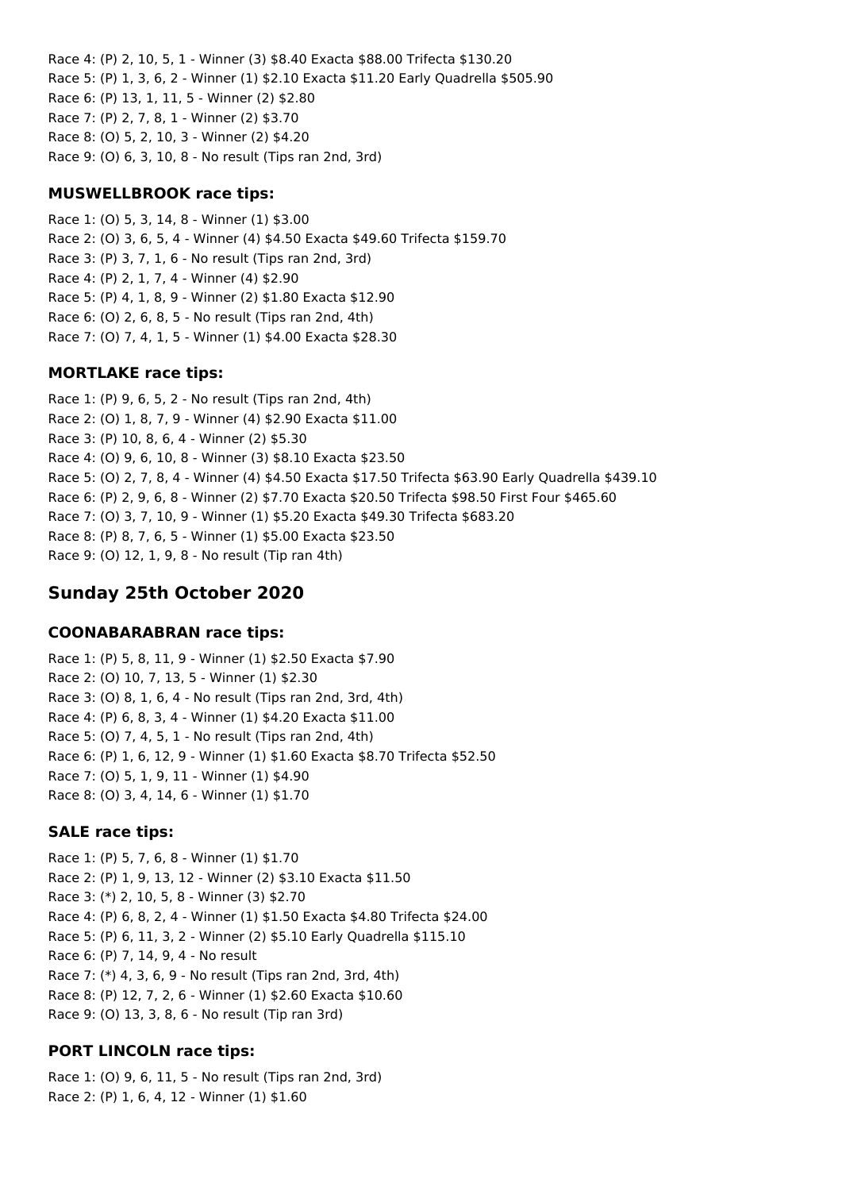Race 4: (P) 2, 10, 5, 1 - Winner (3) $8.40 Exacta $88.00 Trifecta $130.20
Race 5: (P) 1, 3, 6, 2 - Winner (1) $2.10 Exacta $11.20 Early Quadrella $505.90
Race 6: (P) 13, 1, 11, 5 - Winner (2) $2.80
Race 7: (P) 2, 7, 8, 1 - Winner (2) $3.70
Race 8: (O) 5, 2, 10, 3 - Winner (2) $4.20
Race 9: (O) 6, 3, 10, 8 - No result (Tips ran 2nd, 3rd)

### MUSWELLBROOK race tips:

Race 1: (O) 5, 3, 14, 8 - Winner (1) $3.00
Race 2: (O) 3, 6, 5, 4 - Winner (4) $4.50 Exacta $49.60 Trifecta $159.70
Race 3: (P) 3, 7, 1, 6 - No result (Tips ran 2nd, 3rd)
Race 4: (P) 2, 1, 7, 4 - Winner (4) $2.90
Race 5: (P) 4, 1, 8, 9 - Winner (2) $1.80 Exacta $12.90
Race 6: (O) 2, 6, 8, 5 - No result (Tips ran 2nd, 4th)
Race 7: (O) 7, 4, 1, 5 - Winner (1) $4.00 Exacta $28.30

### MORTLAKE race tips:

Race 1: (P) 9, 6, 5, 2 - No result (Tips ran 2nd, 4th)
Race 2: (O) 1, 8, 7, 9 - Winner (4) $2.90 Exacta $11.00
Race 3: (P) 10, 8, 6, 4 - Winner (2) $5.30
Race 4: (O) 9, 6, 10, 8 - Winner (3) $8.10 Exacta $23.50
Race 5: (O) 2, 7, 8, 4 - Winner (4) $4.50 Exacta $17.50 Trifecta $63.90 Early Quadrella $439.10
Race 6: (P) 2, 9, 6, 8 - Winner (2) $7.70 Exacta $20.50 Trifecta $98.50 First Four $465.60
Race 7: (O) 3, 7, 10, 9 - Winner (1) $5.20 Exacta $49.30 Trifecta $683.20
Race 8: (P) 8, 7, 6, 5 - Winner (1) $5.00 Exacta $23.50
Race 9: (O) 12, 1, 9, 8 - No result (Tip ran 4th)

## Sunday 25th October 2020

### COONABARABRAN race tips:

Race 1: (P) 5, 8, 11, 9 - Winner (1) $2.50 Exacta $7.90
Race 2: (O) 10, 7, 13, 5 - Winner (1) $2.30
Race 3: (O) 8, 1, 6, 4 - No result (Tips ran 2nd, 3rd, 4th)
Race 4: (P) 6, 8, 3, 4 - Winner (1) $4.20 Exacta $11.00
Race 5: (O) 7, 4, 5, 1 - No result (Tips ran 2nd, 4th)
Race 6: (P) 1, 6, 12, 9 - Winner (1) $1.60 Exacta $8.70 Trifecta $52.50
Race 7: (O) 5, 1, 9, 11 - Winner (1) $4.90
Race 8: (O) 3, 4, 14, 6 - Winner (1) $1.70

### SALE race tips:

Race 1: (P) 5, 7, 6, 8 - Winner (1) $1.70
Race 2: (P) 1, 9, 13, 12 - Winner (2) $3.10 Exacta $11.50
Race 3: (*) 2, 10, 5, 8 - Winner (3) $2.70
Race 4: (P) 6, 8, 2, 4 - Winner (1) $1.50 Exacta $4.80 Trifecta $24.00
Race 5: (P) 6, 11, 3, 2 - Winner (2) $5.10 Early Quadrella $115.10
Race 6: (P) 7, 14, 9, 4 - No result
Race 7: (*) 4, 3, 6, 9 - No result (Tips ran 2nd, 3rd, 4th)
Race 8: (P) 12, 7, 2, 6 - Winner (1) $2.60 Exacta $10.60
Race 9: (O) 13, 3, 8, 6 - No result (Tip ran 3rd)

### PORT LINCOLN race tips:

Race 1: (O) 9, 6, 11, 5 - No result (Tips ran 2nd, 3rd)
Race 2: (P) 1, 6, 4, 12 - Winner (1) $1.60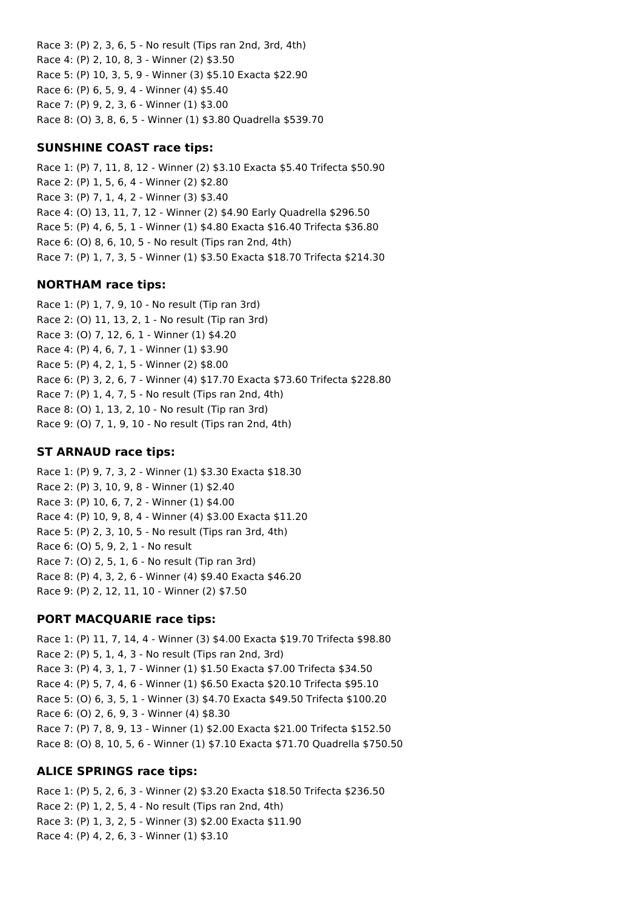Race 3: (P) 2, 3, 6, 5 - No result (Tips ran 2nd, 3rd, 4th)
Race 4: (P) 2, 10, 8, 3 - Winner (2) $3.50
Race 5: (P) 10, 3, 5, 9 - Winner (3) $5.10 Exacta $22.90
Race 6: (P) 6, 5, 9, 4 - Winner (4) $5.40
Race 7: (P) 9, 2, 3, 6 - Winner (1) $3.00
Race 8: (O) 3, 8, 6, 5 - Winner (1) $3.80 Quadrella $539.70

### SUNSHINE COAST race tips:

Race 1: (P) 7, 11, 8, 12 - Winner (2) $3.10 Exacta $5.40 Trifecta $50.90
Race 2: (P) 1, 5, 6, 4 - Winner (2) $2.80
Race 3: (P) 7, 1, 4, 2 - Winner (3) $3.40
Race 4: (O) 13, 11, 7, 12 - Winner (2) $4.90 Early Quadrella $296.50
Race 5: (P) 4, 6, 5, 1 - Winner (1) $4.80 Exacta $16.40 Trifecta $36.80
Race 6: (O) 8, 6, 10, 5 - No result (Tips ran 2nd, 4th)
Race 7: (P) 1, 7, 3, 5 - Winner (1) $3.50 Exacta $18.70 Trifecta $214.30

### NORTHAM race tips:

Race 1: (P) 1, 7, 9, 10 - No result (Tip ran 3rd)
Race 2: (O) 11, 13, 2, 1 - No result (Tip ran 3rd)
Race 3: (O) 7, 12, 6, 1 - Winner (1) $4.20
Race 4: (P) 4, 6, 7, 1 - Winner (1) $3.90
Race 5: (P) 4, 2, 1, 5 - Winner (2) $8.00
Race 6: (P) 3, 2, 6, 7 - Winner (4) $17.70 Exacta $73.60 Trifecta $228.80
Race 7: (P) 1, 4, 7, 5 - No result (Tips ran 2nd, 4th)
Race 8: (O) 1, 13, 2, 10 - No result (Tip ran 3rd)
Race 9: (O) 7, 1, 9, 10 - No result (Tips ran 2nd, 4th)

### ST ARNAUD race tips:

Race 1: (P) 9, 7, 3, 2 - Winner (1) $3.30 Exacta $18.30
Race 2: (P) 3, 10, 9, 8 - Winner (1) $2.40
Race 3: (P) 10, 6, 7, 2 - Winner (1) $4.00
Race 4: (P) 10, 9, 8, 4 - Winner (4) $3.00 Exacta $11.20
Race 5: (P) 2, 3, 10, 5 - No result (Tips ran 3rd, 4th)
Race 6: (O) 5, 9, 2, 1 - No result
Race 7: (O) 2, 5, 1, 6 - No result (Tip ran 3rd)
Race 8: (P) 4, 3, 2, 6 - Winner (4) $9.40 Exacta $46.20
Race 9: (P) 2, 12, 11, 10 - Winner (2) $7.50

### PORT MACQUARIE race tips:

Race 1: (P) 11, 7, 14, 4 - Winner (3) $4.00 Exacta $19.70 Trifecta $98.80
Race 2: (P) 5, 1, 4, 3 - No result (Tips ran 2nd, 3rd)
Race 3: (P) 4, 3, 1, 7 - Winner (1) $1.50 Exacta $7.00 Trifecta $34.50
Race 4: (P) 5, 7, 4, 6 - Winner (1) $6.50 Exacta $20.10 Trifecta $95.10
Race 5: (O) 6, 3, 5, 1 - Winner (3) $4.70 Exacta $49.50 Trifecta $100.20
Race 6: (O) 2, 6, 9, 3 - Winner (4) $8.30
Race 7: (P) 7, 8, 9, 13 - Winner (1) $2.00 Exacta $21.00 Trifecta $152.50
Race 8: (O) 8, 10, 5, 6 - Winner (1) $7.10 Exacta $71.70 Quadrella $750.50

### ALICE SPRINGS race tips:

Race 1: (P) 5, 2, 6, 3 - Winner (2) $3.20 Exacta $18.50 Trifecta $236.50
Race 2: (P) 1, 2, 5, 4 - No result (Tips ran 2nd, 4th)
Race 3: (P) 1, 3, 2, 5 - Winner (3) $2.00 Exacta $11.90
Race 4: (P) 4, 2, 6, 3 - Winner (1) $3.10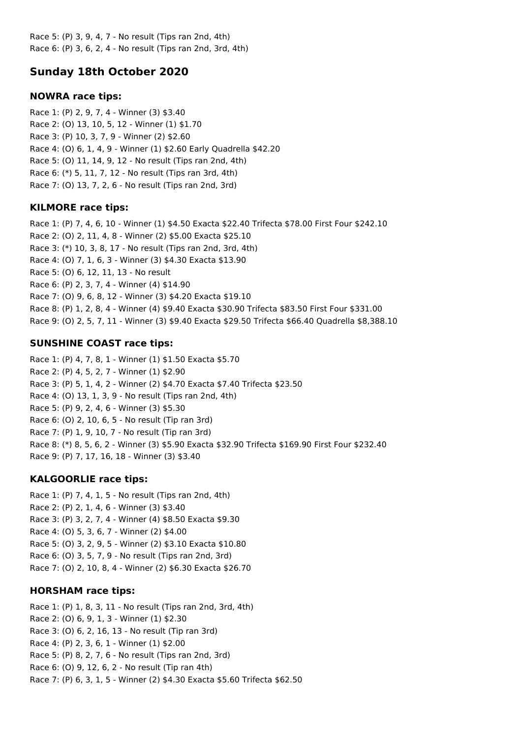Race 5: (P) 3, 9, 4, 7 - No result (Tips ran 2nd, 4th)
Race 6: (P) 3, 6, 2, 4 - No result (Tips ran 2nd, 3rd, 4th)

## Sunday 18th October 2020

### NOWRA race tips:

Race 1: (P) 2, 9, 7, 4 - Winner (3) $3.40
Race 2: (O) 13, 10, 5, 12 - Winner (1) $1.70
Race 3: (P) 10, 3, 7, 9 - Winner (2) $2.60
Race 4: (O) 6, 1, 4, 9 - Winner (1) $2.60 Early Quadrella $42.20
Race 5: (O) 11, 14, 9, 12 - No result (Tips ran 2nd, 4th)
Race 6: (*) 5, 11, 7, 12 - No result (Tips ran 3rd, 4th)
Race 7: (O) 13, 7, 2, 6 - No result (Tips ran 2nd, 3rd)

### KILMORE race tips:

Race 1: (P) 7, 4, 6, 10 - Winner (1) $4.50 Exacta $22.40 Trifecta $78.00 First Four $242.10
Race 2: (O) 2, 11, 4, 8 - Winner (2) $5.00 Exacta $25.10
Race 3: (*) 10, 3, 8, 17 - No result (Tips ran 2nd, 3rd, 4th)
Race 4: (O) 7, 1, 6, 3 - Winner (3) $4.30 Exacta $13.90
Race 5: (O) 6, 12, 11, 13 - No result
Race 6: (P) 2, 3, 7, 4 - Winner (4) $14.90
Race 7: (O) 9, 6, 8, 12 - Winner (3) $4.20 Exacta $19.10
Race 8: (P) 1, 2, 8, 4 - Winner (4) $9.40 Exacta $30.90 Trifecta $83.50 First Four $331.00
Race 9: (O) 2, 5, 7, 11 - Winner (3) $9.40 Exacta $29.50 Trifecta $66.40 Quadrella $8,388.10

### SUNSHINE COAST race tips:

Race 1: (P) 4, 7, 8, 1 - Winner (1) $1.50 Exacta $5.70
Race 2: (P) 4, 5, 2, 7 - Winner (1) $2.90
Race 3: (P) 5, 1, 4, 2 - Winner (2) $4.70 Exacta $7.40 Trifecta $23.50
Race 4: (O) 13, 1, 3, 9 - No result (Tips ran 2nd, 4th)
Race 5: (P) 9, 2, 4, 6 - Winner (3) $5.30
Race 6: (O) 2, 10, 6, 5 - No result (Tip ran 3rd)
Race 7: (P) 1, 9, 10, 7 - No result (Tip ran 3rd)
Race 8: (*) 8, 5, 6, 2 - Winner (3) $5.90 Exacta $32.90 Trifecta $169.90 First Four $232.40
Race 9: (P) 7, 17, 16, 18 - Winner (3) $3.40

### KALGOORLIE race tips:

Race 1: (P) 7, 4, 1, 5 - No result (Tips ran 2nd, 4th)
Race 2: (P) 2, 1, 4, 6 - Winner (3) $3.40
Race 3: (P) 3, 2, 7, 4 - Winner (4) $8.50 Exacta $9.30
Race 4: (O) 5, 3, 6, 7 - Winner (2) $4.00
Race 5: (O) 3, 2, 9, 5 - Winner (2) $3.10 Exacta $10.80
Race 6: (O) 3, 5, 7, 9 - No result (Tips ran 2nd, 3rd)
Race 7: (O) 2, 10, 8, 4 - Winner (2) $6.30 Exacta $26.70

### HORSHAM race tips:

Race 1: (P) 1, 8, 3, 11 - No result (Tips ran 2nd, 3rd, 4th)
Race 2: (O) 6, 9, 1, 3 - Winner (1) $2.30
Race 3: (O) 6, 2, 16, 13 - No result (Tip ran 3rd)
Race 4: (P) 2, 3, 6, 1 - Winner (1) $2.00
Race 5: (P) 8, 2, 7, 6 - No result (Tips ran 2nd, 3rd)
Race 6: (O) 9, 12, 6, 2 - No result (Tip ran 4th)
Race 7: (P) 6, 3, 1, 5 - Winner (2) $4.30 Exacta $5.60 Trifecta $62.50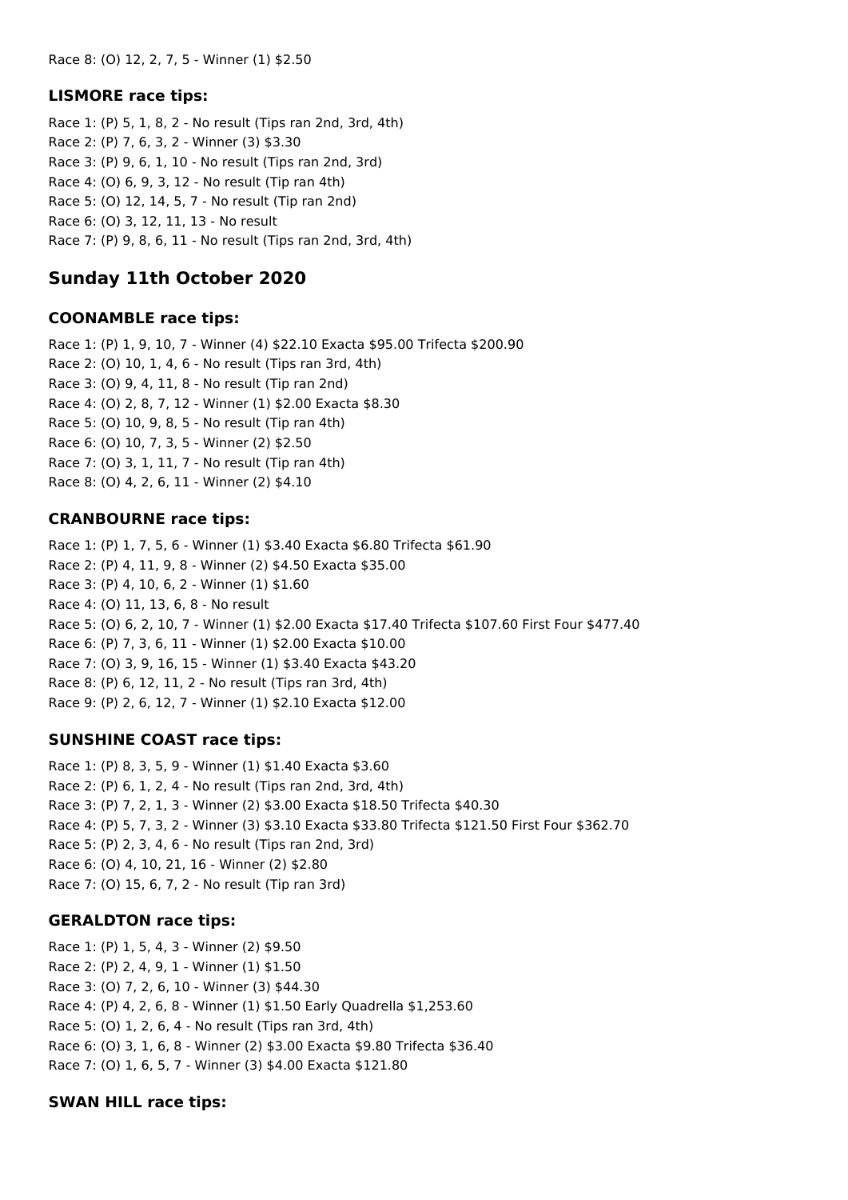Race 8: (O) 12, 2, 7, 5 - Winner (1) $2.50

### LISMORE race tips:

Race 1: (P) 5, 1, 8, 2 - No result (Tips ran 2nd, 3rd, 4th)
Race 2: (P) 7, 6, 3, 2 - Winner (3) $3.30
Race 3: (P) 9, 6, 1, 10 - No result (Tips ran 2nd, 3rd)
Race 4: (O) 6, 9, 3, 12 - No result (Tip ran 4th)
Race 5: (O) 12, 14, 5, 7 - No result (Tip ran 2nd)
Race 6: (O) 3, 12, 11, 13 - No result
Race 7: (P) 9, 8, 6, 11 - No result (Tips ran 2nd, 3rd, 4th)

## Sunday 11th October 2020

### COONAMBLE race tips:

Race 1: (P) 1, 9, 10, 7 - Winner (4) $22.10 Exacta $95.00 Trifecta $200.90
Race 2: (O) 10, 1, 4, 6 - No result (Tips ran 3rd, 4th)
Race 3: (O) 9, 4, 11, 8 - No result (Tip ran 2nd)
Race 4: (O) 2, 8, 7, 12 - Winner (1) $2.00 Exacta $8.30
Race 5: (O) 10, 9, 8, 5 - No result (Tip ran 4th)
Race 6: (O) 10, 7, 3, 5 - Winner (2) $2.50
Race 7: (O) 3, 1, 11, 7 - No result (Tip ran 4th)
Race 8: (O) 4, 2, 6, 11 - Winner (2) $4.10

### CRANBOURNE race tips:

Race 1: (P) 1, 7, 5, 6 - Winner (1) $3.40 Exacta $6.80 Trifecta $61.90
Race 2: (P) 4, 11, 9, 8 - Winner (2) $4.50 Exacta $35.00
Race 3: (P) 4, 10, 6, 2 - Winner (1) $1.60
Race 4: (O) 11, 13, 6, 8 - No result
Race 5: (O) 6, 2, 10, 7 - Winner (1) $2.00 Exacta $17.40 Trifecta $107.60 First Four $477.40
Race 6: (P) 7, 3, 6, 11 - Winner (1) $2.00 Exacta $10.00
Race 7: (O) 3, 9, 16, 15 - Winner (1) $3.40 Exacta $43.20
Race 8: (P) 6, 12, 11, 2 - No result (Tips ran 3rd, 4th)
Race 9: (P) 2, 6, 12, 7 - Winner (1) $2.10 Exacta $12.00

### SUNSHINE COAST race tips:

Race 1: (P) 8, 3, 5, 9 - Winner (1) $1.40 Exacta $3.60
Race 2: (P) 6, 1, 2, 4 - No result (Tips ran 2nd, 3rd, 4th)
Race 3: (P) 7, 2, 1, 3 - Winner (2) $3.00 Exacta $18.50 Trifecta $40.30
Race 4: (P) 5, 7, 3, 2 - Winner (3) $3.10 Exacta $33.80 Trifecta $121.50 First Four $362.70
Race 5: (P) 2, 3, 4, 6 - No result (Tips ran 2nd, 3rd)
Race 6: (O) 4, 10, 21, 16 - Winner (2) $2.80
Race 7: (O) 15, 6, 7, 2 - No result (Tip ran 3rd)

### GERALDTON race tips:

Race 1: (P) 1, 5, 4, 3 - Winner (2) $9.50
Race 2: (P) 2, 4, 9, 1 - Winner (1) $1.50
Race 3: (O) 7, 2, 6, 10 - Winner (3) $44.30
Race 4: (P) 4, 2, 6, 8 - Winner (1) $1.50 Early Quadrella $1,253.60
Race 5: (O) 1, 2, 6, 4 - No result (Tips ran 3rd, 4th)
Race 6: (O) 3, 1, 6, 8 - Winner (2) $3.00 Exacta $9.80 Trifecta $36.40
Race 7: (O) 1, 6, 5, 7 - Winner (3) $4.00 Exacta $121.80

### SWAN HILL race tips: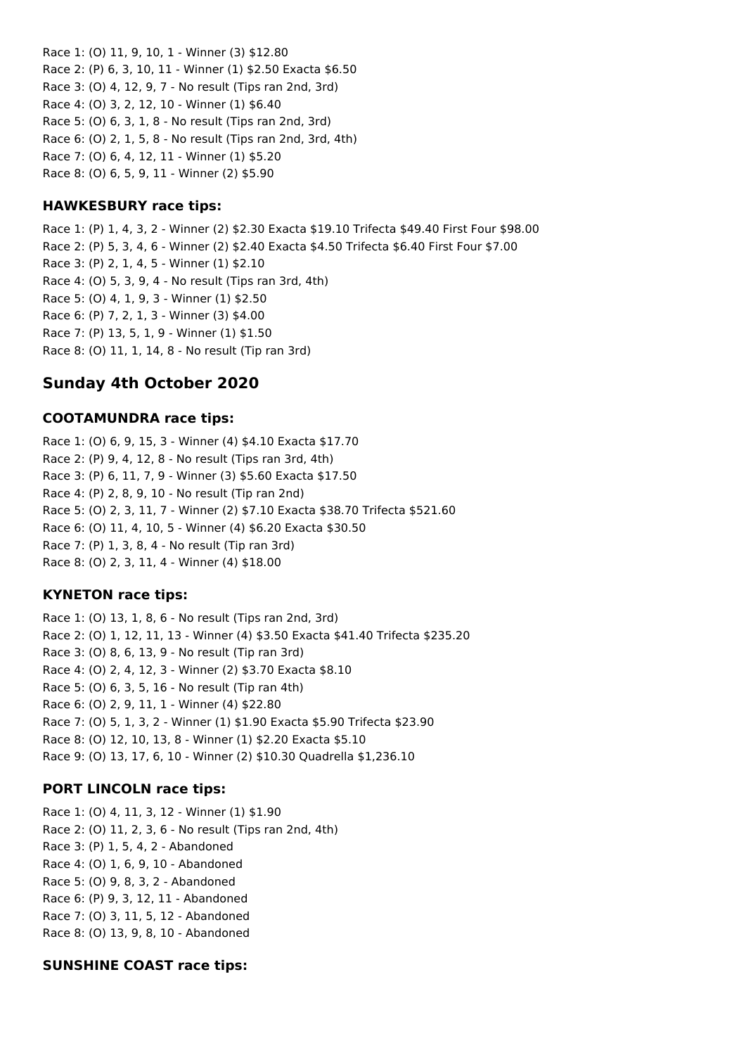Race 1: (O) 11, 9, 10, 1 - Winner (3) $12.80
Race 2: (P) 6, 3, 10, 11 - Winner (1) $2.50 Exacta $6.50
Race 3: (O) 4, 12, 9, 7 - No result (Tips ran 2nd, 3rd)
Race 4: (O) 3, 2, 12, 10 - Winner (1) $6.40
Race 5: (O) 6, 3, 1, 8 - No result (Tips ran 2nd, 3rd)
Race 6: (O) 2, 1, 5, 8 - No result (Tips ran 2nd, 3rd, 4th)
Race 7: (O) 6, 4, 12, 11 - Winner (1) $5.20
Race 8: (O) 6, 5, 9, 11 - Winner (2) $5.90

### HAWKESBURY race tips:

Race 1: (P) 1, 4, 3, 2 - Winner (2) $2.30 Exacta $19.10 Trifecta $49.40 First Four $98.00
Race 2: (P) 5, 3, 4, 6 - Winner (2) $2.40 Exacta $4.50 Trifecta $6.40 First Four $7.00
Race 3: (P) 2, 1, 4, 5 - Winner (1) $2.10
Race 4: (O) 5, 3, 9, 4 - No result (Tips ran 3rd, 4th)
Race 5: (O) 4, 1, 9, 3 - Winner (1) $2.50
Race 6: (P) 7, 2, 1, 3 - Winner (3) $4.00
Race 7: (P) 13, 5, 1, 9 - Winner (1) $1.50
Race 8: (O) 11, 1, 14, 8 - No result (Tip ran 3rd)

## Sunday 4th October 2020

### COOTAMUNDRA race tips:

Race 1: (O) 6, 9, 15, 3 - Winner (4) $4.10 Exacta $17.70
Race 2: (P) 9, 4, 12, 8 - No result (Tips ran 3rd, 4th)
Race 3: (P) 6, 11, 7, 9 - Winner (3) $5.60 Exacta $17.50
Race 4: (P) 2, 8, 9, 10 - No result (Tip ran 2nd)
Race 5: (O) 2, 3, 11, 7 - Winner (2) $7.10 Exacta $38.70 Trifecta $521.60
Race 6: (O) 11, 4, 10, 5 - Winner (4) $6.20 Exacta $30.50
Race 7: (P) 1, 3, 8, 4 - No result (Tip ran 3rd)
Race 8: (O) 2, 3, 11, 4 - Winner (4) $18.00

### KYNETON race tips:

Race 1: (O) 13, 1, 8, 6 - No result (Tips ran 2nd, 3rd)
Race 2: (O) 1, 12, 11, 13 - Winner (4) $3.50 Exacta $41.40 Trifecta $235.20
Race 3: (O) 8, 6, 13, 9 - No result (Tip ran 3rd)
Race 4: (O) 2, 4, 12, 3 - Winner (2) $3.70 Exacta $8.10
Race 5: (O) 6, 3, 5, 16 - No result (Tip ran 4th)
Race 6: (O) 2, 9, 11, 1 - Winner (4) $22.80
Race 7: (O) 5, 1, 3, 2 - Winner (1) $1.90 Exacta $5.90 Trifecta $23.90
Race 8: (O) 12, 10, 13, 8 - Winner (1) $2.20 Exacta $5.10
Race 9: (O) 13, 17, 6, 10 - Winner (2) $10.30 Quadrella $1,236.10

### PORT LINCOLN race tips:

Race 1: (O) 4, 11, 3, 12 - Winner (1) $1.90
Race 2: (O) 11, 2, 3, 6 - No result (Tips ran 2nd, 4th)
Race 3: (P) 1, 5, 4, 2 - Abandoned
Race 4: (O) 1, 6, 9, 10 - Abandoned
Race 5: (O) 9, 8, 3, 2 - Abandoned
Race 6: (P) 9, 3, 12, 11 - Abandoned
Race 7: (O) 3, 11, 5, 12 - Abandoned
Race 8: (O) 13, 9, 8, 10 - Abandoned

### SUNSHINE COAST race tips: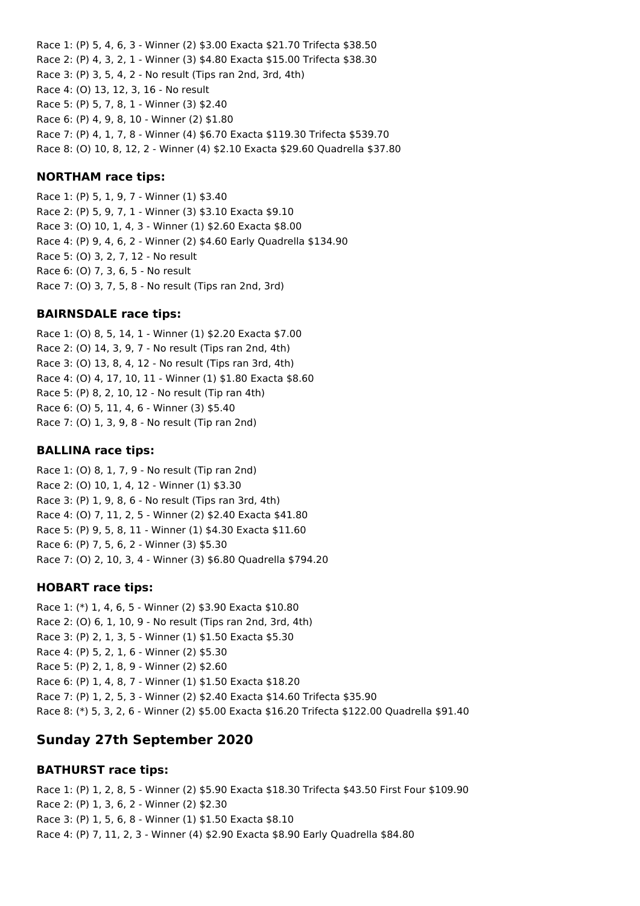Race 1: (P) 5, 4, 6, 3 - Winner (2) $3.00 Exacta $21.70 Trifecta $38.50
Race 2: (P) 4, 3, 2, 1 - Winner (3) $4.80 Exacta $15.00 Trifecta $38.30
Race 3: (P) 3, 5, 4, 2 - No result (Tips ran 2nd, 3rd, 4th)
Race 4: (O) 13, 12, 3, 16 - No result
Race 5: (P) 5, 7, 8, 1 - Winner (3) $2.40
Race 6: (P) 4, 9, 8, 10 - Winner (2) $1.80
Race 7: (P) 4, 1, 7, 8 - Winner (4) $6.70 Exacta $119.30 Trifecta $539.70
Race 8: (O) 10, 8, 12, 2 - Winner (4) $2.10 Exacta $29.60 Quadrella $37.80

### NORTHAM race tips:

Race 1: (P) 5, 1, 9, 7 - Winner (1) $3.40
Race 2: (P) 5, 9, 7, 1 - Winner (3) $3.10 Exacta $9.10
Race 3: (O) 10, 1, 4, 3 - Winner (1) $2.60 Exacta $8.00
Race 4: (P) 9, 4, 6, 2 - Winner (2) $4.60 Early Quadrella $134.90
Race 5: (O) 3, 2, 7, 12 - No result
Race 6: (O) 7, 3, 6, 5 - No result
Race 7: (O) 3, 7, 5, 8 - No result (Tips ran 2nd, 3rd)

### BAIRNSDALE race tips:

Race 1: (O) 8, 5, 14, 1 - Winner (1) $2.20 Exacta $7.00
Race 2: (O) 14, 3, 9, 7 - No result (Tips ran 2nd, 4th)
Race 3: (O) 13, 8, 4, 12 - No result (Tips ran 3rd, 4th)
Race 4: (O) 4, 17, 10, 11 - Winner (1) $1.80 Exacta $8.60
Race 5: (P) 8, 2, 10, 12 - No result (Tip ran 4th)
Race 6: (O) 5, 11, 4, 6 - Winner (3) $5.40
Race 7: (O) 1, 3, 9, 8 - No result (Tip ran 2nd)

### BALLINA race tips:

Race 1: (O) 8, 1, 7, 9 - No result (Tip ran 2nd)
Race 2: (O) 10, 1, 4, 12 - Winner (1) $3.30
Race 3: (P) 1, 9, 8, 6 - No result (Tips ran 3rd, 4th)
Race 4: (O) 7, 11, 2, 5 - Winner (2) $2.40 Exacta $41.80
Race 5: (P) 9, 5, 8, 11 - Winner (1) $4.30 Exacta $11.60
Race 6: (P) 7, 5, 6, 2 - Winner (3) $5.30
Race 7: (O) 2, 10, 3, 4 - Winner (3) $6.80 Quadrella $794.20

### HOBART race tips:

Race 1: (*) 1, 4, 6, 5 - Winner (2) $3.90 Exacta $10.80
Race 2: (O) 6, 1, 10, 9 - No result (Tips ran 2nd, 3rd, 4th)
Race 3: (P) 2, 1, 3, 5 - Winner (1) $1.50 Exacta $5.30
Race 4: (P) 5, 2, 1, 6 - Winner (2) $5.30
Race 5: (P) 2, 1, 8, 9 - Winner (2) $2.60
Race 6: (P) 1, 4, 8, 7 - Winner (1) $1.50 Exacta $18.20
Race 7: (P) 1, 2, 5, 3 - Winner (2) $2.40 Exacta $14.60 Trifecta $35.90
Race 8: (*) 5, 3, 2, 6 - Winner (2) $5.00 Exacta $16.20 Trifecta $122.00 Quadrella $91.40

## Sunday 27th September 2020

### BATHURST race tips:

Race 1: (P) 1, 2, 8, 5 - Winner (2) $5.90 Exacta $18.30 Trifecta $43.50 First Four $109.90
Race 2: (P) 1, 3, 6, 2 - Winner (2) $2.30
Race 3: (P) 1, 5, 6, 8 - Winner (1) $1.50 Exacta $8.10
Race 4: (P) 7, 11, 2, 3 - Winner (4) $2.90 Exacta $8.90 Early Quadrella $84.80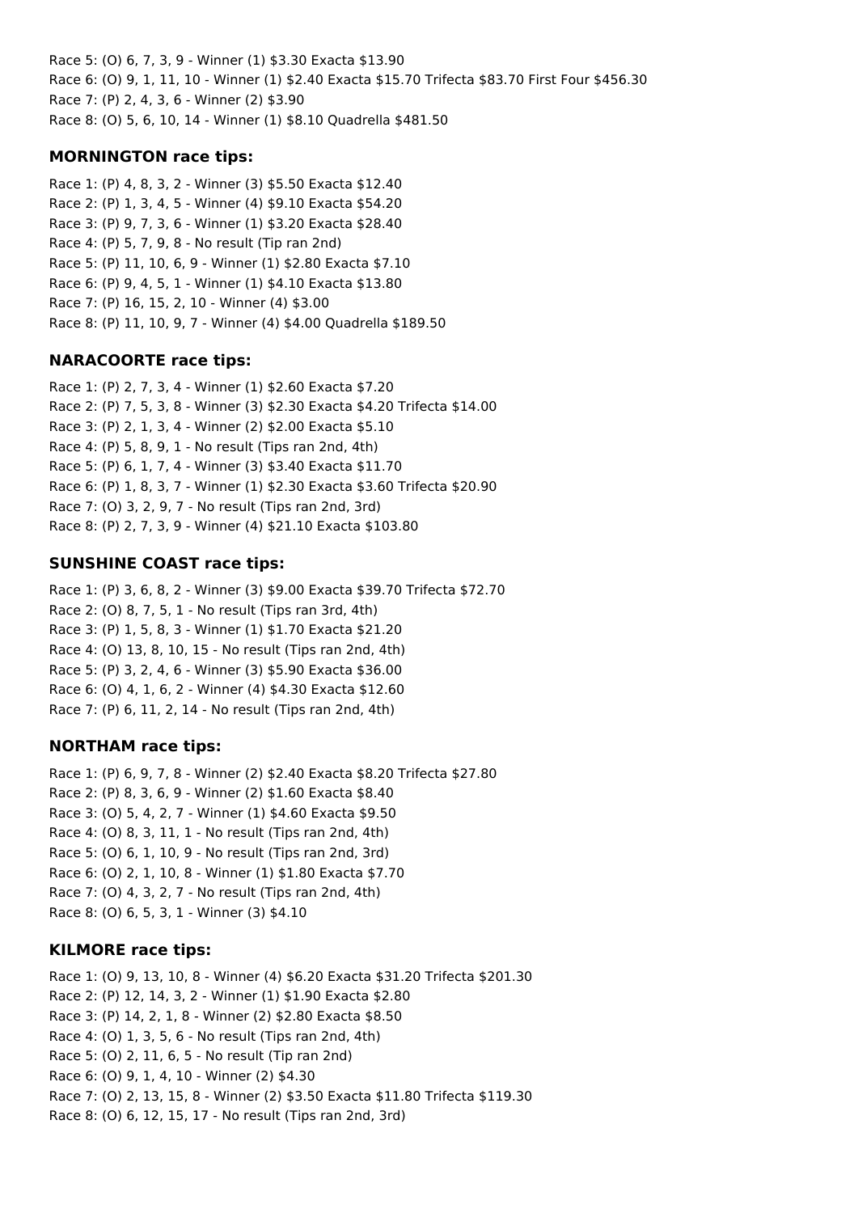Race 5: (O) 6, 7, 3, 9 - Winner (1) $3.30 Exacta $13.90
Race 6: (O) 9, 1, 11, 10 - Winner (1) $2.40 Exacta $15.70 Trifecta $83.70 First Four $456.30
Race 7: (P) 2, 4, 3, 6 - Winner (2) $3.90
Race 8: (O) 5, 6, 10, 14 - Winner (1) $8.10 Quadrella $481.50

### MORNINGTON race tips:

Race 1: (P) 4, 8, 3, 2 - Winner (3) $5.50 Exacta $12.40
Race 2: (P) 1, 3, 4, 5 - Winner (4) $9.10 Exacta $54.20
Race 3: (P) 9, 7, 3, 6 - Winner (1) $3.20 Exacta $28.40
Race 4: (P) 5, 7, 9, 8 - No result (Tip ran 2nd)
Race 5: (P) 11, 10, 6, 9 - Winner (1) $2.80 Exacta $7.10
Race 6: (P) 9, 4, 5, 1 - Winner (1) $4.10 Exacta $13.80
Race 7: (P) 16, 15, 2, 10 - Winner (4) $3.00
Race 8: (P) 11, 10, 9, 7 - Winner (4) $4.00 Quadrella $189.50

### NARACOORTE race tips:

Race 1: (P) 2, 7, 3, 4 - Winner (1) $2.60 Exacta $7.20
Race 2: (P) 7, 5, 3, 8 - Winner (3) $2.30 Exacta $4.20 Trifecta $14.00
Race 3: (P) 2, 1, 3, 4 - Winner (2) $2.00 Exacta $5.10
Race 4: (P) 5, 8, 9, 1 - No result (Tips ran 2nd, 4th)
Race 5: (P) 6, 1, 7, 4 - Winner (3) $3.40 Exacta $11.70
Race 6: (P) 1, 8, 3, 7 - Winner (1) $2.30 Exacta $3.60 Trifecta $20.90
Race 7: (O) 3, 2, 9, 7 - No result (Tips ran 2nd, 3rd)
Race 8: (P) 2, 7, 3, 9 - Winner (4) $21.10 Exacta $103.80

### SUNSHINE COAST race tips:

Race 1: (P) 3, 6, 8, 2 - Winner (3) $9.00 Exacta $39.70 Trifecta $72.70
Race 2: (O) 8, 7, 5, 1 - No result (Tips ran 3rd, 4th)
Race 3: (P) 1, 5, 8, 3 - Winner (1) $1.70 Exacta $21.20
Race 4: (O) 13, 8, 10, 15 - No result (Tips ran 2nd, 4th)
Race 5: (P) 3, 2, 4, 6 - Winner (3) $5.90 Exacta $36.00
Race 6: (O) 4, 1, 6, 2 - Winner (4) $4.30 Exacta $12.60
Race 7: (P) 6, 11, 2, 14 - No result (Tips ran 2nd, 4th)

### NORTHAM race tips:

Race 1: (P) 6, 9, 7, 8 - Winner (2) $2.40 Exacta $8.20 Trifecta $27.80
Race 2: (P) 8, 3, 6, 9 - Winner (2) $1.60 Exacta $8.40
Race 3: (O) 5, 4, 2, 7 - Winner (1) $4.60 Exacta $9.50
Race 4: (O) 8, 3, 11, 1 - No result (Tips ran 2nd, 4th)
Race 5: (O) 6, 1, 10, 9 - No result (Tips ran 2nd, 3rd)
Race 6: (O) 2, 1, 10, 8 - Winner (1) $1.80 Exacta $7.70
Race 7: (O) 4, 3, 2, 7 - No result (Tips ran 2nd, 4th)
Race 8: (O) 6, 5, 3, 1 - Winner (3) $4.10

### KILMORE race tips:

Race 1: (O) 9, 13, 10, 8 - Winner (4) $6.20 Exacta $31.20 Trifecta $201.30
Race 2: (P) 12, 14, 3, 2 - Winner (1) $1.90 Exacta $2.80
Race 3: (P) 14, 2, 1, 8 - Winner (2) $2.80 Exacta $8.50
Race 4: (O) 1, 3, 5, 6 - No result (Tips ran 2nd, 4th)
Race 5: (O) 2, 11, 6, 5 - No result (Tip ran 2nd)
Race 6: (O) 9, 1, 4, 10 - Winner (2) $4.30
Race 7: (O) 2, 13, 15, 8 - Winner (2) $3.50 Exacta $11.80 Trifecta $119.30
Race 8: (O) 6, 12, 15, 17 - No result (Tips ran 2nd, 3rd)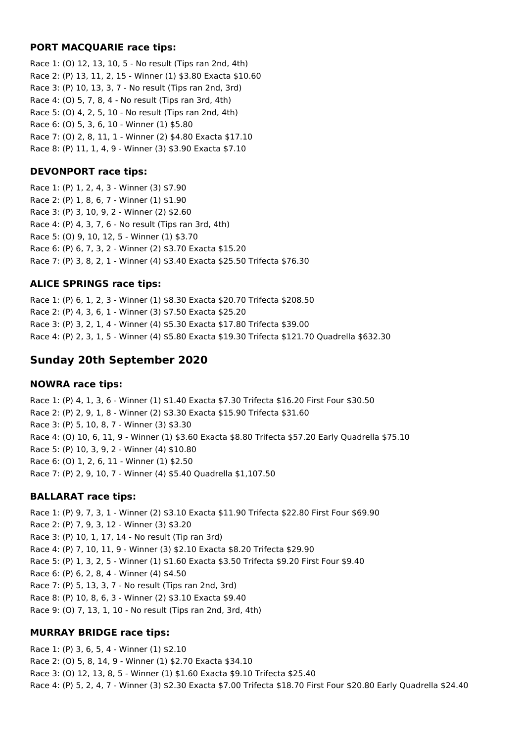### PORT MACQUARIE race tips:

Race 1: (O) 12, 13, 10, 5 - No result (Tips ran 2nd, 4th)
Race 2: (P) 13, 11, 2, 15 - Winner (1) $3.80 Exacta $10.60
Race 3: (P) 10, 13, 3, 7 - No result (Tips ran 2nd, 3rd)
Race 4: (O) 5, 7, 8, 4 - No result (Tips ran 3rd, 4th)
Race 5: (O) 4, 2, 5, 10 - No result (Tips ran 2nd, 4th)
Race 6: (O) 5, 3, 6, 10 - Winner (1) $5.80
Race 7: (O) 2, 8, 11, 1 - Winner (2) $4.80 Exacta $17.10
Race 8: (P) 11, 1, 4, 9 - Winner (3) $3.90 Exacta $7.10

### DEVONPORT race tips:

Race 1: (P) 1, 2, 4, 3 - Winner (3) $7.90
Race 2: (P) 1, 8, 6, 7 - Winner (1) $1.90
Race 3: (P) 3, 10, 9, 2 - Winner (2) $2.60
Race 4: (P) 4, 3, 7, 6 - No result (Tips ran 3rd, 4th)
Race 5: (O) 9, 10, 12, 5 - Winner (1) $3.70
Race 6: (P) 6, 7, 3, 2 - Winner (2) $3.70 Exacta $15.20
Race 7: (P) 3, 8, 2, 1 - Winner (4) $3.40 Exacta $25.50 Trifecta $76.30

### ALICE SPRINGS race tips:

Race 1: (P) 6, 1, 2, 3 - Winner (1) $8.30 Exacta $20.70 Trifecta $208.50
Race 2: (P) 4, 3, 6, 1 - Winner (3) $7.50 Exacta $25.20
Race 3: (P) 3, 2, 1, 4 - Winner (4) $5.30 Exacta $17.80 Trifecta $39.00
Race 4: (P) 2, 3, 1, 5 - Winner (4) $5.80 Exacta $19.30 Trifecta $121.70 Quadrella $632.30

## Sunday 20th September 2020

### NOWRA race tips:

Race 1: (P) 4, 1, 3, 6 - Winner (1) $1.40 Exacta $7.30 Trifecta $16.20 First Four $30.50
Race 2: (P) 2, 9, 1, 8 - Winner (2) $3.30 Exacta $15.90 Trifecta $31.60
Race 3: (P) 5, 10, 8, 7 - Winner (3) $3.30
Race 4: (O) 10, 6, 11, 9 - Winner (1) $3.60 Exacta $8.80 Trifecta $57.20 Early Quadrella $75.10
Race 5: (P) 10, 3, 9, 2 - Winner (4) $10.80
Race 6: (O) 1, 2, 6, 11 - Winner (1) $2.50
Race 7: (P) 2, 9, 10, 7 - Winner (4) $5.40 Quadrella $1,107.50

### BALLARAT race tips:

Race 1: (P) 9, 7, 3, 1 - Winner (2) $3.10 Exacta $11.90 Trifecta $22.80 First Four $69.90
Race 2: (P) 7, 9, 3, 12 - Winner (3) $3.20
Race 3: (P) 10, 1, 17, 14 - No result (Tip ran 3rd)
Race 4: (P) 7, 10, 11, 9 - Winner (3) $2.10 Exacta $8.20 Trifecta $29.90
Race 5: (P) 1, 3, 2, 5 - Winner (1) $1.60 Exacta $3.50 Trifecta $9.20 First Four $9.40
Race 6: (P) 6, 2, 8, 4 - Winner (4) $4.50
Race 7: (P) 5, 13, 3, 7 - No result (Tips ran 2nd, 3rd)
Race 8: (P) 10, 8, 6, 3 - Winner (2) $3.10 Exacta $9.40
Race 9: (O) 7, 13, 1, 10 - No result (Tips ran 2nd, 3rd, 4th)

### MURRAY BRIDGE race tips:

Race 1: (P) 3, 6, 5, 4 - Winner (1) $2.10
Race 2: (O) 5, 8, 14, 9 - Winner (1) $2.70 Exacta $34.10
Race 3: (O) 12, 13, 8, 5 - Winner (1) $1.60 Exacta $9.10 Trifecta $25.40
Race 4: (P) 5, 2, 4, 7 - Winner (3) $2.30 Exacta $7.00 Trifecta $18.70 First Four $20.80 Early Quadrella $24.40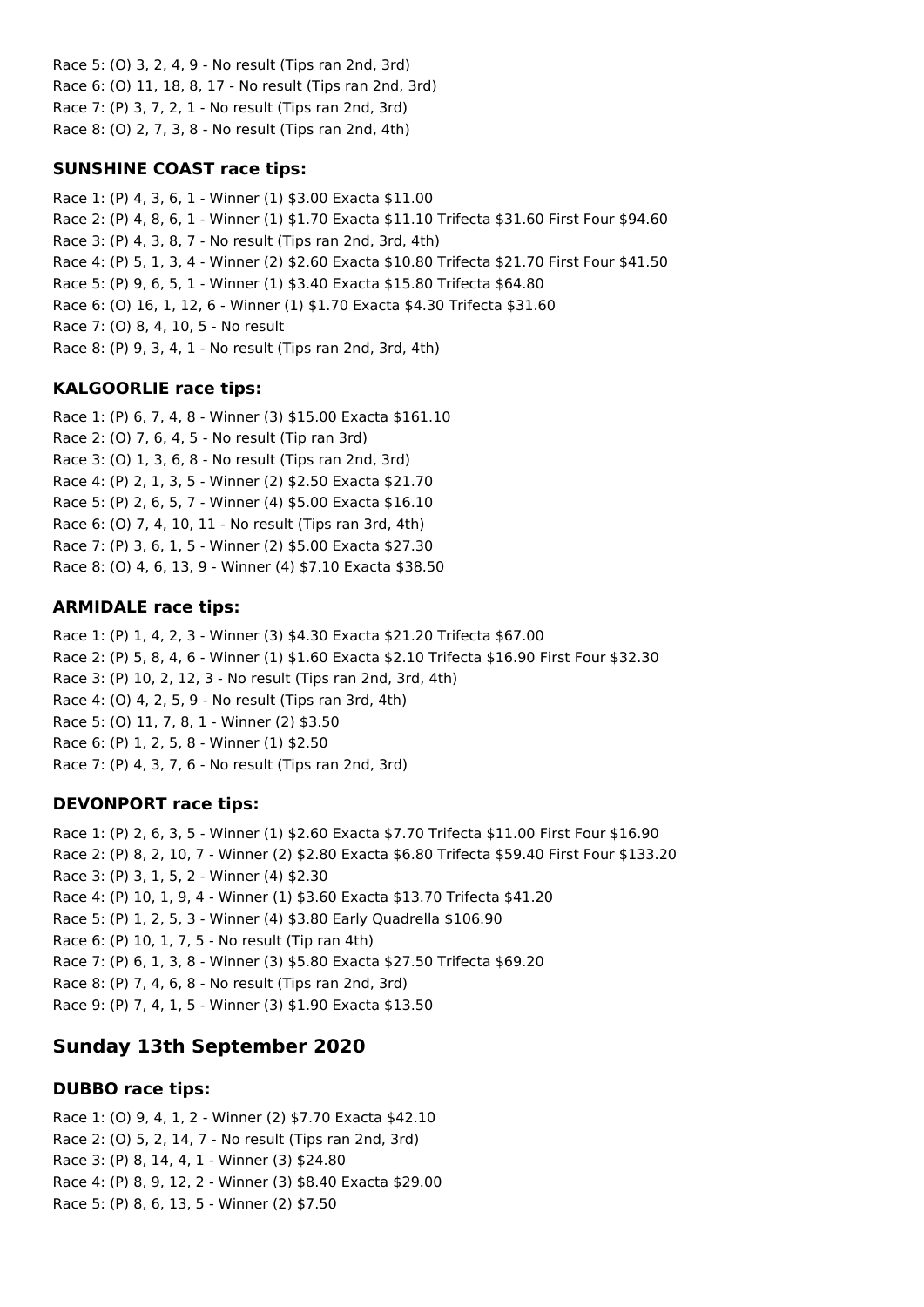Race 5: (O) 3, 2, 4, 9 - No result (Tips ran 2nd, 3rd)
Race 6: (O) 11, 18, 8, 17 - No result (Tips ran 2nd, 3rd)
Race 7: (P) 3, 7, 2, 1 - No result (Tips ran 2nd, 3rd)
Race 8: (O) 2, 7, 3, 8 - No result (Tips ran 2nd, 4th)

### SUNSHINE COAST race tips:

Race 1: (P) 4, 3, 6, 1 - Winner (1) $3.00 Exacta $11.00
Race 2: (P) 4, 8, 6, 1 - Winner (1) $1.70 Exacta $11.10 Trifecta $31.60 First Four $94.60
Race 3: (P) 4, 3, 8, 7 - No result (Tips ran 2nd, 3rd, 4th)
Race 4: (P) 5, 1, 3, 4 - Winner (2) $2.60 Exacta $10.80 Trifecta $21.70 First Four $41.50
Race 5: (P) 9, 6, 5, 1 - Winner (1) $3.40 Exacta $15.80 Trifecta $64.80
Race 6: (O) 16, 1, 12, 6 - Winner (1) $1.70 Exacta $4.30 Trifecta $31.60
Race 7: (O) 8, 4, 10, 5 - No result
Race 8: (P) 9, 3, 4, 1 - No result (Tips ran 2nd, 3rd, 4th)

### KALGOORLIE race tips:

Race 1: (P) 6, 7, 4, 8 - Winner (3) $15.00 Exacta $161.10
Race 2: (O) 7, 6, 4, 5 - No result (Tip ran 3rd)
Race 3: (O) 1, 3, 6, 8 - No result (Tips ran 2nd, 3rd)
Race 4: (P) 2, 1, 3, 5 - Winner (2) $2.50 Exacta $21.70
Race 5: (P) 2, 6, 5, 7 - Winner (4) $5.00 Exacta $16.10
Race 6: (O) 7, 4, 10, 11 - No result (Tips ran 3rd, 4th)
Race 7: (P) 3, 6, 1, 5 - Winner (2) $5.00 Exacta $27.30
Race 8: (O) 4, 6, 13, 9 - Winner (4) $7.10 Exacta $38.50

### ARMIDALE race tips:

Race 1: (P) 1, 4, 2, 3 - Winner (3) $4.30 Exacta $21.20 Trifecta $67.00
Race 2: (P) 5, 8, 4, 6 - Winner (1) $1.60 Exacta $2.10 Trifecta $16.90 First Four $32.30
Race 3: (P) 10, 2, 12, 3 - No result (Tips ran 2nd, 3rd, 4th)
Race 4: (O) 4, 2, 5, 9 - No result (Tips ran 3rd, 4th)
Race 5: (O) 11, 7, 8, 1 - Winner (2) $3.50
Race 6: (P) 1, 2, 5, 8 - Winner (1) $2.50
Race 7: (P) 4, 3, 7, 6 - No result (Tips ran 2nd, 3rd)

### DEVONPORT race tips:

Race 1: (P) 2, 6, 3, 5 - Winner (1) $2.60 Exacta $7.70 Trifecta $11.00 First Four $16.90
Race 2: (P) 8, 2, 10, 7 - Winner (2) $2.80 Exacta $6.80 Trifecta $59.40 First Four $133.20
Race 3: (P) 3, 1, 5, 2 - Winner (4) $2.30
Race 4: (P) 10, 1, 9, 4 - Winner (1) $3.60 Exacta $13.70 Trifecta $41.20
Race 5: (P) 1, 2, 5, 3 - Winner (4) $3.80 Early Quadrella $106.90
Race 6: (P) 10, 1, 7, 5 - No result (Tip ran 4th)
Race 7: (P) 6, 1, 3, 8 - Winner (3) $5.80 Exacta $27.50 Trifecta $69.20
Race 8: (P) 7, 4, 6, 8 - No result (Tips ran 2nd, 3rd)
Race 9: (P) 7, 4, 1, 5 - Winner (3) $1.90 Exacta $13.50

## Sunday 13th September 2020

### DUBBO race tips:

Race 1: (O) 9, 4, 1, 2 - Winner (2) $7.70 Exacta $42.10
Race 2: (O) 5, 2, 14, 7 - No result (Tips ran 2nd, 3rd)
Race 3: (P) 8, 14, 4, 1 - Winner (3) $24.80
Race 4: (P) 8, 9, 12, 2 - Winner (3) $8.40 Exacta $29.00
Race 5: (P) 8, 6, 13, 5 - Winner (2) $7.50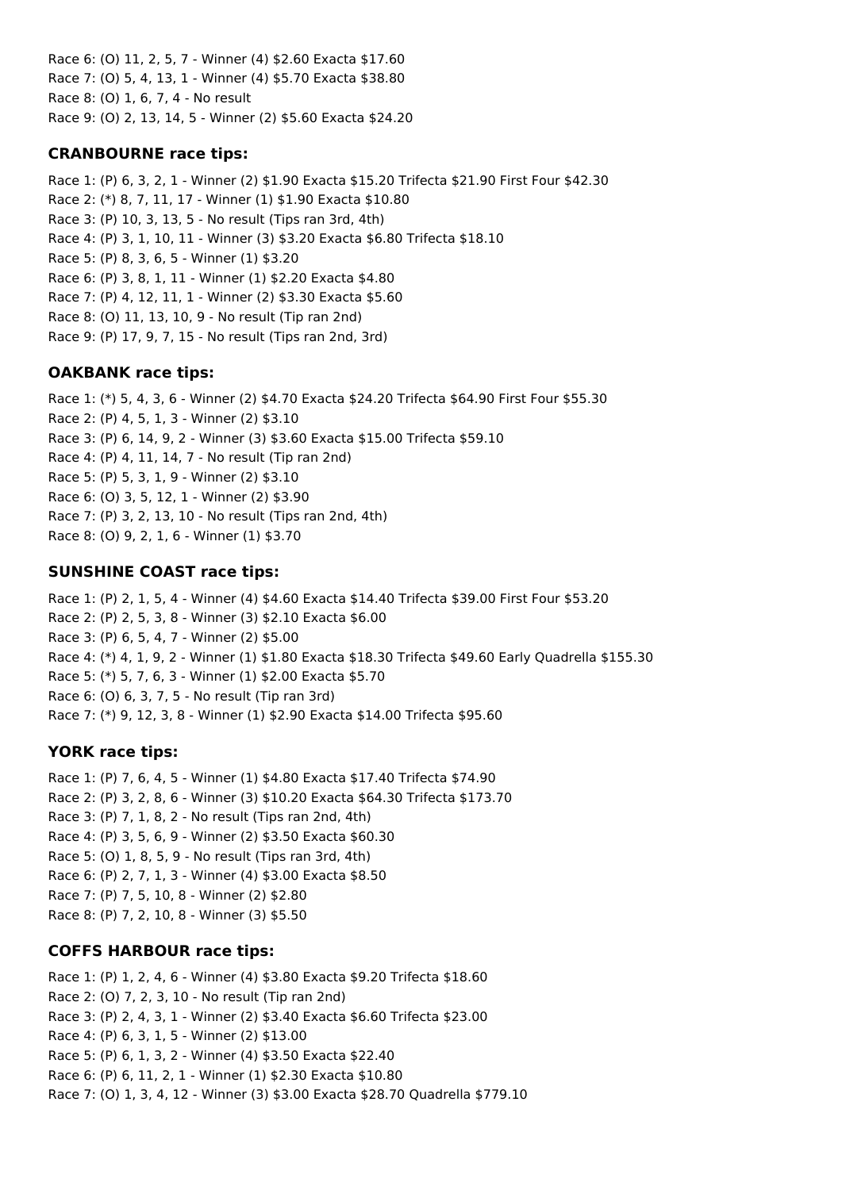Race 6: (O) 11, 2, 5, 7 - Winner (4) $2.60 Exacta $17.60
Race 7: (O) 5, 4, 13, 1 - Winner (4) $5.70 Exacta $38.80
Race 8: (O) 1, 6, 7, 4 - No result
Race 9: (O) 2, 13, 14, 5 - Winner (2) $5.60 Exacta $24.20

### CRANBOURNE race tips:

Race 1: (P) 6, 3, 2, 1 - Winner (2) $1.90 Exacta $15.20 Trifecta $21.90 First Four $42.30
Race 2: (*) 8, 7, 11, 17 - Winner (1) $1.90 Exacta $10.80
Race 3: (P) 10, 3, 13, 5 - No result (Tips ran 3rd, 4th)
Race 4: (P) 3, 1, 10, 11 - Winner (3) $3.20 Exacta $6.80 Trifecta $18.10
Race 5: (P) 8, 3, 6, 5 - Winner (1) $3.20
Race 6: (P) 3, 8, 1, 11 - Winner (1) $2.20 Exacta $4.80
Race 7: (P) 4, 12, 11, 1 - Winner (2) $3.30 Exacta $5.60
Race 8: (O) 11, 13, 10, 9 - No result (Tip ran 2nd)
Race 9: (P) 17, 9, 7, 15 - No result (Tips ran 2nd, 3rd)

### OAKBANK race tips:

Race 1: (*) 5, 4, 3, 6 - Winner (2) $4.70 Exacta $24.20 Trifecta $64.90 First Four $55.30
Race 2: (P) 4, 5, 1, 3 - Winner (2) $3.10
Race 3: (P) 6, 14, 9, 2 - Winner (3) $3.60 Exacta $15.00 Trifecta $59.10
Race 4: (P) 4, 11, 14, 7 - No result (Tip ran 2nd)
Race 5: (P) 5, 3, 1, 9 - Winner (2) $3.10
Race 6: (O) 3, 5, 12, 1 - Winner (2) $3.90
Race 7: (P) 3, 2, 13, 10 - No result (Tips ran 2nd, 4th)
Race 8: (O) 9, 2, 1, 6 - Winner (1) $3.70

### SUNSHINE COAST race tips:

Race 1: (P) 2, 1, 5, 4 - Winner (4) $4.60 Exacta $14.40 Trifecta $39.00 First Four $53.20
Race 2: (P) 2, 5, 3, 8 - Winner (3) $2.10 Exacta $6.00
Race 3: (P) 6, 5, 4, 7 - Winner (2) $5.00
Race 4: (*) 4, 1, 9, 2 - Winner (1) $1.80 Exacta $18.30 Trifecta $49.60 Early Quadrella $155.30
Race 5: (*) 5, 7, 6, 3 - Winner (1) $2.00 Exacta $5.70
Race 6: (O) 6, 3, 7, 5 - No result (Tip ran 3rd)
Race 7: (*) 9, 12, 3, 8 - Winner (1) $2.90 Exacta $14.00 Trifecta $95.60

### YORK race tips:

Race 1: (P) 7, 6, 4, 5 - Winner (1) $4.80 Exacta $17.40 Trifecta $74.90
Race 2: (P) 3, 2, 8, 6 - Winner (3) $10.20 Exacta $64.30 Trifecta $173.70
Race 3: (P) 7, 1, 8, 2 - No result (Tips ran 2nd, 4th)
Race 4: (P) 3, 5, 6, 9 - Winner (2) $3.50 Exacta $60.30
Race 5: (O) 1, 8, 5, 9 - No result (Tips ran 3rd, 4th)
Race 6: (P) 2, 7, 1, 3 - Winner (4) $3.00 Exacta $8.50
Race 7: (P) 7, 5, 10, 8 - Winner (2) $2.80
Race 8: (P) 7, 2, 10, 8 - Winner (3) $5.50

### COFFS HARBOUR race tips:

Race 1: (P) 1, 2, 4, 6 - Winner (4) $3.80 Exacta $9.20 Trifecta $18.60
Race 2: (O) 7, 2, 3, 10 - No result (Tip ran 2nd)
Race 3: (P) 2, 4, 3, 1 - Winner (2) $3.40 Exacta $6.60 Trifecta $23.00
Race 4: (P) 6, 3, 1, 5 - Winner (2) $13.00
Race 5: (P) 6, 1, 3, 2 - Winner (4) $3.50 Exacta $22.40
Race 6: (P) 6, 11, 2, 1 - Winner (1) $2.30 Exacta $10.80
Race 7: (O) 1, 3, 4, 12 - Winner (3) $3.00 Exacta $28.70 Quadrella $779.10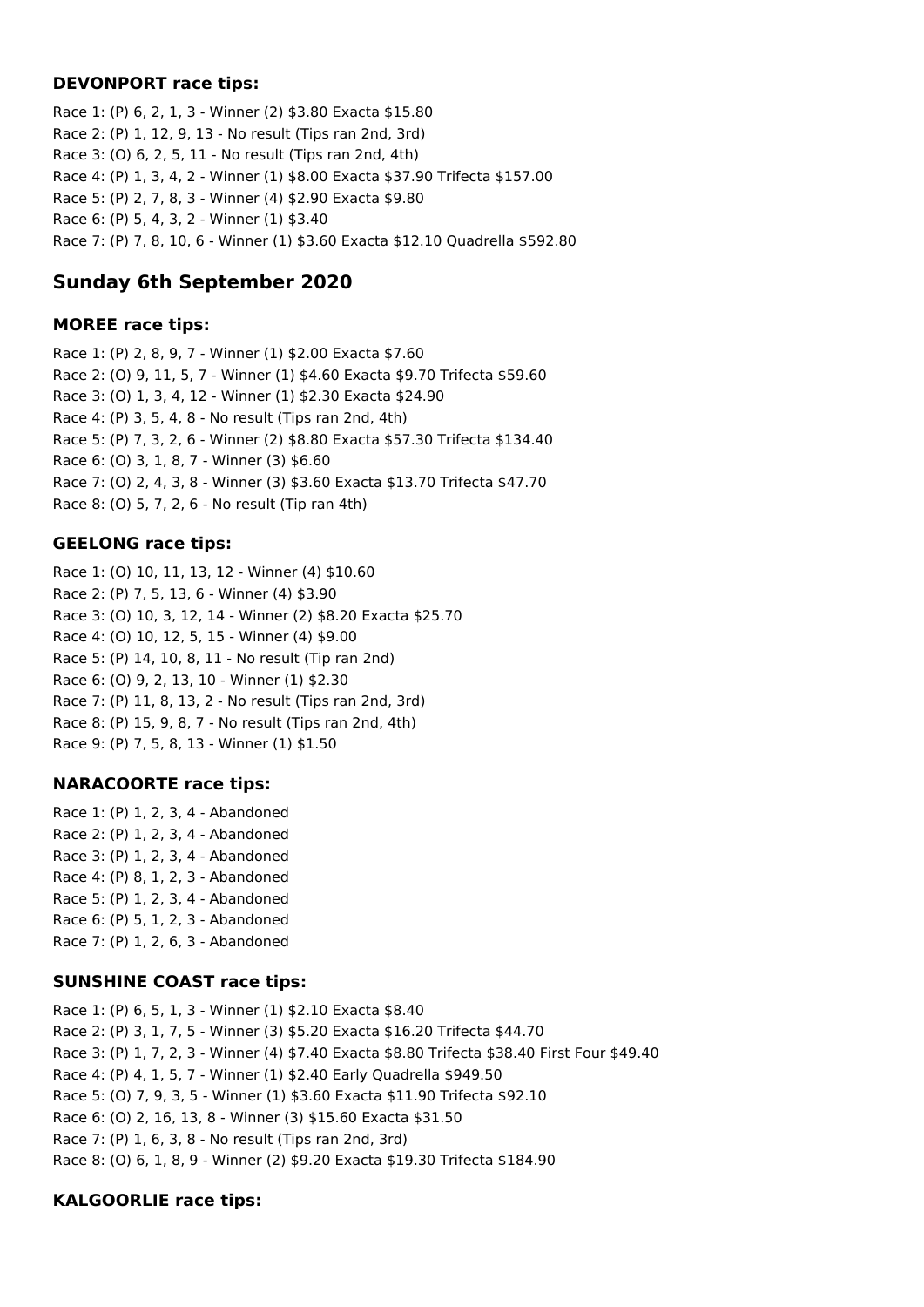### DEVONPORT race tips:

Race 1: (P) 6, 2, 1, 3 - Winner (2) $3.80 Exacta $15.80
Race 2: (P) 1, 12, 9, 13 - No result (Tips ran 2nd, 3rd)
Race 3: (O) 6, 2, 5, 11 - No result (Tips ran 2nd, 4th)
Race 4: (P) 1, 3, 4, 2 - Winner (1) $8.00 Exacta $37.90 Trifecta $157.00
Race 5: (P) 2, 7, 8, 3 - Winner (4) $2.90 Exacta $9.80
Race 6: (P) 5, 4, 3, 2 - Winner (1) $3.40
Race 7: (P) 7, 8, 10, 6 - Winner (1) $3.60 Exacta $12.10 Quadrella $592.80

## Sunday 6th September 2020

### MOREE race tips:

Race 1: (P) 2, 8, 9, 7 - Winner (1) $2.00 Exacta $7.60
Race 2: (O) 9, 11, 5, 7 - Winner (1) $4.60 Exacta $9.70 Trifecta $59.60
Race 3: (O) 1, 3, 4, 12 - Winner (1) $2.30 Exacta $24.90
Race 4: (P) 3, 5, 4, 8 - No result (Tips ran 2nd, 4th)
Race 5: (P) 7, 3, 2, 6 - Winner (2) $8.80 Exacta $57.30 Trifecta $134.40
Race 6: (O) 3, 1, 8, 7 - Winner (3) $6.60
Race 7: (O) 2, 4, 3, 8 - Winner (3) $3.60 Exacta $13.70 Trifecta $47.70
Race 8: (O) 5, 7, 2, 6 - No result (Tip ran 4th)

### GEELONG race tips:

Race 1: (O) 10, 11, 13, 12 - Winner (4) $10.60
Race 2: (P) 7, 5, 13, 6 - Winner (4) $3.90
Race 3: (O) 10, 3, 12, 14 - Winner (2) $8.20 Exacta $25.70
Race 4: (O) 10, 12, 5, 15 - Winner (4) $9.00
Race 5: (P) 14, 10, 8, 11 - No result (Tip ran 2nd)
Race 6: (O) 9, 2, 13, 10 - Winner (1) $2.30
Race 7: (P) 11, 8, 13, 2 - No result (Tips ran 2nd, 3rd)
Race 8: (P) 15, 9, 8, 7 - No result (Tips ran 2nd, 4th)
Race 9: (P) 7, 5, 8, 13 - Winner (1) $1.50

### NARACOORTE race tips:

Race 1: (P) 1, 2, 3, 4 - Abandoned
Race 2: (P) 1, 2, 3, 4 - Abandoned
Race 3: (P) 1, 2, 3, 4 - Abandoned
Race 4: (P) 8, 1, 2, 3 - Abandoned
Race 5: (P) 1, 2, 3, 4 - Abandoned
Race 6: (P) 5, 1, 2, 3 - Abandoned
Race 7: (P) 1, 2, 6, 3 - Abandoned

### SUNSHINE COAST race tips:

Race 1: (P) 6, 5, 1, 3 - Winner (1) $2.10 Exacta $8.40
Race 2: (P) 3, 1, 7, 5 - Winner (3) $5.20 Exacta $16.20 Trifecta $44.70
Race 3: (P) 1, 7, 2, 3 - Winner (4) $7.40 Exacta $8.80 Trifecta $38.40 First Four $49.40
Race 4: (P) 4, 1, 5, 7 - Winner (1) $2.40 Early Quadrella $949.50
Race 5: (O) 7, 9, 3, 5 - Winner (1) $3.60 Exacta $11.90 Trifecta $92.10
Race 6: (O) 2, 16, 13, 8 - Winner (3) $15.60 Exacta $31.50
Race 7: (P) 1, 6, 3, 8 - No result (Tips ran 2nd, 3rd)
Race 8: (O) 6, 1, 8, 9 - Winner (2) $9.20 Exacta $19.30 Trifecta $184.90

### KALGOORLIE race tips: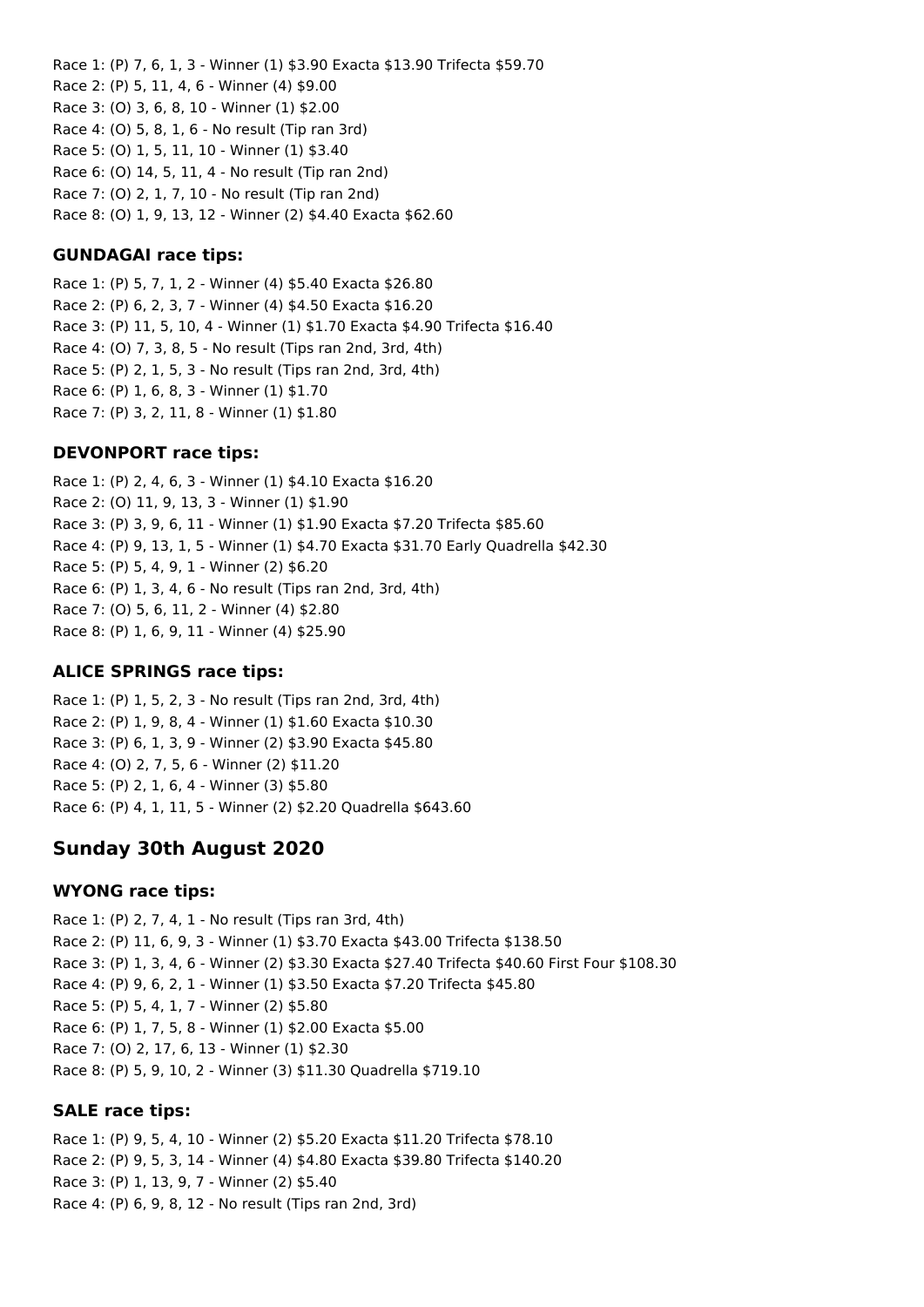Race 1: (P) 7, 6, 1, 3 - Winner (1) $3.90 Exacta $13.90 Trifecta $59.70
Race 2: (P) 5, 11, 4, 6 - Winner (4) $9.00
Race 3: (O) 3, 6, 8, 10 - Winner (1) $2.00
Race 4: (O) 5, 8, 1, 6 - No result (Tip ran 3rd)
Race 5: (O) 1, 5, 11, 10 - Winner (1) $3.40
Race 6: (O) 14, 5, 11, 4 - No result (Tip ran 2nd)
Race 7: (O) 2, 1, 7, 10 - No result (Tip ran 2nd)
Race 8: (O) 1, 9, 13, 12 - Winner (2) $4.40 Exacta $62.60

### GUNDAGAI race tips:

Race 1: (P) 5, 7, 1, 2 - Winner (4) $5.40 Exacta $26.80
Race 2: (P) 6, 2, 3, 7 - Winner (4) $4.50 Exacta $16.20
Race 3: (P) 11, 5, 10, 4 - Winner (1) $1.70 Exacta $4.90 Trifecta $16.40
Race 4: (O) 7, 3, 8, 5 - No result (Tips ran 2nd, 3rd, 4th)
Race 5: (P) 2, 1, 5, 3 - No result (Tips ran 2nd, 3rd, 4th)
Race 6: (P) 1, 6, 8, 3 - Winner (1) $1.70
Race 7: (P) 3, 2, 11, 8 - Winner (1) $1.80

### DEVONPORT race tips:

Race 1: (P) 2, 4, 6, 3 - Winner (1) $4.10 Exacta $16.20
Race 2: (O) 11, 9, 13, 3 - Winner (1) $1.90
Race 3: (P) 3, 9, 6, 11 - Winner (1) $1.90 Exacta $7.20 Trifecta $85.60
Race 4: (P) 9, 13, 1, 5 - Winner (1) $4.70 Exacta $31.70 Early Quadrella $42.30
Race 5: (P) 5, 4, 9, 1 - Winner (2) $6.20
Race 6: (P) 1, 3, 4, 6 - No result (Tips ran 2nd, 3rd, 4th)
Race 7: (O) 5, 6, 11, 2 - Winner (4) $2.80
Race 8: (P) 1, 6, 9, 11 - Winner (4) $25.90

### ALICE SPRINGS race tips:

Race 1: (P) 1, 5, 2, 3 - No result (Tips ran 2nd, 3rd, 4th)
Race 2: (P) 1, 9, 8, 4 - Winner (1) $1.60 Exacta $10.30
Race 3: (P) 6, 1, 3, 9 - Winner (2) $3.90 Exacta $45.80
Race 4: (O) 2, 7, 5, 6 - Winner (2) $11.20
Race 5: (P) 2, 1, 6, 4 - Winner (3) $5.80
Race 6: (P) 4, 1, 11, 5 - Winner (2) $2.20 Quadrella $643.60

## Sunday 30th August 2020

### WYONG race tips:

Race 1: (P) 2, 7, 4, 1 - No result (Tips ran 3rd, 4th)
Race 2: (P) 11, 6, 9, 3 - Winner (1) $3.70 Exacta $43.00 Trifecta $138.50
Race 3: (P) 1, 3, 4, 6 - Winner (2) $3.30 Exacta $27.40 Trifecta $40.60 First Four $108.30
Race 4: (P) 9, 6, 2, 1 - Winner (1) $3.50 Exacta $7.20 Trifecta $45.80
Race 5: (P) 5, 4, 1, 7 - Winner (2) $5.80
Race 6: (P) 1, 7, 5, 8 - Winner (1) $2.00 Exacta $5.00
Race 7: (O) 2, 17, 6, 13 - Winner (1) $2.30
Race 8: (P) 5, 9, 10, 2 - Winner (3) $11.30 Quadrella $719.10

### SALE race tips:

Race 1: (P) 9, 5, 4, 10 - Winner (2) $5.20 Exacta $11.20 Trifecta $78.10
Race 2: (P) 9, 5, 3, 14 - Winner (4) $4.80 Exacta $39.80 Trifecta $140.20
Race 3: (P) 1, 13, 9, 7 - Winner (2) $5.40
Race 4: (P) 6, 9, 8, 12 - No result (Tips ran 2nd, 3rd)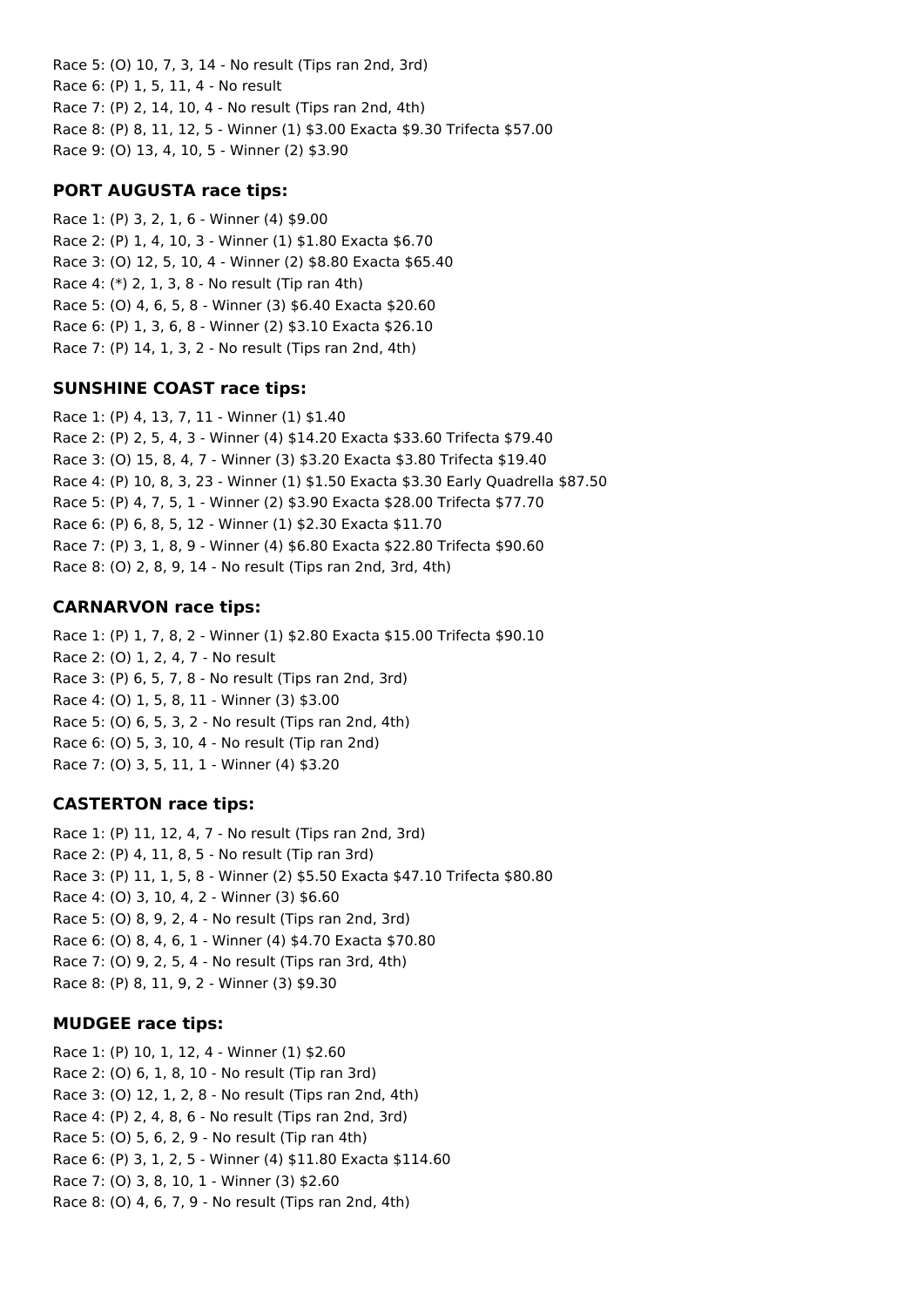Race 5: (O) 10, 7, 3, 14 - No result (Tips ran 2nd, 3rd)
Race 6: (P) 1, 5, 11, 4 - No result
Race 7: (P) 2, 14, 10, 4 - No result (Tips ran 2nd, 4th)
Race 8: (P) 8, 11, 12, 5 - Winner (1) $3.00 Exacta $9.30 Trifecta $57.00
Race 9: (O) 13, 4, 10, 5 - Winner (2) $3.90

### PORT AUGUSTA race tips:

Race 1: (P) 3, 2, 1, 6 - Winner (4) $9.00
Race 2: (P) 1, 4, 10, 3 - Winner (1) $1.80 Exacta $6.70
Race 3: (O) 12, 5, 10, 4 - Winner (2) $8.80 Exacta $65.40
Race 4: (*) 2, 1, 3, 8 - No result (Tip ran 4th)
Race 5: (O) 4, 6, 5, 8 - Winner (3) $6.40 Exacta $20.60
Race 6: (P) 1, 3, 6, 8 - Winner (2) $3.10 Exacta $26.10
Race 7: (P) 14, 1, 3, 2 - No result (Tips ran 2nd, 4th)

### SUNSHINE COAST race tips:

Race 1: (P) 4, 13, 7, 11 - Winner (1) $1.40
Race 2: (P) 2, 5, 4, 3 - Winner (4) $14.20 Exacta $33.60 Trifecta $79.40
Race 3: (O) 15, 8, 4, 7 - Winner (3) $3.20 Exacta $3.80 Trifecta $19.40
Race 4: (P) 10, 8, 3, 23 - Winner (1) $1.50 Exacta $3.30 Early Quadrella $87.50
Race 5: (P) 4, 7, 5, 1 - Winner (2) $3.90 Exacta $28.00 Trifecta $77.70
Race 6: (P) 6, 8, 5, 12 - Winner (1) $2.30 Exacta $11.70
Race 7: (P) 3, 1, 8, 9 - Winner (4) $6.80 Exacta $22.80 Trifecta $90.60
Race 8: (O) 2, 8, 9, 14 - No result (Tips ran 2nd, 3rd, 4th)

### CARNARVON race tips:

Race 1: (P) 1, 7, 8, 2 - Winner (1) $2.80 Exacta $15.00 Trifecta $90.10
Race 2: (O) 1, 2, 4, 7 - No result
Race 3: (P) 6, 5, 7, 8 - No result (Tips ran 2nd, 3rd)
Race 4: (O) 1, 5, 8, 11 - Winner (3) $3.00
Race 5: (O) 6, 5, 3, 2 - No result (Tips ran 2nd, 4th)
Race 6: (O) 5, 3, 10, 4 - No result (Tip ran 2nd)
Race 7: (O) 3, 5, 11, 1 - Winner (4) $3.20

### CASTERTON race tips:

Race 1: (P) 11, 12, 4, 7 - No result (Tips ran 2nd, 3rd)
Race 2: (P) 4, 11, 8, 5 - No result (Tip ran 3rd)
Race 3: (P) 11, 1, 5, 8 - Winner (2) $5.50 Exacta $47.10 Trifecta $80.80
Race 4: (O) 3, 10, 4, 2 - Winner (3) $6.60
Race 5: (O) 8, 9, 2, 4 - No result (Tips ran 2nd, 3rd)
Race 6: (O) 8, 4, 6, 1 - Winner (4) $4.70 Exacta $70.80
Race 7: (O) 9, 2, 5, 4 - No result (Tips ran 3rd, 4th)
Race 8: (P) 8, 11, 9, 2 - Winner (3) $9.30

### MUDGEE race tips:

Race 1: (P) 10, 1, 12, 4 - Winner (1) $2.60
Race 2: (O) 6, 1, 8, 10 - No result (Tip ran 3rd)
Race 3: (O) 12, 1, 2, 8 - No result (Tips ran 2nd, 4th)
Race 4: (P) 2, 4, 8, 6 - No result (Tips ran 2nd, 3rd)
Race 5: (O) 5, 6, 2, 9 - No result (Tip ran 4th)
Race 6: (P) 3, 1, 2, 5 - Winner (4) $11.80 Exacta $114.60
Race 7: (O) 3, 8, 10, 1 - Winner (3) $2.60
Race 8: (O) 4, 6, 7, 9 - No result (Tips ran 2nd, 4th)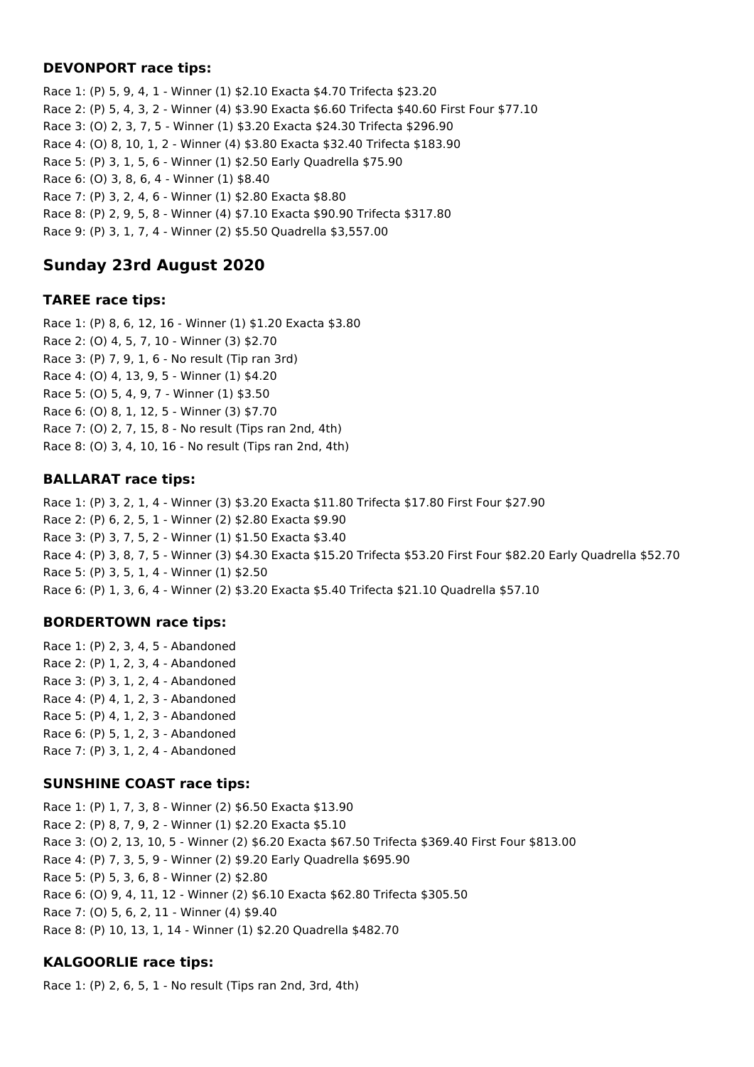### DEVONPORT race tips:

Race 1: (P) 5, 9, 4, 1 - Winner (1) $2.10 Exacta $4.70 Trifecta $23.20
Race 2: (P) 5, 4, 3, 2 - Winner (4) $3.90 Exacta $6.60 Trifecta $40.60 First Four $77.10
Race 3: (O) 2, 3, 7, 5 - Winner (1) $3.20 Exacta $24.30 Trifecta $296.90
Race 4: (O) 8, 10, 1, 2 - Winner (4) $3.80 Exacta $32.40 Trifecta $183.90
Race 5: (P) 3, 1, 5, 6 - Winner (1) $2.50 Early Quadrella $75.90
Race 6: (O) 3, 8, 6, 4 - Winner (1) $8.40
Race 7: (P) 3, 2, 4, 6 - Winner (1) $2.80 Exacta $8.80
Race 8: (P) 2, 9, 5, 8 - Winner (4) $7.10 Exacta $90.90 Trifecta $317.80
Race 9: (P) 3, 1, 7, 4 - Winner (2) $5.50 Quadrella $3,557.00

## Sunday 23rd August 2020

### TAREE race tips:

Race 1: (P) 8, 6, 12, 16 - Winner (1) $1.20 Exacta $3.80
Race 2: (O) 4, 5, 7, 10 - Winner (3) $2.70
Race 3: (P) 7, 9, 1, 6 - No result (Tip ran 3rd)
Race 4: (O) 4, 13, 9, 5 - Winner (1) $4.20
Race 5: (O) 5, 4, 9, 7 - Winner (1) $3.50
Race 6: (O) 8, 1, 12, 5 - Winner (3) $7.70
Race 7: (O) 2, 7, 15, 8 - No result (Tips ran 2nd, 4th)
Race 8: (O) 3, 4, 10, 16 - No result (Tips ran 2nd, 4th)

### BALLARAT race tips:

Race 1: (P) 3, 2, 1, 4 - Winner (3) $3.20 Exacta $11.80 Trifecta $17.80 First Four $27.90
Race 2: (P) 6, 2, 5, 1 - Winner (2) $2.80 Exacta $9.90
Race 3: (P) 3, 7, 5, 2 - Winner (1) $1.50 Exacta $3.40
Race 4: (P) 3, 8, 7, 5 - Winner (3) $4.30 Exacta $15.20 Trifecta $53.20 First Four $82.20 Early Quadrella $52.70
Race 5: (P) 3, 5, 1, 4 - Winner (1) $2.50
Race 6: (P) 1, 3, 6, 4 - Winner (2) $3.20 Exacta $5.40 Trifecta $21.10 Quadrella $57.10

### BORDERTOWN race tips:

Race 1: (P) 2, 3, 4, 5 - Abandoned
Race 2: (P) 1, 2, 3, 4 - Abandoned
Race 3: (P) 3, 1, 2, 4 - Abandoned
Race 4: (P) 4, 1, 2, 3 - Abandoned
Race 5: (P) 4, 1, 2, 3 - Abandoned
Race 6: (P) 5, 1, 2, 3 - Abandoned
Race 7: (P) 3, 1, 2, 4 - Abandoned

### SUNSHINE COAST race tips:

Race 1: (P) 1, 7, 3, 8 - Winner (2) $6.50 Exacta $13.90
Race 2: (P) 8, 7, 9, 2 - Winner (1) $2.20 Exacta $5.10
Race 3: (O) 2, 13, 10, 5 - Winner (2) $6.20 Exacta $67.50 Trifecta $369.40 First Four $813.00
Race 4: (P) 7, 3, 5, 9 - Winner (2) $9.20 Early Quadrella $695.90
Race 5: (P) 5, 3, 6, 8 - Winner (2) $2.80
Race 6: (O) 9, 4, 11, 12 - Winner (2) $6.10 Exacta $62.80 Trifecta $305.50
Race 7: (O) 5, 6, 2, 11 - Winner (4) $9.40
Race 8: (P) 10, 13, 1, 14 - Winner (1) $2.20 Quadrella $482.70

### KALGOORLIE race tips:

Race 1: (P) 2, 6, 5, 1 - No result (Tips ran 2nd, 3rd, 4th)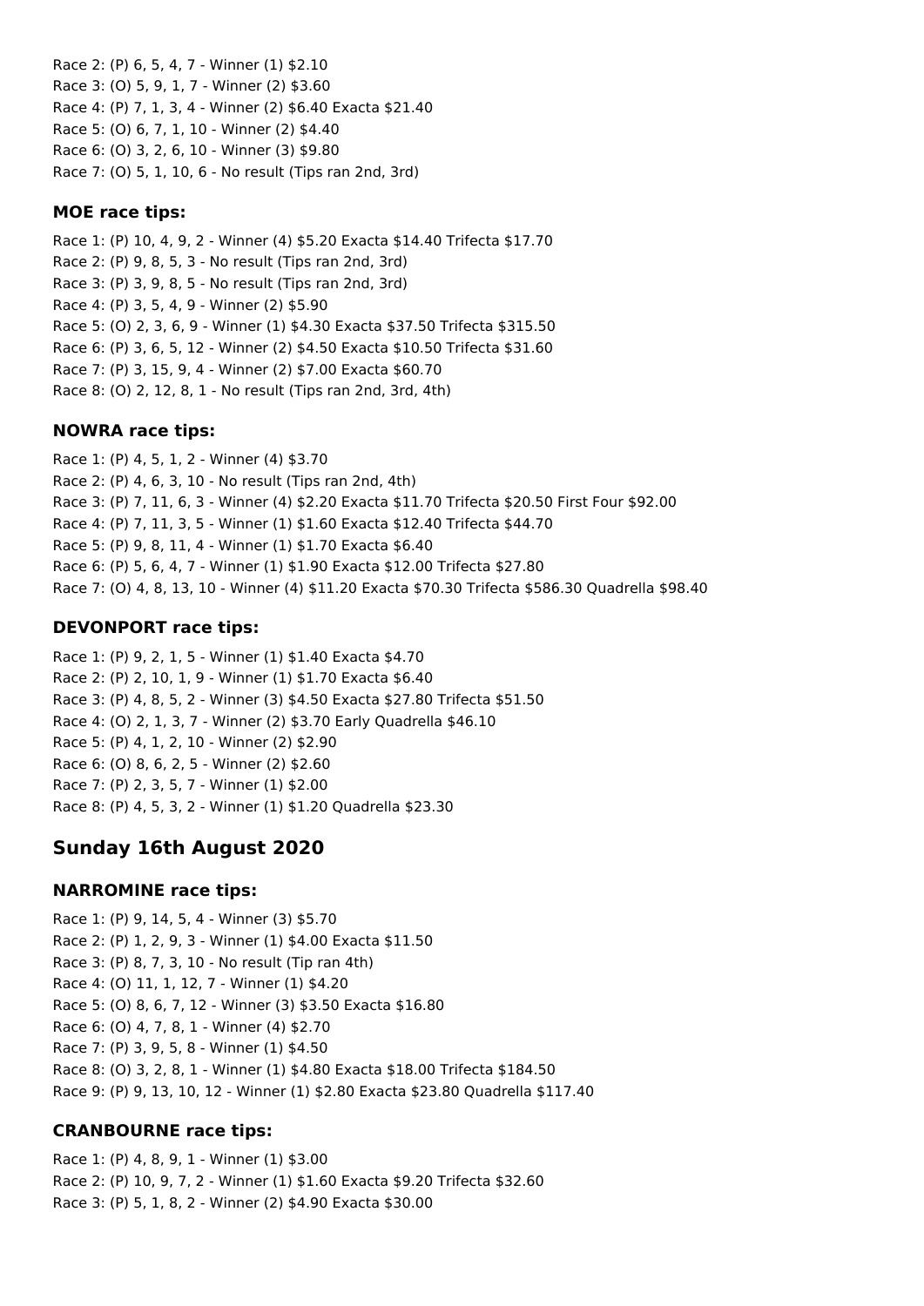Race 2: (P) 6, 5, 4, 7 - Winner (1) $2.10
Race 3: (O) 5, 9, 1, 7 - Winner (2) $3.60
Race 4: (P) 7, 1, 3, 4 - Winner (2) $6.40 Exacta $21.40
Race 5: (O) 6, 7, 1, 10 - Winner (2) $4.40
Race 6: (O) 3, 2, 6, 10 - Winner (3) $9.80
Race 7: (O) 5, 1, 10, 6 - No result (Tips ran 2nd, 3rd)

### MOE race tips:

Race 1: (P) 10, 4, 9, 2 - Winner (4) $5.20 Exacta $14.40 Trifecta $17.70
Race 2: (P) 9, 8, 5, 3 - No result (Tips ran 2nd, 3rd)
Race 3: (P) 3, 9, 8, 5 - No result (Tips ran 2nd, 3rd)
Race 4: (P) 3, 5, 4, 9 - Winner (2) $5.90
Race 5: (O) 2, 3, 6, 9 - Winner (1) $4.30 Exacta $37.50 Trifecta $315.50
Race 6: (P) 3, 6, 5, 12 - Winner (2) $4.50 Exacta $10.50 Trifecta $31.60
Race 7: (P) 3, 15, 9, 4 - Winner (2) $7.00 Exacta $60.70
Race 8: (O) 2, 12, 8, 1 - No result (Tips ran 2nd, 3rd, 4th)

### NOWRA race tips:

Race 1: (P) 4, 5, 1, 2 - Winner (4) $3.70
Race 2: (P) 4, 6, 3, 10 - No result (Tips ran 2nd, 4th)
Race 3: (P) 7, 11, 6, 3 - Winner (4) $2.20 Exacta $11.70 Trifecta $20.50 First Four $92.00
Race 4: (P) 7, 11, 3, 5 - Winner (1) $1.60 Exacta $12.40 Trifecta $44.70
Race 5: (P) 9, 8, 11, 4 - Winner (1) $1.70 Exacta $6.40
Race 6: (P) 5, 6, 4, 7 - Winner (1) $1.90 Exacta $12.00 Trifecta $27.80
Race 7: (O) 4, 8, 13, 10 - Winner (4) $11.20 Exacta $70.30 Trifecta $586.30 Quadrella $98.40

### DEVONPORT race tips:

Race 1: (P) 9, 2, 1, 5 - Winner (1) $1.40 Exacta $4.70
Race 2: (P) 2, 10, 1, 9 - Winner (1) $1.70 Exacta $6.40
Race 3: (P) 4, 8, 5, 2 - Winner (3) $4.50 Exacta $27.80 Trifecta $51.50
Race 4: (O) 2, 1, 3, 7 - Winner (2) $3.70 Early Quadrella $46.10
Race 5: (P) 4, 1, 2, 10 - Winner (2) $2.90
Race 6: (O) 8, 6, 2, 5 - Winner (2) $2.60
Race 7: (P) 2, 3, 5, 7 - Winner (1) $2.00
Race 8: (P) 4, 5, 3, 2 - Winner (1) $1.20 Quadrella $23.30

## Sunday 16th August 2020

### NARROMINE race tips:

Race 1: (P) 9, 14, 5, 4 - Winner (3) $5.70
Race 2: (P) 1, 2, 9, 3 - Winner (1) $4.00 Exacta $11.50
Race 3: (P) 8, 7, 3, 10 - No result (Tip ran 4th)
Race 4: (O) 11, 1, 12, 7 - Winner (1) $4.20
Race 5: (O) 8, 6, 7, 12 - Winner (3) $3.50 Exacta $16.80
Race 6: (O) 4, 7, 8, 1 - Winner (4) $2.70
Race 7: (P) 3, 9, 5, 8 - Winner (1) $4.50
Race 8: (O) 3, 2, 8, 1 - Winner (1) $4.80 Exacta $18.00 Trifecta $184.50
Race 9: (P) 9, 13, 10, 12 - Winner (1) $2.80 Exacta $23.80 Quadrella $117.40

### CRANBOURNE race tips:

Race 1: (P) 4, 8, 9, 1 - Winner (1) $3.00
Race 2: (P) 10, 9, 7, 2 - Winner (1) $1.60 Exacta $9.20 Trifecta $32.60
Race 3: (P) 5, 1, 8, 2 - Winner (2) $4.90 Exacta $30.00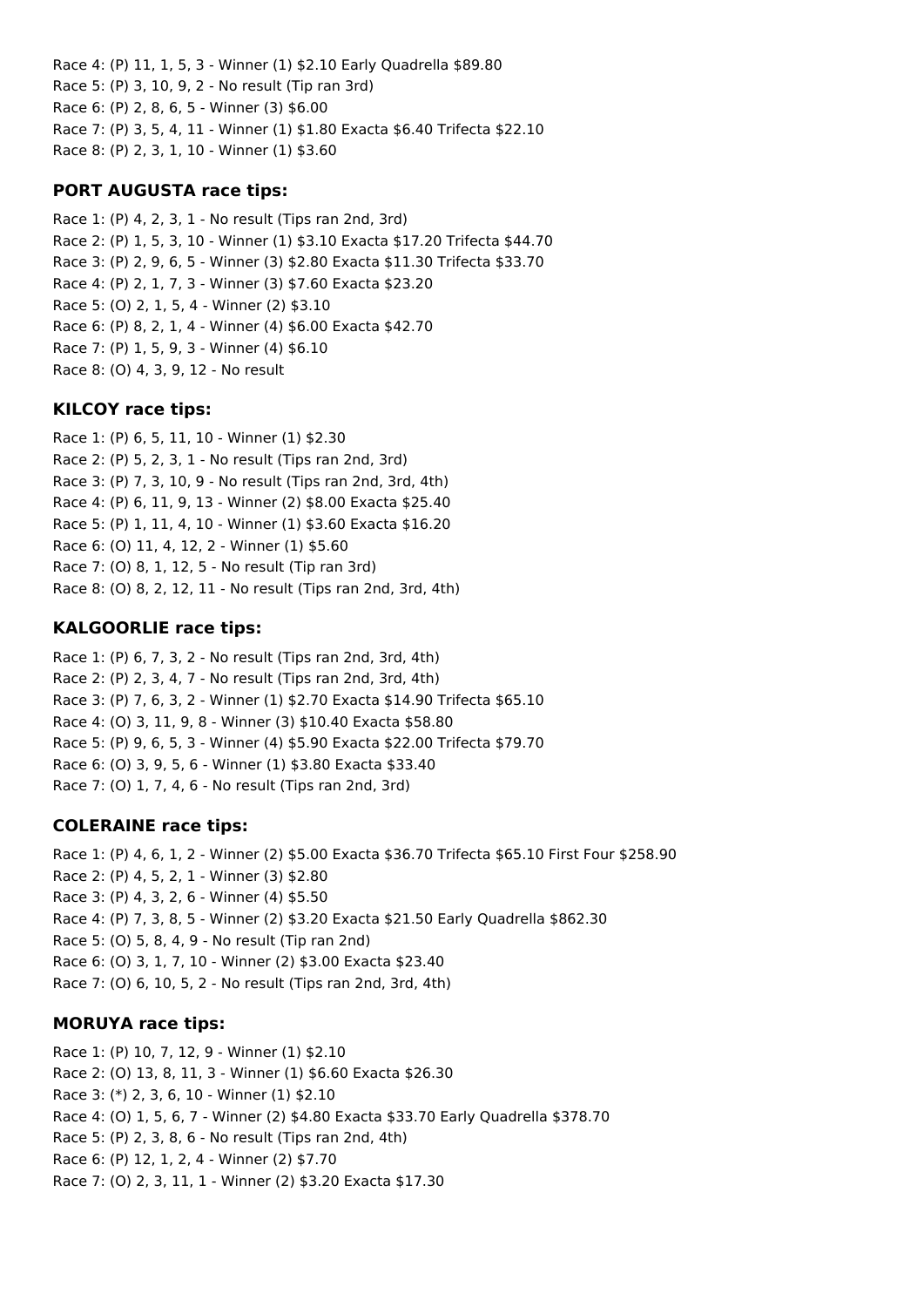Race 4: (P) 11, 1, 5, 3 - Winner (1) $2.10 Early Quadrella $89.80
Race 5: (P) 3, 10, 9, 2 - No result (Tip ran 3rd)
Race 6: (P) 2, 8, 6, 5 - Winner (3) $6.00
Race 7: (P) 3, 5, 4, 11 - Winner (1) $1.80 Exacta $6.40 Trifecta $22.10
Race 8: (P) 2, 3, 1, 10 - Winner (1) $3.60

### PORT AUGUSTA race tips:

Race 1: (P) 4, 2, 3, 1 - No result (Tips ran 2nd, 3rd)
Race 2: (P) 1, 5, 3, 10 - Winner (1) $3.10 Exacta $17.20 Trifecta $44.70
Race 3: (P) 2, 9, 6, 5 - Winner (3) $2.80 Exacta $11.30 Trifecta $33.70
Race 4: (P) 2, 1, 7, 3 - Winner (3) $7.60 Exacta $23.20
Race 5: (O) 2, 1, 5, 4 - Winner (2) $3.10
Race 6: (P) 8, 2, 1, 4 - Winner (4) $6.00 Exacta $42.70
Race 7: (P) 1, 5, 9, 3 - Winner (4) $6.10
Race 8: (O) 4, 3, 9, 12 - No result

### KILCOY race tips:

Race 1: (P) 6, 5, 11, 10 - Winner (1) $2.30
Race 2: (P) 5, 2, 3, 1 - No result (Tips ran 2nd, 3rd)
Race 3: (P) 7, 3, 10, 9 - No result (Tips ran 2nd, 3rd, 4th)
Race 4: (P) 6, 11, 9, 13 - Winner (2) $8.00 Exacta $25.40
Race 5: (P) 1, 11, 4, 10 - Winner (1) $3.60 Exacta $16.20
Race 6: (O) 11, 4, 12, 2 - Winner (1) $5.60
Race 7: (O) 8, 1, 12, 5 - No result (Tip ran 3rd)
Race 8: (O) 8, 2, 12, 11 - No result (Tips ran 2nd, 3rd, 4th)

### KALGOORLIE race tips:

Race 1: (P) 6, 7, 3, 2 - No result (Tips ran 2nd, 3rd, 4th)
Race 2: (P) 2, 3, 4, 7 - No result (Tips ran 2nd, 3rd, 4th)
Race 3: (P) 7, 6, 3, 2 - Winner (1) $2.70 Exacta $14.90 Trifecta $65.10
Race 4: (O) 3, 11, 9, 8 - Winner (3) $10.40 Exacta $58.80
Race 5: (P) 9, 6, 5, 3 - Winner (4) $5.90 Exacta $22.00 Trifecta $79.70
Race 6: (O) 3, 9, 5, 6 - Winner (1) $3.80 Exacta $33.40
Race 7: (O) 1, 7, 4, 6 - No result (Tips ran 2nd, 3rd)

### COLERAINE race tips:

Race 1: (P) 4, 6, 1, 2 - Winner (2) $5.00 Exacta $36.70 Trifecta $65.10 First Four $258.90
Race 2: (P) 4, 5, 2, 1 - Winner (3) $2.80
Race 3: (P) 4, 3, 2, 6 - Winner (4) $5.50
Race 4: (P) 7, 3, 8, 5 - Winner (2) $3.20 Exacta $21.50 Early Quadrella $862.30
Race 5: (O) 5, 8, 4, 9 - No result (Tip ran 2nd)
Race 6: (O) 3, 1, 7, 10 - Winner (2) $3.00 Exacta $23.40
Race 7: (O) 6, 10, 5, 2 - No result (Tips ran 2nd, 3rd, 4th)

### MORUYA race tips:

Race 1: (P) 10, 7, 12, 9 - Winner (1) $2.10
Race 2: (O) 13, 8, 11, 3 - Winner (1) $6.60 Exacta $26.30
Race 3: (*) 2, 3, 6, 10 - Winner (1) $2.10
Race 4: (O) 1, 5, 6, 7 - Winner (2) $4.80 Exacta $33.70 Early Quadrella $378.70
Race 5: (P) 2, 3, 8, 6 - No result (Tips ran 2nd, 4th)
Race 6: (P) 12, 1, 2, 4 - Winner (2) $7.70
Race 7: (O) 2, 3, 11, 1 - Winner (2) $3.20 Exacta $17.30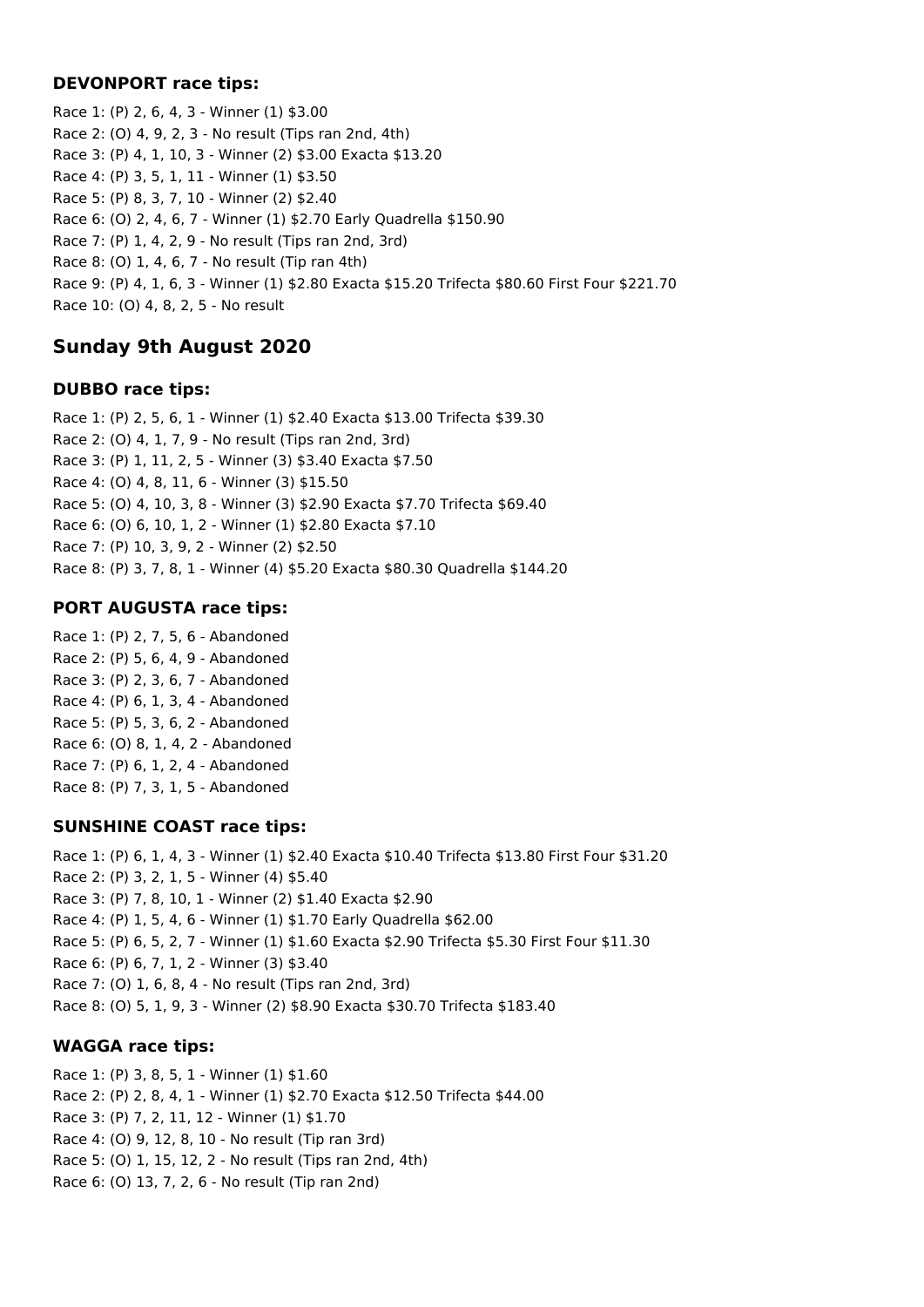### DEVONPORT race tips:

Race 1: (P) 2, 6, 4, 3 - Winner (1) $3.00
Race 2: (O) 4, 9, 2, 3 - No result (Tips ran 2nd, 4th)
Race 3: (P) 4, 1, 10, 3 - Winner (2) $3.00 Exacta $13.20
Race 4: (P) 3, 5, 1, 11 - Winner (1) $3.50
Race 5: (P) 8, 3, 7, 10 - Winner (2) $2.40
Race 6: (O) 2, 4, 6, 7 - Winner (1) $2.70 Early Quadrella $150.90
Race 7: (P) 1, 4, 2, 9 - No result (Tips ran 2nd, 3rd)
Race 8: (O) 1, 4, 6, 7 - No result (Tip ran 4th)
Race 9: (P) 4, 1, 6, 3 - Winner (1) $2.80 Exacta $15.20 Trifecta $80.60 First Four $221.70
Race 10: (O) 4, 8, 2, 5 - No result

## Sunday 9th August 2020

### DUBBO race tips:

Race 1: (P) 2, 5, 6, 1 - Winner (1) $2.40 Exacta $13.00 Trifecta $39.30
Race 2: (O) 4, 1, 7, 9 - No result (Tips ran 2nd, 3rd)
Race 3: (P) 1, 11, 2, 5 - Winner (3) $3.40 Exacta $7.50
Race 4: (O) 4, 8, 11, 6 - Winner (3) $15.50
Race 5: (O) 4, 10, 3, 8 - Winner (3) $2.90 Exacta $7.70 Trifecta $69.40
Race 6: (O) 6, 10, 1, 2 - Winner (1) $2.80 Exacta $7.10
Race 7: (P) 10, 3, 9, 2 - Winner (2) $2.50
Race 8: (P) 3, 7, 8, 1 - Winner (4) $5.20 Exacta $80.30 Quadrella $144.20

### PORT AUGUSTA race tips:

Race 1: (P) 2, 7, 5, 6 - Abandoned
Race 2: (P) 5, 6, 4, 9 - Abandoned
Race 3: (P) 2, 3, 6, 7 - Abandoned
Race 4: (P) 6, 1, 3, 4 - Abandoned
Race 5: (P) 5, 3, 6, 2 - Abandoned
Race 6: (O) 8, 1, 4, 2 - Abandoned
Race 7: (P) 6, 1, 2, 4 - Abandoned
Race 8: (P) 7, 3, 1, 5 - Abandoned

### SUNSHINE COAST race tips:

Race 1: (P) 6, 1, 4, 3 - Winner (1) $2.40 Exacta $10.40 Trifecta $13.80 First Four $31.20
Race 2: (P) 3, 2, 1, 5 - Winner (4) $5.40
Race 3: (P) 7, 8, 10, 1 - Winner (2) $1.40 Exacta $2.90
Race 4: (P) 1, 5, 4, 6 - Winner (1) $1.70 Early Quadrella $62.00
Race 5: (P) 6, 5, 2, 7 - Winner (1) $1.60 Exacta $2.90 Trifecta $5.30 First Four $11.30
Race 6: (P) 6, 7, 1, 2 - Winner (3) $3.40
Race 7: (O) 1, 6, 8, 4 - No result (Tips ran 2nd, 3rd)
Race 8: (O) 5, 1, 9, 3 - Winner (2) $8.90 Exacta $30.70 Trifecta $183.40

### WAGGA race tips:

Race 1: (P) 3, 8, 5, 1 - Winner (1) $1.60
Race 2: (P) 2, 8, 4, 1 - Winner (1) $2.70 Exacta $12.50 Trifecta $44.00
Race 3: (P) 7, 2, 11, 12 - Winner (1) $1.70
Race 4: (O) 9, 12, 8, 10 - No result (Tip ran 3rd)
Race 5: (O) 1, 15, 12, 2 - No result (Tips ran 2nd, 4th)
Race 6: (O) 13, 7, 2, 6 - No result (Tip ran 2nd)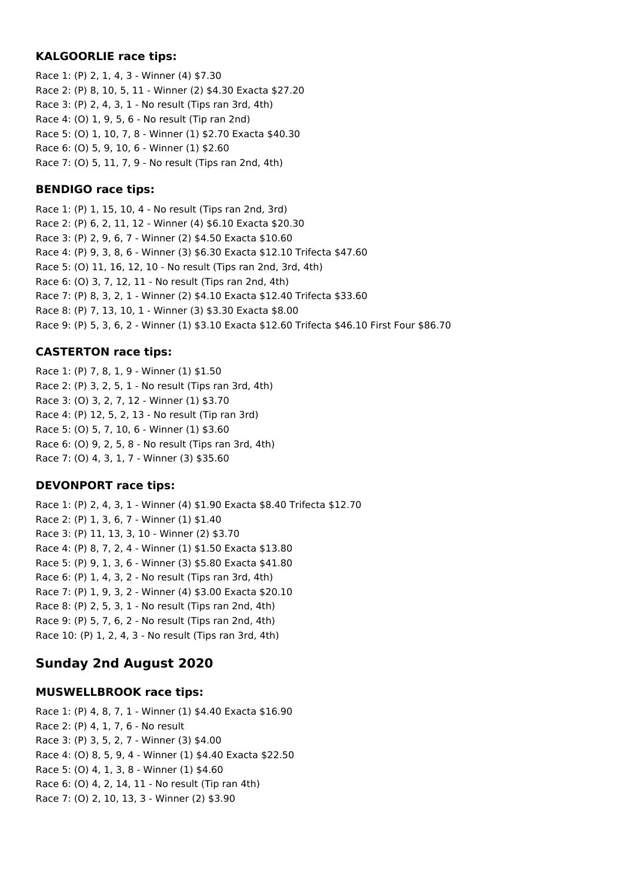### KALGOORLIE race tips:

Race 1: (P) 2, 1, 4, 3 - Winner (4) $7.30
Race 2: (P) 8, 10, 5, 11 - Winner (2) $4.30 Exacta $27.20
Race 3: (P) 2, 4, 3, 1 - No result (Tips ran 3rd, 4th)
Race 4: (O) 1, 9, 5, 6 - No result (Tip ran 2nd)
Race 5: (O) 1, 10, 7, 8 - Winner (1) $2.70 Exacta $40.30
Race 6: (O) 5, 9, 10, 6 - Winner (1) $2.60
Race 7: (O) 5, 11, 7, 9 - No result (Tips ran 2nd, 4th)

### BENDIGO race tips:

Race 1: (P) 1, 15, 10, 4 - No result (Tips ran 2nd, 3rd)
Race 2: (P) 6, 2, 11, 12 - Winner (4) $6.10 Exacta $20.30
Race 3: (P) 2, 9, 6, 7 - Winner (2) $4.50 Exacta $10.60
Race 4: (P) 9, 3, 8, 6 - Winner (3) $6.30 Exacta $12.10 Trifecta $47.60
Race 5: (O) 11, 16, 12, 10 - No result (Tips ran 2nd, 3rd, 4th)
Race 6: (O) 3, 7, 12, 11 - No result (Tips ran 2nd, 4th)
Race 7: (P) 8, 3, 2, 1 - Winner (2) $4.10 Exacta $12.40 Trifecta $33.60
Race 8: (P) 7, 13, 10, 1 - Winner (3) $3.30 Exacta $8.00
Race 9: (P) 5, 3, 6, 2 - Winner (1) $3.10 Exacta $12.60 Trifecta $46.10 First Four $86.70

### CASTERTON race tips:

Race 1: (P) 7, 8, 1, 9 - Winner (1) $1.50
Race 2: (P) 3, 2, 5, 1 - No result (Tips ran 3rd, 4th)
Race 3: (O) 3, 2, 7, 12 - Winner (1) $3.70
Race 4: (P) 12, 5, 2, 13 - No result (Tip ran 3rd)
Race 5: (O) 5, 7, 10, 6 - Winner (1) $3.60
Race 6: (O) 9, 2, 5, 8 - No result (Tips ran 3rd, 4th)
Race 7: (O) 4, 3, 1, 7 - Winner (3) $35.60

### DEVONPORT race tips:

Race 1: (P) 2, 4, 3, 1 - Winner (4) $1.90 Exacta $8.40 Trifecta $12.70
Race 2: (P) 1, 3, 6, 7 - Winner (1) $1.40
Race 3: (P) 11, 13, 3, 10 - Winner (2) $3.70
Race 4: (P) 8, 7, 2, 4 - Winner (1) $1.50 Exacta $13.80
Race 5: (P) 9, 1, 3, 6 - Winner (3) $5.80 Exacta $41.80
Race 6: (P) 1, 4, 3, 2 - No result (Tips ran 3rd, 4th)
Race 7: (P) 1, 9, 3, 2 - Winner (4) $3.00 Exacta $20.10
Race 8: (P) 2, 5, 3, 1 - No result (Tips ran 2nd, 4th)
Race 9: (P) 5, 7, 6, 2 - No result (Tips ran 2nd, 4th)
Race 10: (P) 1, 2, 4, 3 - No result (Tips ran 3rd, 4th)

## Sunday 2nd August 2020

### MUSWELLBROOK race tips:

Race 1: (P) 4, 8, 7, 1 - Winner (1) $4.40 Exacta $16.90
Race 2: (P) 4, 1, 7, 6 - No result
Race 3: (P) 3, 5, 2, 7 - Winner (3) $4.00
Race 4: (O) 8, 5, 9, 4 - Winner (1) $4.40 Exacta $22.50
Race 5: (O) 4, 1, 3, 8 - Winner (1) $4.60
Race 6: (O) 4, 2, 14, 11 - No result (Tip ran 4th)
Race 7: (O) 2, 10, 13, 3 - Winner (2) $3.90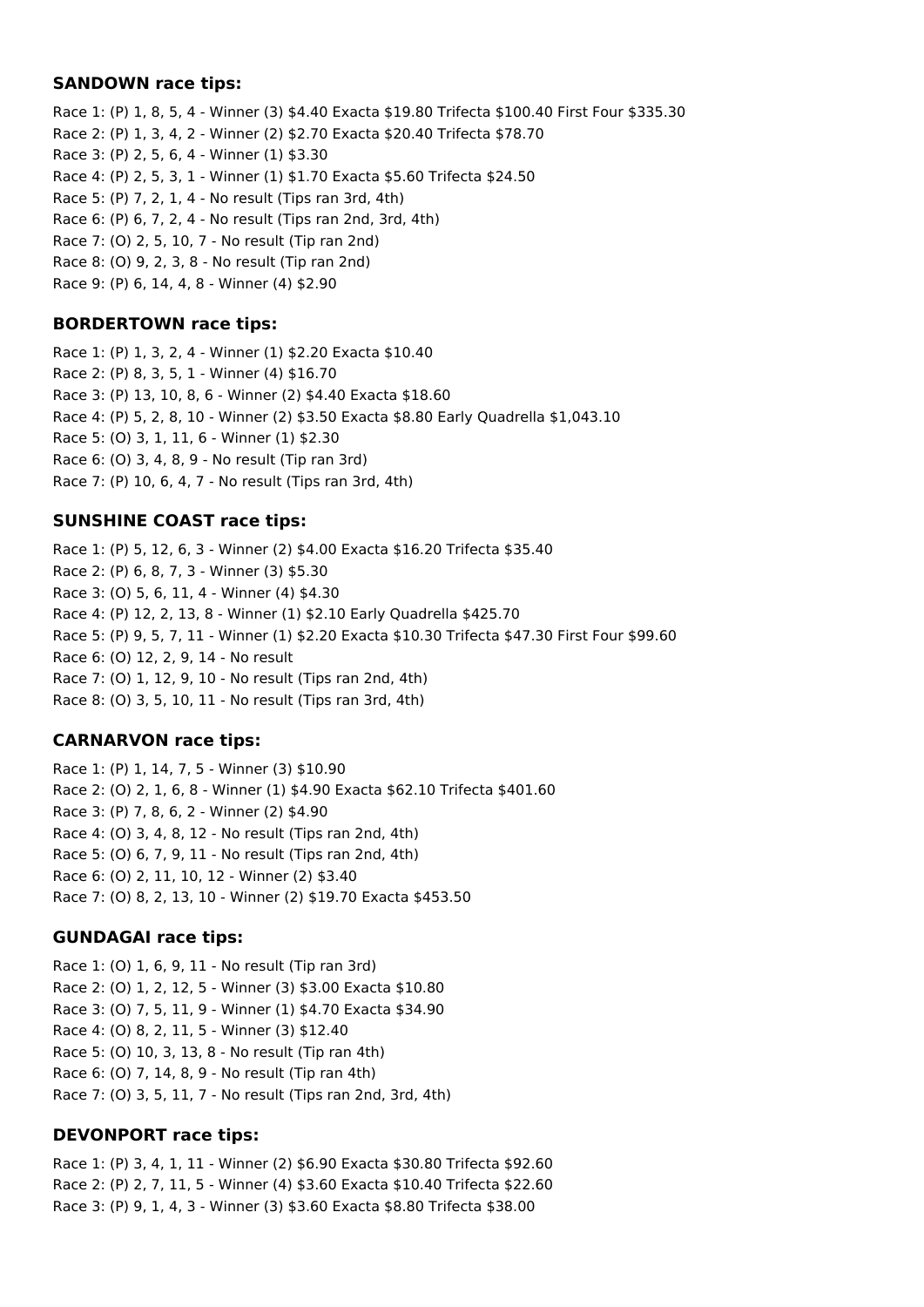### SANDOWN race tips:

Race 1: (P) 1, 8, 5, 4 - Winner (3) $4.40 Exacta $19.80 Trifecta $100.40 First Four $335.30
Race 2: (P) 1, 3, 4, 2 - Winner (2) $2.70 Exacta $20.40 Trifecta $78.70
Race 3: (P) 2, 5, 6, 4 - Winner (1) $3.30
Race 4: (P) 2, 5, 3, 1 - Winner (1) $1.70 Exacta $5.60 Trifecta $24.50
Race 5: (P) 7, 2, 1, 4 - No result (Tips ran 3rd, 4th)
Race 6: (P) 6, 7, 2, 4 - No result (Tips ran 2nd, 3rd, 4th)
Race 7: (O) 2, 5, 10, 7 - No result (Tip ran 2nd)
Race 8: (O) 9, 2, 3, 8 - No result (Tip ran 2nd)
Race 9: (P) 6, 14, 4, 8 - Winner (4) $2.90

### BORDERTOWN race tips:

Race 1: (P) 1, 3, 2, 4 - Winner (1) $2.20 Exacta $10.40
Race 2: (P) 8, 3, 5, 1 - Winner (4) $16.70
Race 3: (P) 13, 10, 8, 6 - Winner (2) $4.40 Exacta $18.60
Race 4: (P) 5, 2, 8, 10 - Winner (2) $3.50 Exacta $8.80 Early Quadrella $1,043.10
Race 5: (O) 3, 1, 11, 6 - Winner (1) $2.30
Race 6: (O) 3, 4, 8, 9 - No result (Tip ran 3rd)
Race 7: (P) 10, 6, 4, 7 - No result (Tips ran 3rd, 4th)

### SUNSHINE COAST race tips:

Race 1: (P) 5, 12, 6, 3 - Winner (2) $4.00 Exacta $16.20 Trifecta $35.40
Race 2: (P) 6, 8, 7, 3 - Winner (3) $5.30
Race 3: (O) 5, 6, 11, 4 - Winner (4) $4.30
Race 4: (P) 12, 2, 13, 8 - Winner (1) $2.10 Early Quadrella $425.70
Race 5: (P) 9, 5, 7, 11 - Winner (1) $2.20 Exacta $10.30 Trifecta $47.30 First Four $99.60
Race 6: (O) 12, 2, 9, 14 - No result
Race 7: (O) 1, 12, 9, 10 - No result (Tips ran 2nd, 4th)
Race 8: (O) 3, 5, 10, 11 - No result (Tips ran 3rd, 4th)

### CARNARVON race tips:

Race 1: (P) 1, 14, 7, 5 - Winner (3) $10.90
Race 2: (O) 2, 1, 6, 8 - Winner (1) $4.90 Exacta $62.10 Trifecta $401.60
Race 3: (P) 7, 8, 6, 2 - Winner (2) $4.90
Race 4: (O) 3, 4, 8, 12 - No result (Tips ran 2nd, 4th)
Race 5: (O) 6, 7, 9, 11 - No result (Tips ran 2nd, 4th)
Race 6: (O) 2, 11, 10, 12 - Winner (2) $3.40
Race 7: (O) 8, 2, 13, 10 - Winner (2) $19.70 Exacta $453.50

### GUNDAGAI race tips:

Race 1: (O) 1, 6, 9, 11 - No result (Tip ran 3rd)
Race 2: (O) 1, 2, 12, 5 - Winner (3) $3.00 Exacta $10.80
Race 3: (O) 7, 5, 11, 9 - Winner (1) $4.70 Exacta $34.90
Race 4: (O) 8, 2, 11, 5 - Winner (3) $12.40
Race 5: (O) 10, 3, 13, 8 - No result (Tip ran 4th)
Race 6: (O) 7, 14, 8, 9 - No result (Tip ran 4th)
Race 7: (O) 3, 5, 11, 7 - No result (Tips ran 2nd, 3rd, 4th)

### DEVONPORT race tips:

Race 1: (P) 3, 4, 1, 11 - Winner (2) $6.90 Exacta $30.80 Trifecta $92.60
Race 2: (P) 2, 7, 11, 5 - Winner (4) $3.60 Exacta $10.40 Trifecta $22.60
Race 3: (P) 9, 1, 4, 3 - Winner (3) $3.60 Exacta $8.80 Trifecta $38.00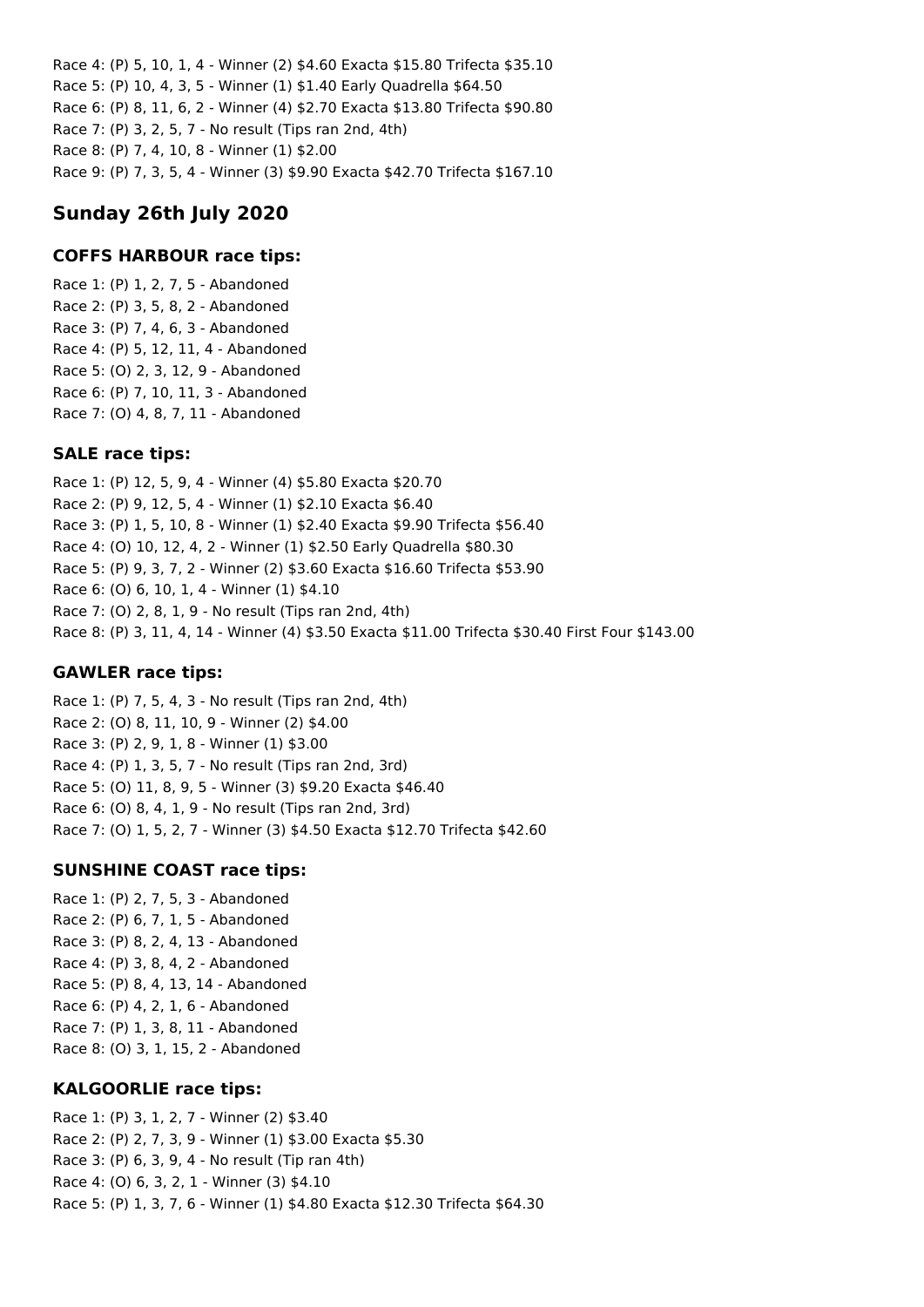Race 4: (P) 5, 10, 1, 4 - Winner (2) $4.60 Exacta $15.80 Trifecta $35.10
Race 5: (P) 10, 4, 3, 5 - Winner (1) $1.40 Early Quadrella $64.50
Race 6: (P) 8, 11, 6, 2 - Winner (4) $2.70 Exacta $13.80 Trifecta $90.80
Race 7: (P) 3, 2, 5, 7 - No result (Tips ran 2nd, 4th)
Race 8: (P) 7, 4, 10, 8 - Winner (1) $2.00
Race 9: (P) 7, 3, 5, 4 - Winner (3) $9.90 Exacta $42.70 Trifecta $167.10

## Sunday 26th July 2020

### COFFS HARBOUR race tips:

Race 1: (P) 1, 2, 7, 5 - Abandoned
Race 2: (P) 3, 5, 8, 2 - Abandoned
Race 3: (P) 7, 4, 6, 3 - Abandoned
Race 4: (P) 5, 12, 11, 4 - Abandoned
Race 5: (O) 2, 3, 12, 9 - Abandoned
Race 6: (P) 7, 10, 11, 3 - Abandoned
Race 7: (O) 4, 8, 7, 11 - Abandoned

### SALE race tips:

Race 1: (P) 12, 5, 9, 4 - Winner (4) $5.80 Exacta $20.70
Race 2: (P) 9, 12, 5, 4 - Winner (1) $2.10 Exacta $6.40
Race 3: (P) 1, 5, 10, 8 - Winner (1) $2.40 Exacta $9.90 Trifecta $56.40
Race 4: (O) 10, 12, 4, 2 - Winner (1) $2.50 Early Quadrella $80.30
Race 5: (P) 9, 3, 7, 2 - Winner (2) $3.60 Exacta $16.60 Trifecta $53.90
Race 6: (O) 6, 10, 1, 4 - Winner (1) $4.10
Race 7: (O) 2, 8, 1, 9 - No result (Tips ran 2nd, 4th)
Race 8: (P) 3, 11, 4, 14 - Winner (4) $3.50 Exacta $11.00 Trifecta $30.40 First Four $143.00

### GAWLER race tips:

Race 1: (P) 7, 5, 4, 3 - No result (Tips ran 2nd, 4th)
Race 2: (O) 8, 11, 10, 9 - Winner (2) $4.00
Race 3: (P) 2, 9, 1, 8 - Winner (1) $3.00
Race 4: (P) 1, 3, 5, 7 - No result (Tips ran 2nd, 3rd)
Race 5: (O) 11, 8, 9, 5 - Winner (3) $9.20 Exacta $46.40
Race 6: (O) 8, 4, 1, 9 - No result (Tips ran 2nd, 3rd)
Race 7: (O) 1, 5, 2, 7 - Winner (3) $4.50 Exacta $12.70 Trifecta $42.60

### SUNSHINE COAST race tips:

Race 1: (P) 2, 7, 5, 3 - Abandoned
Race 2: (P) 6, 7, 1, 5 - Abandoned
Race 3: (P) 8, 2, 4, 13 - Abandoned
Race 4: (P) 3, 8, 4, 2 - Abandoned
Race 5: (P) 8, 4, 13, 14 - Abandoned
Race 6: (P) 4, 2, 1, 6 - Abandoned
Race 7: (P) 1, 3, 8, 11 - Abandoned
Race 8: (O) 3, 1, 15, 2 - Abandoned

### KALGOORLIE race tips:

Race 1: (P) 3, 1, 2, 7 - Winner (2) $3.40
Race 2: (P) 2, 7, 3, 9 - Winner (1) $3.00 Exacta $5.30
Race 3: (P) 6, 3, 9, 4 - No result (Tip ran 4th)
Race 4: (O) 6, 3, 2, 1 - Winner (3) $4.10
Race 5: (P) 1, 3, 7, 6 - Winner (1) $4.80 Exacta $12.30 Trifecta $64.30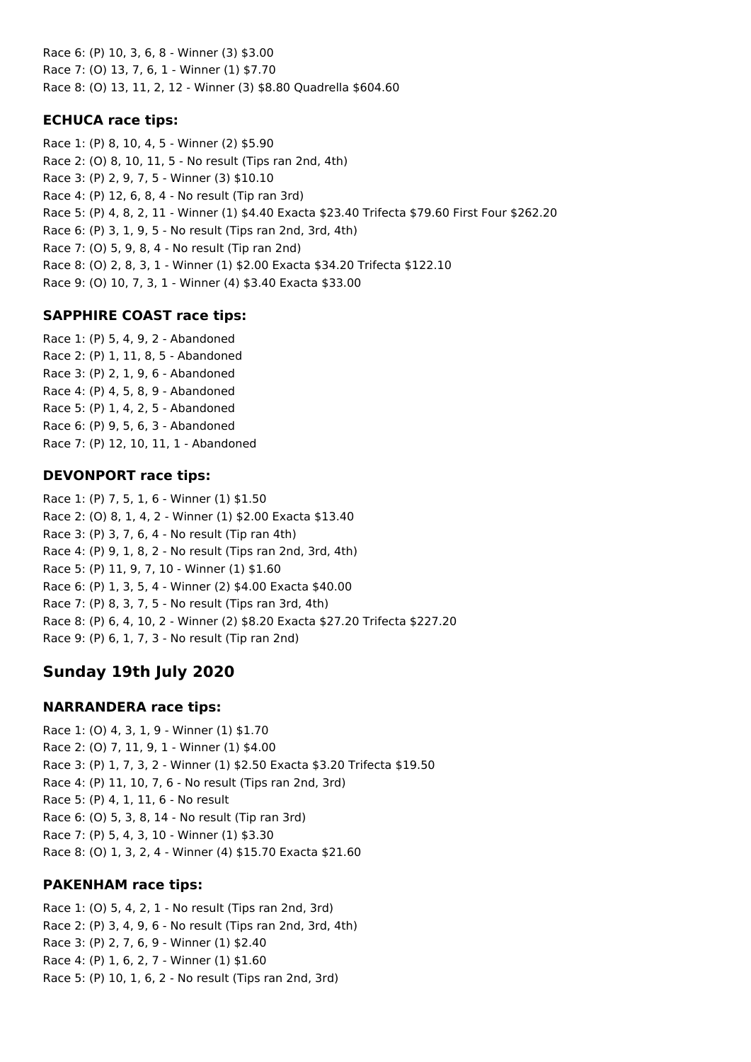Race 6: (P) 10, 3, 6, 8 - Winner (3) $3.00
Race 7: (O) 13, 7, 6, 1 - Winner (1) $7.70
Race 8: (O) 13, 11, 2, 12 - Winner (3) $8.80 Quadrella $604.60

### ECHUCA race tips:

Race 1: (P) 8, 10, 4, 5 - Winner (2) $5.90
Race 2: (O) 8, 10, 11, 5 - No result (Tips ran 2nd, 4th)
Race 3: (P) 2, 9, 7, 5 - Winner (3) $10.10
Race 4: (P) 12, 6, 8, 4 - No result (Tip ran 3rd)
Race 5: (P) 4, 8, 2, 11 - Winner (1) $4.40 Exacta $23.40 Trifecta $79.60 First Four $262.20
Race 6: (P) 3, 1, 9, 5 - No result (Tips ran 2nd, 3rd, 4th)
Race 7: (O) 5, 9, 8, 4 - No result (Tip ran 2nd)
Race 8: (O) 2, 8, 3, 1 - Winner (1) $2.00 Exacta $34.20 Trifecta $122.10
Race 9: (O) 10, 7, 3, 1 - Winner (4) $3.40 Exacta $33.00

### SAPPHIRE COAST race tips:

Race 1: (P) 5, 4, 9, 2 - Abandoned
Race 2: (P) 1, 11, 8, 5 - Abandoned
Race 3: (P) 2, 1, 9, 6 - Abandoned
Race 4: (P) 4, 5, 8, 9 - Abandoned
Race 5: (P) 1, 4, 2, 5 - Abandoned
Race 6: (P) 9, 5, 6, 3 - Abandoned
Race 7: (P) 12, 10, 11, 1 - Abandoned

### DEVONPORT race tips:

Race 1: (P) 7, 5, 1, 6 - Winner (1) $1.50
Race 2: (O) 8, 1, 4, 2 - Winner (1) $2.00 Exacta $13.40
Race 3: (P) 3, 7, 6, 4 - No result (Tip ran 4th)
Race 4: (P) 9, 1, 8, 2 - No result (Tips ran 2nd, 3rd, 4th)
Race 5: (P) 11, 9, 7, 10 - Winner (1) $1.60
Race 6: (P) 1, 3, 5, 4 - Winner (2) $4.00 Exacta $40.00
Race 7: (P) 8, 3, 7, 5 - No result (Tips ran 3rd, 4th)
Race 8: (P) 6, 4, 10, 2 - Winner (2) $8.20 Exacta $27.20 Trifecta $227.20
Race 9: (P) 6, 1, 7, 3 - No result (Tip ran 2nd)

## Sunday 19th July 2020

### NARRANDERA race tips:

Race 1: (O) 4, 3, 1, 9 - Winner (1) $1.70
Race 2: (O) 7, 11, 9, 1 - Winner (1) $4.00
Race 3: (P) 1, 7, 3, 2 - Winner (1) $2.50 Exacta $3.20 Trifecta $19.50
Race 4: (P) 11, 10, 7, 6 - No result (Tips ran 2nd, 3rd)
Race 5: (P) 4, 1, 11, 6 - No result
Race 6: (O) 5, 3, 8, 14 - No result (Tip ran 3rd)
Race 7: (P) 5, 4, 3, 10 - Winner (1) $3.30
Race 8: (O) 1, 3, 2, 4 - Winner (4) $15.70 Exacta $21.60

### PAKENHAM race tips:

Race 1: (O) 5, 4, 2, 1 - No result (Tips ran 2nd, 3rd)
Race 2: (P) 3, 4, 9, 6 - No result (Tips ran 2nd, 3rd, 4th)
Race 3: (P) 2, 7, 6, 9 - Winner (1) $2.40
Race 4: (P) 1, 6, 2, 7 - Winner (1) $1.60
Race 5: (P) 10, 1, 6, 2 - No result (Tips ran 2nd, 3rd)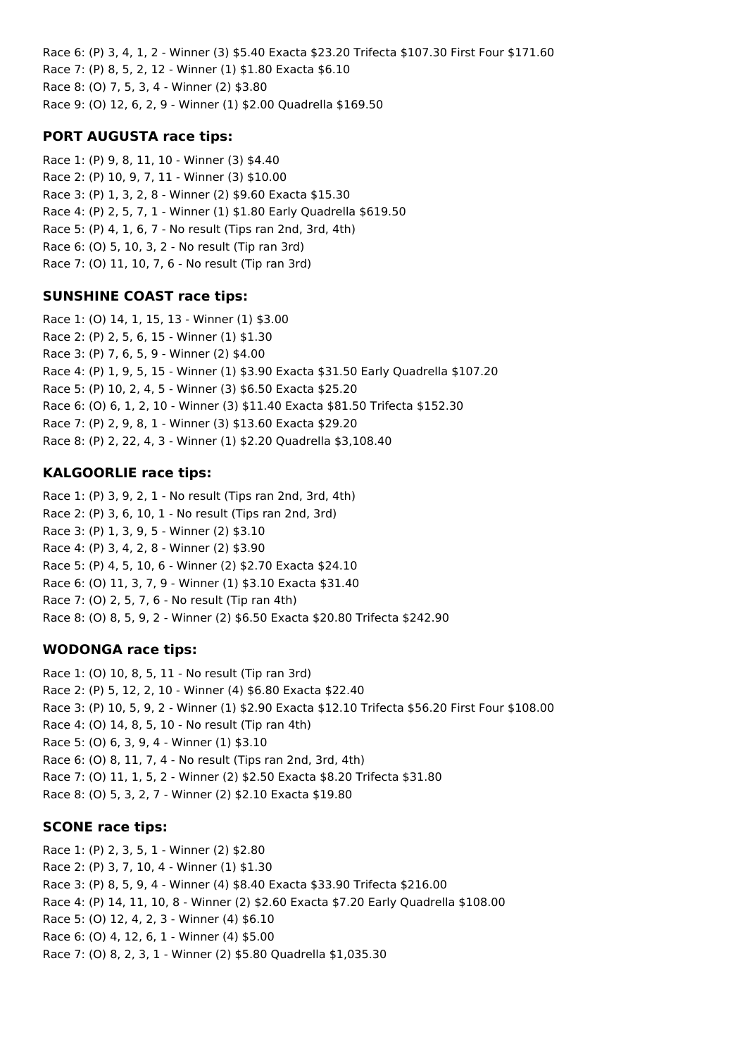Race 6: (P) 3, 4, 1, 2 - Winner (3) $5.40 Exacta $23.20 Trifecta $107.30 First Four $171.60
Race 7: (P) 8, 5, 2, 12 - Winner (1) $1.80 Exacta $6.10
Race 8: (O) 7, 5, 3, 4 - Winner (2) $3.80
Race 9: (O) 12, 6, 2, 9 - Winner (1) $2.00 Quadrella $169.50

### PORT AUGUSTA race tips:

Race 1: (P) 9, 8, 11, 10 - Winner (3) $4.40
Race 2: (P) 10, 9, 7, 11 - Winner (3) $10.00
Race 3: (P) 1, 3, 2, 8 - Winner (2) $9.60 Exacta $15.30
Race 4: (P) 2, 5, 7, 1 - Winner (1) $1.80 Early Quadrella $619.50
Race 5: (P) 4, 1, 6, 7 - No result (Tips ran 2nd, 3rd, 4th)
Race 6: (O) 5, 10, 3, 2 - No result (Tip ran 3rd)
Race 7: (O) 11, 10, 7, 6 - No result (Tip ran 3rd)

### SUNSHINE COAST race tips:

Race 1: (O) 14, 1, 15, 13 - Winner (1) $3.00
Race 2: (P) 2, 5, 6, 15 - Winner (1) $1.30
Race 3: (P) 7, 6, 5, 9 - Winner (2) $4.00
Race 4: (P) 1, 9, 5, 15 - Winner (1) $3.90 Exacta $31.50 Early Quadrella $107.20
Race 5: (P) 10, 2, 4, 5 - Winner (3) $6.50 Exacta $25.20
Race 6: (O) 6, 1, 2, 10 - Winner (3) $11.40 Exacta $81.50 Trifecta $152.30
Race 7: (P) 2, 9, 8, 1 - Winner (3) $13.60 Exacta $29.20
Race 8: (P) 2, 22, 4, 3 - Winner (1) $2.20 Quadrella $3,108.40

### KALGOORLIE race tips:

Race 1: (P) 3, 9, 2, 1 - No result (Tips ran 2nd, 3rd, 4th)
Race 2: (P) 3, 6, 10, 1 - No result (Tips ran 2nd, 3rd)
Race 3: (P) 1, 3, 9, 5 - Winner (2) $3.10
Race 4: (P) 3, 4, 2, 8 - Winner (2) $3.90
Race 5: (P) 4, 5, 10, 6 - Winner (2) $2.70 Exacta $24.10
Race 6: (O) 11, 3, 7, 9 - Winner (1) $3.10 Exacta $31.40
Race 7: (O) 2, 5, 7, 6 - No result (Tip ran 4th)
Race 8: (O) 8, 5, 9, 2 - Winner (2) $6.50 Exacta $20.80 Trifecta $242.90

### WODONGA race tips:

Race 1: (O) 10, 8, 5, 11 - No result (Tip ran 3rd)
Race 2: (P) 5, 12, 2, 10 - Winner (4) $6.80 Exacta $22.40
Race 3: (P) 10, 5, 9, 2 - Winner (1) $2.90 Exacta $12.10 Trifecta $56.20 First Four $108.00
Race 4: (O) 14, 8, 5, 10 - No result (Tip ran 4th)
Race 5: (O) 6, 3, 9, 4 - Winner (1) $3.10
Race 6: (O) 8, 11, 7, 4 - No result (Tips ran 2nd, 3rd, 4th)
Race 7: (O) 11, 1, 5, 2 - Winner (2) $2.50 Exacta $8.20 Trifecta $31.80
Race 8: (O) 5, 3, 2, 7 - Winner (2) $2.10 Exacta $19.80

### SCONE race tips:

Race 1: (P) 2, 3, 5, 1 - Winner (2) $2.80
Race 2: (P) 3, 7, 10, 4 - Winner (1) $1.30
Race 3: (P) 8, 5, 9, 4 - Winner (4) $8.40 Exacta $33.90 Trifecta $216.00
Race 4: (P) 14, 11, 10, 8 - Winner (2) $2.60 Exacta $7.20 Early Quadrella $108.00
Race 5: (O) 12, 4, 2, 3 - Winner (4) $6.10
Race 6: (O) 4, 12, 6, 1 - Winner (4) $5.00
Race 7: (O) 8, 2, 3, 1 - Winner (2) $5.80 Quadrella $1,035.30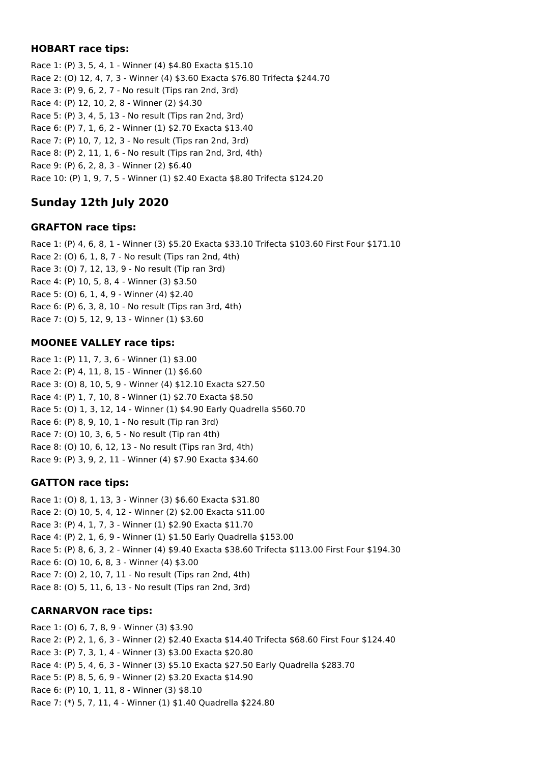### HOBART race tips:

Race 1: (P) 3, 5, 4, 1 - Winner (4) $4.80 Exacta $15.10
Race 2: (O) 12, 4, 7, 3 - Winner (4) $3.60 Exacta $76.80 Trifecta $244.70
Race 3: (P) 9, 6, 2, 7 - No result (Tips ran 2nd, 3rd)
Race 4: (P) 12, 10, 2, 8 - Winner (2) $4.30
Race 5: (P) 3, 4, 5, 13 - No result (Tips ran 2nd, 3rd)
Race 6: (P) 7, 1, 6, 2 - Winner (1) $2.70 Exacta $13.40
Race 7: (P) 10, 7, 12, 3 - No result (Tips ran 2nd, 3rd)
Race 8: (P) 2, 11, 1, 6 - No result (Tips ran 2nd, 3rd, 4th)
Race 9: (P) 6, 2, 8, 3 - Winner (2) $6.40
Race 10: (P) 1, 9, 7, 5 - Winner (1) $2.40 Exacta $8.80 Trifecta $124.20

## Sunday 12th July 2020

### GRAFTON race tips:

Race 1: (P) 4, 6, 8, 1 - Winner (3) $5.20 Exacta $33.10 Trifecta $103.60 First Four $171.10
Race 2: (O) 6, 1, 8, 7 - No result (Tips ran 2nd, 4th)
Race 3: (O) 7, 12, 13, 9 - No result (Tip ran 3rd)
Race 4: (P) 10, 5, 8, 4 - Winner (3) $3.50
Race 5: (O) 6, 1, 4, 9 - Winner (4) $2.40
Race 6: (P) 6, 3, 8, 10 - No result (Tips ran 3rd, 4th)
Race 7: (O) 5, 12, 9, 13 - Winner (1) $3.60

### MOONEE VALLEY race tips:

Race 1: (P) 11, 7, 3, 6 - Winner (1) $3.00
Race 2: (P) 4, 11, 8, 15 - Winner (1) $6.60
Race 3: (O) 8, 10, 5, 9 - Winner (4) $12.10 Exacta $27.50
Race 4: (P) 1, 7, 10, 8 - Winner (1) $2.70 Exacta $8.50
Race 5: (O) 1, 3, 12, 14 - Winner (1) $4.90 Early Quadrella $560.70
Race 6: (P) 8, 9, 10, 1 - No result (Tip ran 3rd)
Race 7: (O) 10, 3, 6, 5 - No result (Tip ran 4th)
Race 8: (O) 10, 6, 12, 13 - No result (Tips ran 3rd, 4th)
Race 9: (P) 3, 9, 2, 11 - Winner (4) $7.90 Exacta $34.60

### GATTON race tips:

Race 1: (O) 8, 1, 13, 3 - Winner (3) $6.60 Exacta $31.80
Race 2: (O) 10, 5, 4, 12 - Winner (2) $2.00 Exacta $11.00
Race 3: (P) 4, 1, 7, 3 - Winner (1) $2.90 Exacta $11.70
Race 4: (P) 2, 1, 6, 9 - Winner (1) $1.50 Early Quadrella $153.00
Race 5: (P) 8, 6, 3, 2 - Winner (4) $9.40 Exacta $38.60 Trifecta $113.00 First Four $194.30
Race 6: (O) 10, 6, 8, 3 - Winner (4) $3.00
Race 7: (O) 2, 10, 7, 11 - No result (Tips ran 2nd, 4th)
Race 8: (O) 5, 11, 6, 13 - No result (Tips ran 2nd, 3rd)

### CARNARVON race tips:

Race 1: (O) 6, 7, 8, 9 - Winner (3) $3.90
Race 2: (P) 2, 1, 6, 3 - Winner (2) $2.40 Exacta $14.40 Trifecta $68.60 First Four $124.40
Race 3: (P) 7, 3, 1, 4 - Winner (3) $3.00 Exacta $20.80
Race 4: (P) 5, 4, 6, 3 - Winner (3) $5.10 Exacta $27.50 Early Quadrella $283.70
Race 5: (P) 8, 5, 6, 9 - Winner (2) $3.20 Exacta $14.90
Race 6: (P) 10, 1, 11, 8 - Winner (3) $8.10
Race 7: (*) 5, 7, 11, 4 - Winner (1) $1.40 Quadrella $224.80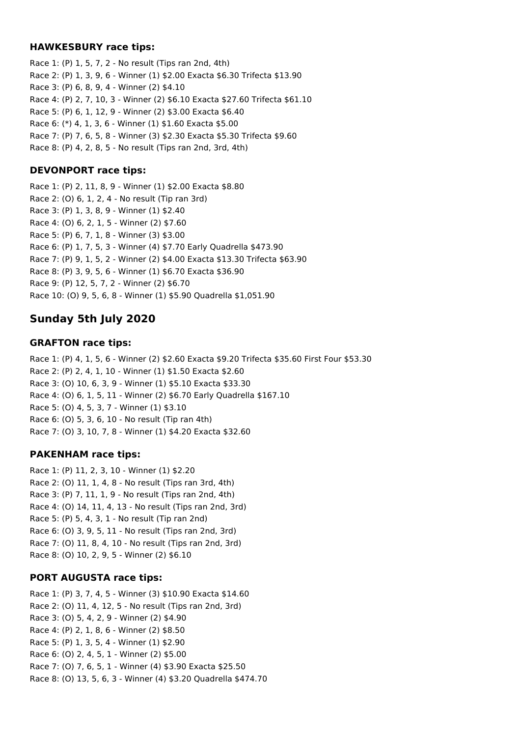### HAWKESBURY race tips:

Race 1: (P) 1, 5, 7, 2 - No result (Tips ran 2nd, 4th)
Race 2: (P) 1, 3, 9, 6 - Winner (1) $2.00 Exacta $6.30 Trifecta $13.90
Race 3: (P) 6, 8, 9, 4 - Winner (2) $4.10
Race 4: (P) 2, 7, 10, 3 - Winner (2) $6.10 Exacta $27.60 Trifecta $61.10
Race 5: (P) 6, 1, 12, 9 - Winner (2) $3.00 Exacta $6.40
Race 6: (*) 4, 1, 3, 6 - Winner (1) $1.60 Exacta $5.00
Race 7: (P) 7, 6, 5, 8 - Winner (3) $2.30 Exacta $5.30 Trifecta $9.60
Race 8: (P) 4, 2, 8, 5 - No result (Tips ran 2nd, 3rd, 4th)

### DEVONPORT race tips:

Race 1: (P) 2, 11, 8, 9 - Winner (1) $2.00 Exacta $8.80
Race 2: (O) 6, 1, 2, 4 - No result (Tip ran 3rd)
Race 3: (P) 1, 3, 8, 9 - Winner (1) $2.40
Race 4: (O) 6, 2, 1, 5 - Winner (2) $7.60
Race 5: (P) 6, 7, 1, 8 - Winner (3) $3.00
Race 6: (P) 1, 7, 5, 3 - Winner (4) $7.70 Early Quadrella $473.90
Race 7: (P) 9, 1, 5, 2 - Winner (2) $4.00 Exacta $13.30 Trifecta $63.90
Race 8: (P) 3, 9, 5, 6 - Winner (1) $6.70 Exacta $36.90
Race 9: (P) 12, 5, 7, 2 - Winner (2) $6.70
Race 10: (O) 9, 5, 6, 8 - Winner (1) $5.90 Quadrella $1,051.90

## Sunday 5th July 2020

### GRAFTON race tips:

Race 1: (P) 4, 1, 5, 6 - Winner (2) $2.60 Exacta $9.20 Trifecta $35.60 First Four $53.30
Race 2: (P) 2, 4, 1, 10 - Winner (1) $1.50 Exacta $2.60
Race 3: (O) 10, 6, 3, 9 - Winner (1) $5.10 Exacta $33.30
Race 4: (O) 6, 1, 5, 11 - Winner (2) $6.70 Early Quadrella $167.10
Race 5: (O) 4, 5, 3, 7 - Winner (1) $3.10
Race 6: (O) 5, 3, 6, 10 - No result (Tip ran 4th)
Race 7: (O) 3, 10, 7, 8 - Winner (1) $4.20 Exacta $32.60

### PAKENHAM race tips:

Race 1: (P) 11, 2, 3, 10 - Winner (1) $2.20
Race 2: (O) 11, 1, 4, 8 - No result (Tips ran 3rd, 4th)
Race 3: (P) 7, 11, 1, 9 - No result (Tips ran 2nd, 4th)
Race 4: (O) 14, 11, 4, 13 - No result (Tips ran 2nd, 3rd)
Race 5: (P) 5, 4, 3, 1 - No result (Tip ran 2nd)
Race 6: (O) 3, 9, 5, 11 - No result (Tips ran 2nd, 3rd)
Race 7: (O) 11, 8, 4, 10 - No result (Tips ran 2nd, 3rd)
Race 8: (O) 10, 2, 9, 5 - Winner (2) $6.10

### PORT AUGUSTA race tips:

Race 1: (P) 3, 7, 4, 5 - Winner (3) $10.90 Exacta $14.60
Race 2: (O) 11, 4, 12, 5 - No result (Tips ran 2nd, 3rd)
Race 3: (O) 5, 4, 2, 9 - Winner (2) $4.90
Race 4: (P) 2, 1, 8, 6 - Winner (2) $8.50
Race 5: (P) 1, 3, 5, 4 - Winner (1) $2.90
Race 6: (O) 2, 4, 5, 1 - Winner (2) $5.00
Race 7: (O) 7, 6, 5, 1 - Winner (4) $3.90 Exacta $25.50
Race 8: (O) 13, 5, 6, 3 - Winner (4) $3.20 Quadrella $474.70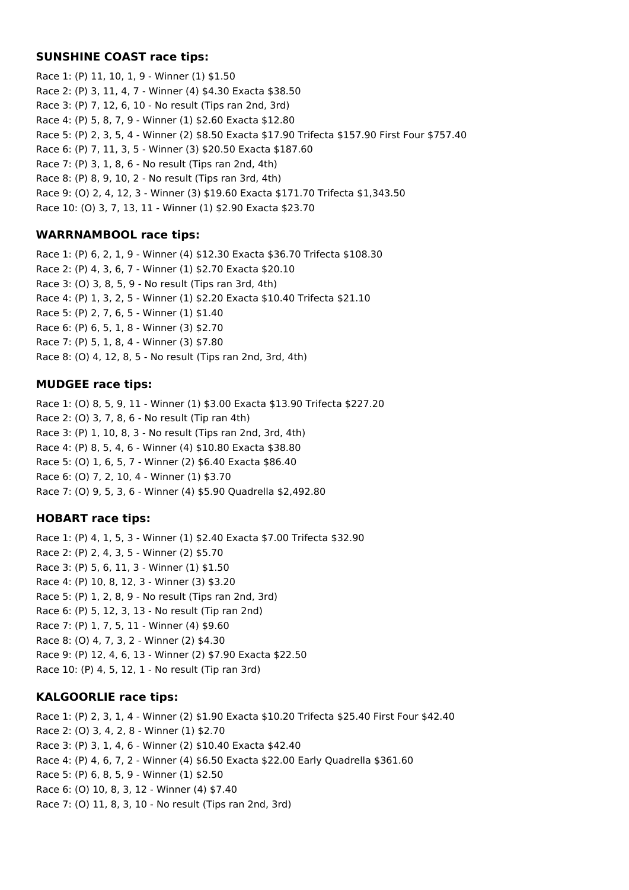### SUNSHINE COAST race tips:

Race 1: (P) 11, 10, 1, 9 - Winner (1) $1.50
Race 2: (P) 3, 11, 4, 7 - Winner (4) $4.30 Exacta $38.50
Race 3: (P) 7, 12, 6, 10 - No result (Tips ran 2nd, 3rd)
Race 4: (P) 5, 8, 7, 9 - Winner (1) $2.60 Exacta $12.80
Race 5: (P) 2, 3, 5, 4 - Winner (2) $8.50 Exacta $17.90 Trifecta $157.90 First Four $757.40
Race 6: (P) 7, 11, 3, 5 - Winner (3) $20.50 Exacta $187.60
Race 7: (P) 3, 1, 8, 6 - No result (Tips ran 2nd, 4th)
Race 8: (P) 8, 9, 10, 2 - No result (Tips ran 3rd, 4th)
Race 9: (O) 2, 4, 12, 3 - Winner (3) $19.60 Exacta $171.70 Trifecta $1,343.50
Race 10: (O) 3, 7, 13, 11 - Winner (1) $2.90 Exacta $23.70

### WARRNAMBOOL race tips:

Race 1: (P) 6, 2, 1, 9 - Winner (4) $12.30 Exacta $36.70 Trifecta $108.30
Race 2: (P) 4, 3, 6, 7 - Winner (1) $2.70 Exacta $20.10
Race 3: (O) 3, 8, 5, 9 - No result (Tips ran 3rd, 4th)
Race 4: (P) 1, 3, 2, 5 - Winner (1) $2.20 Exacta $10.40 Trifecta $21.10
Race 5: (P) 2, 7, 6, 5 - Winner (1) $1.40
Race 6: (P) 6, 5, 1, 8 - Winner (3) $2.70
Race 7: (P) 5, 1, 8, 4 - Winner (3) $7.80
Race 8: (O) 4, 12, 8, 5 - No result (Tips ran 2nd, 3rd, 4th)

### MUDGEE race tips:

Race 1: (O) 8, 5, 9, 11 - Winner (1) $3.00 Exacta $13.90 Trifecta $227.20
Race 2: (O) 3, 7, 8, 6 - No result (Tip ran 4th)
Race 3: (P) 1, 10, 8, 3 - No result (Tips ran 2nd, 3rd, 4th)
Race 4: (P) 8, 5, 4, 6 - Winner (4) $10.80 Exacta $38.80
Race 5: (O) 1, 6, 5, 7 - Winner (2) $6.40 Exacta $86.40
Race 6: (O) 7, 2, 10, 4 - Winner (1) $3.70
Race 7: (O) 9, 5, 3, 6 - Winner (4) $5.90 Quadrella $2,492.80

### HOBART race tips:

Race 1: (P) 4, 1, 5, 3 - Winner (1) $2.40 Exacta $7.00 Trifecta $32.90
Race 2: (P) 2, 4, 3, 5 - Winner (2) $5.70
Race 3: (P) 5, 6, 11, 3 - Winner (1) $1.50
Race 4: (P) 10, 8, 12, 3 - Winner (3) $3.20
Race 5: (P) 1, 2, 8, 9 - No result (Tips ran 2nd, 3rd)
Race 6: (P) 5, 12, 3, 13 - No result (Tip ran 2nd)
Race 7: (P) 1, 7, 5, 11 - Winner (4) $9.60
Race 8: (O) 4, 7, 3, 2 - Winner (2) $4.30
Race 9: (P) 12, 4, 6, 13 - Winner (2) $7.90 Exacta $22.50
Race 10: (P) 4, 5, 12, 1 - No result (Tip ran 3rd)

### KALGOORLIE race tips:

Race 1: (P) 2, 3, 1, 4 - Winner (2) $1.90 Exacta $10.20 Trifecta $25.40 First Four $42.40
Race 2: (O) 3, 4, 2, 8 - Winner (1) $2.70
Race 3: (P) 3, 1, 4, 6 - Winner (2) $10.40 Exacta $42.40
Race 4: (P) 4, 6, 7, 2 - Winner (4) $6.50 Exacta $22.00 Early Quadrella $361.60
Race 5: (P) 6, 8, 5, 9 - Winner (1) $2.50
Race 6: (O) 10, 8, 3, 12 - Winner (4) $7.40
Race 7: (O) 11, 8, 3, 10 - No result (Tips ran 2nd, 3rd)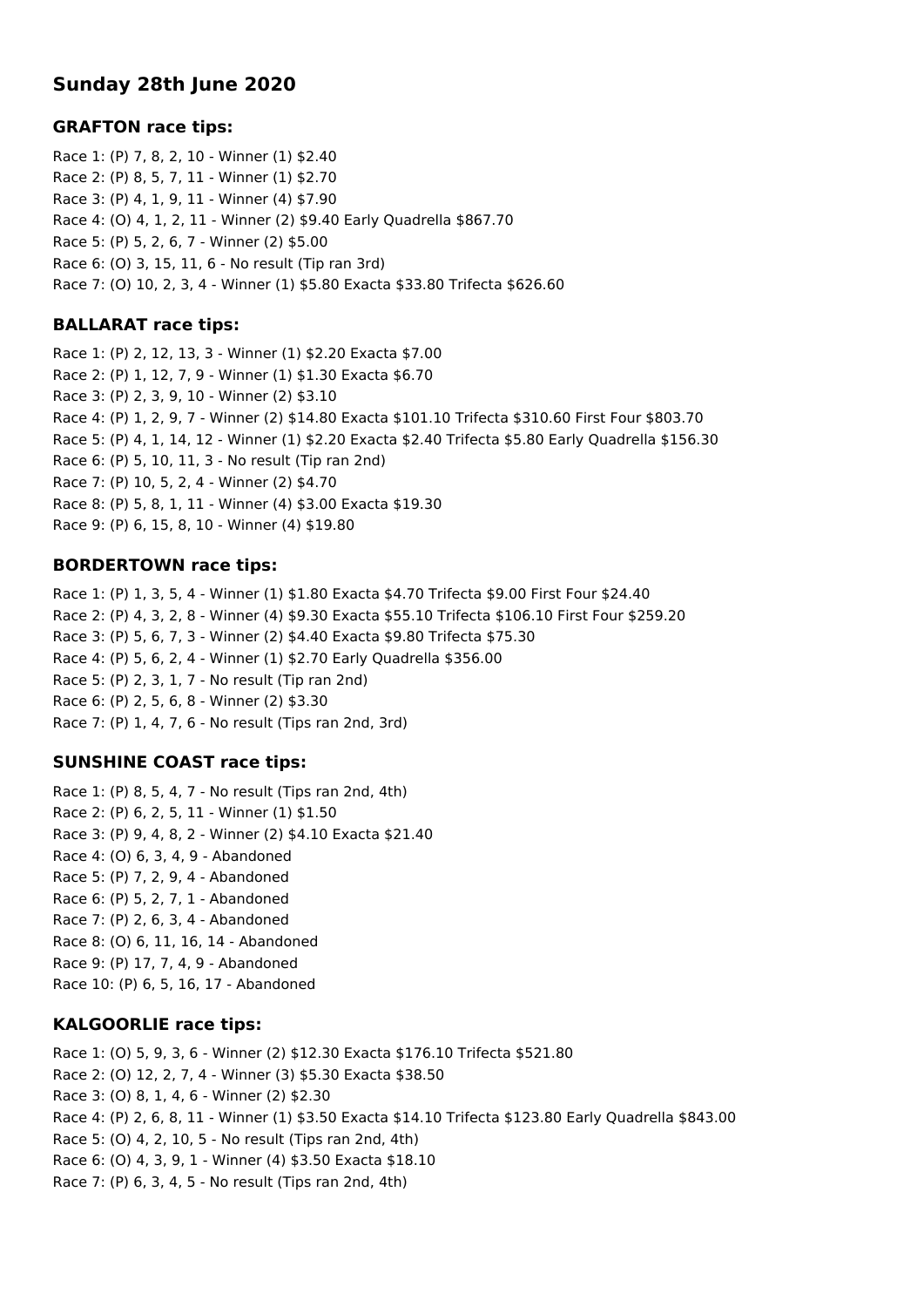## Sunday 28th June 2020

### GRAFTON race tips:

Race 1: (P) 7, 8, 2, 10 - Winner (1) $2.40
Race 2: (P) 8, 5, 7, 11 - Winner (1) $2.70
Race 3: (P) 4, 1, 9, 11 - Winner (4) $7.90
Race 4: (O) 4, 1, 2, 11 - Winner (2) $9.40 Early Quadrella $867.70
Race 5: (P) 5, 2, 6, 7 - Winner (2) $5.00
Race 6: (O) 3, 15, 11, 6 - No result (Tip ran 3rd)
Race 7: (O) 10, 2, 3, 4 - Winner (1) $5.80 Exacta $33.80 Trifecta $626.60

### BALLARAT race tips:

Race 1: (P) 2, 12, 13, 3 - Winner (1) $2.20 Exacta $7.00
Race 2: (P) 1, 12, 7, 9 - Winner (1) $1.30 Exacta $6.70
Race 3: (P) 2, 3, 9, 10 - Winner (2) $3.10
Race 4: (P) 1, 2, 9, 7 - Winner (2) $14.80 Exacta $101.10 Trifecta $310.60 First Four $803.70
Race 5: (P) 4, 1, 14, 12 - Winner (1) $2.20 Exacta $2.40 Trifecta $5.80 Early Quadrella $156.30
Race 6: (P) 5, 10, 11, 3 - No result (Tip ran 2nd)
Race 7: (P) 10, 5, 2, 4 - Winner (2) $4.70
Race 8: (P) 5, 8, 1, 11 - Winner (4) $3.00 Exacta $19.30
Race 9: (P) 6, 15, 8, 10 - Winner (4) $19.80

### BORDERTOWN race tips:

Race 1: (P) 1, 3, 5, 4 - Winner (1) $1.80 Exacta $4.70 Trifecta $9.00 First Four $24.40
Race 2: (P) 4, 3, 2, 8 - Winner (4) $9.30 Exacta $55.10 Trifecta $106.10 First Four $259.20
Race 3: (P) 5, 6, 7, 3 - Winner (2) $4.40 Exacta $9.80 Trifecta $75.30
Race 4: (P) 5, 6, 2, 4 - Winner (1) $2.70 Early Quadrella $356.00
Race 5: (P) 2, 3, 1, 7 - No result (Tip ran 2nd)
Race 6: (P) 2, 5, 6, 8 - Winner (2) $3.30
Race 7: (P) 1, 4, 7, 6 - No result (Tips ran 2nd, 3rd)

### SUNSHINE COAST race tips:

Race 1: (P) 8, 5, 4, 7 - No result (Tips ran 2nd, 4th)
Race 2: (P) 6, 2, 5, 11 - Winner (1) $1.50
Race 3: (P) 9, 4, 8, 2 - Winner (2) $4.10 Exacta $21.40
Race 4: (O) 6, 3, 4, 9 - Abandoned
Race 5: (P) 7, 2, 9, 4 - Abandoned
Race 6: (P) 5, 2, 7, 1 - Abandoned
Race 7: (P) 2, 6, 3, 4 - Abandoned
Race 8: (O) 6, 11, 16, 14 - Abandoned
Race 9: (P) 17, 7, 4, 9 - Abandoned
Race 10: (P) 6, 5, 16, 17 - Abandoned

### KALGOORLIE race tips:

Race 1: (O) 5, 9, 3, 6 - Winner (2) $12.30 Exacta $176.10 Trifecta $521.80
Race 2: (O) 12, 2, 7, 4 - Winner (3) $5.30 Exacta $38.50
Race 3: (O) 8, 1, 4, 6 - Winner (2) $2.30
Race 4: (P) 2, 6, 8, 11 - Winner (1) $3.50 Exacta $14.10 Trifecta $123.80 Early Quadrella $843.00
Race 5: (O) 4, 2, 10, 5 - No result (Tips ran 2nd, 4th)
Race 6: (O) 4, 3, 9, 1 - Winner (4) $3.50 Exacta $18.10
Race 7: (P) 6, 3, 4, 5 - No result (Tips ran 2nd, 4th)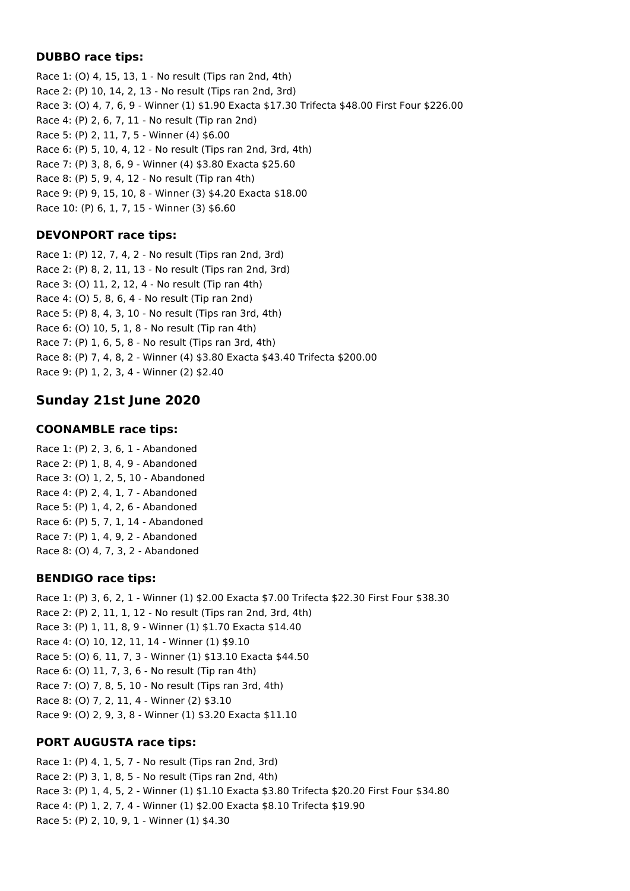### DUBBO race tips:

Race 1: (O) 4, 15, 13, 1 - No result (Tips ran 2nd, 4th)
Race 2: (P) 10, 14, 2, 13 - No result (Tips ran 2nd, 3rd)
Race 3: (O) 4, 7, 6, 9 - Winner (1) $1.90 Exacta $17.30 Trifecta $48.00 First Four $226.00
Race 4: (P) 2, 6, 7, 11 - No result (Tip ran 2nd)
Race 5: (P) 2, 11, 7, 5 - Winner (4) $6.00
Race 6: (P) 5, 10, 4, 12 - No result (Tips ran 2nd, 3rd, 4th)
Race 7: (P) 3, 8, 6, 9 - Winner (4) $3.80 Exacta $25.60
Race 8: (P) 5, 9, 4, 12 - No result (Tip ran 4th)
Race 9: (P) 9, 15, 10, 8 - Winner (3) $4.20 Exacta $18.00
Race 10: (P) 6, 1, 7, 15 - Winner (3) $6.60

### DEVONPORT race tips:

Race 1: (P) 12, 7, 4, 2 - No result (Tips ran 2nd, 3rd)
Race 2: (P) 8, 2, 11, 13 - No result (Tips ran 2nd, 3rd)
Race 3: (O) 11, 2, 12, 4 - No result (Tip ran 4th)
Race 4: (O) 5, 8, 6, 4 - No result (Tip ran 2nd)
Race 5: (P) 8, 4, 3, 10 - No result (Tips ran 3rd, 4th)
Race 6: (O) 10, 5, 1, 8 - No result (Tip ran 4th)
Race 7: (P) 1, 6, 5, 8 - No result (Tips ran 3rd, 4th)
Race 8: (P) 7, 4, 8, 2 - Winner (4) $3.80 Exacta $43.40 Trifecta $200.00
Race 9: (P) 1, 2, 3, 4 - Winner (2) $2.40

## Sunday 21st June 2020

### COONAMBLE race tips:

Race 1: (P) 2, 3, 6, 1 - Abandoned
Race 2: (P) 1, 8, 4, 9 - Abandoned
Race 3: (O) 1, 2, 5, 10 - Abandoned
Race 4: (P) 2, 4, 1, 7 - Abandoned
Race 5: (P) 1, 4, 2, 6 - Abandoned
Race 6: (P) 5, 7, 1, 14 - Abandoned
Race 7: (P) 1, 4, 9, 2 - Abandoned
Race 8: (O) 4, 7, 3, 2 - Abandoned

### BENDIGO race tips:

Race 1: (P) 3, 6, 2, 1 - Winner (1) $2.00 Exacta $7.00 Trifecta $22.30 First Four $38.30
Race 2: (P) 2, 11, 1, 12 - No result (Tips ran 2nd, 3rd, 4th)
Race 3: (P) 1, 11, 8, 9 - Winner (1) $1.70 Exacta $14.40
Race 4: (O) 10, 12, 11, 14 - Winner (1) $9.10
Race 5: (O) 6, 11, 7, 3 - Winner (1) $13.10 Exacta $44.50
Race 6: (O) 11, 7, 3, 6 - No result (Tip ran 4th)
Race 7: (O) 7, 8, 5, 10 - No result (Tips ran 3rd, 4th)
Race 8: (O) 7, 2, 11, 4 - Winner (2) $3.10
Race 9: (O) 2, 9, 3, 8 - Winner (1) $3.20 Exacta $11.10

### PORT AUGUSTA race tips:

Race 1: (P) 4, 1, 5, 7 - No result (Tips ran 2nd, 3rd)
Race 2: (P) 3, 1, 8, 5 - No result (Tips ran 2nd, 4th)
Race 3: (P) 1, 4, 5, 2 - Winner (1) $1.10 Exacta $3.80 Trifecta $20.20 First Four $34.80
Race 4: (P) 1, 2, 7, 4 - Winner (1) $2.00 Exacta $8.10 Trifecta $19.90
Race 5: (P) 2, 10, 9, 1 - Winner (1) $4.30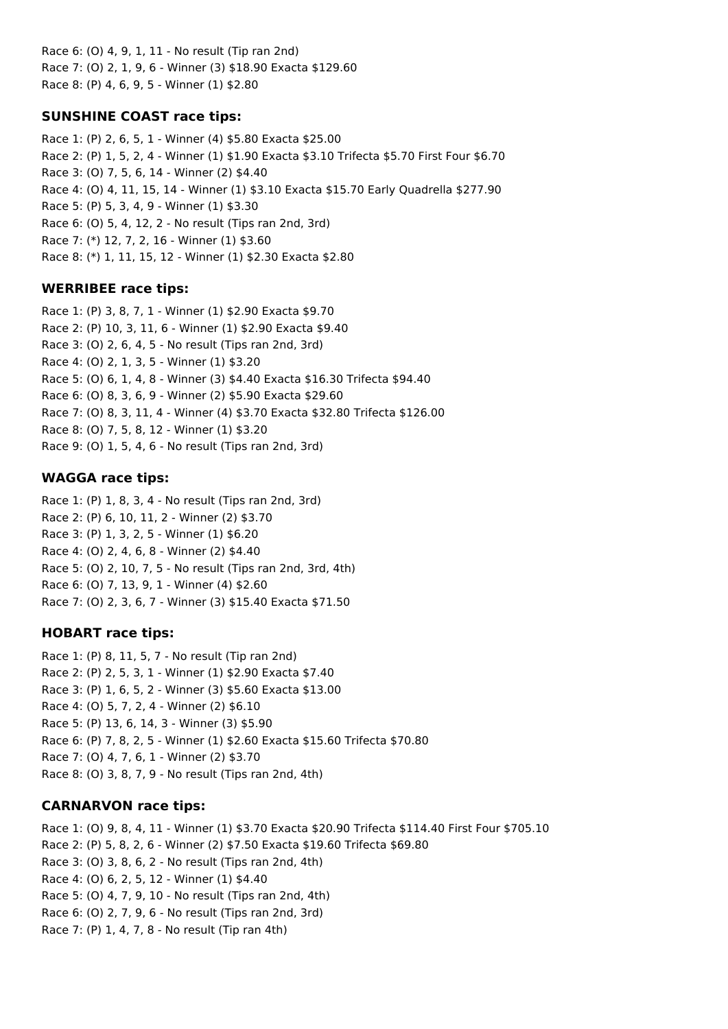Race 6: (O) 4, 9, 1, 11 - No result (Tip ran 2nd)
Race 7: (O) 2, 1, 9, 6 - Winner (3) $18.90 Exacta $129.60
Race 8: (P) 4, 6, 9, 5 - Winner (1) $2.80

### SUNSHINE COAST race tips:

Race 1: (P) 2, 6, 5, 1 - Winner (4) $5.80 Exacta $25.00
Race 2: (P) 1, 5, 2, 4 - Winner (1) $1.90 Exacta $3.10 Trifecta $5.70 First Four $6.70
Race 3: (O) 7, 5, 6, 14 - Winner (2) $4.40
Race 4: (O) 4, 11, 15, 14 - Winner (1) $3.10 Exacta $15.70 Early Quadrella $277.90
Race 5: (P) 5, 3, 4, 9 - Winner (1) $3.30
Race 6: (O) 5, 4, 12, 2 - No result (Tips ran 2nd, 3rd)
Race 7: (*) 12, 7, 2, 16 - Winner (1) $3.60
Race 8: (*) 1, 11, 15, 12 - Winner (1) $2.30 Exacta $2.80

### WERRIBEE race tips:

Race 1: (P) 3, 8, 7, 1 - Winner (1) $2.90 Exacta $9.70
Race 2: (P) 10, 3, 11, 6 - Winner (1) $2.90 Exacta $9.40
Race 3: (O) 2, 6, 4, 5 - No result (Tips ran 2nd, 3rd)
Race 4: (O) 2, 1, 3, 5 - Winner (1) $3.20
Race 5: (O) 6, 1, 4, 8 - Winner (3) $4.40 Exacta $16.30 Trifecta $94.40
Race 6: (O) 8, 3, 6, 9 - Winner (2) $5.90 Exacta $29.60
Race 7: (O) 8, 3, 11, 4 - Winner (4) $3.70 Exacta $32.80 Trifecta $126.00
Race 8: (O) 7, 5, 8, 12 - Winner (1) $3.20
Race 9: (O) 1, 5, 4, 6 - No result (Tips ran 2nd, 3rd)

### WAGGA race tips:

Race 1: (P) 1, 8, 3, 4 - No result (Tips ran 2nd, 3rd)
Race 2: (P) 6, 10, 11, 2 - Winner (2) $3.70
Race 3: (P) 1, 3, 2, 5 - Winner (1) $6.20
Race 4: (O) 2, 4, 6, 8 - Winner (2) $4.40
Race 5: (O) 2, 10, 7, 5 - No result (Tips ran 2nd, 3rd, 4th)
Race 6: (O) 7, 13, 9, 1 - Winner (4) $2.60
Race 7: (O) 2, 3, 6, 7 - Winner (3) $15.40 Exacta $71.50

### HOBART race tips:

Race 1: (P) 8, 11, 5, 7 - No result (Tip ran 2nd)
Race 2: (P) 2, 5, 3, 1 - Winner (1) $2.90 Exacta $7.40
Race 3: (P) 1, 6, 5, 2 - Winner (3) $5.60 Exacta $13.00
Race 4: (O) 5, 7, 2, 4 - Winner (2) $6.10
Race 5: (P) 13, 6, 14, 3 - Winner (3) $5.90
Race 6: (P) 7, 8, 2, 5 - Winner (1) $2.60 Exacta $15.60 Trifecta $70.80
Race 7: (O) 4, 7, 6, 1 - Winner (2) $3.70
Race 8: (O) 3, 8, 7, 9 - No result (Tips ran 2nd, 4th)

### CARNARVON race tips:

Race 1: (O) 9, 8, 4, 11 - Winner (1) $3.70 Exacta $20.90 Trifecta $114.40 First Four $705.10
Race 2: (P) 5, 8, 2, 6 - Winner (2) $7.50 Exacta $19.60 Trifecta $69.80
Race 3: (O) 3, 8, 6, 2 - No result (Tips ran 2nd, 4th)
Race 4: (O) 6, 2, 5, 12 - Winner (1) $4.40
Race 5: (O) 4, 7, 9, 10 - No result (Tips ran 2nd, 4th)
Race 6: (O) 2, 7, 9, 6 - No result (Tips ran 2nd, 3rd)
Race 7: (P) 1, 4, 7, 8 - No result (Tip ran 4th)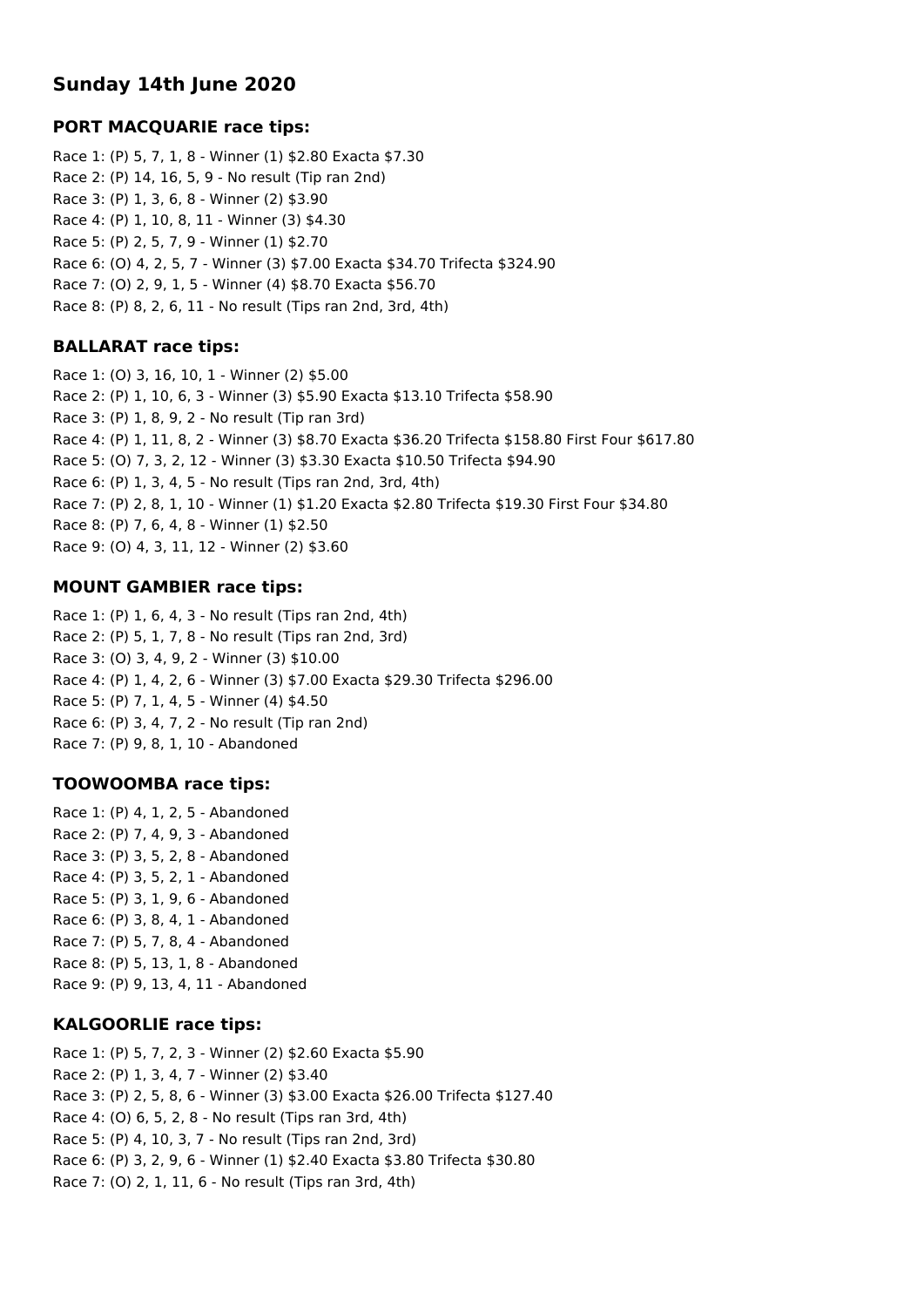## Sunday 14th June 2020

### PORT MACQUARIE race tips:

Race 1: (P) 5, 7, 1, 8 - Winner (1) $2.80 Exacta $7.30
Race 2: (P) 14, 16, 5, 9 - No result (Tip ran 2nd)
Race 3: (P) 1, 3, 6, 8 - Winner (2) $3.90
Race 4: (P) 1, 10, 8, 11 - Winner (3) $4.30
Race 5: (P) 2, 5, 7, 9 - Winner (1) $2.70
Race 6: (O) 4, 2, 5, 7 - Winner (3) $7.00 Exacta $34.70 Trifecta $324.90
Race 7: (O) 2, 9, 1, 5 - Winner (4) $8.70 Exacta $56.70
Race 8: (P) 8, 2, 6, 11 - No result (Tips ran 2nd, 3rd, 4th)

### BALLARAT race tips:

Race 1: (O) 3, 16, 10, 1 - Winner (2) $5.00
Race 2: (P) 1, 10, 6, 3 - Winner (3) $5.90 Exacta $13.10 Trifecta $58.90
Race 3: (P) 1, 8, 9, 2 - No result (Tip ran 3rd)
Race 4: (P) 1, 11, 8, 2 - Winner (3) $8.70 Exacta $36.20 Trifecta $158.80 First Four $617.80
Race 5: (O) 7, 3, 2, 12 - Winner (3) $3.30 Exacta $10.50 Trifecta $94.90
Race 6: (P) 1, 3, 4, 5 - No result (Tips ran 2nd, 3rd, 4th)
Race 7: (P) 2, 8, 1, 10 - Winner (1) $1.20 Exacta $2.80 Trifecta $19.30 First Four $34.80
Race 8: (P) 7, 6, 4, 8 - Winner (1) $2.50
Race 9: (O) 4, 3, 11, 12 - Winner (2) $3.60

### MOUNT GAMBIER race tips:

Race 1: (P) 1, 6, 4, 3 - No result (Tips ran 2nd, 4th)
Race 2: (P) 5, 1, 7, 8 - No result (Tips ran 2nd, 3rd)
Race 3: (O) 3, 4, 9, 2 - Winner (3) $10.00
Race 4: (P) 1, 4, 2, 6 - Winner (3) $7.00 Exacta $29.30 Trifecta $296.00
Race 5: (P) 7, 1, 4, 5 - Winner (4) $4.50
Race 6: (P) 3, 4, 7, 2 - No result (Tip ran 2nd)
Race 7: (P) 9, 8, 1, 10 - Abandoned

### TOOWOOMBA race tips:

Race 1: (P) 4, 1, 2, 5 - Abandoned
Race 2: (P) 7, 4, 9, 3 - Abandoned
Race 3: (P) 3, 5, 2, 8 - Abandoned
Race 4: (P) 3, 5, 2, 1 - Abandoned
Race 5: (P) 3, 1, 9, 6 - Abandoned
Race 6: (P) 3, 8, 4, 1 - Abandoned
Race 7: (P) 5, 7, 8, 4 - Abandoned
Race 8: (P) 5, 13, 1, 8 - Abandoned
Race 9: (P) 9, 13, 4, 11 - Abandoned

### KALGOORLIE race tips:

Race 1: (P) 5, 7, 2, 3 - Winner (2) $2.60 Exacta $5.90
Race 2: (P) 1, 3, 4, 7 - Winner (2) $3.40
Race 3: (P) 2, 5, 8, 6 - Winner (3) $3.00 Exacta $26.00 Trifecta $127.40
Race 4: (O) 6, 5, 2, 8 - No result (Tips ran 3rd, 4th)
Race 5: (P) 4, 10, 3, 7 - No result (Tips ran 2nd, 3rd)
Race 6: (P) 3, 2, 9, 6 - Winner (1) $2.40 Exacta $3.80 Trifecta $30.80
Race 7: (O) 2, 1, 11, 6 - No result (Tips ran 3rd, 4th)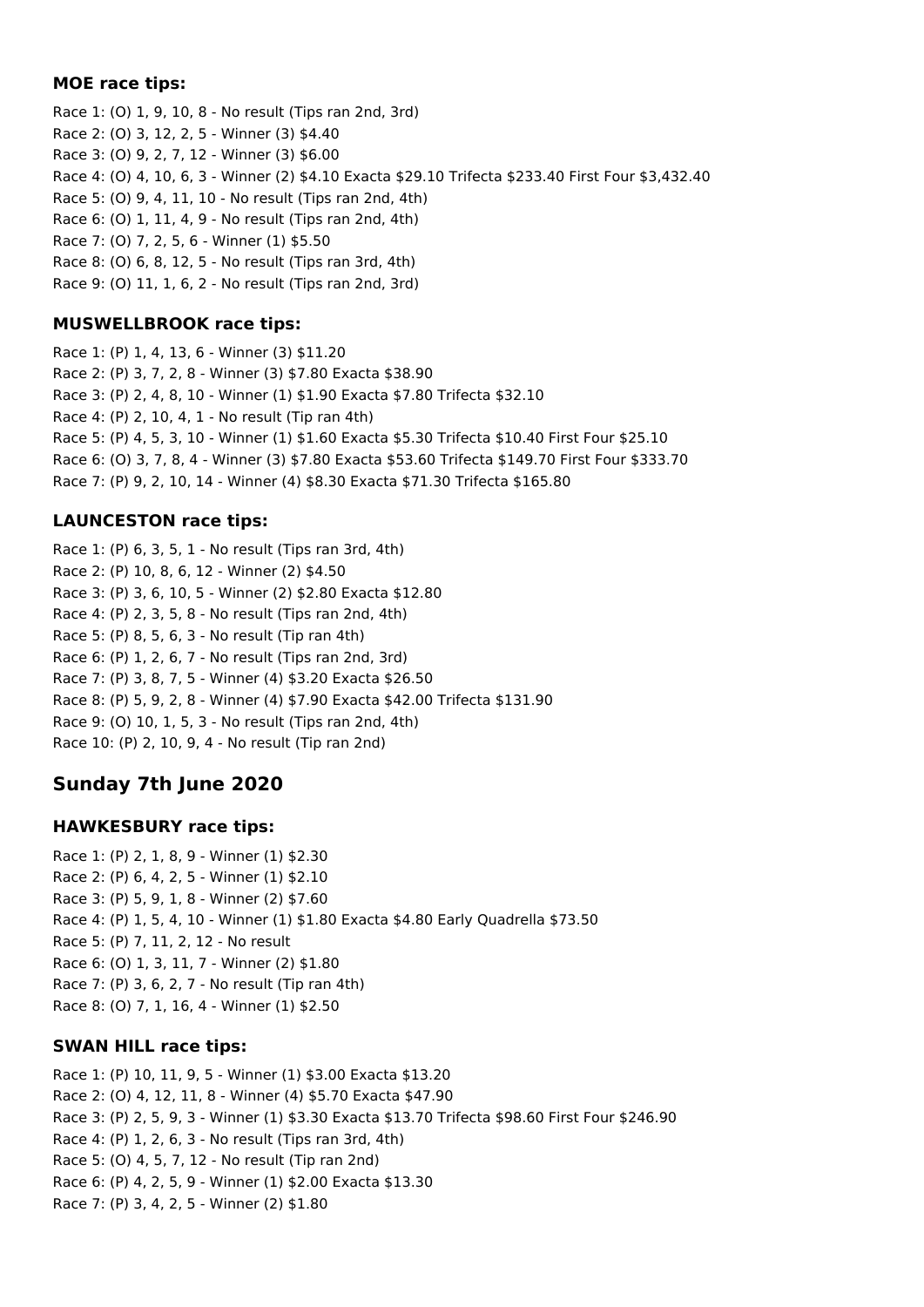### MOE race tips:

Race 1: (O) 1, 9, 10, 8 - No result (Tips ran 2nd, 3rd)
Race 2: (O) 3, 12, 2, 5 - Winner (3) $4.40
Race 3: (O) 9, 2, 7, 12 - Winner (3) $6.00
Race 4: (O) 4, 10, 6, 3 - Winner (2) $4.10 Exacta $29.10 Trifecta $233.40 First Four $3,432.40
Race 5: (O) 9, 4, 11, 10 - No result (Tips ran 2nd, 4th)
Race 6: (O) 1, 11, 4, 9 - No result (Tips ran 2nd, 4th)
Race 7: (O) 7, 2, 5, 6 - Winner (1) $5.50
Race 8: (O) 6, 8, 12, 5 - No result (Tips ran 3rd, 4th)
Race 9: (O) 11, 1, 6, 2 - No result (Tips ran 2nd, 3rd)

### MUSWELLBROOK race tips:

Race 1: (P) 1, 4, 13, 6 - Winner (3) $11.20
Race 2: (P) 3, 7, 2, 8 - Winner (3) $7.80 Exacta $38.90
Race 3: (P) 2, 4, 8, 10 - Winner (1) $1.90 Exacta $7.80 Trifecta $32.10
Race 4: (P) 2, 10, 4, 1 - No result (Tip ran 4th)
Race 5: (P) 4, 5, 3, 10 - Winner (1) $1.60 Exacta $5.30 Trifecta $10.40 First Four $25.10
Race 6: (O) 3, 7, 8, 4 - Winner (3) $7.80 Exacta $53.60 Trifecta $149.70 First Four $333.70
Race 7: (P) 9, 2, 10, 14 - Winner (4) $8.30 Exacta $71.30 Trifecta $165.80

### LAUNCESTON race tips:

Race 1: (P) 6, 3, 5, 1 - No result (Tips ran 3rd, 4th)
Race 2: (P) 10, 8, 6, 12 - Winner (2) $4.50
Race 3: (P) 3, 6, 10, 5 - Winner (2) $2.80 Exacta $12.80
Race 4: (P) 2, 3, 5, 8 - No result (Tips ran 2nd, 4th)
Race 5: (P) 8, 5, 6, 3 - No result (Tip ran 4th)
Race 6: (P) 1, 2, 6, 7 - No result (Tips ran 2nd, 3rd)
Race 7: (P) 3, 8, 7, 5 - Winner (4) $3.20 Exacta $26.50
Race 8: (P) 5, 9, 2, 8 - Winner (4) $7.90 Exacta $42.00 Trifecta $131.90
Race 9: (O) 10, 1, 5, 3 - No result (Tips ran 2nd, 4th)
Race 10: (P) 2, 10, 9, 4 - No result (Tip ran 2nd)

## Sunday 7th June 2020

### HAWKESBURY race tips:

Race 1: (P) 2, 1, 8, 9 - Winner (1) $2.30
Race 2: (P) 6, 4, 2, 5 - Winner (1) $2.10
Race 3: (P) 5, 9, 1, 8 - Winner (2) $7.60
Race 4: (P) 1, 5, 4, 10 - Winner (1) $1.80 Exacta $4.80 Early Quadrella $73.50
Race 5: (P) 7, 11, 2, 12 - No result
Race 6: (O) 1, 3, 11, 7 - Winner (2) $1.80
Race 7: (P) 3, 6, 2, 7 - No result (Tip ran 4th)
Race 8: (O) 7, 1, 16, 4 - Winner (1) $2.50

### SWAN HILL race tips:

Race 1: (P) 10, 11, 9, 5 - Winner (1) $3.00 Exacta $13.20
Race 2: (O) 4, 12, 11, 8 - Winner (4) $5.70 Exacta $47.90
Race 3: (P) 2, 5, 9, 3 - Winner (1) $3.30 Exacta $13.70 Trifecta $98.60 First Four $246.90
Race 4: (P) 1, 2, 6, 3 - No result (Tips ran 3rd, 4th)
Race 5: (O) 4, 5, 7, 12 - No result (Tip ran 2nd)
Race 6: (P) 4, 2, 5, 9 - Winner (1) $2.00 Exacta $13.30
Race 7: (P) 3, 4, 2, 5 - Winner (2) $1.80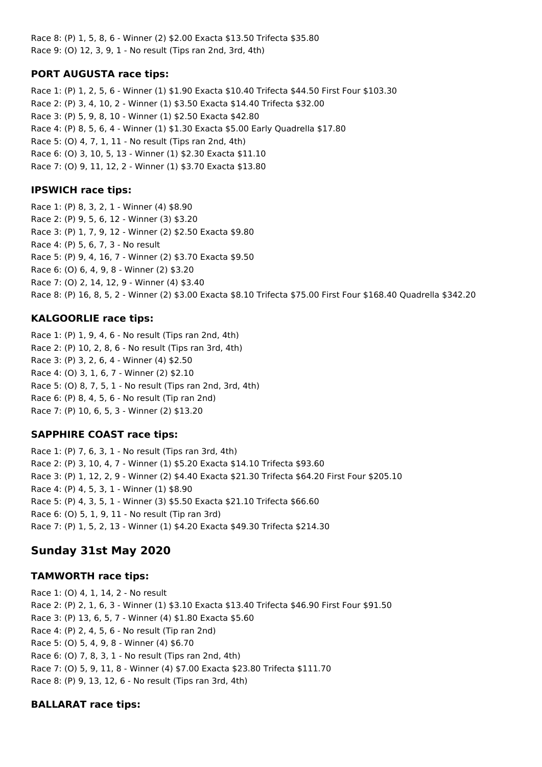Race 8: (P) 1, 5, 8, 6 - Winner (2) $2.00 Exacta $13.50 Trifecta $35.80
Race 9: (O) 12, 3, 9, 1 - No result (Tips ran 2nd, 3rd, 4th)

### PORT AUGUSTA race tips:

Race 1: (P) 1, 2, 5, 6 - Winner (1) $1.90 Exacta $10.40 Trifecta $44.50 First Four $103.30
Race 2: (P) 3, 4, 10, 2 - Winner (1) $3.50 Exacta $14.40 Trifecta $32.00
Race 3: (P) 5, 9, 8, 10 - Winner (1) $2.50 Exacta $42.80
Race 4: (P) 8, 5, 6, 4 - Winner (1) $1.30 Exacta $5.00 Early Quadrella $17.80
Race 5: (O) 4, 7, 1, 11 - No result (Tips ran 2nd, 4th)
Race 6: (O) 3, 10, 5, 13 - Winner (1) $2.30 Exacta $11.10
Race 7: (O) 9, 11, 12, 2 - Winner (1) $3.70 Exacta $13.80

### IPSWICH race tips:

Race 1: (P) 8, 3, 2, 1 - Winner (4) $8.90
Race 2: (P) 9, 5, 6, 12 - Winner (3) $3.20
Race 3: (P) 1, 7, 9, 12 - Winner (2) $2.50 Exacta $9.80
Race 4: (P) 5, 6, 7, 3 - No result
Race 5: (P) 9, 4, 16, 7 - Winner (2) $3.70 Exacta $9.50
Race 6: (O) 6, 4, 9, 8 - Winner (2) $3.20
Race 7: (O) 2, 14, 12, 9 - Winner (4) $3.40
Race 8: (P) 16, 8, 5, 2 - Winner (2) $3.00 Exacta $8.10 Trifecta $75.00 First Four $168.40 Quadrella $342.20

### KALGOORLIE race tips:

Race 1: (P) 1, 9, 4, 6 - No result (Tips ran 2nd, 4th)
Race 2: (P) 10, 2, 8, 6 - No result (Tips ran 3rd, 4th)
Race 3: (P) 3, 2, 6, 4 - Winner (4) $2.50
Race 4: (O) 3, 1, 6, 7 - Winner (2) $2.10
Race 5: (O) 8, 7, 5, 1 - No result (Tips ran 2nd, 3rd, 4th)
Race 6: (P) 8, 4, 5, 6 - No result (Tip ran 2nd)
Race 7: (P) 10, 6, 5, 3 - Winner (2) $13.20

### SAPPHIRE COAST race tips:

Race 1: (P) 7, 6, 3, 1 - No result (Tips ran 3rd, 4th)
Race 2: (P) 3, 10, 4, 7 - Winner (1) $5.20 Exacta $14.10 Trifecta $93.60
Race 3: (P) 1, 12, 2, 9 - Winner (2) $4.40 Exacta $21.30 Trifecta $64.20 First Four $205.10
Race 4: (P) 4, 5, 3, 1 - Winner (1) $8.90
Race 5: (P) 4, 3, 5, 1 - Winner (3) $5.50 Exacta $21.10 Trifecta $66.60
Race 6: (O) 5, 1, 9, 11 - No result (Tip ran 3rd)
Race 7: (P) 1, 5, 2, 13 - Winner (1) $4.20 Exacta $49.30 Trifecta $214.30

## Sunday 31st May 2020

### TAMWORTH race tips:

Race 1: (O) 4, 1, 14, 2 - No result
Race 2: (P) 2, 1, 6, 3 - Winner (1) $3.10 Exacta $13.40 Trifecta $46.90 First Four $91.50
Race 3: (P) 13, 6, 5, 7 - Winner (4) $1.80 Exacta $5.60
Race 4: (P) 2, 4, 5, 6 - No result (Tip ran 2nd)
Race 5: (O) 5, 4, 9, 8 - Winner (4) $6.70
Race 6: (O) 7, 8, 3, 1 - No result (Tips ran 2nd, 4th)
Race 7: (O) 5, 9, 11, 8 - Winner (4) $7.00 Exacta $23.80 Trifecta $111.70
Race 8: (P) 9, 13, 12, 6 - No result (Tips ran 3rd, 4th)

### BALLARAT race tips: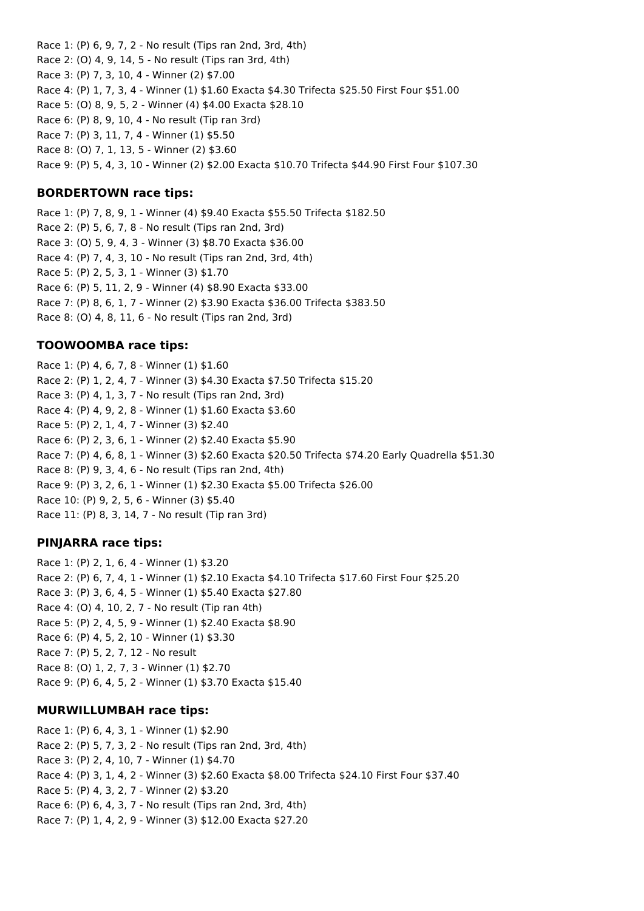Race 1: (P) 6, 9, 7, 2 - No result (Tips ran 2nd, 3rd, 4th)
Race 2: (O) 4, 9, 14, 5 - No result (Tips ran 3rd, 4th)
Race 3: (P) 7, 3, 10, 4 - Winner (2) $7.00
Race 4: (P) 1, 7, 3, 4 - Winner (1) $1.60 Exacta $4.30 Trifecta $25.50 First Four $51.00
Race 5: (O) 8, 9, 5, 2 - Winner (4) $4.00 Exacta $28.10
Race 6: (P) 8, 9, 10, 4 - No result (Tip ran 3rd)
Race 7: (P) 3, 11, 7, 4 - Winner (1) $5.50
Race 8: (O) 7, 1, 13, 5 - Winner (2) $3.60
Race 9: (P) 5, 4, 3, 10 - Winner (2) $2.00 Exacta $10.70 Trifecta $44.90 First Four $107.30

### BORDERTOWN race tips:

Race 1: (P) 7, 8, 9, 1 - Winner (4) $9.40 Exacta $55.50 Trifecta $182.50
Race 2: (P) 5, 6, 7, 8 - No result (Tips ran 2nd, 3rd)
Race 3: (O) 5, 9, 4, 3 - Winner (3) $8.70 Exacta $36.00
Race 4: (P) 7, 4, 3, 10 - No result (Tips ran 2nd, 3rd, 4th)
Race 5: (P) 2, 5, 3, 1 - Winner (3) $1.70
Race 6: (P) 5, 11, 2, 9 - Winner (4) $8.90 Exacta $33.00
Race 7: (P) 8, 6, 1, 7 - Winner (2) $3.90 Exacta $36.00 Trifecta $383.50
Race 8: (O) 4, 8, 11, 6 - No result (Tips ran 2nd, 3rd)

### TOOWOOMBA race tips:

Race 1: (P) 4, 6, 7, 8 - Winner (1) $1.60
Race 2: (P) 1, 2, 4, 7 - Winner (3) $4.30 Exacta $7.50 Trifecta $15.20
Race 3: (P) 4, 1, 3, 7 - No result (Tips ran 2nd, 3rd)
Race 4: (P) 4, 9, 2, 8 - Winner (1) $1.60 Exacta $3.60
Race 5: (P) 2, 1, 4, 7 - Winner (3) $2.40
Race 6: (P) 2, 3, 6, 1 - Winner (2) $2.40 Exacta $5.90
Race 7: (P) 4, 6, 8, 1 - Winner (3) $2.60 Exacta $20.50 Trifecta $74.20 Early Quadrella $51.30
Race 8: (P) 9, 3, 4, 6 - No result (Tips ran 2nd, 4th)
Race 9: (P) 3, 2, 6, 1 - Winner (1) $2.30 Exacta $5.00 Trifecta $26.00
Race 10: (P) 9, 2, 5, 6 - Winner (3) $5.40
Race 11: (P) 8, 3, 14, 7 - No result (Tip ran 3rd)

### PINJARRA race tips:

Race 1: (P) 2, 1, 6, 4 - Winner (1) $3.20
Race 2: (P) 6, 7, 4, 1 - Winner (1) $2.10 Exacta $4.10 Trifecta $17.60 First Four $25.20
Race 3: (P) 3, 6, 4, 5 - Winner (1) $5.40 Exacta $27.80
Race 4: (O) 4, 10, 2, 7 - No result (Tip ran 4th)
Race 5: (P) 2, 4, 5, 9 - Winner (1) $2.40 Exacta $8.90
Race 6: (P) 4, 5, 2, 10 - Winner (1) $3.30
Race 7: (P) 5, 2, 7, 12 - No result
Race 8: (O) 1, 2, 7, 3 - Winner (1) $2.70
Race 9: (P) 6, 4, 5, 2 - Winner (1) $3.70 Exacta $15.40

### MURWILLUMBAH race tips:

Race 1: (P) 6, 4, 3, 1 - Winner (1) $2.90
Race 2: (P) 5, 7, 3, 2 - No result (Tips ran 2nd, 3rd, 4th)
Race 3: (P) 2, 4, 10, 7 - Winner (1) $4.70
Race 4: (P) 3, 1, 4, 2 - Winner (3) $2.60 Exacta $8.00 Trifecta $24.10 First Four $37.40
Race 5: (P) 4, 3, 2, 7 - Winner (2) $3.20
Race 6: (P) 6, 4, 3, 7 - No result (Tips ran 2nd, 3rd, 4th)
Race 7: (P) 1, 4, 2, 9 - Winner (3) $12.00 Exacta $27.20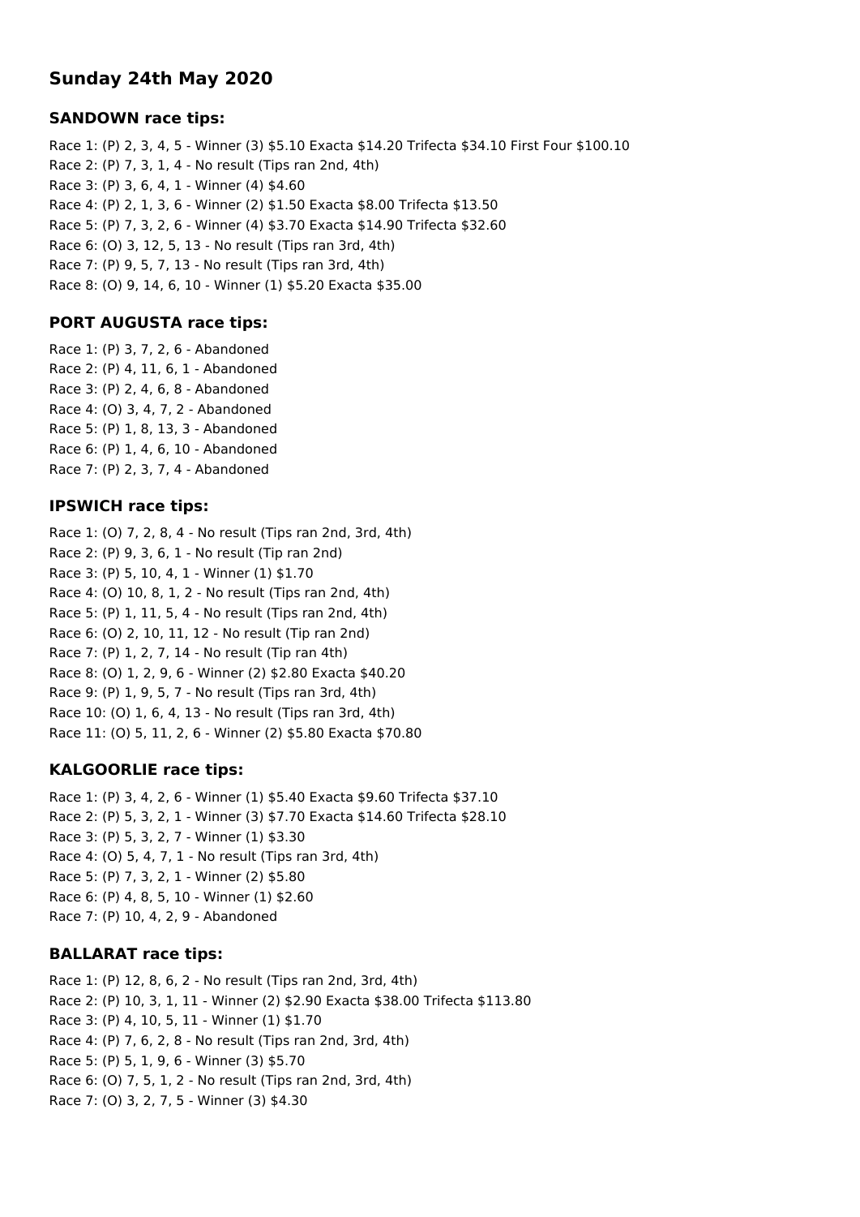## Sunday 24th May 2020

### SANDOWN race tips:

Race 1: (P) 2, 3, 4, 5 - Winner (3) $5.10 Exacta $14.20 Trifecta $34.10 First Four $100.10
Race 2: (P) 7, 3, 1, 4 - No result (Tips ran 2nd, 4th)
Race 3: (P) 3, 6, 4, 1 - Winner (4) $4.60
Race 4: (P) 2, 1, 3, 6 - Winner (2) $1.50 Exacta $8.00 Trifecta $13.50
Race 5: (P) 7, 3, 2, 6 - Winner (4) $3.70 Exacta $14.90 Trifecta $32.60
Race 6: (O) 3, 12, 5, 13 - No result (Tips ran 3rd, 4th)
Race 7: (P) 9, 5, 7, 13 - No result (Tips ran 3rd, 4th)
Race 8: (O) 9, 14, 6, 10 - Winner (1) $5.20 Exacta $35.00

### PORT AUGUSTA race tips:

Race 1: (P) 3, 7, 2, 6 - Abandoned
Race 2: (P) 4, 11, 6, 1 - Abandoned
Race 3: (P) 2, 4, 6, 8 - Abandoned
Race 4: (O) 3, 4, 7, 2 - Abandoned
Race 5: (P) 1, 8, 13, 3 - Abandoned
Race 6: (P) 1, 4, 6, 10 - Abandoned
Race 7: (P) 2, 3, 7, 4 - Abandoned

### IPSWICH race tips:

Race 1: (O) 7, 2, 8, 4 - No result (Tips ran 2nd, 3rd, 4th)
Race 2: (P) 9, 3, 6, 1 - No result (Tip ran 2nd)
Race 3: (P) 5, 10, 4, 1 - Winner (1) $1.70
Race 4: (O) 10, 8, 1, 2 - No result (Tips ran 2nd, 4th)
Race 5: (P) 1, 11, 5, 4 - No result (Tips ran 2nd, 4th)
Race 6: (O) 2, 10, 11, 12 - No result (Tip ran 2nd)
Race 7: (P) 1, 2, 7, 14 - No result (Tip ran 4th)
Race 8: (O) 1, 2, 9, 6 - Winner (2) $2.80 Exacta $40.20
Race 9: (P) 1, 9, 5, 7 - No result (Tips ran 3rd, 4th)
Race 10: (O) 1, 6, 4, 13 - No result (Tips ran 3rd, 4th)
Race 11: (O) 5, 11, 2, 6 - Winner (2) $5.80 Exacta $70.80

### KALGOORLIE race tips:

Race 1: (P) 3, 4, 2, 6 - Winner (1) $5.40 Exacta $9.60 Trifecta $37.10
Race 2: (P) 5, 3, 2, 1 - Winner (3) $7.70 Exacta $14.60 Trifecta $28.10
Race 3: (P) 5, 3, 2, 7 - Winner (1) $3.30
Race 4: (O) 5, 4, 7, 1 - No result (Tips ran 3rd, 4th)
Race 5: (P) 7, 3, 2, 1 - Winner (2) $5.80
Race 6: (P) 4, 8, 5, 10 - Winner (1) $2.60
Race 7: (P) 10, 4, 2, 9 - Abandoned

### BALLARAT race tips:

Race 1: (P) 12, 8, 6, 2 - No result (Tips ran 2nd, 3rd, 4th)
Race 2: (P) 10, 3, 1, 11 - Winner (2) $2.90 Exacta $38.00 Trifecta $113.80
Race 3: (P) 4, 10, 5, 11 - Winner (1) $1.70
Race 4: (P) 7, 6, 2, 8 - No result (Tips ran 2nd, 3rd, 4th)
Race 5: (P) 5, 1, 9, 6 - Winner (3) $5.70
Race 6: (O) 7, 5, 1, 2 - No result (Tips ran 2nd, 3rd, 4th)
Race 7: (O) 3, 2, 7, 5 - Winner (3) $4.30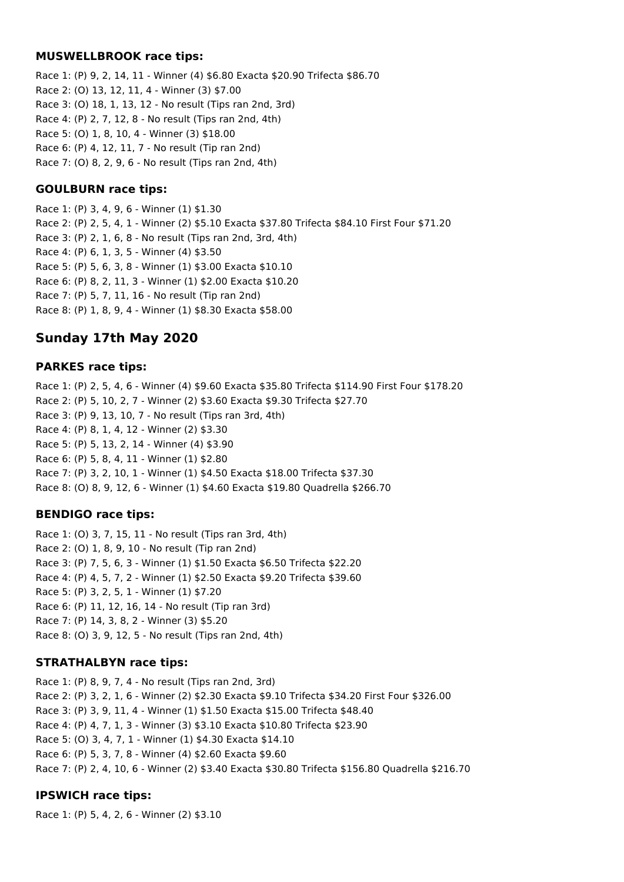### MUSWELLBROOK race tips:

Race 1: (P) 9, 2, 14, 11 - Winner (4) $6.80 Exacta $20.90 Trifecta $86.70
Race 2: (O) 13, 12, 11, 4 - Winner (3) $7.00
Race 3: (O) 18, 1, 13, 12 - No result (Tips ran 2nd, 3rd)
Race 4: (P) 2, 7, 12, 8 - No result (Tips ran 2nd, 4th)
Race 5: (O) 1, 8, 10, 4 - Winner (3) $18.00
Race 6: (P) 4, 12, 11, 7 - No result (Tip ran 2nd)
Race 7: (O) 8, 2, 9, 6 - No result (Tips ran 2nd, 4th)

### GOULBURN race tips:

Race 1: (P) 3, 4, 9, 6 - Winner (1) $1.30
Race 2: (P) 2, 5, 4, 1 - Winner (2) $5.10 Exacta $37.80 Trifecta $84.10 First Four $71.20
Race 3: (P) 2, 1, 6, 8 - No result (Tips ran 2nd, 3rd, 4th)
Race 4: (P) 6, 1, 3, 5 - Winner (4) $3.50
Race 5: (P) 5, 6, 3, 8 - Winner (1) $3.00 Exacta $10.10
Race 6: (P) 8, 2, 11, 3 - Winner (1) $2.00 Exacta $10.20
Race 7: (P) 5, 7, 11, 16 - No result (Tip ran 2nd)
Race 8: (P) 1, 8, 9, 4 - Winner (1) $8.30 Exacta $58.00

## Sunday 17th May 2020

### PARKES race tips:

Race 1: (P) 2, 5, 4, 6 - Winner (4) $9.60 Exacta $35.80 Trifecta $114.90 First Four $178.20
Race 2: (P) 5, 10, 2, 7 - Winner (2) $3.60 Exacta $9.30 Trifecta $27.70
Race 3: (P) 9, 13, 10, 7 - No result (Tips ran 3rd, 4th)
Race 4: (P) 8, 1, 4, 12 - Winner (2) $3.30
Race 5: (P) 5, 13, 2, 14 - Winner (4) $3.90
Race 6: (P) 5, 8, 4, 11 - Winner (1) $2.80
Race 7: (P) 3, 2, 10, 1 - Winner (1) $4.50 Exacta $18.00 Trifecta $37.30
Race 8: (O) 8, 9, 12, 6 - Winner (1) $4.60 Exacta $19.80 Quadrella $266.70

### BENDIGO race tips:

Race 1: (O) 3, 7, 15, 11 - No result (Tips ran 3rd, 4th)
Race 2: (O) 1, 8, 9, 10 - No result (Tip ran 2nd)
Race 3: (P) 7, 5, 6, 3 - Winner (1) $1.50 Exacta $6.50 Trifecta $22.20
Race 4: (P) 4, 5, 7, 2 - Winner (1) $2.50 Exacta $9.20 Trifecta $39.60
Race 5: (P) 3, 2, 5, 1 - Winner (1) $7.20
Race 6: (P) 11, 12, 16, 14 - No result (Tip ran 3rd)
Race 7: (P) 14, 3, 8, 2 - Winner (3) $5.20
Race 8: (O) 3, 9, 12, 5 - No result (Tips ran 2nd, 4th)

### STRATHALBYN race tips:

Race 1: (P) 8, 9, 7, 4 - No result (Tips ran 2nd, 3rd)
Race 2: (P) 3, 2, 1, 6 - Winner (2) $2.30 Exacta $9.10 Trifecta $34.20 First Four $326.00
Race 3: (P) 3, 9, 11, 4 - Winner (1) $1.50 Exacta $15.00 Trifecta $48.40
Race 4: (P) 4, 7, 1, 3 - Winner (3) $3.10 Exacta $10.80 Trifecta $23.90
Race 5: (O) 3, 4, 7, 1 - Winner (1) $4.30 Exacta $14.10
Race 6: (P) 5, 3, 7, 8 - Winner (4) $2.60 Exacta $9.60
Race 7: (P) 2, 4, 10, 6 - Winner (2) $3.40 Exacta $30.80 Trifecta $156.80 Quadrella $216.70

### IPSWICH race tips:

Race 1: (P) 5, 4, 2, 6 - Winner (2) $3.10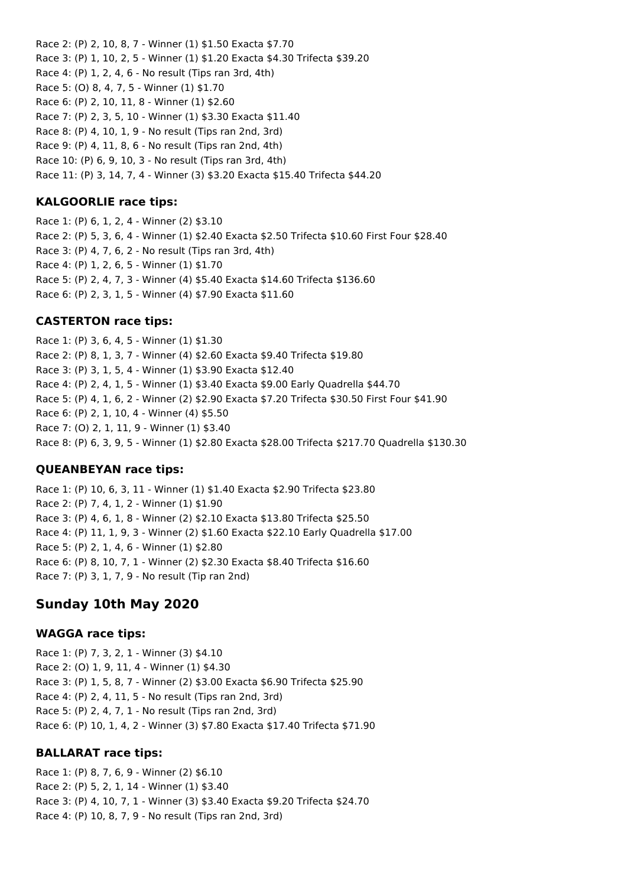Race 2: (P) 2, 10, 8, 7 - Winner (1) $1.50 Exacta $7.70
Race 3: (P) 1, 10, 2, 5 - Winner (1) $1.20 Exacta $4.30 Trifecta $39.20
Race 4: (P) 1, 2, 4, 6 - No result (Tips ran 3rd, 4th)
Race 5: (O) 8, 4, 7, 5 - Winner (1) $1.70
Race 6: (P) 2, 10, 11, 8 - Winner (1) $2.60
Race 7: (P) 2, 3, 5, 10 - Winner (1) $3.30 Exacta $11.40
Race 8: (P) 4, 10, 1, 9 - No result (Tips ran 2nd, 3rd)
Race 9: (P) 4, 11, 8, 6 - No result (Tips ran 2nd, 4th)
Race 10: (P) 6, 9, 10, 3 - No result (Tips ran 3rd, 4th)
Race 11: (P) 3, 14, 7, 4 - Winner (3) $3.20 Exacta $15.40 Trifecta $44.20

### KALGOORLIE race tips:

Race 1: (P) 6, 1, 2, 4 - Winner (2) $3.10
Race 2: (P) 5, 3, 6, 4 - Winner (1) $2.40 Exacta $2.50 Trifecta $10.60 First Four $28.40
Race 3: (P) 4, 7, 6, 2 - No result (Tips ran 3rd, 4th)
Race 4: (P) 1, 2, 6, 5 - Winner (1) $1.70
Race 5: (P) 2, 4, 7, 3 - Winner (4) $5.40 Exacta $14.60 Trifecta $136.60
Race 6: (P) 2, 3, 1, 5 - Winner (4) $7.90 Exacta $11.60

### CASTERTON race tips:

Race 1: (P) 3, 6, 4, 5 - Winner (1) $1.30
Race 2: (P) 8, 1, 3, 7 - Winner (4) $2.60 Exacta $9.40 Trifecta $19.80
Race 3: (P) 3, 1, 5, 4 - Winner (1) $3.90 Exacta $12.40
Race 4: (P) 2, 4, 1, 5 - Winner (1) $3.40 Exacta $9.00 Early Quadrella $44.70
Race 5: (P) 4, 1, 6, 2 - Winner (2) $2.90 Exacta $7.20 Trifecta $30.50 First Four $41.90
Race 6: (P) 2, 1, 10, 4 - Winner (4) $5.50
Race 7: (O) 2, 1, 11, 9 - Winner (1) $3.40
Race 8: (P) 6, 3, 9, 5 - Winner (1) $2.80 Exacta $28.00 Trifecta $217.70 Quadrella $130.30

### QUEANBEYAN race tips:

Race 1: (P) 10, 6, 3, 11 - Winner (1) $1.40 Exacta $2.90 Trifecta $23.80
Race 2: (P) 7, 4, 1, 2 - Winner (1) $1.90
Race 3: (P) 4, 6, 1, 8 - Winner (2) $2.10 Exacta $13.80 Trifecta $25.50
Race 4: (P) 11, 1, 9, 3 - Winner (2) $1.60 Exacta $22.10 Early Quadrella $17.00
Race 5: (P) 2, 1, 4, 6 - Winner (1) $2.80
Race 6: (P) 8, 10, 7, 1 - Winner (2) $2.30 Exacta $8.40 Trifecta $16.60
Race 7: (P) 3, 1, 7, 9 - No result (Tip ran 2nd)

## Sunday 10th May 2020

### WAGGA race tips:

Race 1: (P) 7, 3, 2, 1 - Winner (3) $4.10
Race 2: (O) 1, 9, 11, 4 - Winner (1) $4.30
Race 3: (P) 1, 5, 8, 7 - Winner (2) $3.00 Exacta $6.90 Trifecta $25.90
Race 4: (P) 2, 4, 11, 5 - No result (Tips ran 2nd, 3rd)
Race 5: (P) 2, 4, 7, 1 - No result (Tips ran 2nd, 3rd)
Race 6: (P) 10, 1, 4, 2 - Winner (3) $7.80 Exacta $17.40 Trifecta $71.90

### BALLARAT race tips:

Race 1: (P) 8, 7, 6, 9 - Winner (2) $6.10
Race 2: (P) 5, 2, 1, 14 - Winner (1) $3.40
Race 3: (P) 4, 10, 7, 1 - Winner (3) $3.40 Exacta $9.20 Trifecta $24.70
Race 4: (P) 10, 8, 7, 9 - No result (Tips ran 2nd, 3rd)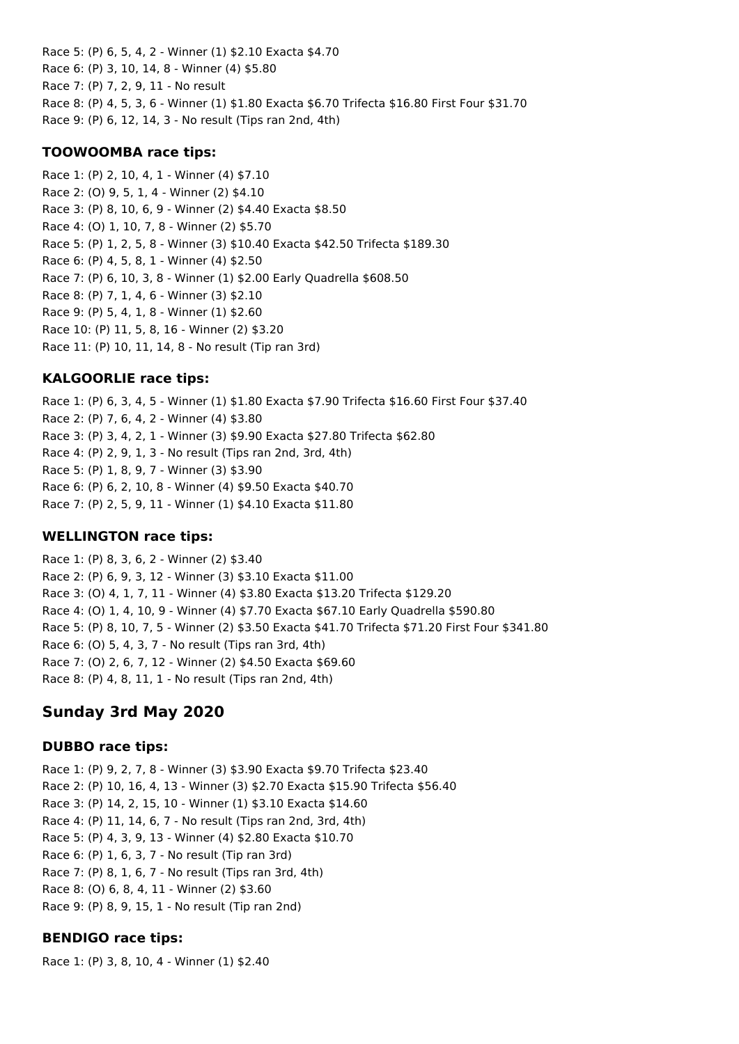Race 5: (P) 6, 5, 4, 2 - Winner (1) $2.10 Exacta $4.70
Race 6: (P) 3, 10, 14, 8 - Winner (4) $5.80
Race 7: (P) 7, 2, 9, 11 - No result
Race 8: (P) 4, 5, 3, 6 - Winner (1) $1.80 Exacta $6.70 Trifecta $16.80 First Four $31.70
Race 9: (P) 6, 12, 14, 3 - No result (Tips ran 2nd, 4th)

### TOOWOOMBA race tips:

Race 1: (P) 2, 10, 4, 1 - Winner (4) $7.10
Race 2: (O) 9, 5, 1, 4 - Winner (2) $4.10
Race 3: (P) 8, 10, 6, 9 - Winner (2) $4.40 Exacta $8.50
Race 4: (O) 1, 10, 7, 8 - Winner (2) $5.70
Race 5: (P) 1, 2, 5, 8 - Winner (3) $10.40 Exacta $42.50 Trifecta $189.30
Race 6: (P) 4, 5, 8, 1 - Winner (4) $2.50
Race 7: (P) 6, 10, 3, 8 - Winner (1) $2.00 Early Quadrella $608.50
Race 8: (P) 7, 1, 4, 6 - Winner (3) $2.10
Race 9: (P) 5, 4, 1, 8 - Winner (1) $2.60
Race 10: (P) 11, 5, 8, 16 - Winner (2) $3.20
Race 11: (P) 10, 11, 14, 8 - No result (Tip ran 3rd)

### KALGOORLIE race tips:

Race 1: (P) 6, 3, 4, 5 - Winner (1) $1.80 Exacta $7.90 Trifecta $16.60 First Four $37.40
Race 2: (P) 7, 6, 4, 2 - Winner (4) $3.80
Race 3: (P) 3, 4, 2, 1 - Winner (3) $9.90 Exacta $27.80 Trifecta $62.80
Race 4: (P) 2, 9, 1, 3 - No result (Tips ran 2nd, 3rd, 4th)
Race 5: (P) 1, 8, 9, 7 - Winner (3) $3.90
Race 6: (P) 6, 2, 10, 8 - Winner (4) $9.50 Exacta $40.70
Race 7: (P) 2, 5, 9, 11 - Winner (1) $4.10 Exacta $11.80

### WELLINGTON race tips:

Race 1: (P) 8, 3, 6, 2 - Winner (2) $3.40
Race 2: (P) 6, 9, 3, 12 - Winner (3) $3.10 Exacta $11.00
Race 3: (O) 4, 1, 7, 11 - Winner (4) $3.80 Exacta $13.20 Trifecta $129.20
Race 4: (O) 1, 4, 10, 9 - Winner (4) $7.70 Exacta $67.10 Early Quadrella $590.80
Race 5: (P) 8, 10, 7, 5 - Winner (2) $3.50 Exacta $41.70 Trifecta $71.20 First Four $341.80
Race 6: (O) 5, 4, 3, 7 - No result (Tips ran 3rd, 4th)
Race 7: (O) 2, 6, 7, 12 - Winner (2) $4.50 Exacta $69.60
Race 8: (P) 4, 8, 11, 1 - No result (Tips ran 2nd, 4th)

## Sunday 3rd May 2020

### DUBBO race tips:

Race 1: (P) 9, 2, 7, 8 - Winner (3) $3.90 Exacta $9.70 Trifecta $23.40
Race 2: (P) 10, 16, 4, 13 - Winner (3) $2.70 Exacta $15.90 Trifecta $56.40
Race 3: (P) 14, 2, 15, 10 - Winner (1) $3.10 Exacta $14.60
Race 4: (P) 11, 14, 6, 7 - No result (Tips ran 2nd, 3rd, 4th)
Race 5: (P) 4, 3, 9, 13 - Winner (4) $2.80 Exacta $10.70
Race 6: (P) 1, 6, 3, 7 - No result (Tip ran 3rd)
Race 7: (P) 8, 1, 6, 7 - No result (Tips ran 3rd, 4th)
Race 8: (O) 6, 8, 4, 11 - Winner (2) $3.60
Race 9: (P) 8, 9, 15, 1 - No result (Tip ran 2nd)

### BENDIGO race tips:

Race 1: (P) 3, 8, 10, 4 - Winner (1) $2.40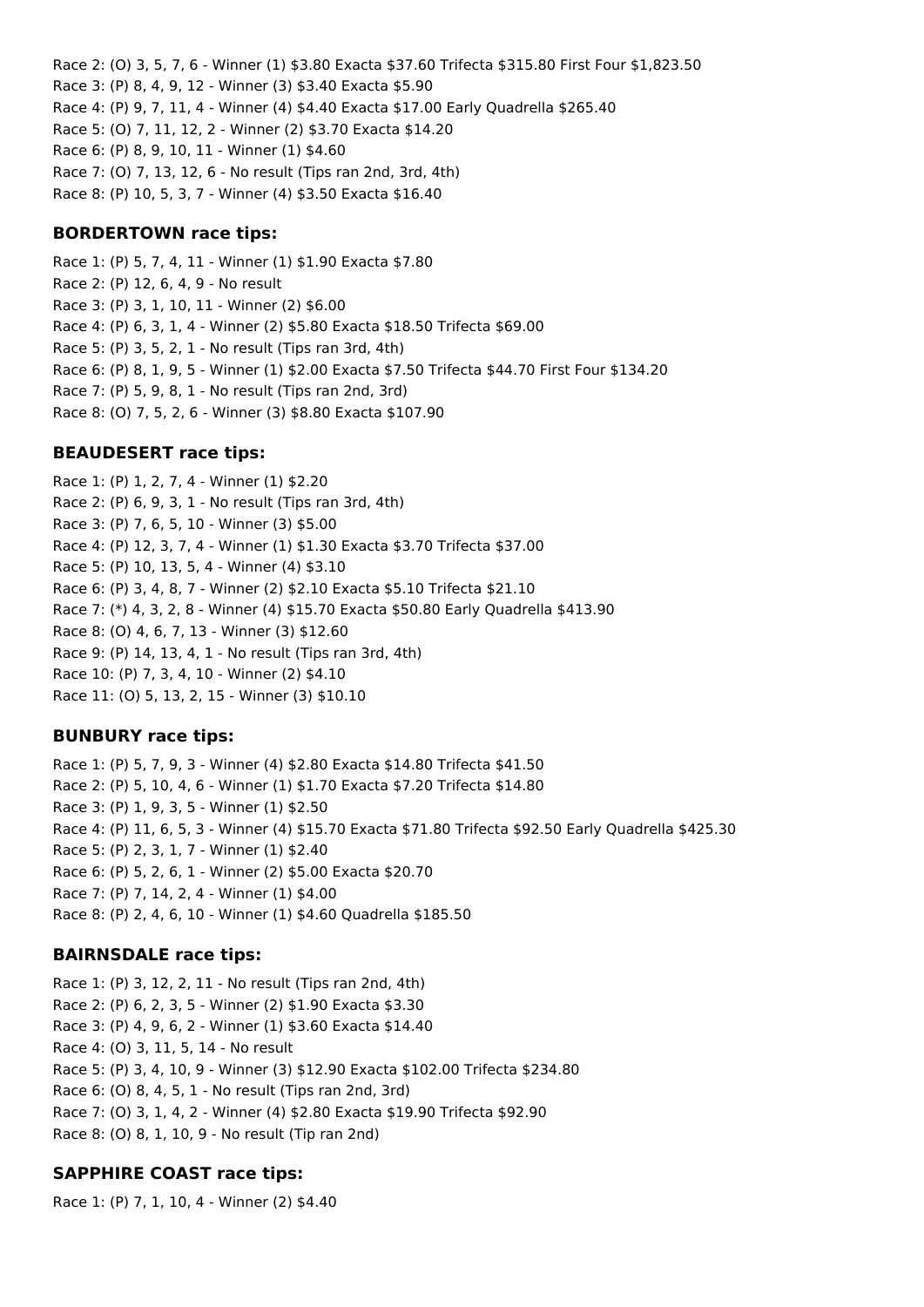Race 2: (O) 3, 5, 7, 6 - Winner (1) $3.80 Exacta $37.60 Trifecta $315.80 First Four $1,823.50
Race 3: (P) 8, 4, 9, 12 - Winner (3) $3.40 Exacta $5.90
Race 4: (P) 9, 7, 11, 4 - Winner (4) $4.40 Exacta $17.00 Early Quadrella $265.40
Race 5: (O) 7, 11, 12, 2 - Winner (2) $3.70 Exacta $14.20
Race 6: (P) 8, 9, 10, 11 - Winner (1) $4.60
Race 7: (O) 7, 13, 12, 6 - No result (Tips ran 2nd, 3rd, 4th)
Race 8: (P) 10, 5, 3, 7 - Winner (4) $3.50 Exacta $16.40

### BORDERTOWN race tips:

Race 1: (P) 5, 7, 4, 11 - Winner (1) $1.90 Exacta $7.80
Race 2: (P) 12, 6, 4, 9 - No result
Race 3: (P) 3, 1, 10, 11 - Winner (2) $6.00
Race 4: (P) 6, 3, 1, 4 - Winner (2) $5.80 Exacta $18.50 Trifecta $69.00
Race 5: (P) 3, 5, 2, 1 - No result (Tips ran 3rd, 4th)
Race 6: (P) 8, 1, 9, 5 - Winner (1) $2.00 Exacta $7.50 Trifecta $44.70 First Four $134.20
Race 7: (P) 5, 9, 8, 1 - No result (Tips ran 2nd, 3rd)
Race 8: (O) 7, 5, 2, 6 - Winner (3) $8.80 Exacta $107.90

### BEAUDESERT race tips:

Race 1: (P) 1, 2, 7, 4 - Winner (1) $2.20
Race 2: (P) 6, 9, 3, 1 - No result (Tips ran 3rd, 4th)
Race 3: (P) 7, 6, 5, 10 - Winner (3) $5.00
Race 4: (P) 12, 3, 7, 4 - Winner (1) $1.30 Exacta $3.70 Trifecta $37.00
Race 5: (P) 10, 13, 5, 4 - Winner (4) $3.10
Race 6: (P) 3, 4, 8, 7 - Winner (2) $2.10 Exacta $5.10 Trifecta $21.10
Race 7: (*) 4, 3, 2, 8 - Winner (4) $15.70 Exacta $50.80 Early Quadrella $413.90
Race 8: (O) 4, 6, 7, 13 - Winner (3) $12.60
Race 9: (P) 14, 13, 4, 1 - No result (Tips ran 3rd, 4th)
Race 10: (P) 7, 3, 4, 10 - Winner (2) $4.10
Race 11: (O) 5, 13, 2, 15 - Winner (3) $10.10

### BUNBURY race tips:

Race 1: (P) 5, 7, 9, 3 - Winner (4) $2.80 Exacta $14.80 Trifecta $41.50
Race 2: (P) 5, 10, 4, 6 - Winner (1) $1.70 Exacta $7.20 Trifecta $14.80
Race 3: (P) 1, 9, 3, 5 - Winner (1) $2.50
Race 4: (P) 11, 6, 5, 3 - Winner (4) $15.70 Exacta $71.80 Trifecta $92.50 Early Quadrella $425.30
Race 5: (P) 2, 3, 1, 7 - Winner (1) $2.40
Race 6: (P) 5, 2, 6, 1 - Winner (2) $5.00 Exacta $20.70
Race 7: (P) 7, 14, 2, 4 - Winner (1) $4.00
Race 8: (P) 2, 4, 6, 10 - Winner (1) $4.60 Quadrella $185.50

### BAIRNSDALE race tips:

Race 1: (P) 3, 12, 2, 11 - No result (Tips ran 2nd, 4th)
Race 2: (P) 6, 2, 3, 5 - Winner (2) $1.90 Exacta $3.30
Race 3: (P) 4, 9, 6, 2 - Winner (1) $3.60 Exacta $14.40
Race 4: (O) 3, 11, 5, 14 - No result
Race 5: (P) 3, 4, 10, 9 - Winner (3) $12.90 Exacta $102.00 Trifecta $234.80
Race 6: (O) 8, 4, 5, 1 - No result (Tips ran 2nd, 3rd)
Race 7: (O) 3, 1, 4, 2 - Winner (4) $2.80 Exacta $19.90 Trifecta $92.90
Race 8: (O) 8, 1, 10, 9 - No result (Tip ran 2nd)

### SAPPHIRE COAST race tips:

Race 1: (P) 7, 1, 10, 4 - Winner (2) $4.40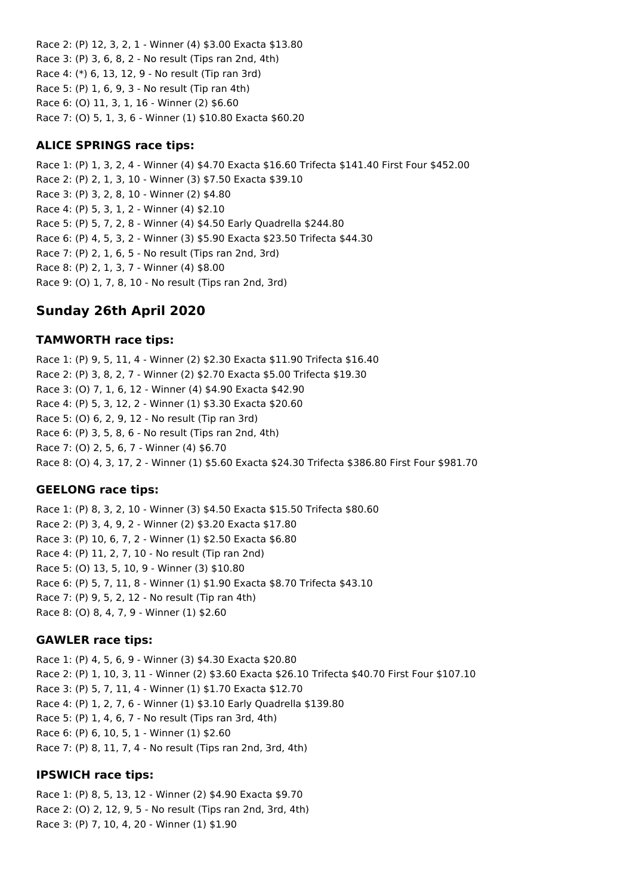Race 2: (P) 12, 3, 2, 1 - Winner (4) $3.00 Exacta $13.80
Race 3: (P) 3, 6, 8, 2 - No result (Tips ran 2nd, 4th)
Race 4: (*) 6, 13, 12, 9 - No result (Tip ran 3rd)
Race 5: (P) 1, 6, 9, 3 - No result (Tip ran 4th)
Race 6: (O) 11, 3, 1, 16 - Winner (2) $6.60
Race 7: (O) 5, 1, 3, 6 - Winner (1) $10.80 Exacta $60.20

### ALICE SPRINGS race tips:

Race 1: (P) 1, 3, 2, 4 - Winner (4) $4.70 Exacta $16.60 Trifecta $141.40 First Four $452.00
Race 2: (P) 2, 1, 3, 10 - Winner (3) $7.50 Exacta $39.10
Race 3: (P) 3, 2, 8, 10 - Winner (2) $4.80
Race 4: (P) 5, 3, 1, 2 - Winner (4) $2.10
Race 5: (P) 5, 7, 2, 8 - Winner (4) $4.50 Early Quadrella $244.80
Race 6: (P) 4, 5, 3, 2 - Winner (3) $5.90 Exacta $23.50 Trifecta $44.30
Race 7: (P) 2, 1, 6, 5 - No result (Tips ran 2nd, 3rd)
Race 8: (P) 2, 1, 3, 7 - Winner (4) $8.00
Race 9: (O) 1, 7, 8, 10 - No result (Tips ran 2nd, 3rd)

## Sunday 26th April 2020

### TAMWORTH race tips:

Race 1: (P) 9, 5, 11, 4 - Winner (2) $2.30 Exacta $11.90 Trifecta $16.40
Race 2: (P) 3, 8, 2, 7 - Winner (2) $2.70 Exacta $5.00 Trifecta $19.30
Race 3: (O) 7, 1, 6, 12 - Winner (4) $4.90 Exacta $42.90
Race 4: (P) 5, 3, 12, 2 - Winner (1) $3.30 Exacta $20.60
Race 5: (O) 6, 2, 9, 12 - No result (Tip ran 3rd)
Race 6: (P) 3, 5, 8, 6 - No result (Tips ran 2nd, 4th)
Race 7: (O) 2, 5, 6, 7 - Winner (4) $6.70
Race 8: (O) 4, 3, 17, 2 - Winner (1) $5.60 Exacta $24.30 Trifecta $386.80 First Four $981.70

### GEELONG race tips:

Race 1: (P) 8, 3, 2, 10 - Winner (3) $4.50 Exacta $15.50 Trifecta $80.60
Race 2: (P) 3, 4, 9, 2 - Winner (2) $3.20 Exacta $17.80
Race 3: (P) 10, 6, 7, 2 - Winner (1) $2.50 Exacta $6.80
Race 4: (P) 11, 2, 7, 10 - No result (Tip ran 2nd)
Race 5: (O) 13, 5, 10, 9 - Winner (3) $10.80
Race 6: (P) 5, 7, 11, 8 - Winner (1) $1.90 Exacta $8.70 Trifecta $43.10
Race 7: (P) 9, 5, 2, 12 - No result (Tip ran 4th)
Race 8: (O) 8, 4, 7, 9 - Winner (1) $2.60

### GAWLER race tips:

Race 1: (P) 4, 5, 6, 9 - Winner (3) $4.30 Exacta $20.80
Race 2: (P) 1, 10, 3, 11 - Winner (2) $3.60 Exacta $26.10 Trifecta $40.70 First Four $107.10
Race 3: (P) 5, 7, 11, 4 - Winner (1) $1.70 Exacta $12.70
Race 4: (P) 1, 2, 7, 6 - Winner (1) $3.10 Early Quadrella $139.80
Race 5: (P) 1, 4, 6, 7 - No result (Tips ran 3rd, 4th)
Race 6: (P) 6, 10, 5, 1 - Winner (1) $2.60
Race 7: (P) 8, 11, 7, 4 - No result (Tips ran 2nd, 3rd, 4th)

### IPSWICH race tips:

Race 1: (P) 8, 5, 13, 12 - Winner (2) $4.90 Exacta $9.70
Race 2: (O) 2, 12, 9, 5 - No result (Tips ran 2nd, 3rd, 4th)
Race 3: (P) 7, 10, 4, 20 - Winner (1) $1.90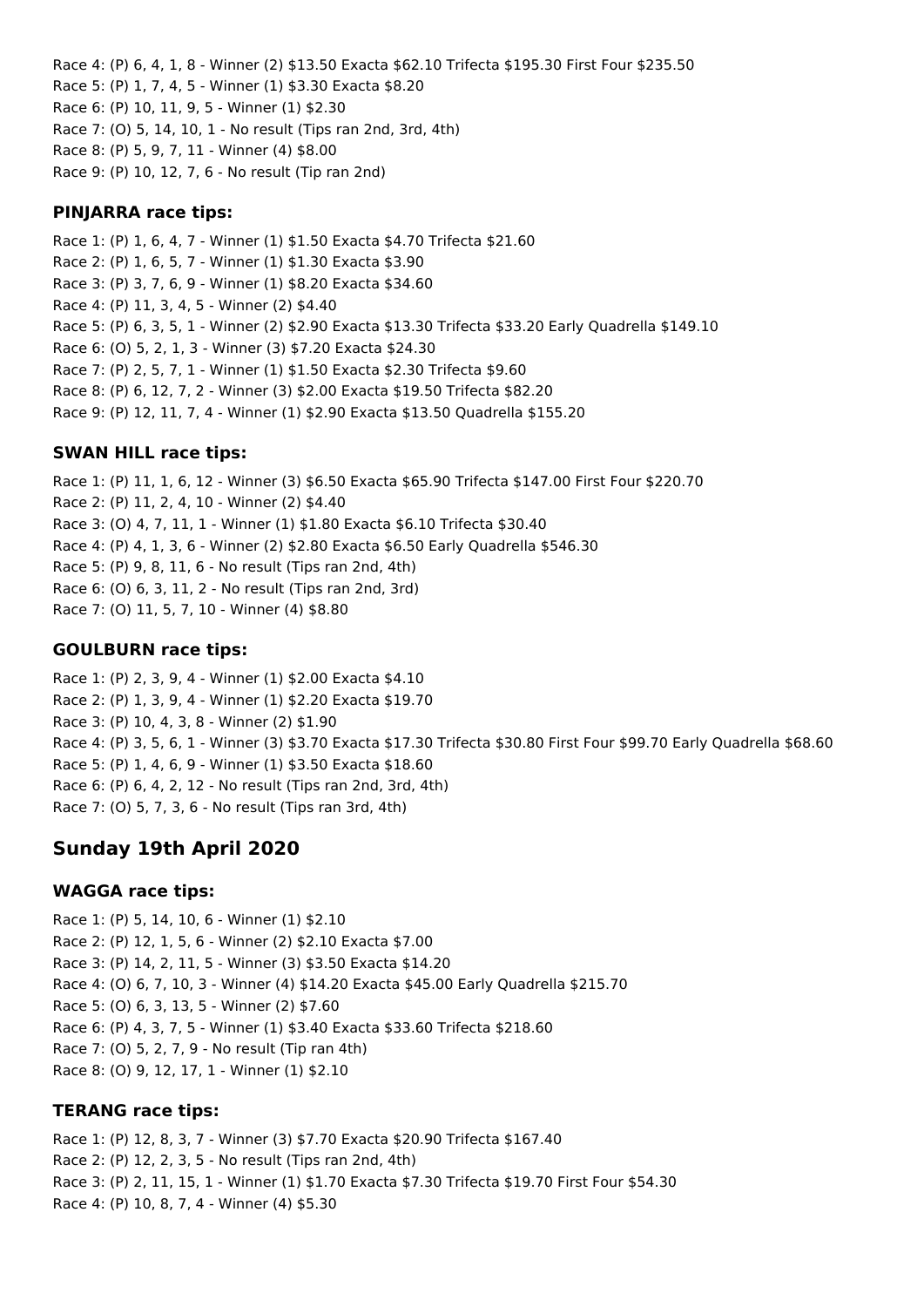Race 4: (P) 6, 4, 1, 8 - Winner (2) $13.50 Exacta $62.10 Trifecta $195.30 First Four $235.50
Race 5: (P) 1, 7, 4, 5 - Winner (1) $3.30 Exacta $8.20
Race 6: (P) 10, 11, 9, 5 - Winner (1) $2.30
Race 7: (O) 5, 14, 10, 1 - No result (Tips ran 2nd, 3rd, 4th)
Race 8: (P) 5, 9, 7, 11 - Winner (4) $8.00
Race 9: (P) 10, 12, 7, 6 - No result (Tip ran 2nd)

### PINJARRA race tips:

Race 1: (P) 1, 6, 4, 7 - Winner (1) $1.50 Exacta $4.70 Trifecta $21.60
Race 2: (P) 1, 6, 5, 7 - Winner (1) $1.30 Exacta $3.90
Race 3: (P) 3, 7, 6, 9 - Winner (1) $8.20 Exacta $34.60
Race 4: (P) 11, 3, 4, 5 - Winner (2) $4.40
Race 5: (P) 6, 3, 5, 1 - Winner (2) $2.90 Exacta $13.30 Trifecta $33.20 Early Quadrella $149.10
Race 6: (O) 5, 2, 1, 3 - Winner (3) $7.20 Exacta $24.30
Race 7: (P) 2, 5, 7, 1 - Winner (1) $1.50 Exacta $2.30 Trifecta $9.60
Race 8: (P) 6, 12, 7, 2 - Winner (3) $2.00 Exacta $19.50 Trifecta $82.20
Race 9: (P) 12, 11, 7, 4 - Winner (1) $2.90 Exacta $13.50 Quadrella $155.20

### SWAN HILL race tips:

Race 1: (P) 11, 1, 6, 12 - Winner (3) $6.50 Exacta $65.90 Trifecta $147.00 First Four $220.70
Race 2: (P) 11, 2, 4, 10 - Winner (2) $4.40
Race 3: (O) 4, 7, 11, 1 - Winner (1) $1.80 Exacta $6.10 Trifecta $30.40
Race 4: (P) 4, 1, 3, 6 - Winner (2) $2.80 Exacta $6.50 Early Quadrella $546.30
Race 5: (P) 9, 8, 11, 6 - No result (Tips ran 2nd, 4th)
Race 6: (O) 6, 3, 11, 2 - No result (Tips ran 2nd, 3rd)
Race 7: (O) 11, 5, 7, 10 - Winner (4) $8.80

### GOULBURN race tips:

Race 1: (P) 2, 3, 9, 4 - Winner (1) $2.00 Exacta $4.10
Race 2: (P) 1, 3, 9, 4 - Winner (1) $2.20 Exacta $19.70
Race 3: (P) 10, 4, 3, 8 - Winner (2) $1.90
Race 4: (P) 3, 5, 6, 1 - Winner (3) $3.70 Exacta $17.30 Trifecta $30.80 First Four $99.70 Early Quadrella $68.60
Race 5: (P) 1, 4, 6, 9 - Winner (1) $3.50 Exacta $18.60
Race 6: (P) 6, 4, 2, 12 - No result (Tips ran 2nd, 3rd, 4th)
Race 7: (O) 5, 7, 3, 6 - No result (Tips ran 3rd, 4th)

## Sunday 19th April 2020

### WAGGA race tips:

Race 1: (P) 5, 14, 10, 6 - Winner (1) $2.10
Race 2: (P) 12, 1, 5, 6 - Winner (2) $2.10 Exacta $7.00
Race 3: (P) 14, 2, 11, 5 - Winner (3) $3.50 Exacta $14.20
Race 4: (O) 6, 7, 10, 3 - Winner (4) $14.20 Exacta $45.00 Early Quadrella $215.70
Race 5: (O) 6, 3, 13, 5 - Winner (2) $7.60
Race 6: (P) 4, 3, 7, 5 - Winner (1) $3.40 Exacta $33.60 Trifecta $218.60
Race 7: (O) 5, 2, 7, 9 - No result (Tip ran 4th)
Race 8: (O) 9, 12, 17, 1 - Winner (1) $2.10

### TERANG race tips:

Race 1: (P) 12, 8, 3, 7 - Winner (3) $7.70 Exacta $20.90 Trifecta $167.40
Race 2: (P) 12, 2, 3, 5 - No result (Tips ran 2nd, 4th)
Race 3: (P) 2, 11, 15, 1 - Winner (1) $1.70 Exacta $7.30 Trifecta $19.70 First Four $54.30
Race 4: (P) 10, 8, 7, 4 - Winner (4) $5.30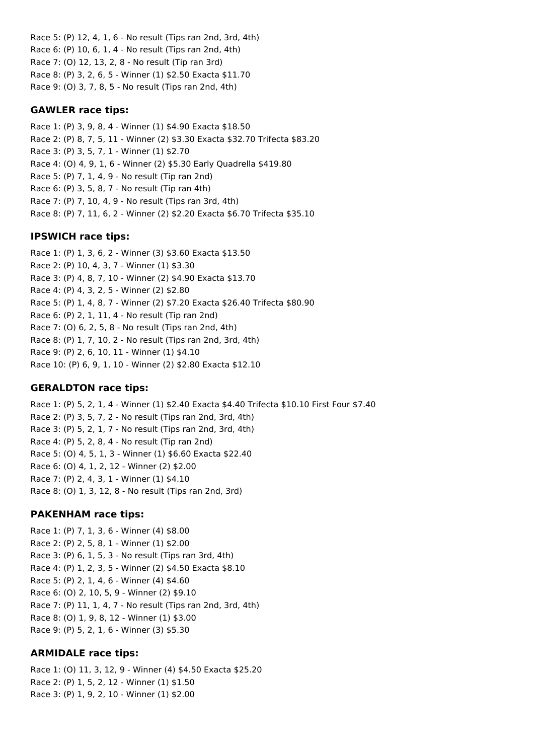Race 5: (P) 12, 4, 1, 6 - No result (Tips ran 2nd, 3rd, 4th)
Race 6: (P) 10, 6, 1, 4 - No result (Tips ran 2nd, 4th)
Race 7: (O) 12, 13, 2, 8 - No result (Tip ran 3rd)
Race 8: (P) 3, 2, 6, 5 - Winner (1) $2.50 Exacta $11.70
Race 9: (O) 3, 7, 8, 5 - No result (Tips ran 2nd, 4th)

### GAWLER race tips:

Race 1: (P) 3, 9, 8, 4 - Winner (1) $4.90 Exacta $18.50
Race 2: (P) 8, 7, 5, 11 - Winner (2) $3.30 Exacta $32.70 Trifecta $83.20
Race 3: (P) 3, 5, 7, 1 - Winner (1) $2.70
Race 4: (O) 4, 9, 1, 6 - Winner (2) $5.30 Early Quadrella $419.80
Race 5: (P) 7, 1, 4, 9 - No result (Tip ran 2nd)
Race 6: (P) 3, 5, 8, 7 - No result (Tip ran 4th)
Race 7: (P) 7, 10, 4, 9 - No result (Tips ran 3rd, 4th)
Race 8: (P) 7, 11, 6, 2 - Winner (2) $2.20 Exacta $6.70 Trifecta $35.10

### IPSWICH race tips:

Race 1: (P) 1, 3, 6, 2 - Winner (3) $3.60 Exacta $13.50
Race 2: (P) 10, 4, 3, 7 - Winner (1) $3.30
Race 3: (P) 4, 8, 7, 10 - Winner (2) $4.90 Exacta $13.70
Race 4: (P) 4, 3, 2, 5 - Winner (2) $2.80
Race 5: (P) 1, 4, 8, 7 - Winner (2) $7.20 Exacta $26.40 Trifecta $80.90
Race 6: (P) 2, 1, 11, 4 - No result (Tip ran 2nd)
Race 7: (O) 6, 2, 5, 8 - No result (Tips ran 2nd, 4th)
Race 8: (P) 1, 7, 10, 2 - No result (Tips ran 2nd, 3rd, 4th)
Race 9: (P) 2, 6, 10, 11 - Winner (1) $4.10
Race 10: (P) 6, 9, 1, 10 - Winner (2) $2.80 Exacta $12.10

### GERALDTON race tips:

Race 1: (P) 5, 2, 1, 4 - Winner (1) $2.40 Exacta $4.40 Trifecta $10.10 First Four $7.40
Race 2: (P) 3, 5, 7, 2 - No result (Tips ran 2nd, 3rd, 4th)
Race 3: (P) 5, 2, 1, 7 - No result (Tips ran 2nd, 3rd, 4th)
Race 4: (P) 5, 2, 8, 4 - No result (Tip ran 2nd)
Race 5: (O) 4, 5, 1, 3 - Winner (1) $6.60 Exacta $22.40
Race 6: (O) 4, 1, 2, 12 - Winner (2) $2.00
Race 7: (P) 2, 4, 3, 1 - Winner (1) $4.10
Race 8: (O) 1, 3, 12, 8 - No result (Tips ran 2nd, 3rd)

### PAKENHAM race tips:

Race 1: (P) 7, 1, 3, 6 - Winner (4) $8.00
Race 2: (P) 2, 5, 8, 1 - Winner (1) $2.00
Race 3: (P) 6, 1, 5, 3 - No result (Tips ran 3rd, 4th)
Race 4: (P) 1, 2, 3, 5 - Winner (2) $4.50 Exacta $8.10
Race 5: (P) 2, 1, 4, 6 - Winner (4) $4.60
Race 6: (O) 2, 10, 5, 9 - Winner (2) $9.10
Race 7: (P) 11, 1, 4, 7 - No result (Tips ran 2nd, 3rd, 4th)
Race 8: (O) 1, 9, 8, 12 - Winner (1) $3.00
Race 9: (P) 5, 2, 1, 6 - Winner (3) $5.30

### ARMIDALE race tips:

Race 1: (O) 11, 3, 12, 9 - Winner (4) $4.50 Exacta $25.20
Race 2: (P) 1, 5, 2, 12 - Winner (1) $1.50
Race 3: (P) 1, 9, 2, 10 - Winner (1) $2.00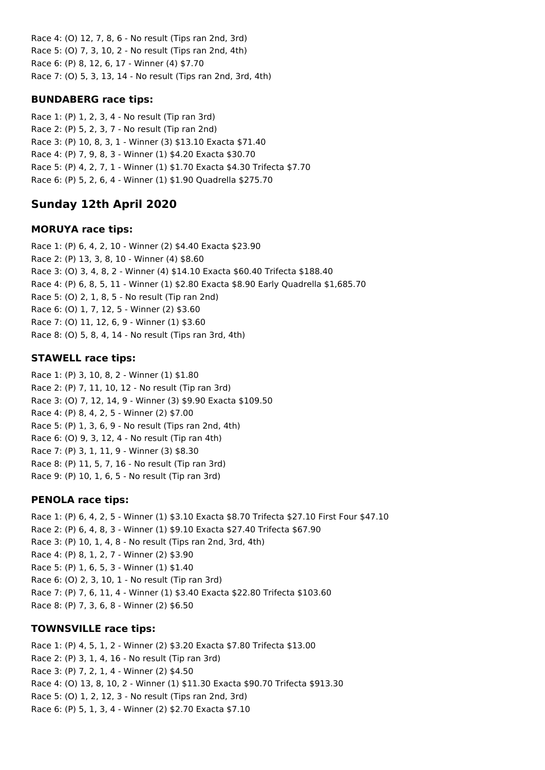Race 4: (O) 12, 7, 8, 6 - No result (Tips ran 2nd, 3rd)
Race 5: (O) 7, 3, 10, 2 - No result (Tips ran 2nd, 4th)
Race 6: (P) 8, 12, 6, 17 - Winner (4) $7.70
Race 7: (O) 5, 3, 13, 14 - No result (Tips ran 2nd, 3rd, 4th)

### BUNDABERG race tips:

Race 1: (P) 1, 2, 3, 4 - No result (Tip ran 3rd)
Race 2: (P) 5, 2, 3, 7 - No result (Tip ran 2nd)
Race 3: (P) 10, 8, 3, 1 - Winner (3) $13.10 Exacta $71.40
Race 4: (P) 7, 9, 8, 3 - Winner (1) $4.20 Exacta $30.70
Race 5: (P) 4, 2, 7, 1 - Winner (1) $1.70 Exacta $4.30 Trifecta $7.70
Race 6: (P) 5, 2, 6, 4 - Winner (1) $1.90 Quadrella $275.70

## Sunday 12th April 2020

### MORUYA race tips:

Race 1: (P) 6, 4, 2, 10 - Winner (2) $4.40 Exacta $23.90
Race 2: (P) 13, 3, 8, 10 - Winner (4) $8.60
Race 3: (O) 3, 4, 8, 2 - Winner (4) $14.10 Exacta $60.40 Trifecta $188.40
Race 4: (P) 6, 8, 5, 11 - Winner (1) $2.80 Exacta $8.90 Early Quadrella $1,685.70
Race 5: (O) 2, 1, 8, 5 - No result (Tip ran 2nd)
Race 6: (O) 1, 7, 12, 5 - Winner (2) $3.60
Race 7: (O) 11, 12, 6, 9 - Winner (1) $3.60
Race 8: (O) 5, 8, 4, 14 - No result (Tips ran 3rd, 4th)

### STAWELL race tips:

Race 1: (P) 3, 10, 8, 2 - Winner (1) $1.80
Race 2: (P) 7, 11, 10, 12 - No result (Tip ran 3rd)
Race 3: (O) 7, 12, 14, 9 - Winner (3) $9.90 Exacta $109.50
Race 4: (P) 8, 4, 2, 5 - Winner (2) $7.00
Race 5: (P) 1, 3, 6, 9 - No result (Tips ran 2nd, 4th)
Race 6: (O) 9, 3, 12, 4 - No result (Tip ran 4th)
Race 7: (P) 3, 1, 11, 9 - Winner (3) $8.30
Race 8: (P) 11, 5, 7, 16 - No result (Tip ran 3rd)
Race 9: (P) 10, 1, 6, 5 - No result (Tip ran 3rd)

### PENOLA race tips:

Race 1: (P) 6, 4, 2, 5 - Winner (1) $3.10 Exacta $8.70 Trifecta $27.10 First Four $47.10
Race 2: (P) 6, 4, 8, 3 - Winner (1) $9.10 Exacta $27.40 Trifecta $67.90
Race 3: (P) 10, 1, 4, 8 - No result (Tips ran 2nd, 3rd, 4th)
Race 4: (P) 8, 1, 2, 7 - Winner (2) $3.90
Race 5: (P) 1, 6, 5, 3 - Winner (1) $1.40
Race 6: (O) 2, 3, 10, 1 - No result (Tip ran 3rd)
Race 7: (P) 7, 6, 11, 4 - Winner (1) $3.40 Exacta $22.80 Trifecta $103.60
Race 8: (P) 7, 3, 6, 8 - Winner (2) $6.50

### TOWNSVILLE race tips:

Race 1: (P) 4, 5, 1, 2 - Winner (2) $3.20 Exacta $7.80 Trifecta $13.00
Race 2: (P) 3, 1, 4, 16 - No result (Tip ran 3rd)
Race 3: (P) 7, 2, 1, 4 - Winner (2) $4.50
Race 4: (O) 13, 8, 10, 2 - Winner (1) $11.30 Exacta $90.70 Trifecta $913.30
Race 5: (O) 1, 2, 12, 3 - No result (Tips ran 2nd, 3rd)
Race 6: (P) 5, 1, 3, 4 - Winner (2) $2.70 Exacta $7.10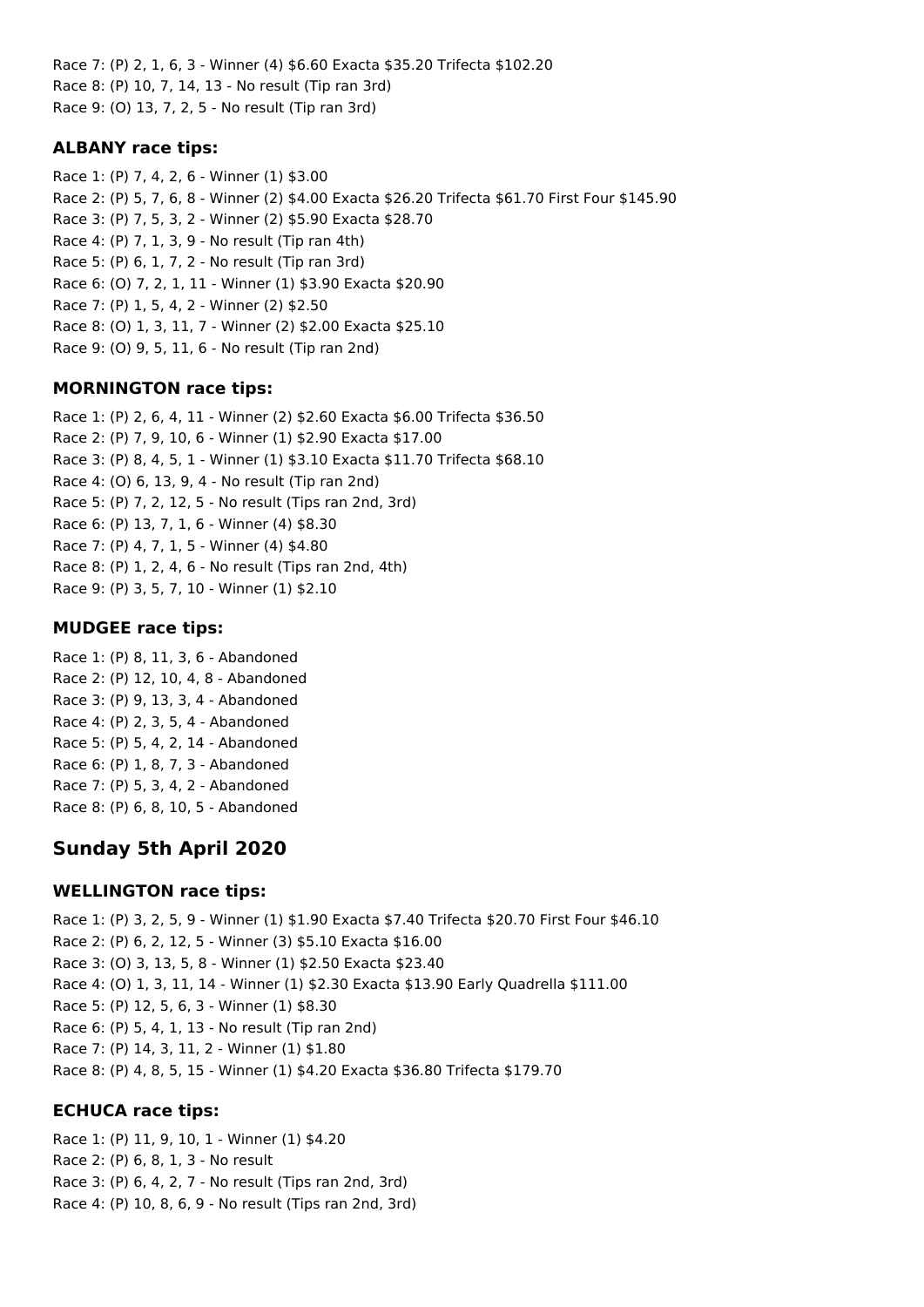Race 7: (P) 2, 1, 6, 3 - Winner (4) $6.60 Exacta $35.20 Trifecta $102.20
Race 8: (P) 10, 7, 14, 13 - No result (Tip ran 3rd)
Race 9: (O) 13, 7, 2, 5 - No result (Tip ran 3rd)

### ALBANY race tips:

Race 1: (P) 7, 4, 2, 6 - Winner (1) $3.00
Race 2: (P) 5, 7, 6, 8 - Winner (2) $4.00 Exacta $26.20 Trifecta $61.70 First Four $145.90
Race 3: (P) 7, 5, 3, 2 - Winner (2) $5.90 Exacta $28.70
Race 4: (P) 7, 1, 3, 9 - No result (Tip ran 4th)
Race 5: (P) 6, 1, 7, 2 - No result (Tip ran 3rd)
Race 6: (O) 7, 2, 1, 11 - Winner (1) $3.90 Exacta $20.90
Race 7: (P) 1, 5, 4, 2 - Winner (2) $2.50
Race 8: (O) 1, 3, 11, 7 - Winner (2) $2.00 Exacta $25.10
Race 9: (O) 9, 5, 11, 6 - No result (Tip ran 2nd)

### MORNINGTON race tips:

Race 1: (P) 2, 6, 4, 11 - Winner (2) $2.60 Exacta $6.00 Trifecta $36.50
Race 2: (P) 7, 9, 10, 6 - Winner (1) $2.90 Exacta $17.00
Race 3: (P) 8, 4, 5, 1 - Winner (1) $3.10 Exacta $11.70 Trifecta $68.10
Race 4: (O) 6, 13, 9, 4 - No result (Tip ran 2nd)
Race 5: (P) 7, 2, 12, 5 - No result (Tips ran 2nd, 3rd)
Race 6: (P) 13, 7, 1, 6 - Winner (4) $8.30
Race 7: (P) 4, 7, 1, 5 - Winner (4) $4.80
Race 8: (P) 1, 2, 4, 6 - No result (Tips ran 2nd, 4th)
Race 9: (P) 3, 5, 7, 10 - Winner (1) $2.10

### MUDGEE race tips:

Race 1: (P) 8, 11, 3, 6 - Abandoned
Race 2: (P) 12, 10, 4, 8 - Abandoned
Race 3: (P) 9, 13, 3, 4 - Abandoned
Race 4: (P) 2, 3, 5, 4 - Abandoned
Race 5: (P) 5, 4, 2, 14 - Abandoned
Race 6: (P) 1, 8, 7, 3 - Abandoned
Race 7: (P) 5, 3, 4, 2 - Abandoned
Race 8: (P) 6, 8, 10, 5 - Abandoned

## Sunday 5th April 2020

### WELLINGTON race tips:

Race 1: (P) 3, 2, 5, 9 - Winner (1) $1.90 Exacta $7.40 Trifecta $20.70 First Four $46.10
Race 2: (P) 6, 2, 12, 5 - Winner (3) $5.10 Exacta $16.00
Race 3: (O) 3, 13, 5, 8 - Winner (1) $2.50 Exacta $23.40
Race 4: (O) 1, 3, 11, 14 - Winner (1) $2.30 Exacta $13.90 Early Quadrella $111.00
Race 5: (P) 12, 5, 6, 3 - Winner (1) $8.30
Race 6: (P) 5, 4, 1, 13 - No result (Tip ran 2nd)
Race 7: (P) 14, 3, 11, 2 - Winner (1) $1.80
Race 8: (P) 4, 8, 5, 15 - Winner (1) $4.20 Exacta $36.80 Trifecta $179.70

### ECHUCA race tips:

Race 1: (P) 11, 9, 10, 1 - Winner (1) $4.20
Race 2: (P) 6, 8, 1, 3 - No result
Race 3: (P) 6, 4, 2, 7 - No result (Tips ran 2nd, 3rd)
Race 4: (P) 10, 8, 6, 9 - No result (Tips ran 2nd, 3rd)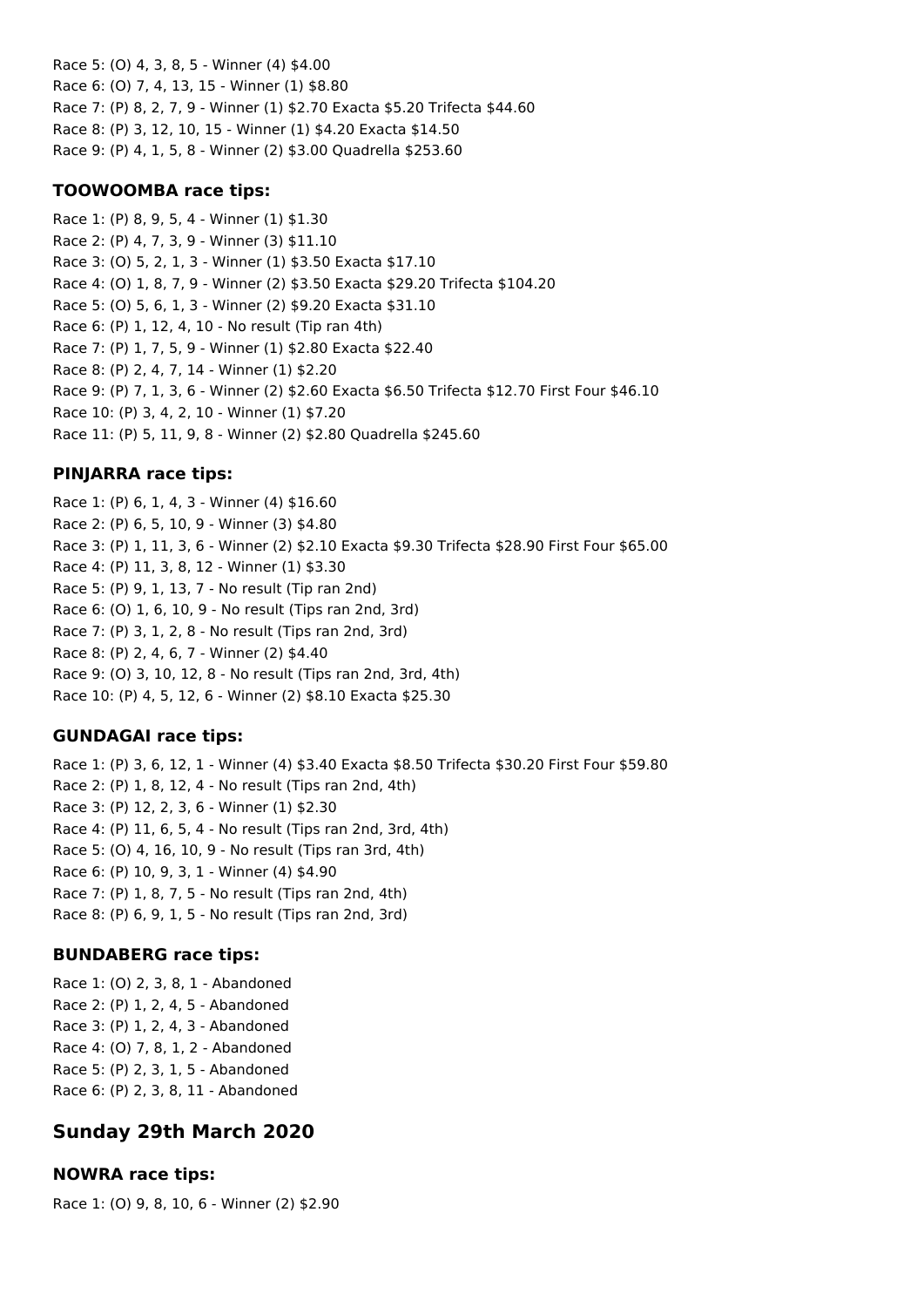Race 5: (O) 4, 3, 8, 5 - Winner (4) $4.00
Race 6: (O) 7, 4, 13, 15 - Winner (1) $8.80
Race 7: (P) 8, 2, 7, 9 - Winner (1) $2.70 Exacta $5.20 Trifecta $44.60
Race 8: (P) 3, 12, 10, 15 - Winner (1) $4.20 Exacta $14.50
Race 9: (P) 4, 1, 5, 8 - Winner (2) $3.00 Quadrella $253.60

### TOOWOOMBA race tips:

Race 1: (P) 8, 9, 5, 4 - Winner (1) $1.30
Race 2: (P) 4, 7, 3, 9 - Winner (3) $11.10
Race 3: (O) 5, 2, 1, 3 - Winner (1) $3.50 Exacta $17.10
Race 4: (O) 1, 8, 7, 9 - Winner (2) $3.50 Exacta $29.20 Trifecta $104.20
Race 5: (O) 5, 6, 1, 3 - Winner (2) $9.20 Exacta $31.10
Race 6: (P) 1, 12, 4, 10 - No result (Tip ran 4th)
Race 7: (P) 1, 7, 5, 9 - Winner (1) $2.80 Exacta $22.40
Race 8: (P) 2, 4, 7, 14 - Winner (1) $2.20
Race 9: (P) 7, 1, 3, 6 - Winner (2) $2.60 Exacta $6.50 Trifecta $12.70 First Four $46.10
Race 10: (P) 3, 4, 2, 10 - Winner (1) $7.20
Race 11: (P) 5, 11, 9, 8 - Winner (2) $2.80 Quadrella $245.60

### PINJARRA race tips:

Race 1: (P) 6, 1, 4, 3 - Winner (4) $16.60
Race 2: (P) 6, 5, 10, 9 - Winner (3) $4.80
Race 3: (P) 1, 11, 3, 6 - Winner (2) $2.10 Exacta $9.30 Trifecta $28.90 First Four $65.00
Race 4: (P) 11, 3, 8, 12 - Winner (1) $3.30
Race 5: (P) 9, 1, 13, 7 - No result (Tip ran 2nd)
Race 6: (O) 1, 6, 10, 9 - No result (Tips ran 2nd, 3rd)
Race 7: (P) 3, 1, 2, 8 - No result (Tips ran 2nd, 3rd)
Race 8: (P) 2, 4, 6, 7 - Winner (2) $4.40
Race 9: (O) 3, 10, 12, 8 - No result (Tips ran 2nd, 3rd, 4th)
Race 10: (P) 4, 5, 12, 6 - Winner (2) $8.10 Exacta $25.30

### GUNDAGAI race tips:

Race 1: (P) 3, 6, 12, 1 - Winner (4) $3.40 Exacta $8.50 Trifecta $30.20 First Four $59.80
Race 2: (P) 1, 8, 12, 4 - No result (Tips ran 2nd, 4th)
Race 3: (P) 12, 2, 3, 6 - Winner (1) $2.30
Race 4: (P) 11, 6, 5, 4 - No result (Tips ran 2nd, 3rd, 4th)
Race 5: (O) 4, 16, 10, 9 - No result (Tips ran 3rd, 4th)
Race 6: (P) 10, 9, 3, 1 - Winner (4) $4.90
Race 7: (P) 1, 8, 7, 5 - No result (Tips ran 2nd, 4th)
Race 8: (P) 6, 9, 1, 5 - No result (Tips ran 2nd, 3rd)

### BUNDABERG race tips:

Race 1: (O) 2, 3, 8, 1 - Abandoned
Race 2: (P) 1, 2, 4, 5 - Abandoned
Race 3: (P) 1, 2, 4, 3 - Abandoned
Race 4: (O) 7, 8, 1, 2 - Abandoned
Race 5: (P) 2, 3, 1, 5 - Abandoned
Race 6: (P) 2, 3, 8, 11 - Abandoned

## Sunday 29th March 2020

### NOWRA race tips:

Race 1: (O) 9, 8, 10, 6 - Winner (2) $2.90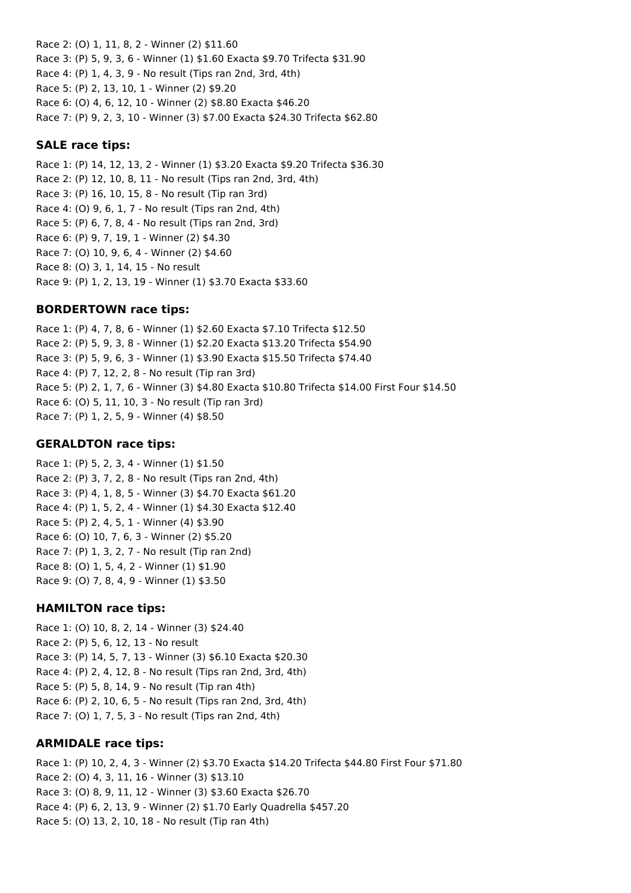Race 2: (O) 1, 11, 8, 2 - Winner (2) $11.60
Race 3: (P) 5, 9, 3, 6 - Winner (1) $1.60 Exacta $9.70 Trifecta $31.90
Race 4: (P) 1, 4, 3, 9 - No result (Tips ran 2nd, 3rd, 4th)
Race 5: (P) 2, 13, 10, 1 - Winner (2) $9.20
Race 6: (O) 4, 6, 12, 10 - Winner (2) $8.80 Exacta $46.20
Race 7: (P) 9, 2, 3, 10 - Winner (3) $7.00 Exacta $24.30 Trifecta $62.80

### SALE race tips:

Race 1: (P) 14, 12, 13, 2 - Winner (1) $3.20 Exacta $9.20 Trifecta $36.30
Race 2: (P) 12, 10, 8, 11 - No result (Tips ran 2nd, 3rd, 4th)
Race 3: (P) 16, 10, 15, 8 - No result (Tip ran 3rd)
Race 4: (O) 9, 6, 1, 7 - No result (Tips ran 2nd, 4th)
Race 5: (P) 6, 7, 8, 4 - No result (Tips ran 2nd, 3rd)
Race 6: (P) 9, 7, 19, 1 - Winner (2) $4.30
Race 7: (O) 10, 9, 6, 4 - Winner (2) $4.60
Race 8: (O) 3, 1, 14, 15 - No result
Race 9: (P) 1, 2, 13, 19 - Winner (1) $3.70 Exacta $33.60

### BORDERTOWN race tips:

Race 1: (P) 4, 7, 8, 6 - Winner (1) $2.60 Exacta $7.10 Trifecta $12.50
Race 2: (P) 5, 9, 3, 8 - Winner (1) $2.20 Exacta $13.20 Trifecta $54.90
Race 3: (P) 5, 9, 6, 3 - Winner (1) $3.90 Exacta $15.50 Trifecta $74.40
Race 4: (P) 7, 12, 2, 8 - No result (Tip ran 3rd)
Race 5: (P) 2, 1, 7, 6 - Winner (3) $4.80 Exacta $10.80 Trifecta $14.00 First Four $14.50
Race 6: (O) 5, 11, 10, 3 - No result (Tip ran 3rd)
Race 7: (P) 1, 2, 5, 9 - Winner (4) $8.50

### GERALDTON race tips:

Race 1: (P) 5, 2, 3, 4 - Winner (1) $1.50
Race 2: (P) 3, 7, 2, 8 - No result (Tips ran 2nd, 4th)
Race 3: (P) 4, 1, 8, 5 - Winner (3) $4.70 Exacta $61.20
Race 4: (P) 1, 5, 2, 4 - Winner (1) $4.30 Exacta $12.40
Race 5: (P) 2, 4, 5, 1 - Winner (4) $3.90
Race 6: (O) 10, 7, 6, 3 - Winner (2) $5.20
Race 7: (P) 1, 3, 2, 7 - No result (Tip ran 2nd)
Race 8: (O) 1, 5, 4, 2 - Winner (1) $1.90
Race 9: (O) 7, 8, 4, 9 - Winner (1) $3.50

### HAMILTON race tips:

Race 1: (O) 10, 8, 2, 14 - Winner (3) $24.40
Race 2: (P) 5, 6, 12, 13 - No result
Race 3: (P) 14, 5, 7, 13 - Winner (3) $6.10 Exacta $20.30
Race 4: (P) 2, 4, 12, 8 - No result (Tips ran 2nd, 3rd, 4th)
Race 5: (P) 5, 8, 14, 9 - No result (Tip ran 4th)
Race 6: (P) 2, 10, 6, 5 - No result (Tips ran 2nd, 3rd, 4th)
Race 7: (O) 1, 7, 5, 3 - No result (Tips ran 2nd, 4th)

### ARMIDALE race tips:

Race 1: (P) 10, 2, 4, 3 - Winner (2) $3.70 Exacta $14.20 Trifecta $44.80 First Four $71.80
Race 2: (O) 4, 3, 11, 16 - Winner (3) $13.10
Race 3: (O) 8, 9, 11, 12 - Winner (3) $3.60 Exacta $26.70
Race 4: (P) 6, 2, 13, 9 - Winner (2) $1.70 Early Quadrella $457.20
Race 5: (O) 13, 2, 10, 18 - No result (Tip ran 4th)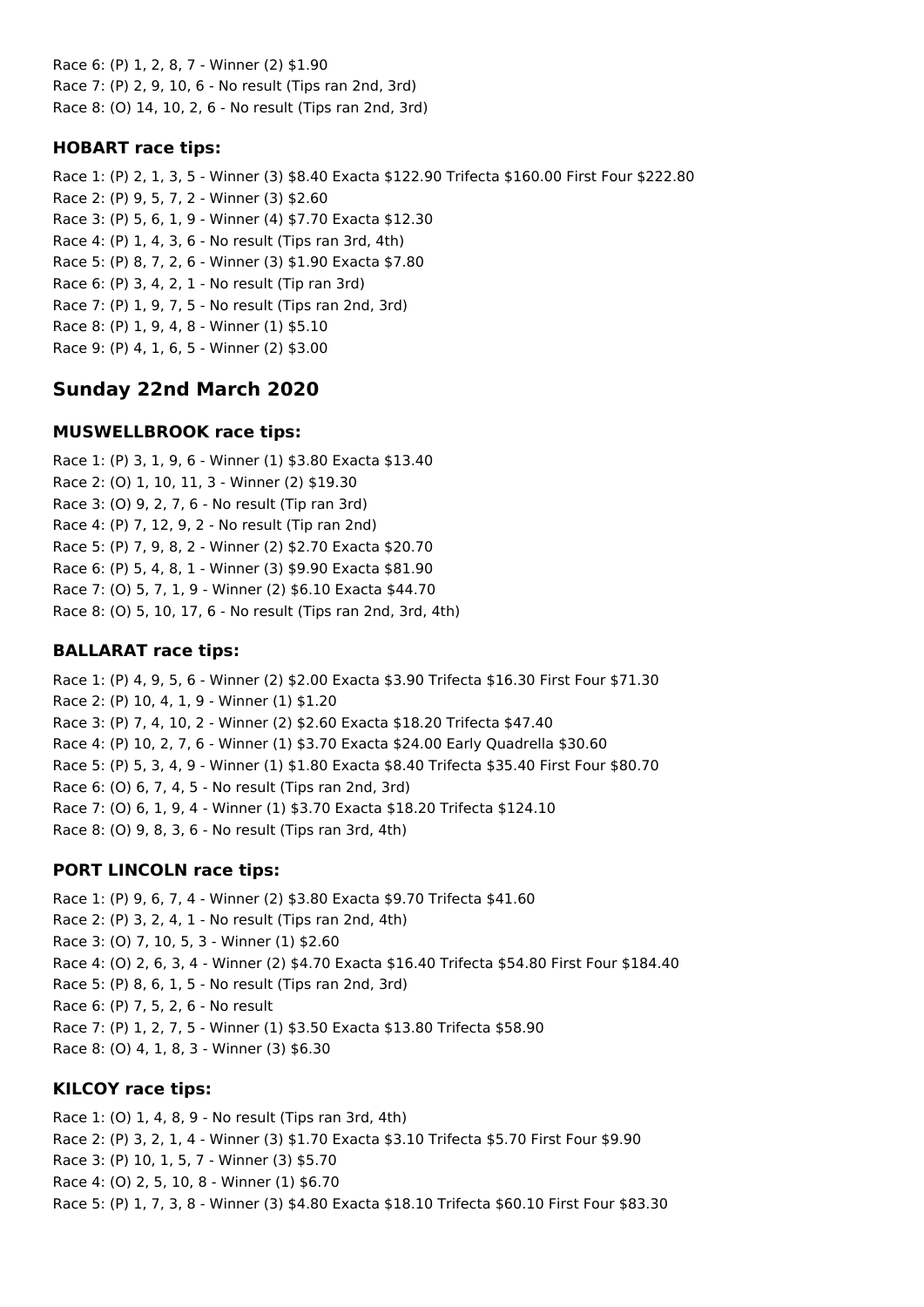Race 6: (P) 1, 2, 8, 7 - Winner (2) $1.90
Race 7: (P) 2, 9, 10, 6 - No result (Tips ran 2nd, 3rd)
Race 8: (O) 14, 10, 2, 6 - No result (Tips ran 2nd, 3rd)

### HOBART race tips:

Race 1: (P) 2, 1, 3, 5 - Winner (3) $8.40 Exacta $122.90 Trifecta $160.00 First Four $222.80
Race 2: (P) 9, 5, 7, 2 - Winner (3) $2.60
Race 3: (P) 5, 6, 1, 9 - Winner (4) $7.70 Exacta $12.30
Race 4: (P) 1, 4, 3, 6 - No result (Tips ran 3rd, 4th)
Race 5: (P) 8, 7, 2, 6 - Winner (3) $1.90 Exacta $7.80
Race 6: (P) 3, 4, 2, 1 - No result (Tip ran 3rd)
Race 7: (P) 1, 9, 7, 5 - No result (Tips ran 2nd, 3rd)
Race 8: (P) 1, 9, 4, 8 - Winner (1) $5.10
Race 9: (P) 4, 1, 6, 5 - Winner (2) $3.00

## Sunday 22nd March 2020

### MUSWELLBROOK race tips:

Race 1: (P) 3, 1, 9, 6 - Winner (1) $3.80 Exacta $13.40
Race 2: (O) 1, 10, 11, 3 - Winner (2) $19.30
Race 3: (O) 9, 2, 7, 6 - No result (Tip ran 3rd)
Race 4: (P) 7, 12, 9, 2 - No result (Tip ran 2nd)
Race 5: (P) 7, 9, 8, 2 - Winner (2) $2.70 Exacta $20.70
Race 6: (P) 5, 4, 8, 1 - Winner (3) $9.90 Exacta $81.90
Race 7: (O) 5, 7, 1, 9 - Winner (2) $6.10 Exacta $44.70
Race 8: (O) 5, 10, 17, 6 - No result (Tips ran 2nd, 3rd, 4th)

### BALLARAT race tips:

Race 1: (P) 4, 9, 5, 6 - Winner (2) $2.00 Exacta $3.90 Trifecta $16.30 First Four $71.30
Race 2: (P) 10, 4, 1, 9 - Winner (1) $1.20
Race 3: (P) 7, 4, 10, 2 - Winner (2) $2.60 Exacta $18.20 Trifecta $47.40
Race 4: (P) 10, 2, 7, 6 - Winner (1) $3.70 Exacta $24.00 Early Quadrella $30.60
Race 5: (P) 5, 3, 4, 9 - Winner (1) $1.80 Exacta $8.40 Trifecta $35.40 First Four $80.70
Race 6: (O) 6, 7, 4, 5 - No result (Tips ran 2nd, 3rd)
Race 7: (O) 6, 1, 9, 4 - Winner (1) $3.70 Exacta $18.20 Trifecta $124.10
Race 8: (O) 9, 8, 3, 6 - No result (Tips ran 3rd, 4th)

### PORT LINCOLN race tips:

Race 1: (P) 9, 6, 7, 4 - Winner (2) $3.80 Exacta $9.70 Trifecta $41.60
Race 2: (P) 3, 2, 4, 1 - No result (Tips ran 2nd, 4th)
Race 3: (O) 7, 10, 5, 3 - Winner (1) $2.60
Race 4: (O) 2, 6, 3, 4 - Winner (2) $4.70 Exacta $16.40 Trifecta $54.80 First Four $184.40
Race 5: (P) 8, 6, 1, 5 - No result (Tips ran 2nd, 3rd)
Race 6: (P) 7, 5, 2, 6 - No result
Race 7: (P) 1, 2, 7, 5 - Winner (1) $3.50 Exacta $13.80 Trifecta $58.90
Race 8: (O) 4, 1, 8, 3 - Winner (3) $6.30

### KILCOY race tips:

Race 1: (O) 1, 4, 8, 9 - No result (Tips ran 3rd, 4th)
Race 2: (P) 3, 2, 1, 4 - Winner (3) $1.70 Exacta $3.10 Trifecta $5.70 First Four $9.90
Race 3: (P) 10, 1, 5, 7 - Winner (3) $5.70
Race 4: (O) 2, 5, 10, 8 - Winner (1) $6.70
Race 5: (P) 1, 7, 3, 8 - Winner (3) $4.80 Exacta $18.10 Trifecta $60.10 First Four $83.30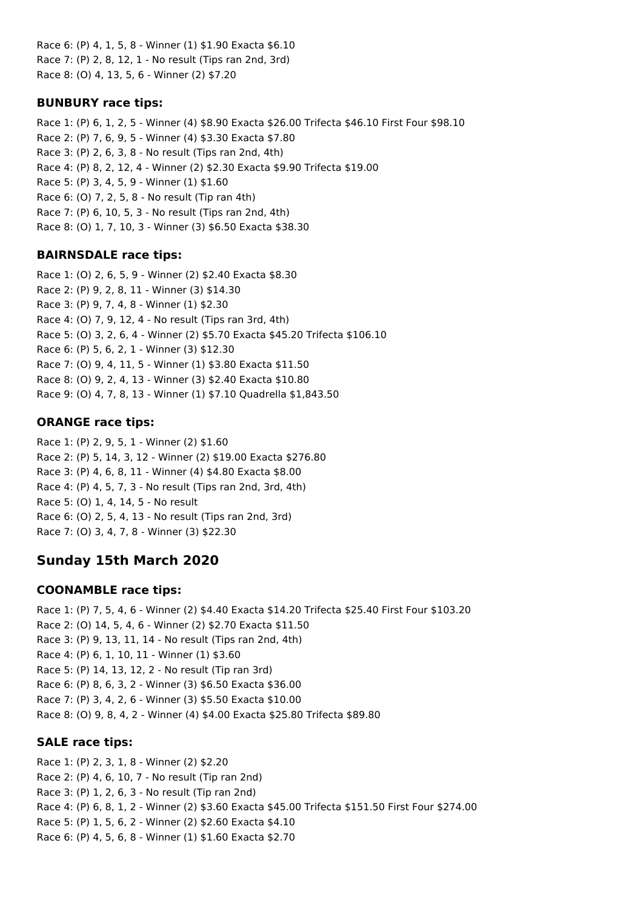Race 6: (P) 4, 1, 5, 8 - Winner (1) $1.90 Exacta $6.10
Race 7: (P) 2, 8, 12, 1 - No result (Tips ran 2nd, 3rd)
Race 8: (O) 4, 13, 5, 6 - Winner (2) $7.20

### BUNBURY race tips:

Race 1: (P) 6, 1, 2, 5 - Winner (4) $8.90 Exacta $26.00 Trifecta $46.10 First Four $98.10
Race 2: (P) 7, 6, 9, 5 - Winner (4) $3.30 Exacta $7.80
Race 3: (P) 2, 6, 3, 8 - No result (Tips ran 2nd, 4th)
Race 4: (P) 8, 2, 12, 4 - Winner (2) $2.30 Exacta $9.90 Trifecta $19.00
Race 5: (P) 3, 4, 5, 9 - Winner (1) $1.60
Race 6: (O) 7, 2, 5, 8 - No result (Tip ran 4th)
Race 7: (P) 6, 10, 5, 3 - No result (Tips ran 2nd, 4th)
Race 8: (O) 1, 7, 10, 3 - Winner (3) $6.50 Exacta $38.30

### BAIRNSDALE race tips:

Race 1: (O) 2, 6, 5, 9 - Winner (2) $2.40 Exacta $8.30
Race 2: (P) 9, 2, 8, 11 - Winner (3) $14.30
Race 3: (P) 9, 7, 4, 8 - Winner (1) $2.30
Race 4: (O) 7, 9, 12, 4 - No result (Tips ran 3rd, 4th)
Race 5: (O) 3, 2, 6, 4 - Winner (2) $5.70 Exacta $45.20 Trifecta $106.10
Race 6: (P) 5, 6, 2, 1 - Winner (3) $12.30
Race 7: (O) 9, 4, 11, 5 - Winner (1) $3.80 Exacta $11.50
Race 8: (O) 9, 2, 4, 13 - Winner (3) $2.40 Exacta $10.80
Race 9: (O) 4, 7, 8, 13 - Winner (1) $7.10 Quadrella $1,843.50

### ORANGE race tips:

Race 1: (P) 2, 9, 5, 1 - Winner (2) $1.60
Race 2: (P) 5, 14, 3, 12 - Winner (2) $19.00 Exacta $276.80
Race 3: (P) 4, 6, 8, 11 - Winner (4) $4.80 Exacta $8.00
Race 4: (P) 4, 5, 7, 3 - No result (Tips ran 2nd, 3rd, 4th)
Race 5: (O) 1, 4, 14, 5 - No result
Race 6: (O) 2, 5, 4, 13 - No result (Tips ran 2nd, 3rd)
Race 7: (O) 3, 4, 7, 8 - Winner (3) $22.30

## Sunday 15th March 2020

### COONAMBLE race tips:

Race 1: (P) 7, 5, 4, 6 - Winner (2) $4.40 Exacta $14.20 Trifecta $25.40 First Four $103.20
Race 2: (O) 14, 5, 4, 6 - Winner (2) $2.70 Exacta $11.50
Race 3: (P) 9, 13, 11, 14 - No result (Tips ran 2nd, 4th)
Race 4: (P) 6, 1, 10, 11 - Winner (1) $3.60
Race 5: (P) 14, 13, 12, 2 - No result (Tip ran 3rd)
Race 6: (P) 8, 6, 3, 2 - Winner (3) $6.50 Exacta $36.00
Race 7: (P) 3, 4, 2, 6 - Winner (3) $5.50 Exacta $10.00
Race 8: (O) 9, 8, 4, 2 - Winner (4) $4.00 Exacta $25.80 Trifecta $89.80

### SALE race tips:

Race 1: (P) 2, 3, 1, 8 - Winner (2) $2.20
Race 2: (P) 4, 6, 10, 7 - No result (Tip ran 2nd)
Race 3: (P) 1, 2, 6, 3 - No result (Tip ran 2nd)
Race 4: (P) 6, 8, 1, 2 - Winner (2) $3.60 Exacta $45.00 Trifecta $151.50 First Four $274.00
Race 5: (P) 1, 5, 6, 2 - Winner (2) $2.60 Exacta $4.10
Race 6: (P) 4, 5, 6, 8 - Winner (1) $1.60 Exacta $2.70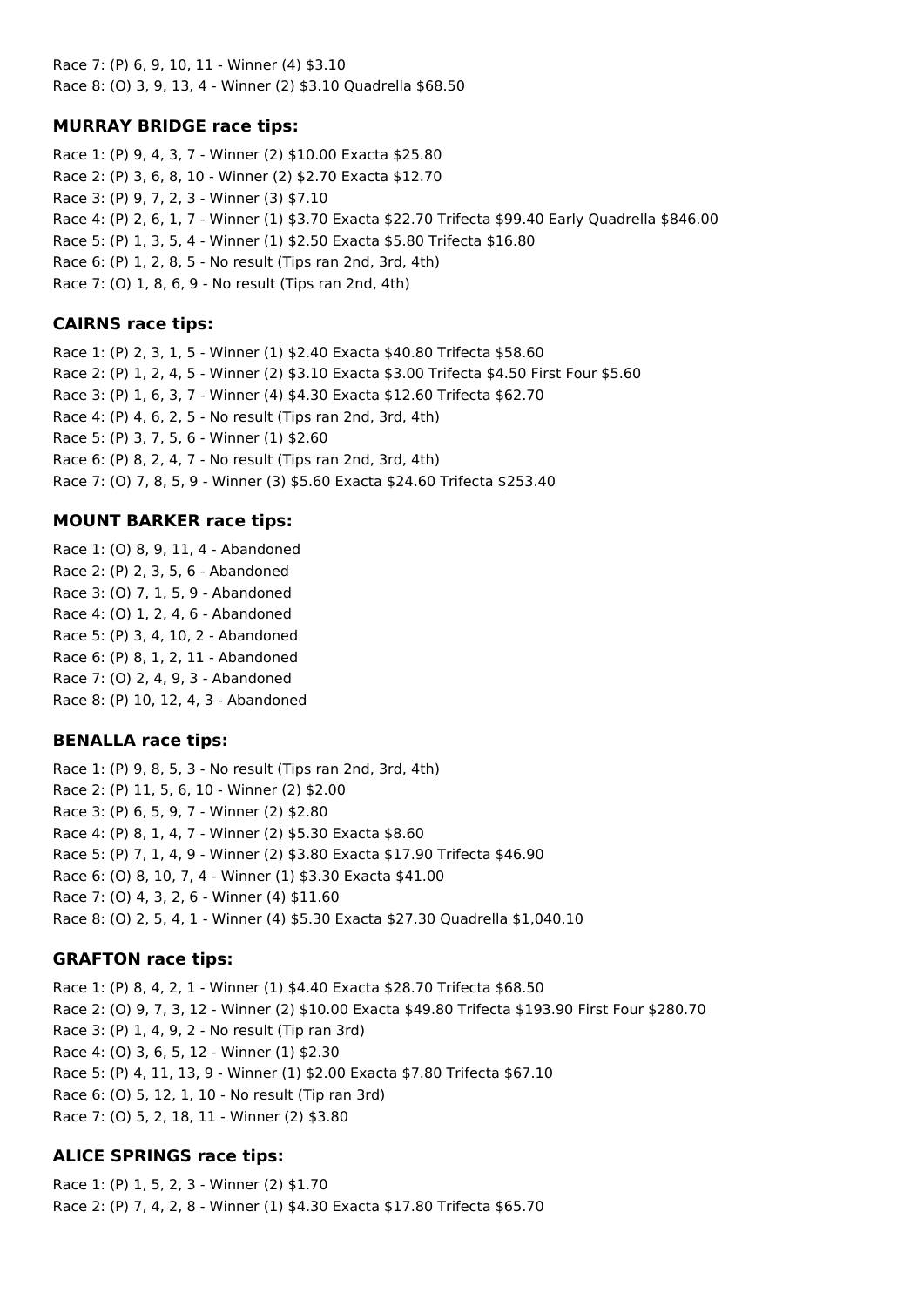Race 7: (P) 6, 9, 10, 11 - Winner (4) $3.10
Race 8: (O) 3, 9, 13, 4 - Winner (2) $3.10 Quadrella $68.50

### MURRAY BRIDGE race tips:

Race 1: (P) 9, 4, 3, 7 - Winner (2) $10.00 Exacta $25.80
Race 2: (P) 3, 6, 8, 10 - Winner (2) $2.70 Exacta $12.70
Race 3: (P) 9, 7, 2, 3 - Winner (3) $7.10
Race 4: (P) 2, 6, 1, 7 - Winner (1) $3.70 Exacta $22.70 Trifecta $99.40 Early Quadrella $846.00
Race 5: (P) 1, 3, 5, 4 - Winner (1) $2.50 Exacta $5.80 Trifecta $16.80
Race 6: (P) 1, 2, 8, 5 - No result (Tips ran 2nd, 3rd, 4th)
Race 7: (O) 1, 8, 6, 9 - No result (Tips ran 2nd, 4th)

### CAIRNS race tips:

Race 1: (P) 2, 3, 1, 5 - Winner (1) $2.40 Exacta $40.80 Trifecta $58.60
Race 2: (P) 1, 2, 4, 5 - Winner (2) $3.10 Exacta $3.00 Trifecta $4.50 First Four $5.60
Race 3: (P) 1, 6, 3, 7 - Winner (4) $4.30 Exacta $12.60 Trifecta $62.70
Race 4: (P) 4, 6, 2, 5 - No result (Tips ran 2nd, 3rd, 4th)
Race 5: (P) 3, 7, 5, 6 - Winner (1) $2.60
Race 6: (P) 8, 2, 4, 7 - No result (Tips ran 2nd, 3rd, 4th)
Race 7: (O) 7, 8, 5, 9 - Winner (3) $5.60 Exacta $24.60 Trifecta $253.40

### MOUNT BARKER race tips:

Race 1: (O) 8, 9, 11, 4 - Abandoned
Race 2: (P) 2, 3, 5, 6 - Abandoned
Race 3: (O) 7, 1, 5, 9 - Abandoned
Race 4: (O) 1, 2, 4, 6 - Abandoned
Race 5: (P) 3, 4, 10, 2 - Abandoned
Race 6: (P) 8, 1, 2, 11 - Abandoned
Race 7: (O) 2, 4, 9, 3 - Abandoned
Race 8: (P) 10, 12, 4, 3 - Abandoned

### BENALLA race tips:

Race 1: (P) 9, 8, 5, 3 - No result (Tips ran 2nd, 3rd, 4th)
Race 2: (P) 11, 5, 6, 10 - Winner (2) $2.00
Race 3: (P) 6, 5, 9, 7 - Winner (2) $2.80
Race 4: (P) 8, 1, 4, 7 - Winner (2) $5.30 Exacta $8.60
Race 5: (P) 7, 1, 4, 9 - Winner (2) $3.80 Exacta $17.90 Trifecta $46.90
Race 6: (O) 8, 10, 7, 4 - Winner (1) $3.30 Exacta $41.00
Race 7: (O) 4, 3, 2, 6 - Winner (4) $11.60
Race 8: (O) 2, 5, 4, 1 - Winner (4) $5.30 Exacta $27.30 Quadrella $1,040.10

### GRAFTON race tips:

Race 1: (P) 8, 4, 2, 1 - Winner (1) $4.40 Exacta $28.70 Trifecta $68.50
Race 2: (O) 9, 7, 3, 12 - Winner (2) $10.00 Exacta $49.80 Trifecta $193.90 First Four $280.70
Race 3: (P) 1, 4, 9, 2 - No result (Tip ran 3rd)
Race 4: (O) 3, 6, 5, 12 - Winner (1) $2.30
Race 5: (P) 4, 11, 13, 9 - Winner (1) $2.00 Exacta $7.80 Trifecta $67.10
Race 6: (O) 5, 12, 1, 10 - No result (Tip ran 3rd)
Race 7: (O) 5, 2, 18, 11 - Winner (2) $3.80

### ALICE SPRINGS race tips:

Race 1: (P) 1, 5, 2, 3 - Winner (2) $1.70
Race 2: (P) 7, 4, 2, 8 - Winner (1) $4.30 Exacta $17.80 Trifecta $65.70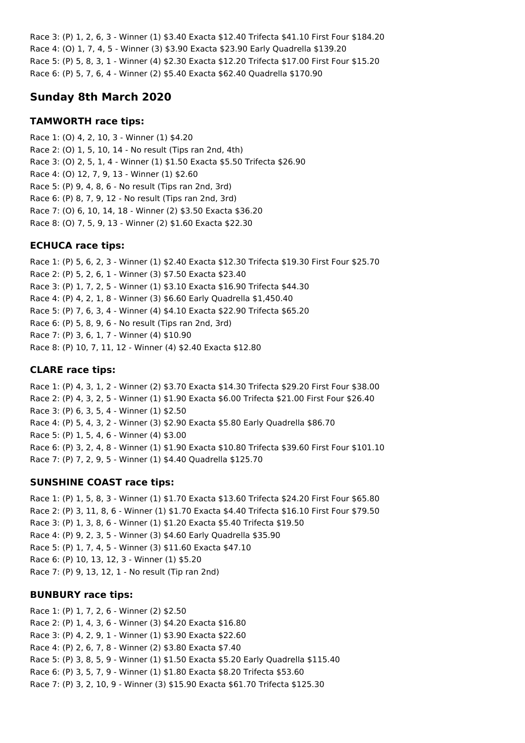Race 3: (P) 1, 2, 6, 3 - Winner (1) $3.40 Exacta $12.40 Trifecta $41.10 First Four $184.20
Race 4: (O) 1, 7, 4, 5 - Winner (3) $3.90 Exacta $23.90 Early Quadrella $139.20
Race 5: (P) 5, 8, 3, 1 - Winner (4) $2.30 Exacta $12.20 Trifecta $17.00 First Four $15.20
Race 6: (P) 5, 7, 6, 4 - Winner (2) $5.40 Exacta $62.40 Quadrella $170.90

## Sunday 8th March 2020

### TAMWORTH race tips:

Race 1: (O) 4, 2, 10, 3 - Winner (1) $4.20
Race 2: (O) 1, 5, 10, 14 - No result (Tips ran 2nd, 4th)
Race 3: (O) 2, 5, 1, 4 - Winner (1) $1.50 Exacta $5.50 Trifecta $26.90
Race 4: (O) 12, 7, 9, 13 - Winner (1) $2.60
Race 5: (P) 9, 4, 8, 6 - No result (Tips ran 2nd, 3rd)
Race 6: (P) 8, 7, 9, 12 - No result (Tips ran 2nd, 3rd)
Race 7: (O) 6, 10, 14, 18 - Winner (2) $3.50 Exacta $36.20
Race 8: (O) 7, 5, 9, 13 - Winner (2) $1.60 Exacta $22.30

### ECHUCA race tips:

Race 1: (P) 5, 6, 2, 3 - Winner (1) $2.40 Exacta $12.30 Trifecta $19.30 First Four $25.70
Race 2: (P) 5, 2, 6, 1 - Winner (3) $7.50 Exacta $23.40
Race 3: (P) 1, 7, 2, 5 - Winner (1) $3.10 Exacta $16.90 Trifecta $44.30
Race 4: (P) 4, 2, 1, 8 - Winner (3) $6.60 Early Quadrella $1,450.40
Race 5: (P) 7, 6, 3, 4 - Winner (4) $4.10 Exacta $22.90 Trifecta $65.20
Race 6: (P) 5, 8, 9, 6 - No result (Tips ran 2nd, 3rd)
Race 7: (P) 3, 6, 1, 7 - Winner (4) $10.90
Race 8: (P) 10, 7, 11, 12 - Winner (4) $2.40 Exacta $12.80

### CLARE race tips:

Race 1: (P) 4, 3, 1, 2 - Winner (2) $3.70 Exacta $14.30 Trifecta $29.20 First Four $38.00
Race 2: (P) 4, 3, 2, 5 - Winner (1) $1.90 Exacta $6.00 Trifecta $21.00 First Four $26.40
Race 3: (P) 6, 3, 5, 4 - Winner (1) $2.50
Race 4: (P) 5, 4, 3, 2 - Winner (3) $2.90 Exacta $5.80 Early Quadrella $86.70
Race 5: (P) 1, 5, 4, 6 - Winner (4) $3.00
Race 6: (P) 3, 2, 4, 8 - Winner (1) $1.90 Exacta $10.80 Trifecta $39.60 First Four $101.10
Race 7: (P) 7, 2, 9, 5 - Winner (1) $4.40 Quadrella $125.70

### SUNSHINE COAST race tips:

Race 1: (P) 1, 5, 8, 3 - Winner (1) $1.70 Exacta $13.60 Trifecta $24.20 First Four $65.80
Race 2: (P) 3, 11, 8, 6 - Winner (1) $1.70 Exacta $4.40 Trifecta $16.10 First Four $79.50
Race 3: (P) 1, 3, 8, 6 - Winner (1) $1.20 Exacta $5.40 Trifecta $19.50
Race 4: (P) 9, 2, 3, 5 - Winner (3) $4.60 Early Quadrella $35.90
Race 5: (P) 1, 7, 4, 5 - Winner (3) $11.60 Exacta $47.10
Race 6: (P) 10, 13, 12, 3 - Winner (1) $5.20
Race 7: (P) 9, 13, 12, 1 - No result (Tip ran 2nd)

### BUNBURY race tips:

Race 1: (P) 1, 7, 2, 6 - Winner (2) $2.50
Race 2: (P) 1, 4, 3, 6 - Winner (3) $4.20 Exacta $16.80
Race 3: (P) 4, 2, 9, 1 - Winner (1) $3.90 Exacta $22.60
Race 4: (P) 2, 6, 7, 8 - Winner (2) $3.80 Exacta $7.40
Race 5: (P) 3, 8, 5, 9 - Winner (1) $1.50 Exacta $5.20 Early Quadrella $115.40
Race 6: (P) 3, 5, 7, 9 - Winner (1) $1.80 Exacta $8.20 Trifecta $53.60
Race 7: (P) 3, 2, 10, 9 - Winner (3) $15.90 Exacta $61.70 Trifecta $125.30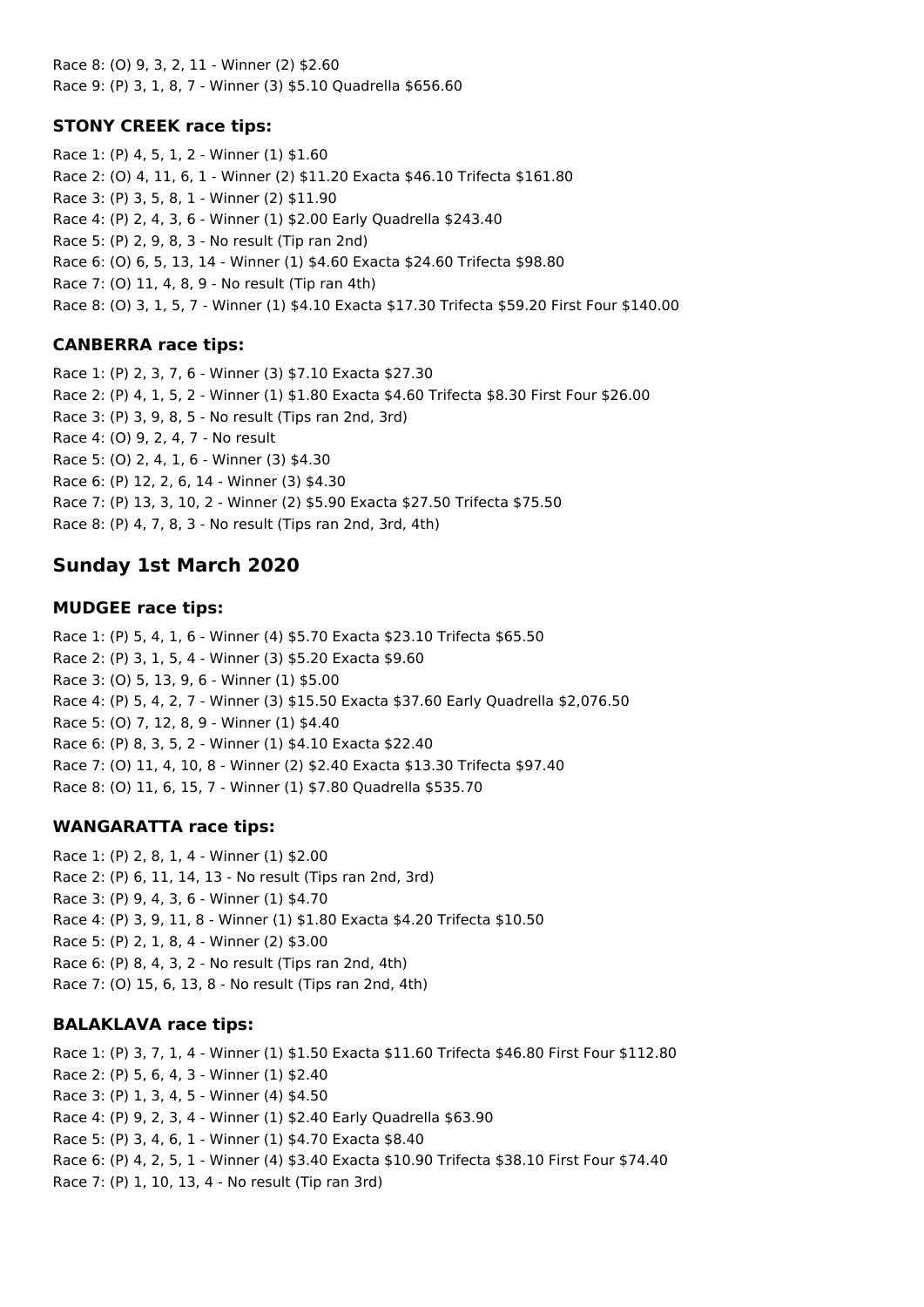Race 8: (O) 9, 3, 2, 11 - Winner (2) $2.60
Race 9: (P) 3, 1, 8, 7 - Winner (3) $5.10 Quadrella $656.60

### STONY CREEK race tips:

Race 1: (P) 4, 5, 1, 2 - Winner (1) $1.60
Race 2: (O) 4, 11, 6, 1 - Winner (2) $11.20 Exacta $46.10 Trifecta $161.80
Race 3: (P) 3, 5, 8, 1 - Winner (2) $11.90
Race 4: (P) 2, 4, 3, 6 - Winner (1) $2.00 Early Quadrella $243.40
Race 5: (P) 2, 9, 8, 3 - No result (Tip ran 2nd)
Race 6: (O) 6, 5, 13, 14 - Winner (1) $4.60 Exacta $24.60 Trifecta $98.80
Race 7: (O) 11, 4, 8, 9 - No result (Tip ran 4th)
Race 8: (O) 3, 1, 5, 7 - Winner (1) $4.10 Exacta $17.30 Trifecta $59.20 First Four $140.00

### CANBERRA race tips:

Race 1: (P) 2, 3, 7, 6 - Winner (3) $7.10 Exacta $27.30
Race 2: (P) 4, 1, 5, 2 - Winner (1) $1.80 Exacta $4.60 Trifecta $8.30 First Four $26.00
Race 3: (P) 3, 9, 8, 5 - No result (Tips ran 2nd, 3rd)
Race 4: (O) 9, 2, 4, 7 - No result
Race 5: (O) 2, 4, 1, 6 - Winner (3) $4.30
Race 6: (P) 12, 2, 6, 14 - Winner (3) $4.30
Race 7: (P) 13, 3, 10, 2 - Winner (2) $5.90 Exacta $27.50 Trifecta $75.50
Race 8: (P) 4, 7, 8, 3 - No result (Tips ran 2nd, 3rd, 4th)

## Sunday 1st March 2020

### MUDGEE race tips:

Race 1: (P) 5, 4, 1, 6 - Winner (4) $5.70 Exacta $23.10 Trifecta $65.50
Race 2: (P) 3, 1, 5, 4 - Winner (3) $5.20 Exacta $9.60
Race 3: (O) 5, 13, 9, 6 - Winner (1) $5.00
Race 4: (P) 5, 4, 2, 7 - Winner (3) $15.50 Exacta $37.60 Early Quadrella $2,076.50
Race 5: (O) 7, 12, 8, 9 - Winner (1) $4.40
Race 6: (P) 8, 3, 5, 2 - Winner (1) $4.10 Exacta $22.40
Race 7: (O) 11, 4, 10, 8 - Winner (2) $2.40 Exacta $13.30 Trifecta $97.40
Race 8: (O) 11, 6, 15, 7 - Winner (1) $7.80 Quadrella $535.70

### WANGARATTA race tips:

Race 1: (P) 2, 8, 1, 4 - Winner (1) $2.00
Race 2: (P) 6, 11, 14, 13 - No result (Tips ran 2nd, 3rd)
Race 3: (P) 9, 4, 3, 6 - Winner (1) $4.70
Race 4: (P) 3, 9, 11, 8 - Winner (1) $1.80 Exacta $4.20 Trifecta $10.50
Race 5: (P) 2, 1, 8, 4 - Winner (2) $3.00
Race 6: (P) 8, 4, 3, 2 - No result (Tips ran 2nd, 4th)
Race 7: (O) 15, 6, 13, 8 - No result (Tips ran 2nd, 4th)

### BALAKLAVA race tips:

Race 1: (P) 3, 7, 1, 4 - Winner (1) $1.50 Exacta $11.60 Trifecta $46.80 First Four $112.80
Race 2: (P) 5, 6, 4, 3 - Winner (1) $2.40
Race 3: (P) 1, 3, 4, 5 - Winner (4) $4.50
Race 4: (P) 9, 2, 3, 4 - Winner (1) $2.40 Early Quadrella $63.90
Race 5: (P) 3, 4, 6, 1 - Winner (1) $4.70 Exacta $8.40
Race 6: (P) 4, 2, 5, 1 - Winner (4) $3.40 Exacta $10.90 Trifecta $38.10 First Four $74.40
Race 7: (P) 1, 10, 13, 4 - No result (Tip ran 3rd)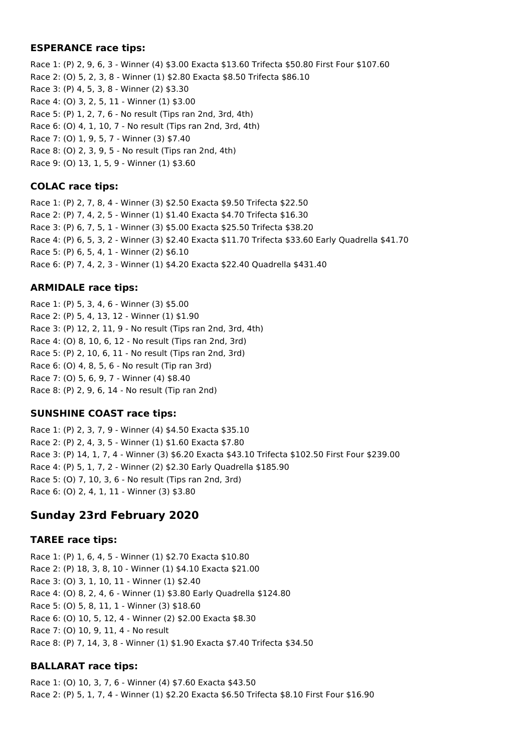### ESPERANCE race tips:

Race 1: (P) 2, 9, 6, 3 - Winner (4) $3.00 Exacta $13.60 Trifecta $50.80 First Four $107.60
Race 2: (O) 5, 2, 3, 8 - Winner (1) $2.80 Exacta $8.50 Trifecta $86.10
Race 3: (P) 4, 5, 3, 8 - Winner (2) $3.30
Race 4: (O) 3, 2, 5, 11 - Winner (1) $3.00
Race 5: (P) 1, 2, 7, 6 - No result (Tips ran 2nd, 3rd, 4th)
Race 6: (O) 4, 1, 10, 7 - No result (Tips ran 2nd, 3rd, 4th)
Race 7: (O) 1, 9, 5, 7 - Winner (3) $7.40
Race 8: (O) 2, 3, 9, 5 - No result (Tips ran 2nd, 4th)
Race 9: (O) 13, 1, 5, 9 - Winner (1) $3.60

### COLAC race tips:

Race 1: (P) 2, 7, 8, 4 - Winner (3) $2.50 Exacta $9.50 Trifecta $22.50
Race 2: (P) 7, 4, 2, 5 - Winner (1) $1.40 Exacta $4.70 Trifecta $16.30
Race 3: (P) 6, 7, 5, 1 - Winner (3) $5.00 Exacta $25.50 Trifecta $38.20
Race 4: (P) 6, 5, 3, 2 - Winner (3) $2.40 Exacta $11.70 Trifecta $33.60 Early Quadrella $41.70
Race 5: (P) 6, 5, 4, 1 - Winner (2) $6.10
Race 6: (P) 7, 4, 2, 3 - Winner (1) $4.20 Exacta $22.40 Quadrella $431.40

### ARMIDALE race tips:

Race 1: (P) 5, 3, 4, 6 - Winner (3) $5.00
Race 2: (P) 5, 4, 13, 12 - Winner (1) $1.90
Race 3: (P) 12, 2, 11, 9 - No result (Tips ran 2nd, 3rd, 4th)
Race 4: (O) 8, 10, 6, 12 - No result (Tips ran 2nd, 3rd)
Race 5: (P) 2, 10, 6, 11 - No result (Tips ran 2nd, 3rd)
Race 6: (O) 4, 8, 5, 6 - No result (Tip ran 3rd)
Race 7: (O) 5, 6, 9, 7 - Winner (4) $8.40
Race 8: (P) 2, 9, 6, 14 - No result (Tip ran 2nd)

### SUNSHINE COAST race tips:

Race 1: (P) 2, 3, 7, 9 - Winner (4) $4.50 Exacta $35.10
Race 2: (P) 2, 4, 3, 5 - Winner (1) $1.60 Exacta $7.80
Race 3: (P) 14, 1, 7, 4 - Winner (3) $6.20 Exacta $43.10 Trifecta $102.50 First Four $239.00
Race 4: (P) 5, 1, 7, 2 - Winner (2) $2.30 Early Quadrella $185.90
Race 5: (O) 7, 10, 3, 6 - No result (Tips ran 2nd, 3rd)
Race 6: (O) 2, 4, 1, 11 - Winner (3) $3.80

## Sunday 23rd February 2020

### TAREE race tips:

Race 1: (P) 1, 6, 4, 5 - Winner (1) $2.70 Exacta $10.80
Race 2: (P) 18, 3, 8, 10 - Winner (1) $4.10 Exacta $21.00
Race 3: (O) 3, 1, 10, 11 - Winner (1) $2.40
Race 4: (O) 8, 2, 4, 6 - Winner (1) $3.80 Early Quadrella $124.80
Race 5: (O) 5, 8, 11, 1 - Winner (3) $18.60
Race 6: (O) 10, 5, 12, 4 - Winner (2) $2.00 Exacta $8.30
Race 7: (O) 10, 9, 11, 4 - No result
Race 8: (P) 7, 14, 3, 8 - Winner (1) $1.90 Exacta $7.40 Trifecta $34.50

### BALLARAT race tips:

Race 1: (O) 10, 3, 7, 6 - Winner (4) $7.60 Exacta $43.50
Race 2: (P) 5, 1, 7, 4 - Winner (1) $2.20 Exacta $6.50 Trifecta $8.10 First Four $16.90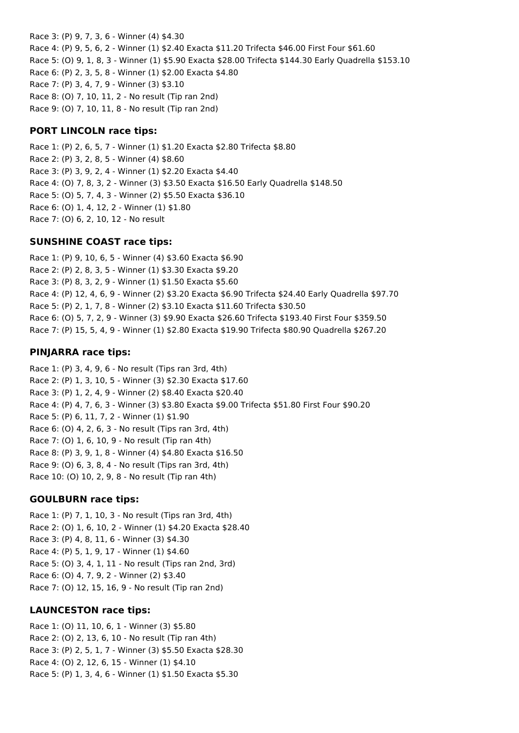Race 3: (P) 9, 7, 3, 6 - Winner (4) $4.30
Race 4: (P) 9, 5, 6, 2 - Winner (1) $2.40 Exacta $11.20 Trifecta $46.00 First Four $61.60
Race 5: (O) 9, 1, 8, 3 - Winner (1) $5.90 Exacta $28.00 Trifecta $144.30 Early Quadrella $153.10
Race 6: (P) 2, 3, 5, 8 - Winner (1) $2.00 Exacta $4.80
Race 7: (P) 3, 4, 7, 9 - Winner (3) $3.10
Race 8: (O) 7, 10, 11, 2 - No result (Tip ran 2nd)
Race 9: (O) 7, 10, 11, 8 - No result (Tip ran 2nd)

### PORT LINCOLN race tips:

Race 1: (P) 2, 6, 5, 7 - Winner (1) $1.20 Exacta $2.80 Trifecta $8.80
Race 2: (P) 3, 2, 8, 5 - Winner (4) $8.60
Race 3: (P) 3, 9, 2, 4 - Winner (1) $2.20 Exacta $4.40
Race 4: (O) 7, 8, 3, 2 - Winner (3) $3.50 Exacta $16.50 Early Quadrella $148.50
Race 5: (O) 5, 7, 4, 3 - Winner (2) $5.50 Exacta $36.10
Race 6: (O) 1, 4, 12, 2 - Winner (1) $1.80
Race 7: (O) 6, 2, 10, 12 - No result

### SUNSHINE COAST race tips:

Race 1: (P) 9, 10, 6, 5 - Winner (4) $3.60 Exacta $6.90
Race 2: (P) 2, 8, 3, 5 - Winner (1) $3.30 Exacta $9.20
Race 3: (P) 8, 3, 2, 9 - Winner (1) $1.50 Exacta $5.60
Race 4: (P) 12, 4, 6, 9 - Winner (2) $3.20 Exacta $6.90 Trifecta $24.40 Early Quadrella $97.70
Race 5: (P) 2, 1, 7, 8 - Winner (2) $3.10 Exacta $11.60 Trifecta $30.50
Race 6: (O) 5, 7, 2, 9 - Winner (3) $9.90 Exacta $26.60 Trifecta $193.40 First Four $359.50
Race 7: (P) 15, 5, 4, 9 - Winner (1) $2.80 Exacta $19.90 Trifecta $80.90 Quadrella $267.20

### PINJARRA race tips:

Race 1: (P) 3, 4, 9, 6 - No result (Tips ran 3rd, 4th)
Race 2: (P) 1, 3, 10, 5 - Winner (3) $2.30 Exacta $17.60
Race 3: (P) 1, 2, 4, 9 - Winner (2) $8.40 Exacta $20.40
Race 4: (P) 4, 7, 6, 3 - Winner (3) $3.80 Exacta $9.00 Trifecta $51.80 First Four $90.20
Race 5: (P) 6, 11, 7, 2 - Winner (1) $1.90
Race 6: (O) 4, 2, 6, 3 - No result (Tips ran 3rd, 4th)
Race 7: (O) 1, 6, 10, 9 - No result (Tip ran 4th)
Race 8: (P) 3, 9, 1, 8 - Winner (4) $4.80 Exacta $16.50
Race 9: (O) 6, 3, 8, 4 - No result (Tips ran 3rd, 4th)
Race 10: (O) 10, 2, 9, 8 - No result (Tip ran 4th)

### GOULBURN race tips:

Race 1: (P) 7, 1, 10, 3 - No result (Tips ran 3rd, 4th)
Race 2: (O) 1, 6, 10, 2 - Winner (1) $4.20 Exacta $28.40
Race 3: (P) 4, 8, 11, 6 - Winner (3) $4.30
Race 4: (P) 5, 1, 9, 17 - Winner (1) $4.60
Race 5: (O) 3, 4, 1, 11 - No result (Tips ran 2nd, 3rd)
Race 6: (O) 4, 7, 9, 2 - Winner (2) $3.40
Race 7: (O) 12, 15, 16, 9 - No result (Tip ran 2nd)

### LAUNCESTON race tips:

Race 1: (O) 11, 10, 6, 1 - Winner (3) $5.80
Race 2: (O) 2, 13, 6, 10 - No result (Tip ran 4th)
Race 3: (P) 2, 5, 1, 7 - Winner (3) $5.50 Exacta $28.30
Race 4: (O) 2, 12, 6, 15 - Winner (1) $4.10
Race 5: (P) 1, 3, 4, 6 - Winner (1) $1.50 Exacta $5.30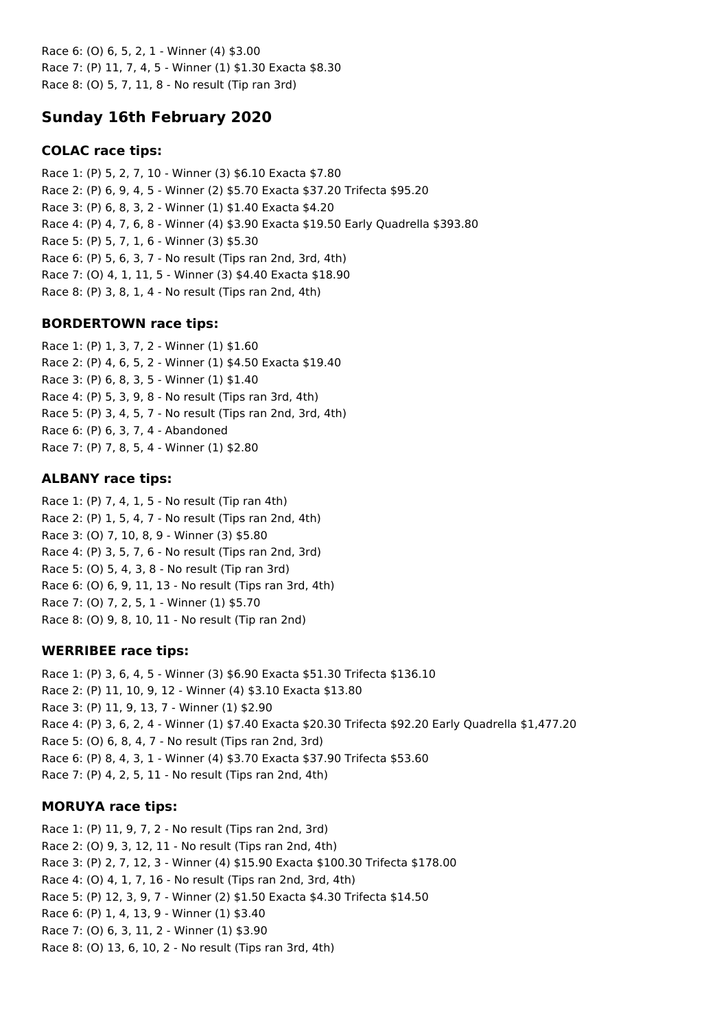Race 6: (O) 6, 5, 2, 1 - Winner (4) $3.00
Race 7: (P) 11, 7, 4, 5 - Winner (1) $1.30 Exacta $8.30
Race 8: (O) 5, 7, 11, 8 - No result (Tip ran 3rd)

## Sunday 16th February 2020

### COLAC race tips:

Race 1: (P) 5, 2, 7, 10 - Winner (3) $6.10 Exacta $7.80
Race 2: (P) 6, 9, 4, 5 - Winner (2) $5.70 Exacta $37.20 Trifecta $95.20
Race 3: (P) 6, 8, 3, 2 - Winner (1) $1.40 Exacta $4.20
Race 4: (P) 4, 7, 6, 8 - Winner (4) $3.90 Exacta $19.50 Early Quadrella $393.80
Race 5: (P) 5, 7, 1, 6 - Winner (3) $5.30
Race 6: (P) 5, 6, 3, 7 - No result (Tips ran 2nd, 3rd, 4th)
Race 7: (O) 4, 1, 11, 5 - Winner (3) $4.40 Exacta $18.90
Race 8: (P) 3, 8, 1, 4 - No result (Tips ran 2nd, 4th)

### BORDERTOWN race tips:

Race 1: (P) 1, 3, 7, 2 - Winner (1) $1.60
Race 2: (P) 4, 6, 5, 2 - Winner (1) $4.50 Exacta $19.40
Race 3: (P) 6, 8, 3, 5 - Winner (1) $1.40
Race 4: (P) 5, 3, 9, 8 - No result (Tips ran 3rd, 4th)
Race 5: (P) 3, 4, 5, 7 - No result (Tips ran 2nd, 3rd, 4th)
Race 6: (P) 6, 3, 7, 4 - Abandoned
Race 7: (P) 7, 8, 5, 4 - Winner (1) $2.80

### ALBANY race tips:

Race 1: (P) 7, 4, 1, 5 - No result (Tip ran 4th)
Race 2: (P) 1, 5, 4, 7 - No result (Tips ran 2nd, 4th)
Race 3: (O) 7, 10, 8, 9 - Winner (3) $5.80
Race 4: (P) 3, 5, 7, 6 - No result (Tips ran 2nd, 3rd)
Race 5: (O) 5, 4, 3, 8 - No result (Tip ran 3rd)
Race 6: (O) 6, 9, 11, 13 - No result (Tips ran 3rd, 4th)
Race 7: (O) 7, 2, 5, 1 - Winner (1) $5.70
Race 8: (O) 9, 8, 10, 11 - No result (Tip ran 2nd)

### WERRIBEE race tips:

Race 1: (P) 3, 6, 4, 5 - Winner (3) $6.90 Exacta $51.30 Trifecta $136.10
Race 2: (P) 11, 10, 9, 12 - Winner (4) $3.10 Exacta $13.80
Race 3: (P) 11, 9, 13, 7 - Winner (1) $2.90
Race 4: (P) 3, 6, 2, 4 - Winner (1) $7.40 Exacta $20.30 Trifecta $92.20 Early Quadrella $1,477.20
Race 5: (O) 6, 8, 4, 7 - No result (Tips ran 2nd, 3rd)
Race 6: (P) 8, 4, 3, 1 - Winner (4) $3.70 Exacta $37.90 Trifecta $53.60
Race 7: (P) 4, 2, 5, 11 - No result (Tips ran 2nd, 4th)

### MORUYA race tips:

Race 1: (P) 11, 9, 7, 2 - No result (Tips ran 2nd, 3rd)
Race 2: (O) 9, 3, 12, 11 - No result (Tips ran 2nd, 4th)
Race 3: (P) 2, 7, 12, 3 - Winner (4) $15.90 Exacta $100.30 Trifecta $178.00
Race 4: (O) 4, 1, 7, 16 - No result (Tips ran 2nd, 3rd, 4th)
Race 5: (P) 12, 3, 9, 7 - Winner (2) $1.50 Exacta $4.30 Trifecta $14.50
Race 6: (P) 1, 4, 13, 9 - Winner (1) $3.40
Race 7: (O) 6, 3, 11, 2 - Winner (1) $3.90
Race 8: (O) 13, 6, 10, 2 - No result (Tips ran 3rd, 4th)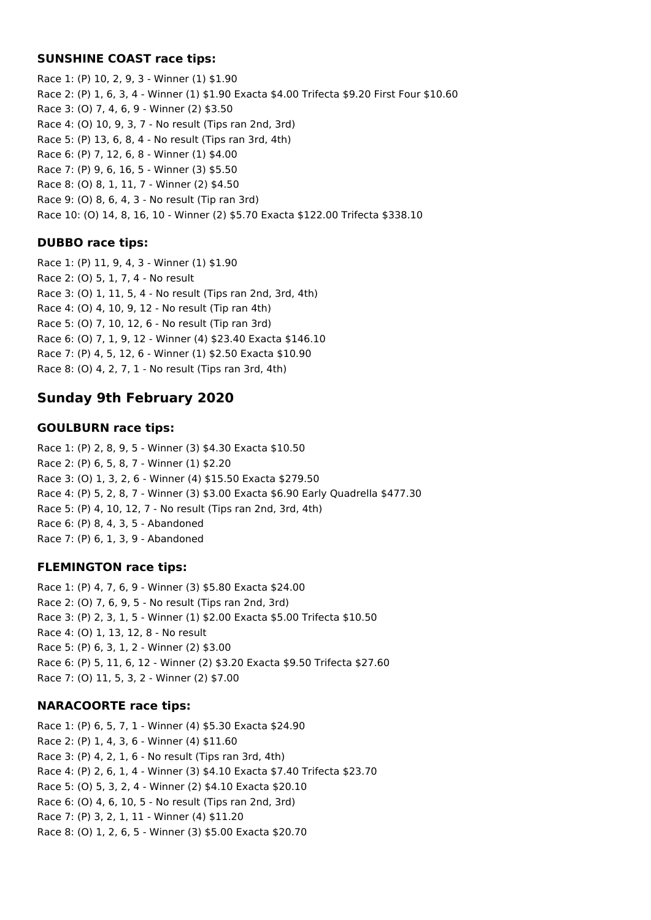### SUNSHINE COAST race tips:

Race 1: (P) 10, 2, 9, 3 - Winner (1) $1.90
Race 2: (P) 1, 6, 3, 4 - Winner (1) $1.90 Exacta $4.00 Trifecta $9.20 First Four $10.60
Race 3: (O) 7, 4, 6, 9 - Winner (2) $3.50
Race 4: (O) 10, 9, 3, 7 - No result (Tips ran 2nd, 3rd)
Race 5: (P) 13, 6, 8, 4 - No result (Tips ran 3rd, 4th)
Race 6: (P) 7, 12, 6, 8 - Winner (1) $4.00
Race 7: (P) 9, 6, 16, 5 - Winner (3) $5.50
Race 8: (O) 8, 1, 11, 7 - Winner (2) $4.50
Race 9: (O) 8, 6, 4, 3 - No result (Tip ran 3rd)
Race 10: (O) 14, 8, 16, 10 - Winner (2) $5.70 Exacta $122.00 Trifecta $338.10

### DUBBO race tips:

Race 1: (P) 11, 9, 4, 3 - Winner (1) $1.90
Race 2: (O) 5, 1, 7, 4 - No result
Race 3: (O) 1, 11, 5, 4 - No result (Tips ran 2nd, 3rd, 4th)
Race 4: (O) 4, 10, 9, 12 - No result (Tip ran 4th)
Race 5: (O) 7, 10, 12, 6 - No result (Tip ran 3rd)
Race 6: (O) 7, 1, 9, 12 - Winner (4) $23.40 Exacta $146.10
Race 7: (P) 4, 5, 12, 6 - Winner (1) $2.50 Exacta $10.90
Race 8: (O) 4, 2, 7, 1 - No result (Tips ran 3rd, 4th)

## Sunday 9th February 2020

### GOULBURN race tips:

Race 1: (P) 2, 8, 9, 5 - Winner (3) $4.30 Exacta $10.50
Race 2: (P) 6, 5, 8, 7 - Winner (1) $2.20
Race 3: (O) 1, 3, 2, 6 - Winner (4) $15.50 Exacta $279.50
Race 4: (P) 5, 2, 8, 7 - Winner (3) $3.00 Exacta $6.90 Early Quadrella $477.30
Race 5: (P) 4, 10, 12, 7 - No result (Tips ran 2nd, 3rd, 4th)
Race 6: (P) 8, 4, 3, 5 - Abandoned
Race 7: (P) 6, 1, 3, 9 - Abandoned

### FLEMINGTON race tips:

Race 1: (P) 4, 7, 6, 9 - Winner (3) $5.80 Exacta $24.00
Race 2: (O) 7, 6, 9, 5 - No result (Tips ran 2nd, 3rd)
Race 3: (P) 2, 3, 1, 5 - Winner (1) $2.00 Exacta $5.00 Trifecta $10.50
Race 4: (O) 1, 13, 12, 8 - No result
Race 5: (P) 6, 3, 1, 2 - Winner (2) $3.00
Race 6: (P) 5, 11, 6, 12 - Winner (2) $3.20 Exacta $9.50 Trifecta $27.60
Race 7: (O) 11, 5, 3, 2 - Winner (2) $7.00

### NARACOORTE race tips:

Race 1: (P) 6, 5, 7, 1 - Winner (4) $5.30 Exacta $24.90
Race 2: (P) 1, 4, 3, 6 - Winner (4) $11.60
Race 3: (P) 4, 2, 1, 6 - No result (Tips ran 3rd, 4th)
Race 4: (P) 2, 6, 1, 4 - Winner (3) $4.10 Exacta $7.40 Trifecta $23.70
Race 5: (O) 5, 3, 2, 4 - Winner (2) $4.10 Exacta $20.10
Race 6: (O) 4, 6, 10, 5 - No result (Tips ran 2nd, 3rd)
Race 7: (P) 3, 2, 1, 11 - Winner (4) $11.20
Race 8: (O) 1, 2, 6, 5 - Winner (3) $5.00 Exacta $20.70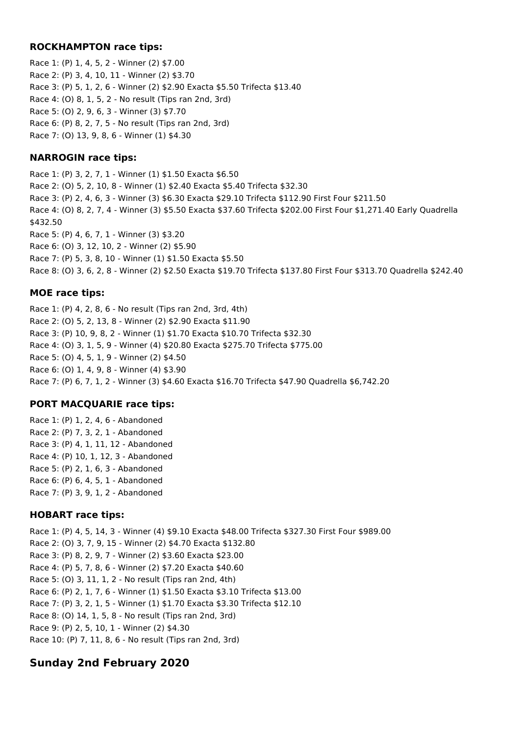### ROCKHAMPTON race tips:

Race 1: (P) 1, 4, 5, 2 - Winner (2) $7.00
Race 2: (P) 3, 4, 10, 11 - Winner (2) $3.70
Race 3: (P) 5, 1, 2, 6 - Winner (2) $2.90 Exacta $5.50 Trifecta $13.40
Race 4: (O) 8, 1, 5, 2 - No result (Tips ran 2nd, 3rd)
Race 5: (O) 2, 9, 6, 3 - Winner (3) $7.70
Race 6: (P) 8, 2, 7, 5 - No result (Tips ran 2nd, 3rd)
Race 7: (O) 13, 9, 8, 6 - Winner (1) $4.30

### NARROGIN race tips:

Race 1: (P) 3, 2, 7, 1 - Winner (1) $1.50 Exacta $6.50
Race 2: (O) 5, 2, 10, 8 - Winner (1) $2.40 Exacta $5.40 Trifecta $32.30
Race 3: (P) 2, 4, 6, 3 - Winner (3) $6.30 Exacta $29.10 Trifecta $112.90 First Four $211.50
Race 4: (O) 8, 2, 7, 4 - Winner (3) $5.50 Exacta $37.60 Trifecta $202.00 First Four $1,271.40 Early Quadrella $432.50
Race 5: (P) 4, 6, 7, 1 - Winner (3) $3.20
Race 6: (O) 3, 12, 10, 2 - Winner (2) $5.90
Race 7: (P) 5, 3, 8, 10 - Winner (1) $1.50 Exacta $5.50
Race 8: (O) 3, 6, 2, 8 - Winner (2) $2.50 Exacta $19.70 Trifecta $137.80 First Four $313.70 Quadrella $242.40

### MOE race tips:

Race 1: (P) 4, 2, 8, 6 - No result (Tips ran 2nd, 3rd, 4th)
Race 2: (O) 5, 2, 13, 8 - Winner (2) $2.90 Exacta $11.90
Race 3: (P) 10, 9, 8, 2 - Winner (1) $1.70 Exacta $10.70 Trifecta $32.30
Race 4: (O) 3, 1, 5, 9 - Winner (4) $20.80 Exacta $275.70 Trifecta $775.00
Race 5: (O) 4, 5, 1, 9 - Winner (2) $4.50
Race 6: (O) 1, 4, 9, 8 - Winner (4) $3.90
Race 7: (P) 6, 7, 1, 2 - Winner (3) $4.60 Exacta $16.70 Trifecta $47.90 Quadrella $6,742.20

### PORT MACQUARIE race tips:

Race 1: (P) 1, 2, 4, 6 - Abandoned
Race 2: (P) 7, 3, 2, 1 - Abandoned
Race 3: (P) 4, 1, 11, 12 - Abandoned
Race 4: (P) 10, 1, 12, 3 - Abandoned
Race 5: (P) 2, 1, 6, 3 - Abandoned
Race 6: (P) 6, 4, 5, 1 - Abandoned
Race 7: (P) 3, 9, 1, 2 - Abandoned

### HOBART race tips:

Race 1: (P) 4, 5, 14, 3 - Winner (4) $9.10 Exacta $48.00 Trifecta $327.30 First Four $989.00
Race 2: (O) 3, 7, 9, 15 - Winner (2) $4.70 Exacta $132.80
Race 3: (P) 8, 2, 9, 7 - Winner (2) $3.60 Exacta $23.00
Race 4: (P) 5, 7, 8, 6 - Winner (2) $7.20 Exacta $40.60
Race 5: (O) 3, 11, 1, 2 - No result (Tips ran 2nd, 4th)
Race 6: (P) 2, 1, 7, 6 - Winner (1) $1.50 Exacta $3.10 Trifecta $13.00
Race 7: (P) 3, 2, 1, 5 - Winner (1) $1.70 Exacta $3.30 Trifecta $12.10
Race 8: (O) 14, 1, 5, 8 - No result (Tips ran 2nd, 3rd)
Race 9: (P) 2, 5, 10, 1 - Winner (2) $4.30
Race 10: (P) 7, 11, 8, 6 - No result (Tips ran 2nd, 3rd)

## Sunday 2nd February 2020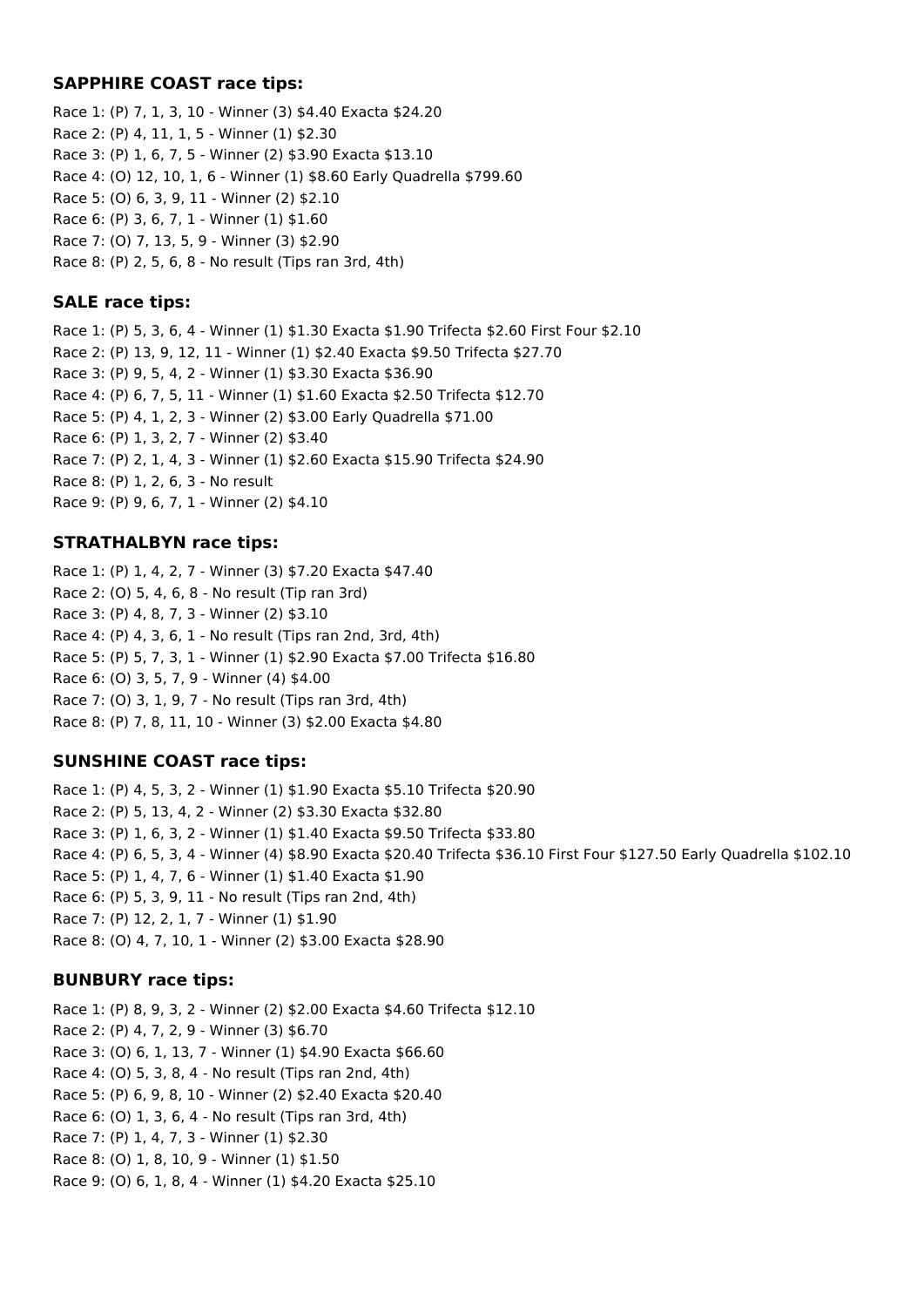### SAPPHIRE COAST race tips:

Race 1: (P) 7, 1, 3, 10 - Winner (3) $4.40 Exacta $24.20
Race 2: (P) 4, 11, 1, 5 - Winner (1) $2.30
Race 3: (P) 1, 6, 7, 5 - Winner (2) $3.90 Exacta $13.10
Race 4: (O) 12, 10, 1, 6 - Winner (1) $8.60 Early Quadrella $799.60
Race 5: (O) 6, 3, 9, 11 - Winner (2) $2.10
Race 6: (P) 3, 6, 7, 1 - Winner (1) $1.60
Race 7: (O) 7, 13, 5, 9 - Winner (3) $2.90
Race 8: (P) 2, 5, 6, 8 - No result (Tips ran 3rd, 4th)

### SALE race tips:

Race 1: (P) 5, 3, 6, 4 - Winner (1) $1.30 Exacta $1.90 Trifecta $2.60 First Four $2.10
Race 2: (P) 13, 9, 12, 11 - Winner (1) $2.40 Exacta $9.50 Trifecta $27.70
Race 3: (P) 9, 5, 4, 2 - Winner (1) $3.30 Exacta $36.90
Race 4: (P) 6, 7, 5, 11 - Winner (1) $1.60 Exacta $2.50 Trifecta $12.70
Race 5: (P) 4, 1, 2, 3 - Winner (2) $3.00 Early Quadrella $71.00
Race 6: (P) 1, 3, 2, 7 - Winner (2) $3.40
Race 7: (P) 2, 1, 4, 3 - Winner (1) $2.60 Exacta $15.90 Trifecta $24.90
Race 8: (P) 1, 2, 6, 3 - No result
Race 9: (P) 9, 6, 7, 1 - Winner (2) $4.10

### STRATHALBYN race tips:

Race 1: (P) 1, 4, 2, 7 - Winner (3) $7.20 Exacta $47.40
Race 2: (O) 5, 4, 6, 8 - No result (Tip ran 3rd)
Race 3: (P) 4, 8, 7, 3 - Winner (2) $3.10
Race 4: (P) 4, 3, 6, 1 - No result (Tips ran 2nd, 3rd, 4th)
Race 5: (P) 5, 7, 3, 1 - Winner (1) $2.90 Exacta $7.00 Trifecta $16.80
Race 6: (O) 3, 5, 7, 9 - Winner (4) $4.00
Race 7: (O) 3, 1, 9, 7 - No result (Tips ran 3rd, 4th)
Race 8: (P) 7, 8, 11, 10 - Winner (3) $2.00 Exacta $4.80

### SUNSHINE COAST race tips:

Race 1: (P) 4, 5, 3, 2 - Winner (1) $1.90 Exacta $5.10 Trifecta $20.90
Race 2: (P) 5, 13, 4, 2 - Winner (2) $3.30 Exacta $32.80
Race 3: (P) 1, 6, 3, 2 - Winner (1) $1.40 Exacta $9.50 Trifecta $33.80
Race 4: (P) 6, 5, 3, 4 - Winner (4) $8.90 Exacta $20.40 Trifecta $36.10 First Four $127.50 Early Quadrella $102.10
Race 5: (P) 1, 4, 7, 6 - Winner (1) $1.40 Exacta $1.90
Race 6: (P) 5, 3, 9, 11 - No result (Tips ran 2nd, 4th)
Race 7: (P) 12, 2, 1, 7 - Winner (1) $1.90
Race 8: (O) 4, 7, 10, 1 - Winner (2) $3.00 Exacta $28.90

### BUNBURY race tips:

Race 1: (P) 8, 9, 3, 2 - Winner (2) $2.00 Exacta $4.60 Trifecta $12.10
Race 2: (P) 4, 7, 2, 9 - Winner (3) $6.70
Race 3: (O) 6, 1, 13, 7 - Winner (1) $4.90 Exacta $66.60
Race 4: (O) 5, 3, 8, 4 - No result (Tips ran 2nd, 4th)
Race 5: (P) 6, 9, 8, 10 - Winner (2) $2.40 Exacta $20.40
Race 6: (O) 1, 3, 6, 4 - No result (Tips ran 3rd, 4th)
Race 7: (P) 1, 4, 7, 3 - Winner (1) $2.30
Race 8: (O) 1, 8, 10, 9 - Winner (1) $1.50
Race 9: (O) 6, 1, 8, 4 - Winner (1) $4.20 Exacta $25.10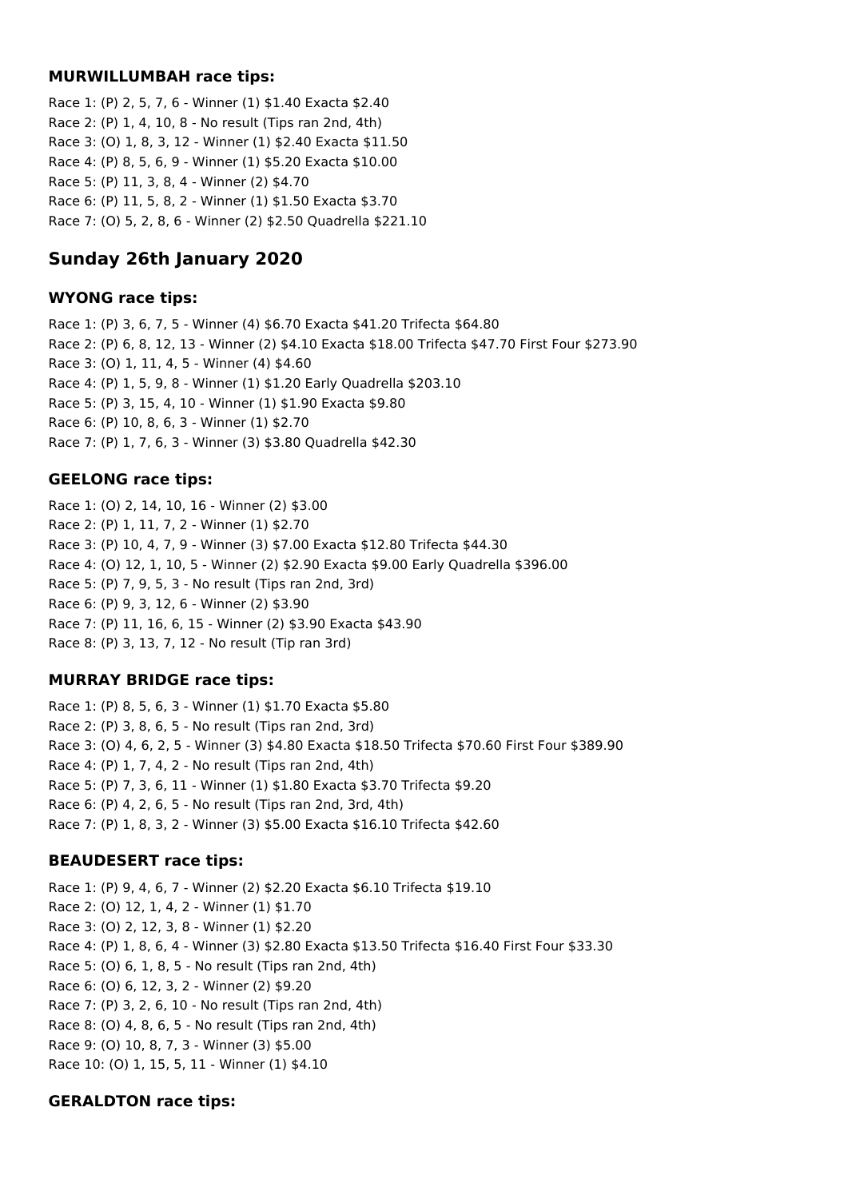### MURWILLUMBAH race tips:

Race 1: (P) 2, 5, 7, 6 - Winner (1) $1.40 Exacta $2.40
Race 2: (P) 1, 4, 10, 8 - No result (Tips ran 2nd, 4th)
Race 3: (O) 1, 8, 3, 12 - Winner (1) $2.40 Exacta $11.50
Race 4: (P) 8, 5, 6, 9 - Winner (1) $5.20 Exacta $10.00
Race 5: (P) 11, 3, 8, 4 - Winner (2) $4.70
Race 6: (P) 11, 5, 8, 2 - Winner (1) $1.50 Exacta $3.70
Race 7: (O) 5, 2, 8, 6 - Winner (2) $2.50 Quadrella $221.10

## Sunday 26th January 2020

### WYONG race tips:

Race 1: (P) 3, 6, 7, 5 - Winner (4) $6.70 Exacta $41.20 Trifecta $64.80
Race 2: (P) 6, 8, 12, 13 - Winner (2) $4.10 Exacta $18.00 Trifecta $47.70 First Four $273.90
Race 3: (O) 1, 11, 4, 5 - Winner (4) $4.60
Race 4: (P) 1, 5, 9, 8 - Winner (1) $1.20 Early Quadrella $203.10
Race 5: (P) 3, 15, 4, 10 - Winner (1) $1.90 Exacta $9.80
Race 6: (P) 10, 8, 6, 3 - Winner (1) $2.70
Race 7: (P) 1, 7, 6, 3 - Winner (3) $3.80 Quadrella $42.30

### GEELONG race tips:

Race 1: (O) 2, 14, 10, 16 - Winner (2) $3.00
Race 2: (P) 1, 11, 7, 2 - Winner (1) $2.70
Race 3: (P) 10, 4, 7, 9 - Winner (3) $7.00 Exacta $12.80 Trifecta $44.30
Race 4: (O) 12, 1, 10, 5 - Winner (2) $2.90 Exacta $9.00 Early Quadrella $396.00
Race 5: (P) 7, 9, 5, 3 - No result (Tips ran 2nd, 3rd)
Race 6: (P) 9, 3, 12, 6 - Winner (2) $3.90
Race 7: (P) 11, 16, 6, 15 - Winner (2) $3.90 Exacta $43.90
Race 8: (P) 3, 13, 7, 12 - No result (Tip ran 3rd)

### MURRAY BRIDGE race tips:

Race 1: (P) 8, 5, 6, 3 - Winner (1) $1.70 Exacta $5.80
Race 2: (P) 3, 8, 6, 5 - No result (Tips ran 2nd, 3rd)
Race 3: (O) 4, 6, 2, 5 - Winner (3) $4.80 Exacta $18.50 Trifecta $70.60 First Four $389.90
Race 4: (P) 1, 7, 4, 2 - No result (Tips ran 2nd, 4th)
Race 5: (P) 7, 3, 6, 11 - Winner (1) $1.80 Exacta $3.70 Trifecta $9.20
Race 6: (P) 4, 2, 6, 5 - No result (Tips ran 2nd, 3rd, 4th)
Race 7: (P) 1, 8, 3, 2 - Winner (3) $5.00 Exacta $16.10 Trifecta $42.60

### BEAUDESERT race tips:

Race 1: (P) 9, 4, 6, 7 - Winner (2) $2.20 Exacta $6.10 Trifecta $19.10
Race 2: (O) 12, 1, 4, 2 - Winner (1) $1.70
Race 3: (O) 2, 12, 3, 8 - Winner (1) $2.20
Race 4: (P) 1, 8, 6, 4 - Winner (3) $2.80 Exacta $13.50 Trifecta $16.40 First Four $33.30
Race 5: (O) 6, 1, 8, 5 - No result (Tips ran 2nd, 4th)
Race 6: (O) 6, 12, 3, 2 - Winner (2) $9.20
Race 7: (P) 3, 2, 6, 10 - No result (Tips ran 2nd, 4th)
Race 8: (O) 4, 8, 6, 5 - No result (Tips ran 2nd, 4th)
Race 9: (O) 10, 8, 7, 3 - Winner (3) $5.00
Race 10: (O) 1, 15, 5, 11 - Winner (1) $4.10

### GERALDTON race tips: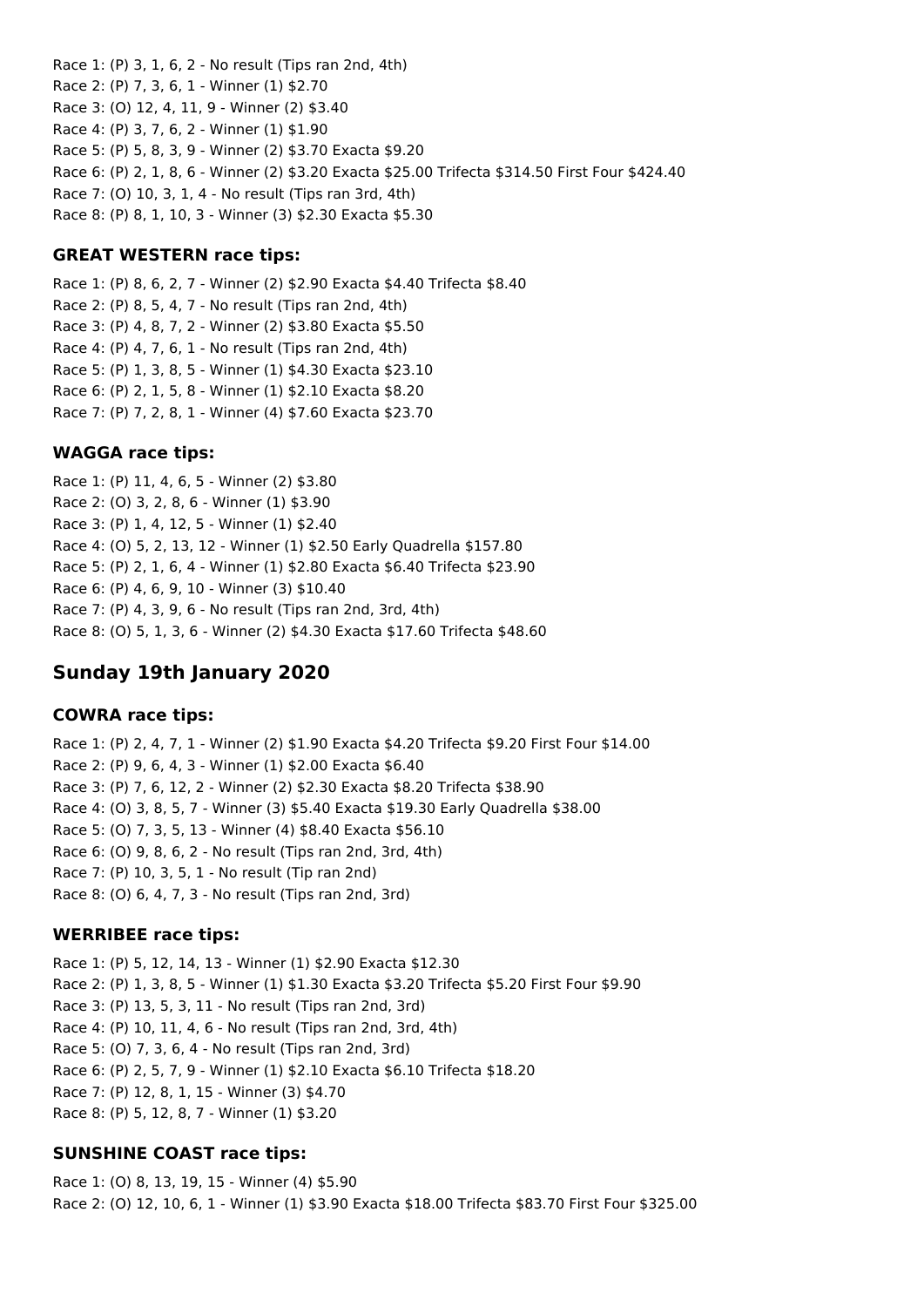Race 1: (P) 3, 1, 6, 2 - No result (Tips ran 2nd, 4th)
Race 2: (P) 7, 3, 6, 1 - Winner (1) $2.70
Race 3: (O) 12, 4, 11, 9 - Winner (2) $3.40
Race 4: (P) 3, 7, 6, 2 - Winner (1) $1.90
Race 5: (P) 5, 8, 3, 9 - Winner (2) $3.70 Exacta $9.20
Race 6: (P) 2, 1, 8, 6 - Winner (2) $3.20 Exacta $25.00 Trifecta $314.50 First Four $424.40
Race 7: (O) 10, 3, 1, 4 - No result (Tips ran 3rd, 4th)
Race 8: (P) 8, 1, 10, 3 - Winner (3) $2.30 Exacta $5.30

### GREAT WESTERN race tips:

Race 1: (P) 8, 6, 2, 7 - Winner (2) $2.90 Exacta $4.40 Trifecta $8.40
Race 2: (P) 8, 5, 4, 7 - No result (Tips ran 2nd, 4th)
Race 3: (P) 4, 8, 7, 2 - Winner (2) $3.80 Exacta $5.50
Race 4: (P) 4, 7, 6, 1 - No result (Tips ran 2nd, 4th)
Race 5: (P) 1, 3, 8, 5 - Winner (1) $4.30 Exacta $23.10
Race 6: (P) 2, 1, 5, 8 - Winner (1) $2.10 Exacta $8.20
Race 7: (P) 7, 2, 8, 1 - Winner (4) $7.60 Exacta $23.70

### WAGGA race tips:

Race 1: (P) 11, 4, 6, 5 - Winner (2) $3.80
Race 2: (O) 3, 2, 8, 6 - Winner (1) $3.90
Race 3: (P) 1, 4, 12, 5 - Winner (1) $2.40
Race 4: (O) 5, 2, 13, 12 - Winner (1) $2.50 Early Quadrella $157.80
Race 5: (P) 2, 1, 6, 4 - Winner (1) $2.80 Exacta $6.40 Trifecta $23.90
Race 6: (P) 4, 6, 9, 10 - Winner (3) $10.40
Race 7: (P) 4, 3, 9, 6 - No result (Tips ran 2nd, 3rd, 4th)
Race 8: (O) 5, 1, 3, 6 - Winner (2) $4.30 Exacta $17.60 Trifecta $48.60

## Sunday 19th January 2020

### COWRA race tips:

Race 1: (P) 2, 4, 7, 1 - Winner (2) $1.90 Exacta $4.20 Trifecta $9.20 First Four $14.00
Race 2: (P) 9, 6, 4, 3 - Winner (1) $2.00 Exacta $6.40
Race 3: (P) 7, 6, 12, 2 - Winner (2) $2.30 Exacta $8.20 Trifecta $38.90
Race 4: (O) 3, 8, 5, 7 - Winner (3) $5.40 Exacta $19.30 Early Quadrella $38.00
Race 5: (O) 7, 3, 5, 13 - Winner (4) $8.40 Exacta $56.10
Race 6: (O) 9, 8, 6, 2 - No result (Tips ran 2nd, 3rd, 4th)
Race 7: (P) 10, 3, 5, 1 - No result (Tip ran 2nd)
Race 8: (O) 6, 4, 7, 3 - No result (Tips ran 2nd, 3rd)

### WERRIBEE race tips:

Race 1: (P) 5, 12, 14, 13 - Winner (1) $2.90 Exacta $12.30
Race 2: (P) 1, 3, 8, 5 - Winner (1) $1.30 Exacta $3.20 Trifecta $5.20 First Four $9.90
Race 3: (P) 13, 5, 3, 11 - No result (Tips ran 2nd, 3rd)
Race 4: (P) 10, 11, 4, 6 - No result (Tips ran 2nd, 3rd, 4th)
Race 5: (O) 7, 3, 6, 4 - No result (Tips ran 2nd, 3rd)
Race 6: (P) 2, 5, 7, 9 - Winner (1) $2.10 Exacta $6.10 Trifecta $18.20
Race 7: (P) 12, 8, 1, 15 - Winner (3) $4.70
Race 8: (P) 5, 12, 8, 7 - Winner (1) $3.20

### SUNSHINE COAST race tips:

Race 1: (O) 8, 13, 19, 15 - Winner (4) $5.90
Race 2: (O) 12, 10, 6, 1 - Winner (1) $3.90 Exacta $18.00 Trifecta $83.70 First Four $325.00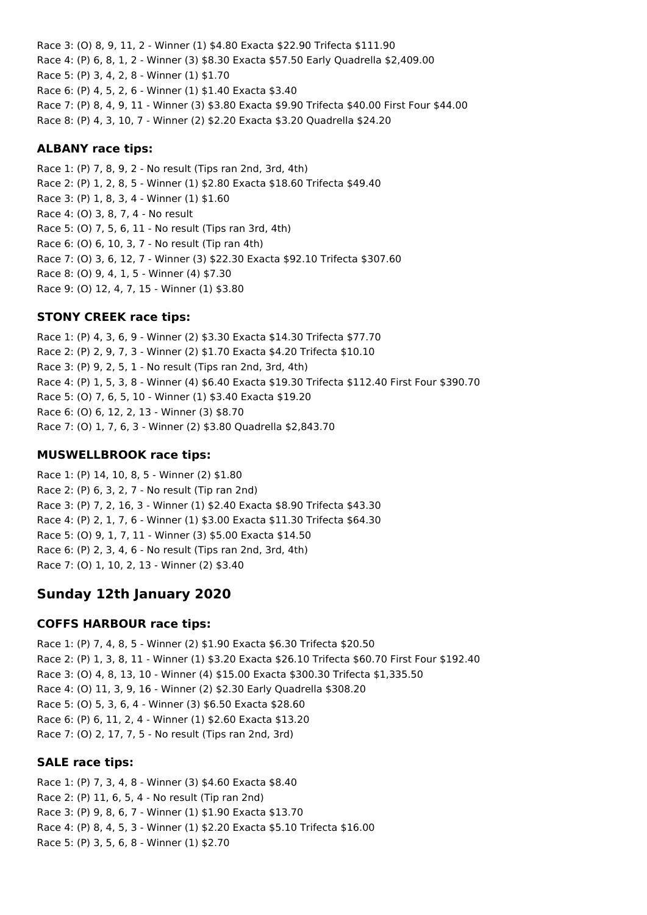Race 3: (O) 8, 9, 11, 2 - Winner (1) $4.80 Exacta $22.90 Trifecta $111.90
Race 4: (P) 6, 8, 1, 2 - Winner (3) $8.30 Exacta $57.50 Early Quadrella $2,409.00
Race 5: (P) 3, 4, 2, 8 - Winner (1) $1.70
Race 6: (P) 4, 5, 2, 6 - Winner (1) $1.40 Exacta $3.40
Race 7: (P) 8, 4, 9, 11 - Winner (3) $3.80 Exacta $9.90 Trifecta $40.00 First Four $44.00
Race 8: (P) 4, 3, 10, 7 - Winner (2) $2.20 Exacta $3.20 Quadrella $24.20

### ALBANY race tips:

Race 1: (P) 7, 8, 9, 2 - No result (Tips ran 2nd, 3rd, 4th)
Race 2: (P) 1, 2, 8, 5 - Winner (1) $2.80 Exacta $18.60 Trifecta $49.40
Race 3: (P) 1, 8, 3, 4 - Winner (1) $1.60
Race 4: (O) 3, 8, 7, 4 - No result
Race 5: (O) 7, 5, 6, 11 - No result (Tips ran 3rd, 4th)
Race 6: (O) 6, 10, 3, 7 - No result (Tip ran 4th)
Race 7: (O) 3, 6, 12, 7 - Winner (3) $22.30 Exacta $92.10 Trifecta $307.60
Race 8: (O) 9, 4, 1, 5 - Winner (4) $7.30
Race 9: (O) 12, 4, 7, 15 - Winner (1) $3.80

### STONY CREEK race tips:

Race 1: (P) 4, 3, 6, 9 - Winner (2) $3.30 Exacta $14.30 Trifecta $77.70
Race 2: (P) 2, 9, 7, 3 - Winner (2) $1.70 Exacta $4.20 Trifecta $10.10
Race 3: (P) 9, 2, 5, 1 - No result (Tips ran 2nd, 3rd, 4th)
Race 4: (P) 1, 5, 3, 8 - Winner (4) $6.40 Exacta $19.30 Trifecta $112.40 First Four $390.70
Race 5: (O) 7, 6, 5, 10 - Winner (1) $3.40 Exacta $19.20
Race 6: (O) 6, 12, 2, 13 - Winner (3) $8.70
Race 7: (O) 1, 7, 6, 3 - Winner (2) $3.80 Quadrella $2,843.70

### MUSWELLBROOK race tips:

Race 1: (P) 14, 10, 8, 5 - Winner (2) $1.80
Race 2: (P) 6, 3, 2, 7 - No result (Tip ran 2nd)
Race 3: (P) 7, 2, 16, 3 - Winner (1) $2.40 Exacta $8.90 Trifecta $43.30
Race 4: (P) 2, 1, 7, 6 - Winner (1) $3.00 Exacta $11.30 Trifecta $64.30
Race 5: (O) 9, 1, 7, 11 - Winner (3) $5.00 Exacta $14.50
Race 6: (P) 2, 3, 4, 6 - No result (Tips ran 2nd, 3rd, 4th)
Race 7: (O) 1, 10, 2, 13 - Winner (2) $3.40

## Sunday 12th January 2020

### COFFS HARBOUR race tips:

Race 1: (P) 7, 4, 8, 5 - Winner (2) $1.90 Exacta $6.30 Trifecta $20.50
Race 2: (P) 1, 3, 8, 11 - Winner (1) $3.20 Exacta $26.10 Trifecta $60.70 First Four $192.40
Race 3: (O) 4, 8, 13, 10 - Winner (4) $15.00 Exacta $300.30 Trifecta $1,335.50
Race 4: (O) 11, 3, 9, 16 - Winner (2) $2.30 Early Quadrella $308.20
Race 5: (O) 5, 3, 6, 4 - Winner (3) $6.50 Exacta $28.60
Race 6: (P) 6, 11, 2, 4 - Winner (1) $2.60 Exacta $13.20
Race 7: (O) 2, 17, 7, 5 - No result (Tips ran 2nd, 3rd)

### SALE race tips:

Race 1: (P) 7, 3, 4, 8 - Winner (3) $4.60 Exacta $8.40
Race 2: (P) 11, 6, 5, 4 - No result (Tip ran 2nd)
Race 3: (P) 9, 8, 6, 7 - Winner (1) $1.90 Exacta $13.70
Race 4: (P) 8, 4, 5, 3 - Winner (1) $2.20 Exacta $5.10 Trifecta $16.00
Race 5: (P) 3, 5, 6, 8 - Winner (1) $2.70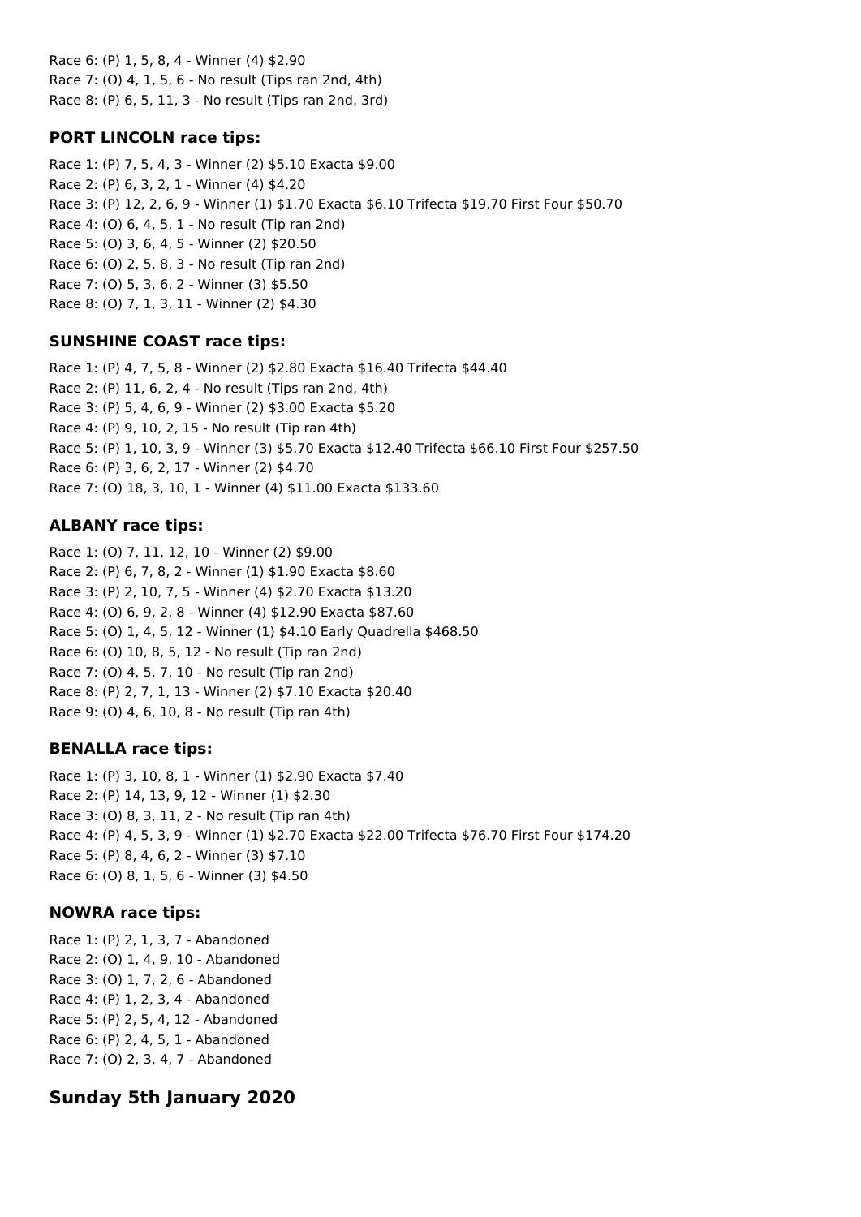Race 6: (P) 1, 5, 8, 4 - Winner (4) $2.90
Race 7: (O) 4, 1, 5, 6 - No result (Tips ran 2nd, 4th)
Race 8: (P) 6, 5, 11, 3 - No result (Tips ran 2nd, 3rd)

### PORT LINCOLN race tips:

Race 1: (P) 7, 5, 4, 3 - Winner (2) $5.10 Exacta $9.00
Race 2: (P) 6, 3, 2, 1 - Winner (4) $4.20
Race 3: (P) 12, 2, 6, 9 - Winner (1) $1.70 Exacta $6.10 Trifecta $19.70 First Four $50.70
Race 4: (O) 6, 4, 5, 1 - No result (Tip ran 2nd)
Race 5: (O) 3, 6, 4, 5 - Winner (2) $20.50
Race 6: (O) 2, 5, 8, 3 - No result (Tip ran 2nd)
Race 7: (O) 5, 3, 6, 2 - Winner (3) $5.50
Race 8: (O) 7, 1, 3, 11 - Winner (2) $4.30

### SUNSHINE COAST race tips:

Race 1: (P) 4, 7, 5, 8 - Winner (2) $2.80 Exacta $16.40 Trifecta $44.40
Race 2: (P) 11, 6, 2, 4 - No result (Tips ran 2nd, 4th)
Race 3: (P) 5, 4, 6, 9 - Winner (2) $3.00 Exacta $5.20
Race 4: (P) 9, 10, 2, 15 - No result (Tip ran 4th)
Race 5: (P) 1, 10, 3, 9 - Winner (3) $5.70 Exacta $12.40 Trifecta $66.10 First Four $257.50
Race 6: (P) 3, 6, 2, 17 - Winner (2) $4.70
Race 7: (O) 18, 3, 10, 1 - Winner (4) $11.00 Exacta $133.60

### ALBANY race tips:

Race 1: (O) 7, 11, 12, 10 - Winner (2) $9.00
Race 2: (P) 6, 7, 8, 2 - Winner (1) $1.90 Exacta $8.60
Race 3: (P) 2, 10, 7, 5 - Winner (4) $2.70 Exacta $13.20
Race 4: (O) 6, 9, 2, 8 - Winner (4) $12.90 Exacta $87.60
Race 5: (O) 1, 4, 5, 12 - Winner (1) $4.10 Early Quadrella $468.50
Race 6: (O) 10, 8, 5, 12 - No result (Tip ran 2nd)
Race 7: (O) 4, 5, 7, 10 - No result (Tip ran 2nd)
Race 8: (P) 2, 7, 1, 13 - Winner (2) $7.10 Exacta $20.40
Race 9: (O) 4, 6, 10, 8 - No result (Tip ran 4th)

### BENALLA race tips:

Race 1: (P) 3, 10, 8, 1 - Winner (1) $2.90 Exacta $7.40
Race 2: (P) 14, 13, 9, 12 - Winner (1) $2.30
Race 3: (O) 8, 3, 11, 2 - No result (Tip ran 4th)
Race 4: (P) 4, 5, 3, 9 - Winner (1) $2.70 Exacta $22.00 Trifecta $76.70 First Four $174.20
Race 5: (P) 8, 4, 6, 2 - Winner (3) $7.10
Race 6: (O) 8, 1, 5, 6 - Winner (3) $4.50

### NOWRA race tips:

Race 1: (P) 2, 1, 3, 7 - Abandoned
Race 2: (O) 1, 4, 9, 10 - Abandoned
Race 3: (O) 1, 7, 2, 6 - Abandoned
Race 4: (P) 1, 2, 3, 4 - Abandoned
Race 5: (P) 2, 5, 4, 12 - Abandoned
Race 6: (P) 2, 4, 5, 1 - Abandoned
Race 7: (O) 2, 3, 4, 7 - Abandoned

## Sunday 5th January 2020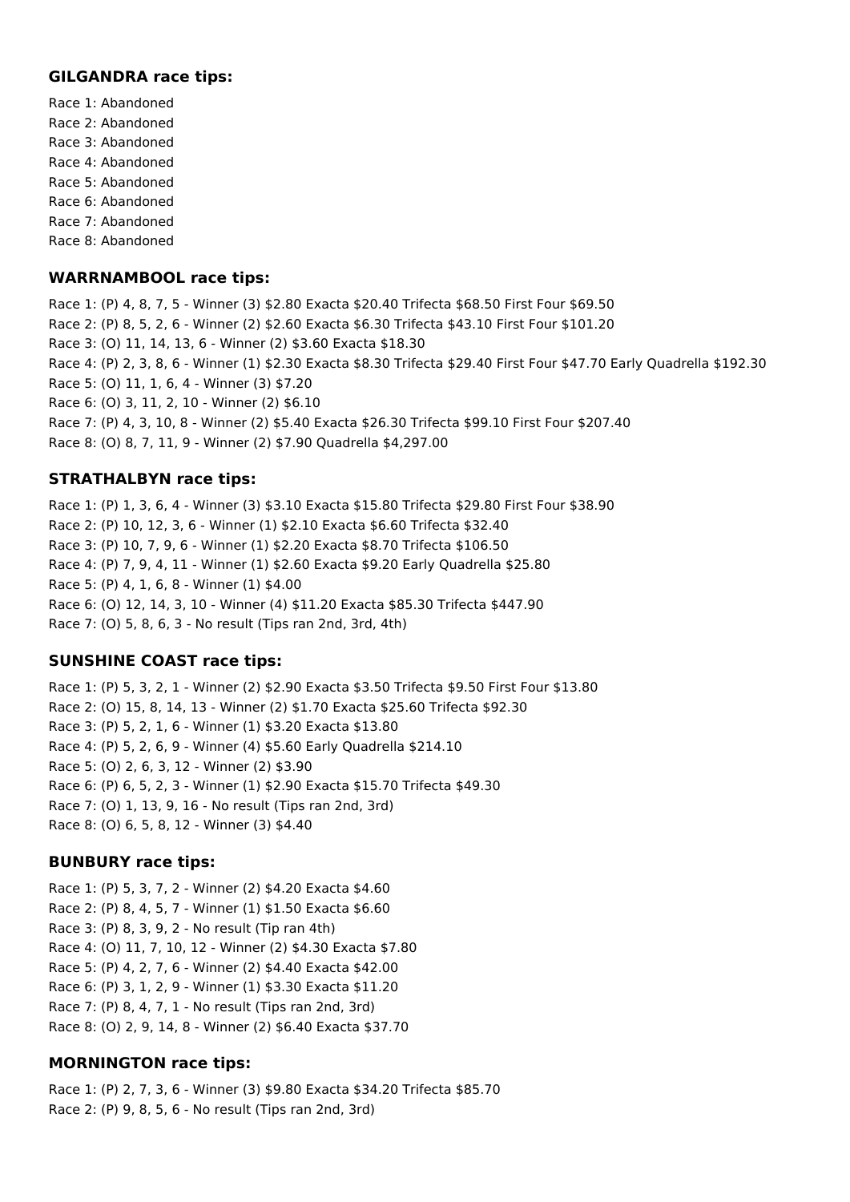### GILGANDRA race tips:

Race 1: Abandoned
Race 2: Abandoned
Race 3: Abandoned
Race 4: Abandoned
Race 5: Abandoned
Race 6: Abandoned
Race 7: Abandoned
Race 8: Abandoned

### WARRNAMBOOL race tips:

Race 1: (P) 4, 8, 7, 5 - Winner (3) $2.80 Exacta $20.40 Trifecta $68.50 First Four $69.50
Race 2: (P) 8, 5, 2, 6 - Winner (2) $2.60 Exacta $6.30 Trifecta $43.10 First Four $101.20
Race 3: (O) 11, 14, 13, 6 - Winner (2) $3.60 Exacta $18.30
Race 4: (P) 2, 3, 8, 6 - Winner (1) $2.30 Exacta $8.30 Trifecta $29.40 First Four $47.70 Early Quadrella $192.30
Race 5: (O) 11, 1, 6, 4 - Winner (3) $7.20
Race 6: (O) 3, 11, 2, 10 - Winner (2) $6.10
Race 7: (P) 4, 3, 10, 8 - Winner (2) $5.40 Exacta $26.30 Trifecta $99.10 First Four $207.40
Race 8: (O) 8, 7, 11, 9 - Winner (2) $7.90 Quadrella $4,297.00

### STRATHALBYN race tips:

Race 1: (P) 1, 3, 6, 4 - Winner (3) $3.10 Exacta $15.80 Trifecta $29.80 First Four $38.90
Race 2: (P) 10, 12, 3, 6 - Winner (1) $2.10 Exacta $6.60 Trifecta $32.40
Race 3: (P) 10, 7, 9, 6 - Winner (1) $2.20 Exacta $8.70 Trifecta $106.50
Race 4: (P) 7, 9, 4, 11 - Winner (1) $2.60 Exacta $9.20 Early Quadrella $25.80
Race 5: (P) 4, 1, 6, 8 - Winner (1) $4.00
Race 6: (O) 12, 14, 3, 10 - Winner (4) $11.20 Exacta $85.30 Trifecta $447.90
Race 7: (O) 5, 8, 6, 3 - No result (Tips ran 2nd, 3rd, 4th)

### SUNSHINE COAST race tips:

Race 1: (P) 5, 3, 2, 1 - Winner (2) $2.90 Exacta $3.50 Trifecta $9.50 First Four $13.80
Race 2: (O) 15, 8, 14, 13 - Winner (2) $1.70 Exacta $25.60 Trifecta $92.30
Race 3: (P) 5, 2, 1, 6 - Winner (1) $3.20 Exacta $13.80
Race 4: (P) 5, 2, 6, 9 - Winner (4) $5.60 Early Quadrella $214.10
Race 5: (O) 2, 6, 3, 12 - Winner (2) $3.90
Race 6: (P) 6, 5, 2, 3 - Winner (1) $2.90 Exacta $15.70 Trifecta $49.30
Race 7: (O) 1, 13, 9, 16 - No result (Tips ran 2nd, 3rd)
Race 8: (O) 6, 5, 8, 12 - Winner (3) $4.40

### BUNBURY race tips:

Race 1: (P) 5, 3, 7, 2 - Winner (2) $4.20 Exacta $4.60
Race 2: (P) 8, 4, 5, 7 - Winner (1) $1.50 Exacta $6.60
Race 3: (P) 8, 3, 9, 2 - No result (Tip ran 4th)
Race 4: (O) 11, 7, 10, 12 - Winner (2) $4.30 Exacta $7.80
Race 5: (P) 4, 2, 7, 6 - Winner (2) $4.40 Exacta $42.00
Race 6: (P) 3, 1, 2, 9 - Winner (1) $3.30 Exacta $11.20
Race 7: (P) 8, 4, 7, 1 - No result (Tips ran 2nd, 3rd)
Race 8: (O) 2, 9, 14, 8 - Winner (2) $6.40 Exacta $37.70

### MORNINGTON race tips:

Race 1: (P) 2, 7, 3, 6 - Winner (3) $9.80 Exacta $34.20 Trifecta $85.70
Race 2: (P) 9, 8, 5, 6 - No result (Tips ran 2nd, 3rd)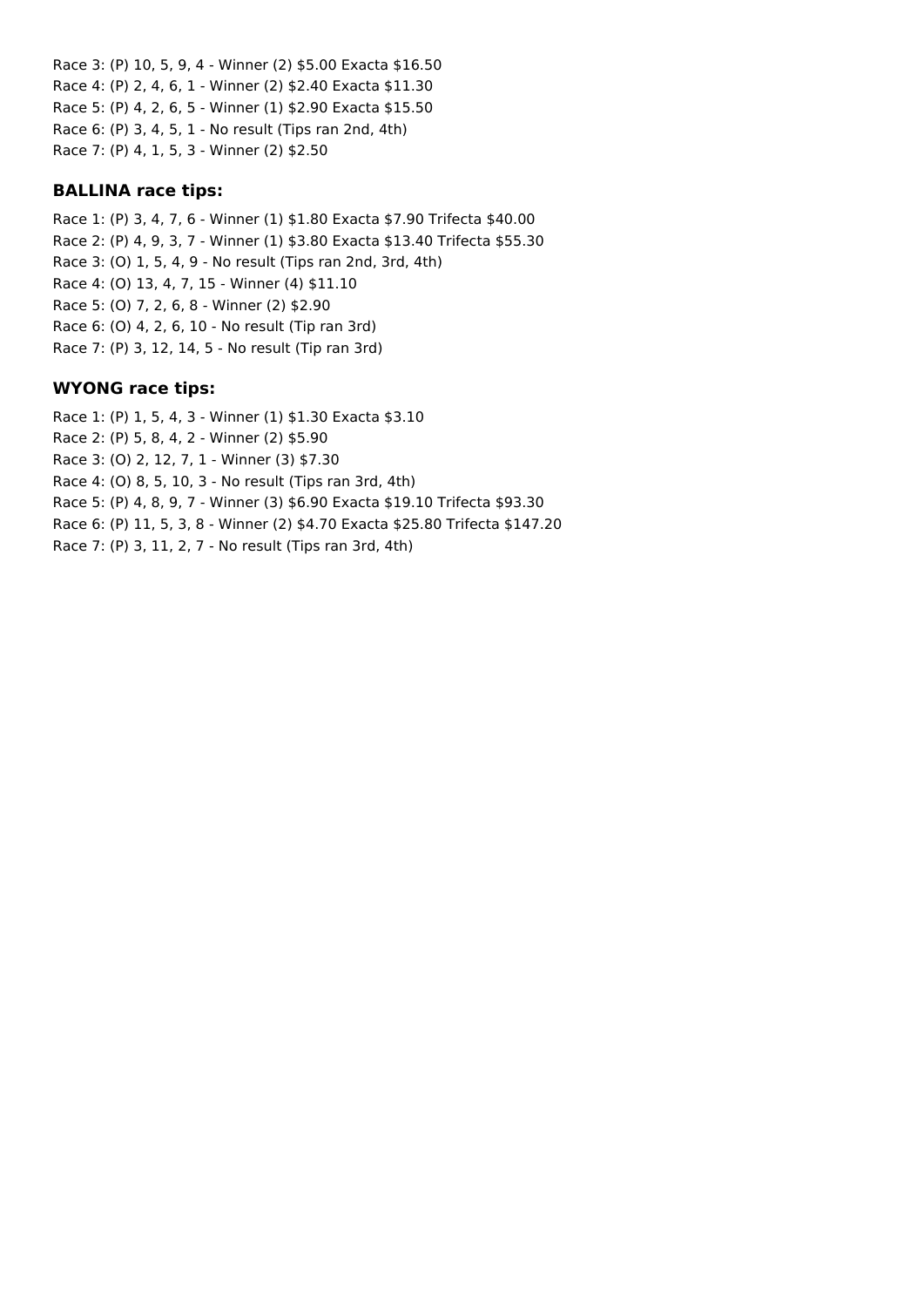Race 3: (P) 10, 5, 9, 4 - Winner (2) $5.00 Exacta $16.50
Race 4: (P) 2, 4, 6, 1 - Winner (2) $2.40 Exacta $11.30
Race 5: (P) 4, 2, 6, 5 - Winner (1) $2.90 Exacta $15.50
Race 6: (P) 3, 4, 5, 1 - No result (Tips ran 2nd, 4th)
Race 7: (P) 4, 1, 5, 3 - Winner (2) $2.50

### BALLINA race tips:

Race 1: (P) 3, 4, 7, 6 - Winner (1) $1.80 Exacta $7.90 Trifecta $40.00
Race 2: (P) 4, 9, 3, 7 - Winner (1) $3.80 Exacta $13.40 Trifecta $55.30
Race 3: (O) 1, 5, 4, 9 - No result (Tips ran 2nd, 3rd, 4th)
Race 4: (O) 13, 4, 7, 15 - Winner (4) $11.10
Race 5: (O) 7, 2, 6, 8 - Winner (2) $2.90
Race 6: (O) 4, 2, 6, 10 - No result (Tip ran 3rd)
Race 7: (P) 3, 12, 14, 5 - No result (Tip ran 3rd)

### WYONG race tips:

Race 1: (P) 1, 5, 4, 3 - Winner (1) $1.30 Exacta $3.10
Race 2: (P) 5, 8, 4, 2 - Winner (2) $5.90
Race 3: (O) 2, 12, 7, 1 - Winner (3) $7.30
Race 4: (O) 8, 5, 10, 3 - No result (Tips ran 3rd, 4th)
Race 5: (P) 4, 8, 9, 7 - Winner (3) $6.90 Exacta $19.10 Trifecta $93.30
Race 6: (P) 11, 5, 3, 8 - Winner (2) $4.70 Exacta $25.80 Trifecta $147.20
Race 7: (P) 3, 11, 2, 7 - No result (Tips ran 3rd, 4th)